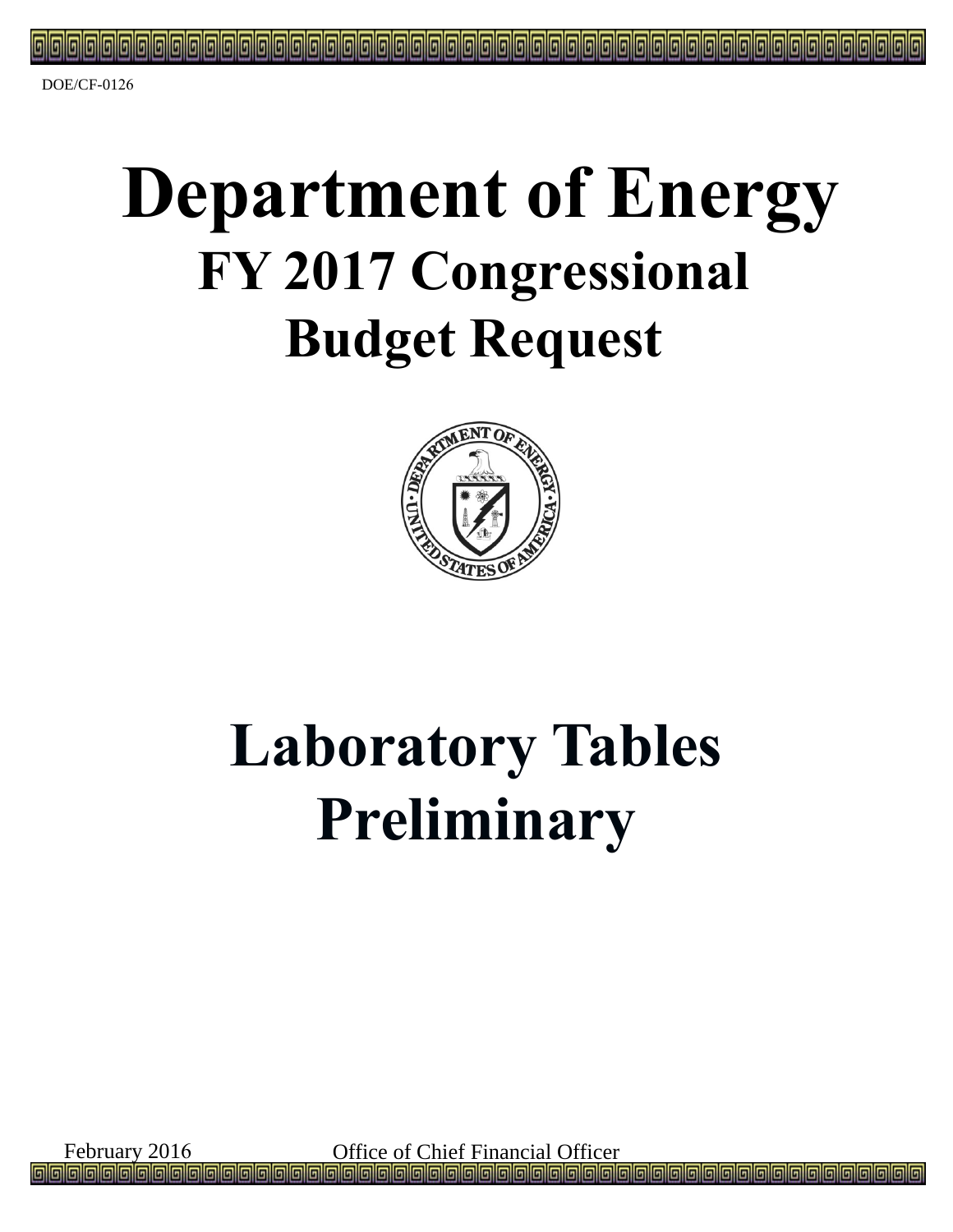DOE/CF-0126

# Department of Energy

## FY 2017 Congressional Budget Request

# Laboratory Tables Preliminary

February 2016

Office of Chief Financial Officer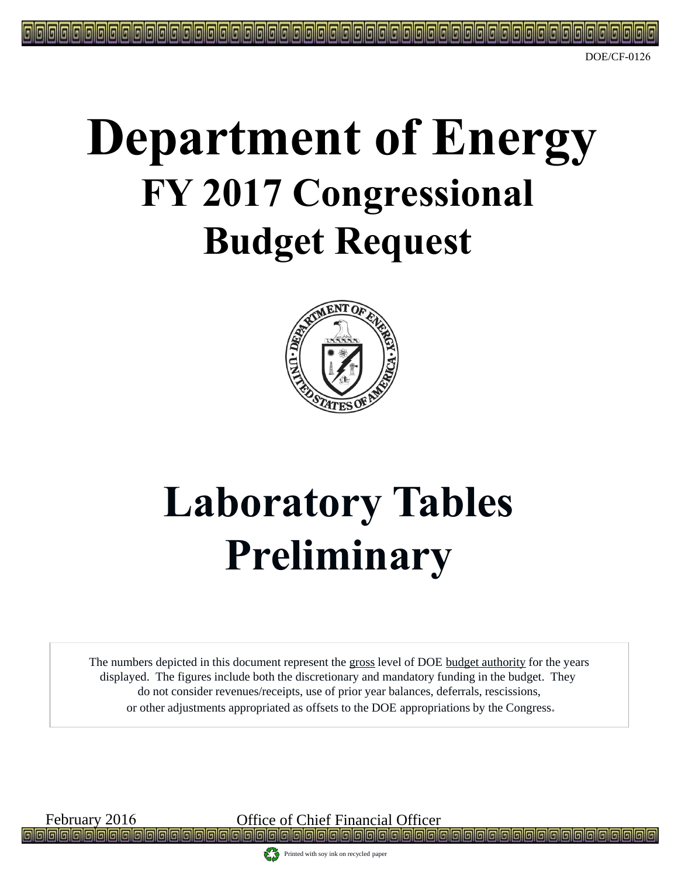DOE/CF-0126

# Department of Energy

## FY 2017 Congressional Budget Request

# Laboratory Tables Preliminary

The numbers depicted in this document represent the gross level of DOE budget authority for the years displayed. The figures include both the discretionary and mandatory funding in the budget. They do not consider revenues/receipts, use of prior year balances, deferrals, rescissions, or other adjustments appropriated as offsets to the DOE appropriations by the Congress.

February 2016 Office of Chief Financial Officer

Printed with soy ink on recycled paper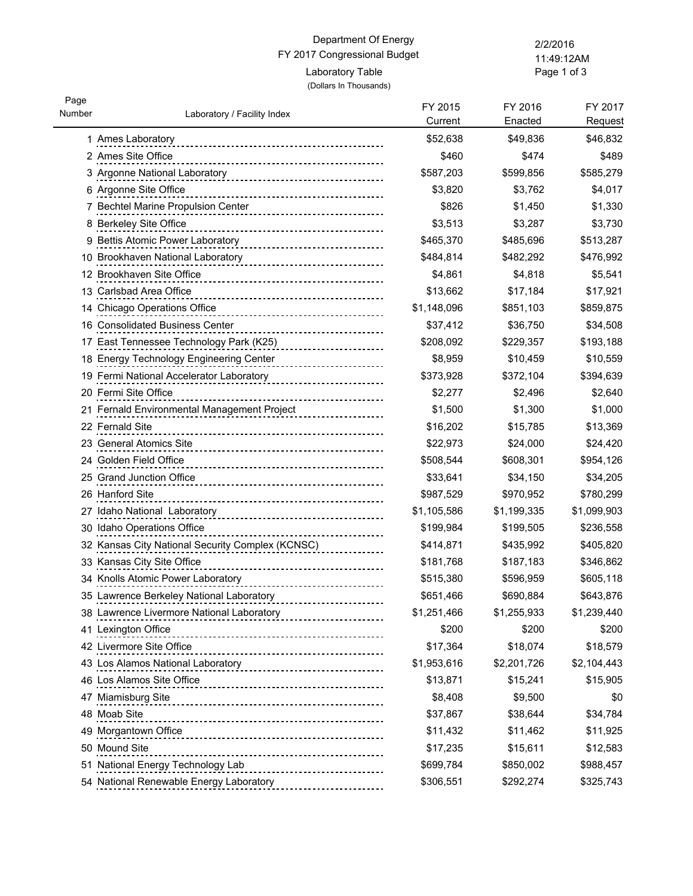# Department Of Energy

## FY 2017 Congressional Budget

### Laboratory Table

(Dollars In Thousands)

2/2/2016
11:49:12AM

| Page Number | Laboratory / Facility Index | FY 2015 Current | FY 2016 Enacted | FY 2017 Request |
|---|---|---|---|---|
| 1 | Ames Laboratory | $52,638 | $49,836 | $46,832 |
| 2 | Ames Site Office | $460 | $474 | $489 |
| 3 | Argonne National Laboratory | $587,203 | $599,856 | $585,279 |
| 6 | Argonne Site Office | $3,820 | $3,762 | $4,017 |
| 7 | Bechtel Marine Propulsion Center | $826 | $1,450 | $1,330 |
| 8 | Berkeley Site Office | $3,513 | $3,287 | $3,730 |
| 9 | Bettis Atomic Power Laboratory | $465,370 | $485,696 | $513,287 |
| 10 | Brookhaven National Laboratory | $484,814 | $482,292 | $476,992 |
| 12 | Brookhaven Site Office | $4,861 | $4,818 | $5,541 |
| 13 | Carlsbad Area Office | $13,662 | $17,184 | $17,921 |
| 14 | Chicago Operations Office | $1,148,096 | $851,103 | $859,875 |
| 16 | Consolidated Business Center | $37,412 | $36,750 | $34,508 |
| 17 | East Tennessee Technology Park (K25) | $208,092 | $229,357 | $193,188 |
| 18 | Energy Technology Engineering Center | $8,959 | $10,459 | $10,559 |
| 19 | Fermi National Accelerator Laboratory | $373,928 | $372,104 | $394,639 |
| 20 | Fermi Site Office | $2,277 | $2,496 | $2,640 |
| 21 | Fernald Environmental Management Project | $1,500 | $1,300 | $1,000 |
| 22 | Fernald Site | $16,202 | $15,785 | $13,369 |
| 23 | General Atomics Site | $22,973 | $24,000 | $24,420 |
| 24 | Golden Field Office | $508,544 | $608,301 | $954,126 |
| 25 | Grand Junction Office | $33,641 | $34,150 | $34,205 |
| 26 | Hanford Site | $987,529 | $970,952 | $780,299 |
| 27 | Idaho National Laboratory | $1,105,586 | $1,199,335 | $1,099,903 |
| 30 | Idaho Operations Office | $199,984 | $199,505 | $236,558 |
| 32 | Kansas City National Security Complex (KCNSC) | $414,871 | $435,992 | $405,820 |
| 33 | Kansas City Site Office | $181,768 | $187,183 | $346,862 |
| 34 | Knolls Atomic Power Laboratory | $515,380 | $596,959 | $605,118 |
| 35 | Lawrence Berkeley National Laboratory | $651,466 | $690,884 | $643,876 |
| 38 | Lawrence Livermore National Laboratory | $1,251,466 | $1,255,933 | $1,239,440 |
| 41 | Lexington Office | $200 | $200 | $200 |
| 42 | Livermore Site Office | $17,364 | $18,074 | $18,579 |
| 43 | Los Alamos National Laboratory | $1,953,616 | $2,201,726 | $2,104,443 |
| 46 | Los Alamos Site Office | $13,871 | $15,241 | $15,905 |
| 47 | Miamisburg Site | $8,408 | $9,500 | $0 |
| 48 | Moab Site | $37,867 | $38,644 | $34,784 |
| 49 | Morgantown Office | $11,432 | $11,462 | $11,925 |
| 50 | Mound Site | $17,235 | $15,611 | $12,583 |
| 51 | National Energy Technology Lab | $699,784 | $850,002 | $988,457 |
| 54 | National Renewable Energy Laboratory | $306,551 | $292,274 | $325,743 |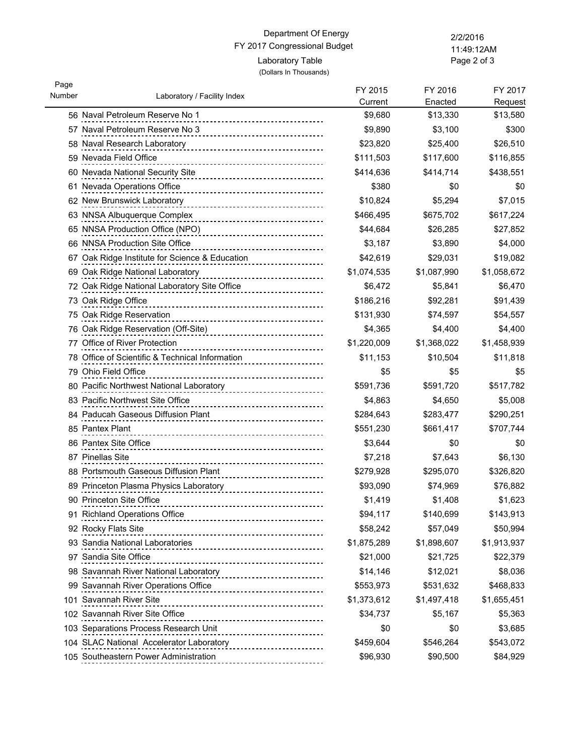Department Of Energy

FY 2017 Congressional Budget

Laboratory Table

(Dollars In Thousands)

| Page Number | Laboratory / Facility Index | FY 2015 Current | FY 2016 Enacted | FY 2017 Request |
|---|---|---|---|---|
| 56 | Naval Petroleum Reserve No 1 | $9,680 | $13,330 | $13,580 |
| 57 | Naval Petroleum Reserve No 3 | $9,890 | $3,100 | $300 |
| 58 | Naval Research Laboratory | $23,820 | $25,400 | $26,510 |
| 59 | Nevada Field Office | $111,503 | $117,600 | $116,855 |
| 60 | Nevada National Security Site | $414,636 | $414,714 | $438,551 |
| 61 | Nevada Operations Office | $380 | $0 | $0 |
| 62 | New Brunswick Laboratory | $10,824 | $5,294 | $7,015 |
| 63 | NNSA Albuquerque Complex | $466,495 | $675,702 | $617,224 |
| 65 | NNSA Production Office (NPO) | $44,684 | $26,285 | $27,852 |
| 66 | NNSA Production Site Office | $3,187 | $3,890 | $4,000 |
| 67 | Oak Ridge Institute for Science & Education | $42,619 | $29,031 | $19,082 |
| 69 | Oak Ridge National Laboratory | $1,074,535 | $1,087,990 | $1,058,672 |
| 72 | Oak Ridge National Laboratory Site Office | $6,472 | $5,841 | $6,470 |
| 73 | Oak Ridge Office | $186,216 | $92,281 | $91,439 |
| 75 | Oak Ridge Reservation | $131,930 | $74,597 | $54,557 |
| 76 | Oak Ridge Reservation (Off-Site) | $4,365 | $4,400 | $4,400 |
| 77 | Office of River Protection | $1,220,009 | $1,368,022 | $1,458,939 |
| 78 | Office of Scientific & Technical Information | $11,153 | $10,504 | $11,818 |
| 79 | Ohio Field Office | $5 | $5 | $5 |
| 80 | Pacific Northwest National Laboratory | $591,736 | $591,720 | $517,782 |
| 83 | Pacific Northwest Site Office | $4,863 | $4,650 | $5,008 |
| 84 | Paducah Gaseous Diffusion Plant | $284,643 | $283,477 | $290,251 |
| 85 | Pantex Plant | $551,230 | $661,417 | $707,744 |
| 86 | Pantex Site Office | $3,644 | $0 | $0 |
| 87 | Pinellas Site | $7,218 | $7,643 | $6,130 |
| 88 | Portsmouth Gaseous Diffusion Plant | $279,928 | $295,070 | $326,820 |
| 89 | Princeton Plasma Physics Laboratory | $93,090 | $74,969 | $76,882 |
| 90 | Princeton Site Office | $1,419 | $1,408 | $1,623 |
| 91 | Richland Operations Office | $94,117 | $140,699 | $143,913 |
| 92 | Rocky Flats Site | $58,242 | $57,049 | $50,994 |
| 93 | Sandia National Laboratories | $1,875,289 | $1,898,607 | $1,913,937 |
| 97 | Sandia Site Office | $21,000 | $21,725 | $22,379 |
| 98 | Savannah River National Laboratory | $14,146 | $12,021 | $8,036 |
| 99 | Savannah River Operations Office | $553,973 | $531,632 | $468,833 |
| 101 | Savannah River Site | $1,373,612 | $1,497,418 | $1,655,451 |
| 102 | Savannah River Site Office | $34,737 | $5,167 | $5,363 |
| 103 | Separations Process Research Unit | $0 | $0 | $3,685 |
| 104 | SLAC National Accelerator Laboratory | $459,604 | $546,264 | $543,072 |
| 105 | Southeastern Power Administration | $96,930 | $90,500 | $84,929 |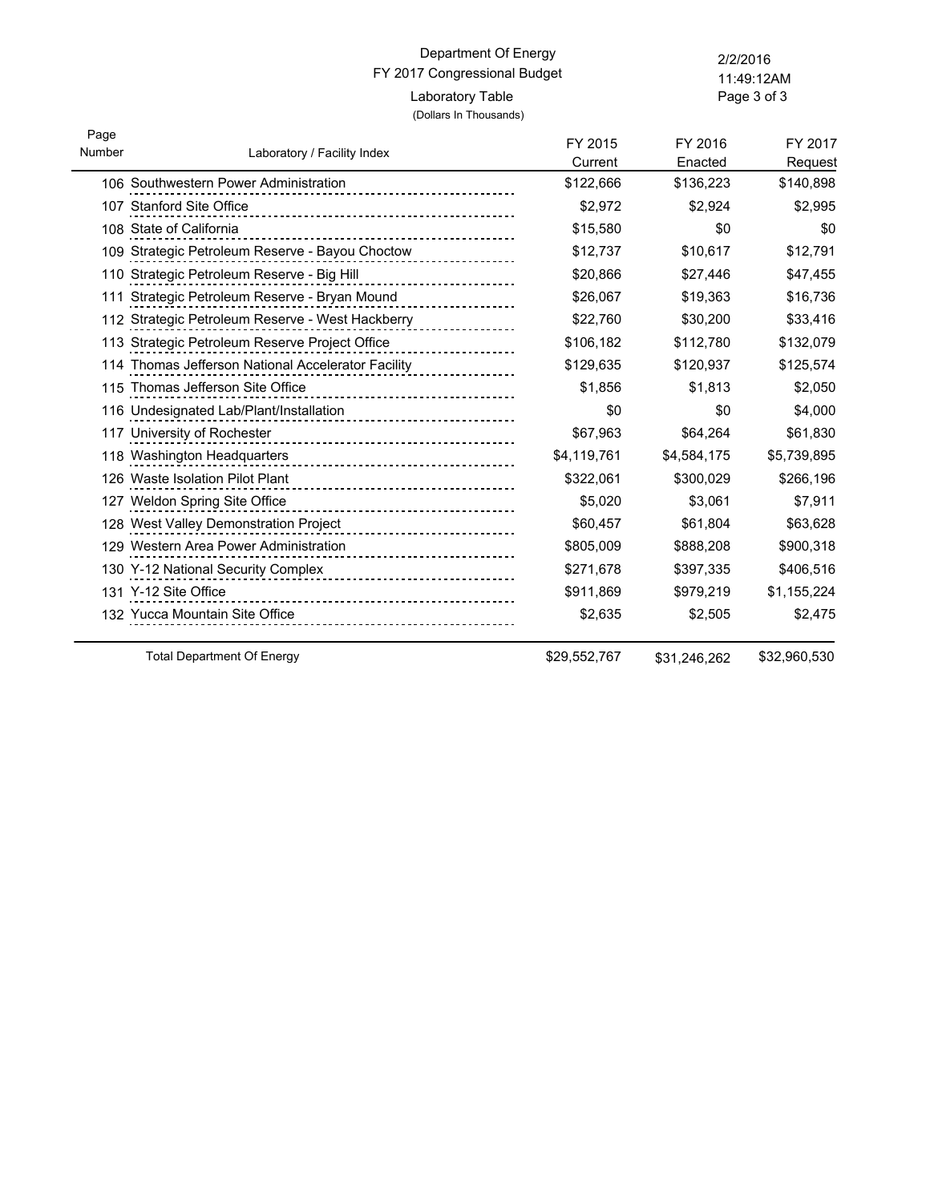Department Of Energy
FY 2017 Congressional Budget
Laboratory Table
(Dollars In Thousands)

2/2/2016
11:49:12AM

| Page Number | Laboratory / Facility Index | FY 2015 Current | FY 2016 Enacted | FY 2017 Request |
|---|---|---|---|---|
| 106 | Southwestern Power Administration | $122,666 | $136,223 | $140,898 |
| 107 | Stanford Site Office | $2,972 | $2,924 | $2,995 |
| 108 | State of California | $15,580 | $0 | $0 |
| 109 | Strategic Petroleum Reserve - Bayou Choctow | $12,737 | $10,617 | $12,791 |
| 110 | Strategic Petroleum Reserve - Big Hill | $20,866 | $27,446 | $47,455 |
| 111 | Strategic Petroleum Reserve - Bryan Mound | $26,067 | $19,363 | $16,736 |
| 112 | Strategic Petroleum Reserve - West Hackberry | $22,760 | $30,200 | $33,416 |
| 113 | Strategic Petroleum Reserve Project Office | $106,182 | $112,780 | $132,079 |
| 114 | Thomas Jefferson National Accelerator Facility | $129,635 | $120,937 | $125,574 |
| 115 | Thomas Jefferson Site Office | $1,856 | $1,813 | $2,050 |
| 116 | Undesignated Lab/Plant/Installation | $0 | $0 | $4,000 |
| 117 | University of Rochester | $67,963 | $64,264 | $61,830 |
| 118 | Washington Headquarters | $4,119,761 | $4,584,175 | $5,739,895 |
| 126 | Waste Isolation Pilot Plant | $322,061 | $300,029 | $266,196 |
| 127 | Weldon Spring Site Office | $5,020 | $3,061 | $7,911 |
| 128 | West Valley Demonstration Project | $60,457 | $61,804 | $63,628 |
| 129 | Western Area Power Administration | $805,009 | $888,208 | $900,318 |
| 130 | Y-12 National Security Complex | $271,678 | $397,335 | $406,516 |
| 131 | Y-12 Site Office | $911,869 | $979,219 | $1,155,224 |
| 132 | Yucca Mountain Site Office | $2,635 | $2,505 | $2,475 |
| | Total Department Of Energy | $29,552,767 | $31,246,262 | $32,960,530 |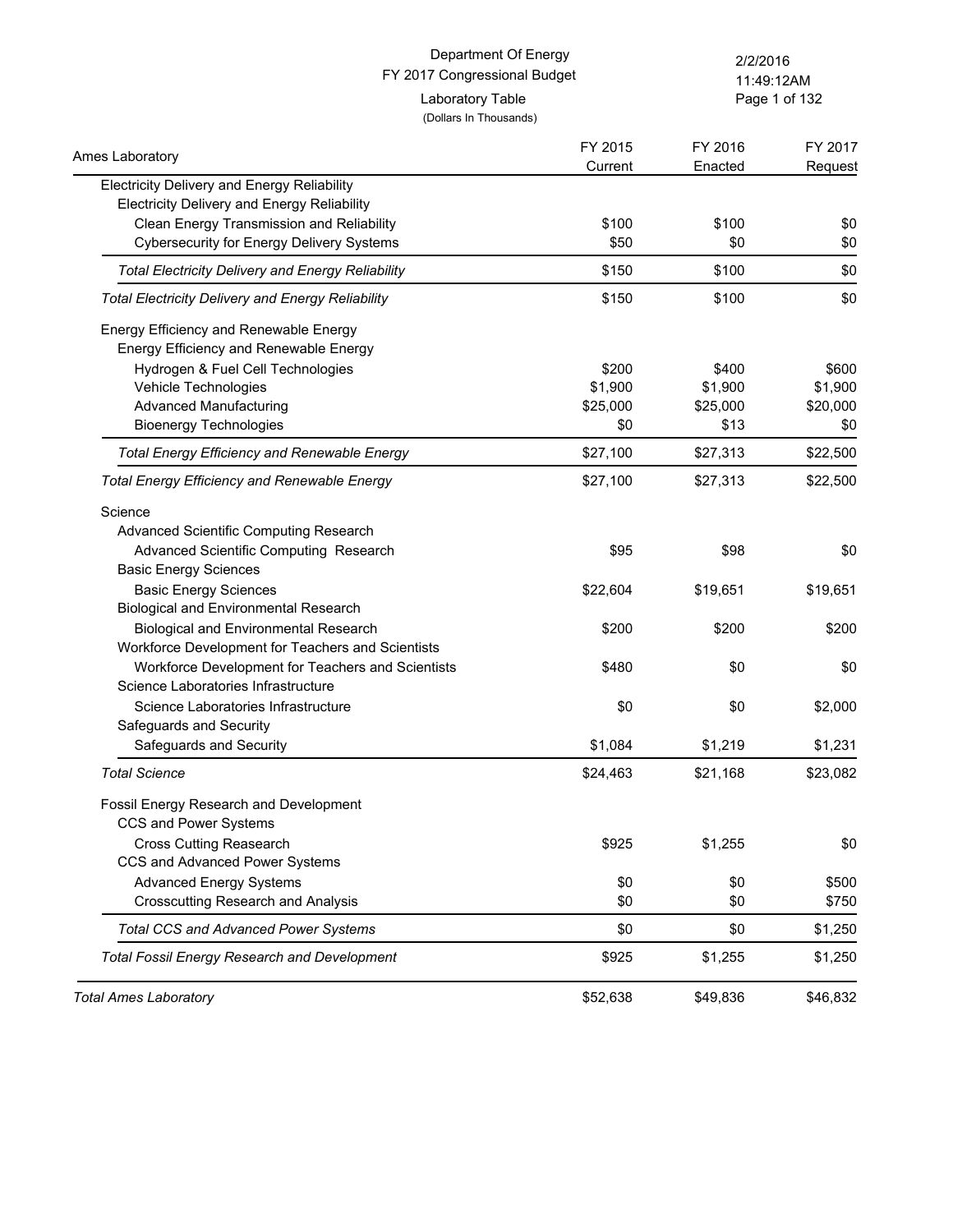Department Of Energy
FY 2017 Congressional Budget
Laboratory Table
(Dollars In Thousands)

| Ames Laboratory | FY 2015 Current | FY 2016 Enacted | FY 2017 Request |
|---|---|---|---|
| Electricity Delivery and Energy Reliability | | | |
| Electricity Delivery and Energy Reliability | | | |
| Clean Energy Transmission and Reliability | $100 | $100 | $0 |
| Cybersecurity for Energy Delivery Systems | $50 | $0 | $0 |
| *Total Electricity Delivery and Energy Reliability* | $150 | $100 | $0 |
| *Total Electricity Delivery and Energy Reliability* | $150 | $100 | $0 |
| Energy Efficiency and Renewable Energy | | | |
| Energy Efficiency and Renewable Energy | | | |
| Hydrogen & Fuel Cell Technologies | $200 | $400 | $600 |
| Vehicle Technologies | $1,900 | $1,900 | $1,900 |
| Advanced Manufacturing | $25,000 | $25,000 | $20,000 |
| Bioenergy Technologies | $0 | $13 | $0 |
| *Total Energy Efficiency and Renewable Energy* | $27,100 | $27,313 | $22,500 |
| *Total Energy Efficiency and Renewable Energy* | $27,100 | $27,313 | $22,500 |
| Science | | | |
| Advanced Scientific Computing Research | | | |
| Advanced Scientific Computing Research | $95 | $98 | $0 |
| Basic Energy Sciences | | | |
| Basic Energy Sciences | $22,604 | $19,651 | $19,651 |
| Biological and Environmental Research | | | |
| Biological and Environmental Research | $200 | $200 | $200 |
| Workforce Development for Teachers and Scientists | | | |
| Workforce Development for Teachers and Scientists | $480 | $0 | $0 |
| Science Laboratories Infrastructure | | | |
| Science Laboratories Infrastructure | $0 | $0 | $2,000 |
| Safeguards and Security | | | |
| Safeguards and Security | $1,084 | $1,219 | $1,231 |
| *Total Science* | $24,463 | $21,168 | $23,082 |
| Fossil Energy Research and Development | | | |
| CCS and Power Systems | | | |
| Cross Cutting Reasearch | $925 | $1,255 | $0 |
| CCS and Advanced Power Systems | | | |
| Advanced Energy Systems | $0 | $0 | $500 |
| Crosscutting Research and Analysis | $0 | $0 | $750 |
| *Total CCS and Advanced Power Systems* | $0 | $0 | $1,250 |
| *Total Fossil Energy Research and Development* | $925 | $1,255 | $1,250 |
| *Total Ames Laboratory* | $52,638 | $49,836 | $46,832 |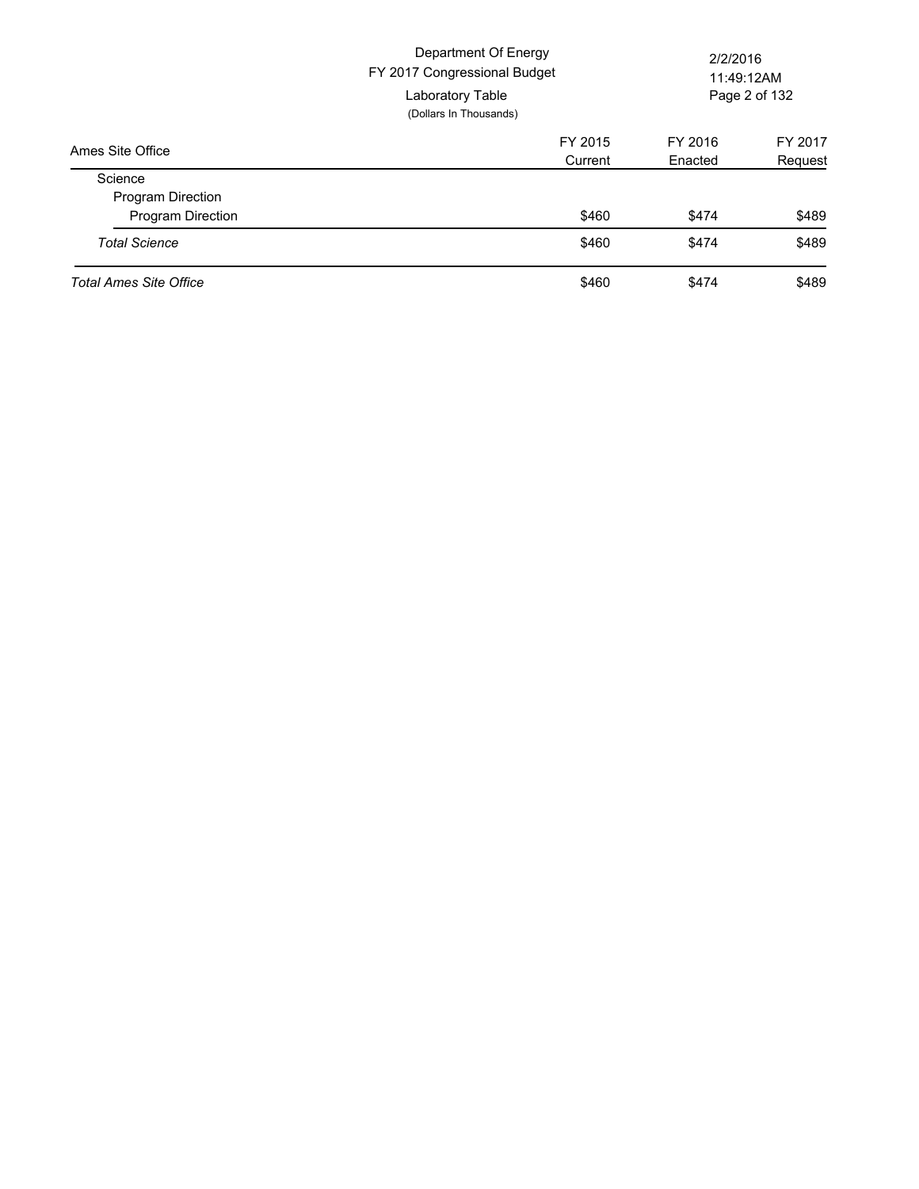Department Of Energy
FY 2017 Congressional Budget
Laboratory Table
(Dollars In Thousands)

2/2/2016
11:49:12AM

| Ames Site Office | FY 2015 Current | FY 2016 Enacted | FY 2017 Request |
|---|---|---|---|
| Science | | | |
| Program Direction | | | |
| Program Direction | $460 | $474 | $489 |
| *Total Science* | $460 | $474 | $489 |
| *Total Ames Site Office* | $460 | $474 | $489 |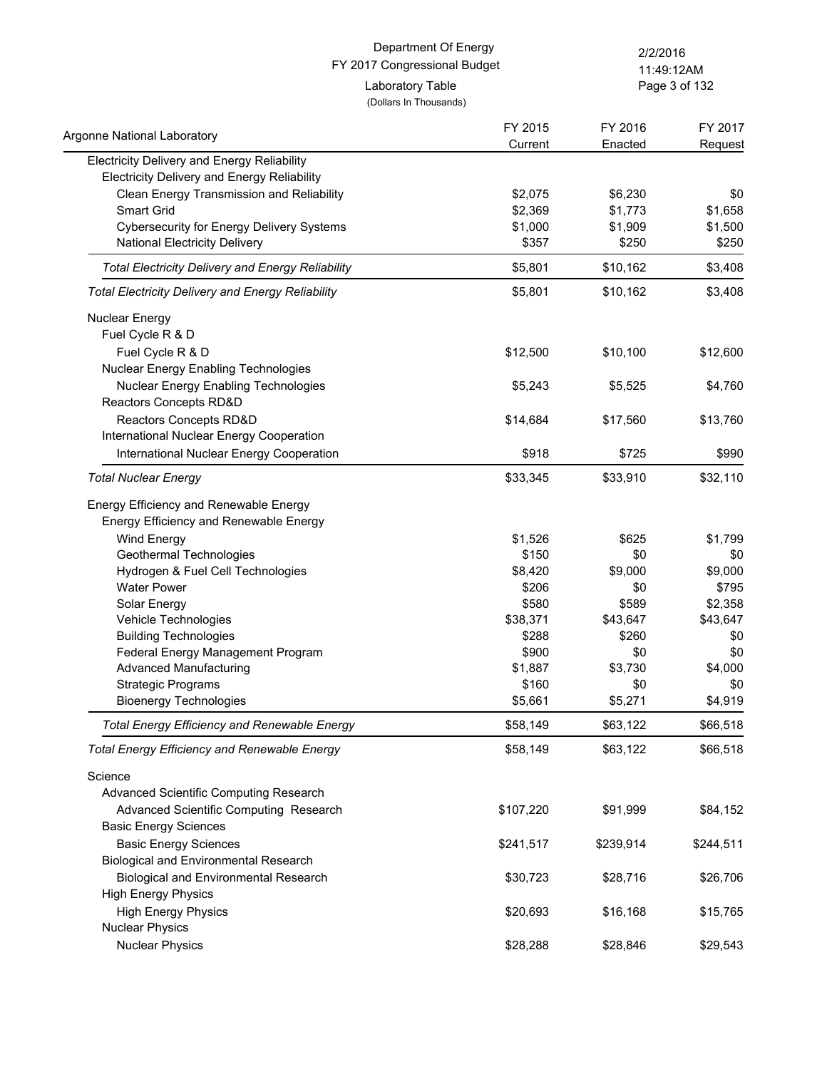Department Of Energy
FY 2017 Congressional Budget
Laboratory Table
(Dollars In Thousands)

| Argonne National Laboratory | FY 2015 Current | FY 2016 Enacted | FY 2017 Request |
|---|---|---|---|
| Electricity Delivery and Energy Reliability | | | |
| Electricity Delivery and Energy Reliability | | | |
| Clean Energy Transmission and Reliability | $2,075 | $6,230 | $0 |
| Smart Grid | $2,369 | $1,773 | $1,658 |
| Cybersecurity for Energy Delivery Systems | $1,000 | $1,909 | $1,500 |
| National Electricity Delivery | $357 | $250 | $250 |
| *Total Electricity Delivery and Energy Reliability* | $5,801 | $10,162 | $3,408 |
| *Total Electricity Delivery and Energy Reliability* | $5,801 | $10,162 | $3,408 |
| Nuclear Energy | | | |
| Fuel Cycle R & D | | | |
| Fuel Cycle R & D | $12,500 | $10,100 | $12,600 |
| Nuclear Energy Enabling Technologies | | | |
| Nuclear Energy Enabling Technologies | $5,243 | $5,525 | $4,760 |
| Reactors Concepts RD&D | | | |
| Reactors Concepts RD&D | $14,684 | $17,560 | $13,760 |
| International Nuclear Energy Cooperation | | | |
| International Nuclear Energy Cooperation | $918 | $725 | $990 |
| *Total Nuclear Energy* | $33,345 | $33,910 | $32,110 |
| Energy Efficiency and Renewable Energy | | | |
| Energy Efficiency and Renewable Energy | | | |
| Wind Energy | $1,526 | $625 | $1,799 |
| Geothermal Technologies | $150 | $0 | $0 |
| Hydrogen & Fuel Cell Technologies | $8,420 | $9,000 | $9,000 |
| Water Power | $206 | $0 | $795 |
| Solar Energy | $580 | $589 | $2,358 |
| Vehicle Technologies | $38,371 | $43,647 | $43,647 |
| Building Technologies | $288 | $260 | $0 |
| Federal Energy Management Program | $900 | $0 | $0 |
| Advanced Manufacturing | $1,887 | $3,730 | $4,000 |
| Strategic Programs | $160 | $0 | $0 |
| Bioenergy Technologies | $5,661 | $5,271 | $4,919 |
| *Total Energy Efficiency and Renewable Energy* | $58,149 | $63,122 | $66,518 |
| *Total Energy Efficiency and Renewable Energy* | $58,149 | $63,122 | $66,518 |
| Science | | | |
| Advanced Scientific Computing Research | | | |
| Advanced Scientific Computing Research | $107,220 | $91,999 | $84,152 |
| Basic Energy Sciences | | | |
| Basic Energy Sciences | $241,517 | $239,914 | $244,511 |
| Biological and Environmental Research | | | |
| Biological and Environmental Research | $30,723 | $28,716 | $26,706 |
| High Energy Physics | | | |
| High Energy Physics | $20,693 | $16,168 | $15,765 |
| Nuclear Physics | | | |
| Nuclear Physics | $28,288 | $28,846 | $29,543 |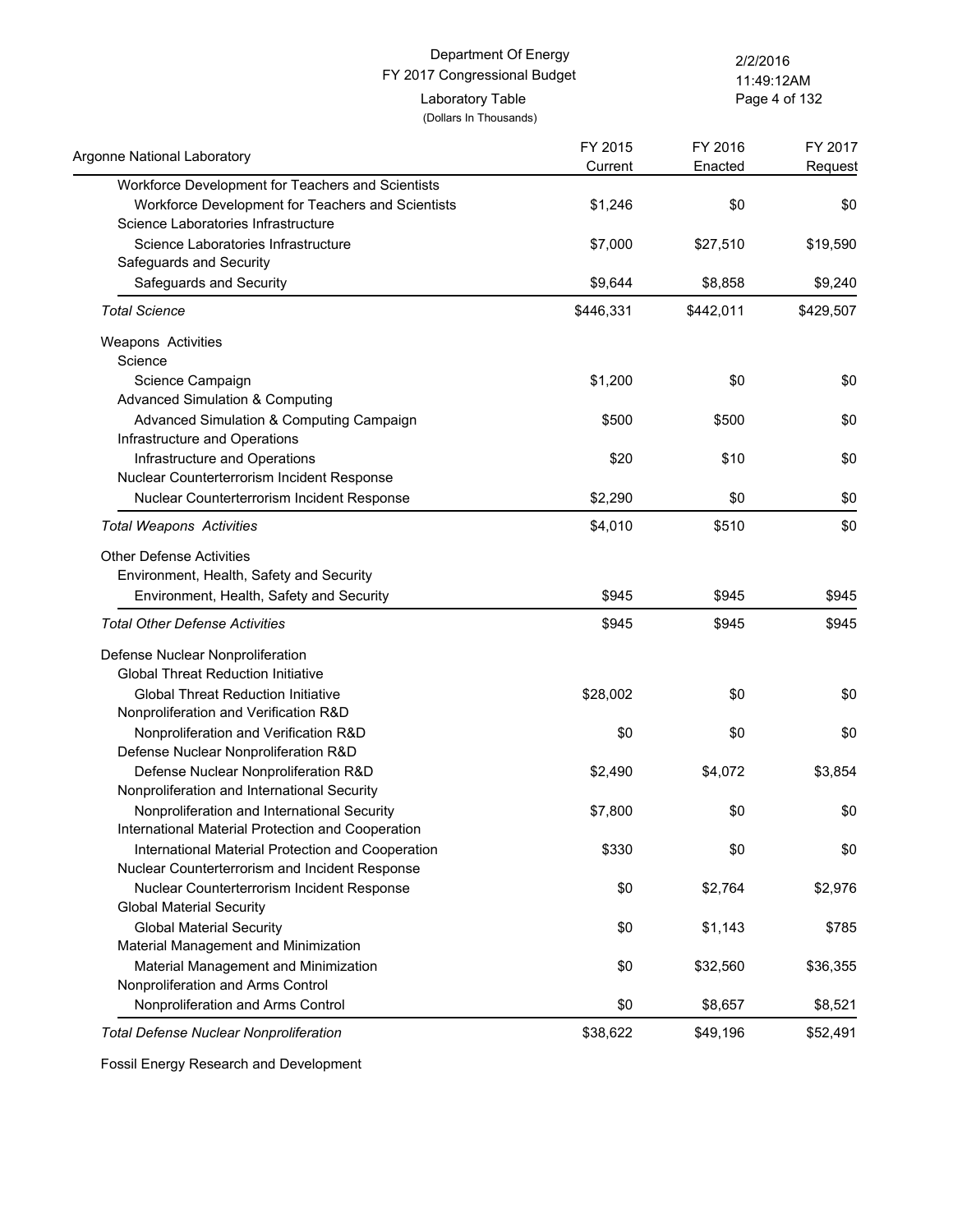Department Of Energy
FY 2017 Congressional Budget
Laboratory Table
(Dollars In Thousands)

| Argonne National Laboratory | FY 2015 Current | FY 2016 Enacted | FY 2017 Request |
|---|---|---|---|
| Workforce Development for Teachers and Scientists | | | |
| Workforce Development for Teachers and Scientists | $1,246 | $0 | $0 |
| Science Laboratories Infrastructure | | | |
| Science Laboratories Infrastructure | $7,000 | $27,510 | $19,590 |
| Safeguards and Security | | | |
| Safeguards and Security | $9,644 | $8,858 | $9,240 |
| *Total Science* | $446,331 | $442,011 | $429,507 |
| Weapons Activities | | | |
| Science | | | |
| Science Campaign | $1,200 | $0 | $0 |
| Advanced Simulation & Computing | | | |
| Advanced Simulation & Computing Campaign | $500 | $500 | $0 |
| Infrastructure and Operations | | | |
| Infrastructure and Operations | $20 | $10 | $0 |
| Nuclear Counterterrorism Incident Response | | | |
| Nuclear Counterterrorism Incident Response | $2,290 | $0 | $0 |
| *Total Weapons Activities* | $4,010 | $510 | $0 |
| Other Defense Activities | | | |
| Environment, Health, Safety and Security | | | |
| Environment, Health, Safety and Security | $945 | $945 | $945 |
| *Total Other Defense Activities* | $945 | $945 | $945 |
| Defense Nuclear Nonproliferation | | | |
| Global Threat Reduction Initiative | | | |
| Global Threat Reduction Initiative | $28,002 | $0 | $0 |
| Nonproliferation and Verification R&D | | | |
| Nonproliferation and Verification R&D | $0 | $0 | $0 |
| Defense Nuclear Nonproliferation R&D | | | |
| Defense Nuclear Nonproliferation R&D | $2,490 | $4,072 | $3,854 |
| Nonproliferation and International Security | | | |
| Nonproliferation and International Security | $7,800 | $0 | $0 |
| International Material Protection and Cooperation | | | |
| International Material Protection and Cooperation | $330 | $0 | $0 |
| Nuclear Counterterrorism and Incident Response | | | |
| Nuclear Counterterrorism Incident Response | $0 | $2,764 | $2,976 |
| Global Material Security | | | |
| Global Material Security | $0 | $1,143 | $785 |
| Material Management and Minimization | | | |
| Material Management and Minimization | $0 | $32,560 | $36,355 |
| Nonproliferation and Arms Control | | | |
| Nonproliferation and Arms Control | $0 | $8,657 | $8,521 |
| *Total Defense Nuclear Nonproliferation* | $38,622 | $49,196 | $52,491 |
| Fossil Energy Research and Development | | | |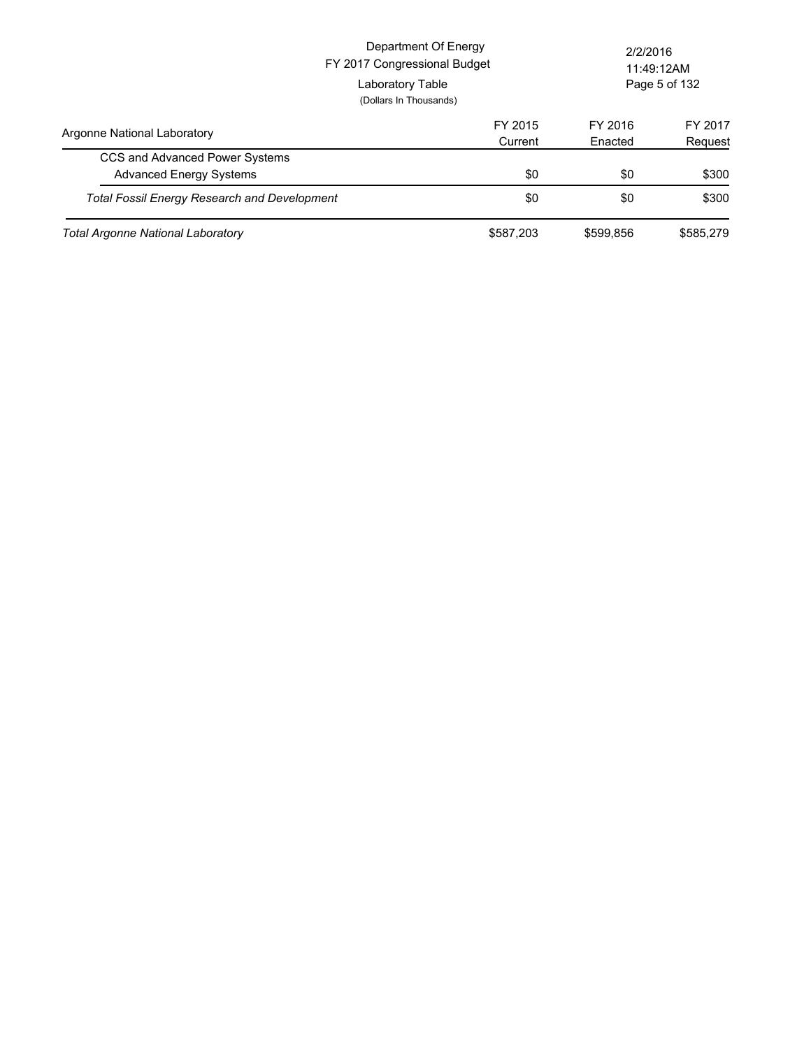Department Of Energy
FY 2017 Congressional Budget
Laboratory Table
(Dollars In Thousands)

| Argonne National Laboratory | FY 2015 Current | FY 2016 Enacted | FY 2017 Request |
|---|---|---|---|
| CCS and Advanced Power Systems | | | |
| Advanced Energy Systems | $0 | $0 | $300 |
| *Total Fossil Energy Research and Development* | $0 | $0 | $300 |
| *Total Argonne National Laboratory* | $587,203 | $599,856 | $585,279 |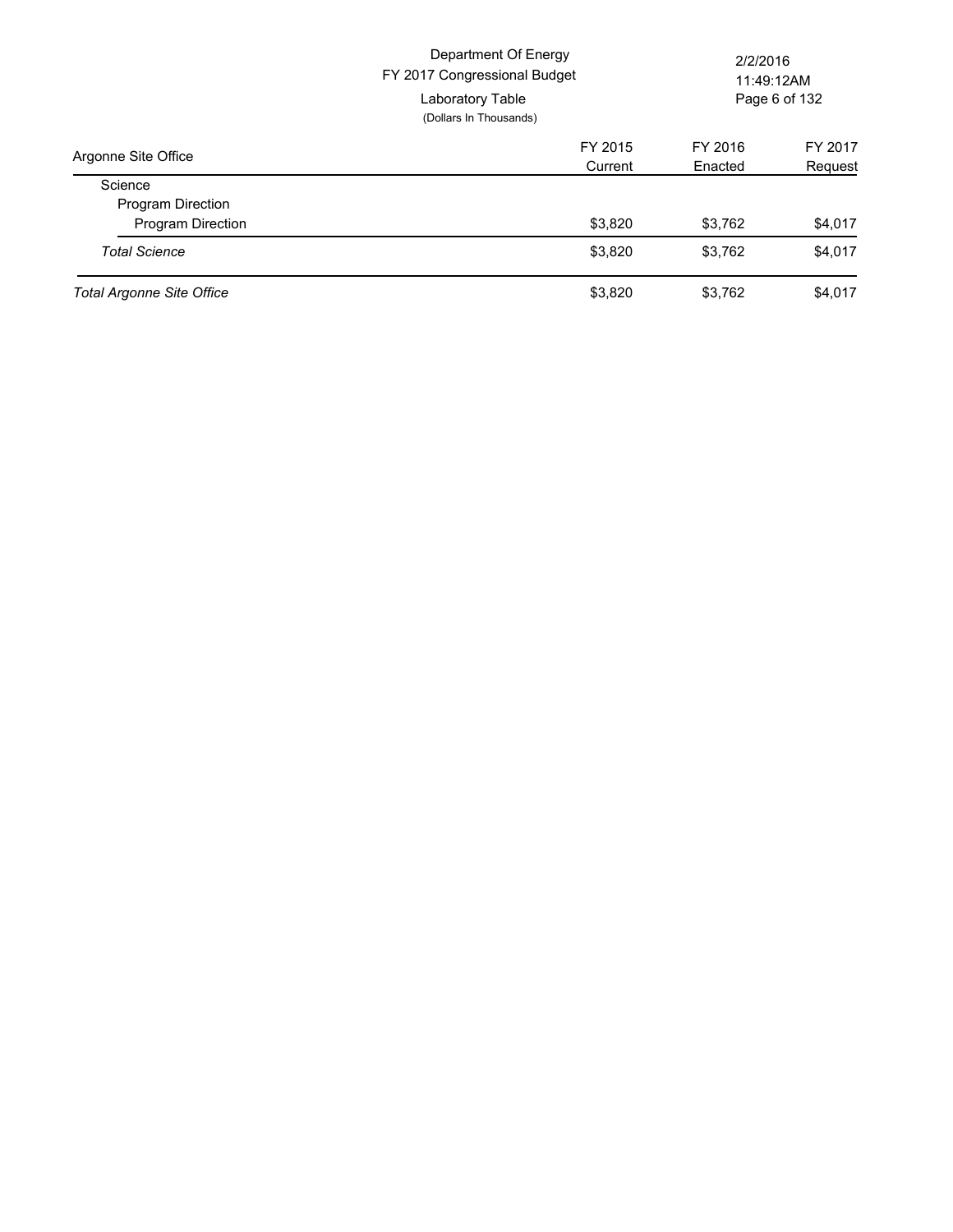Department Of Energy
FY 2017 Congressional Budget
Laboratory Table
(Dollars In Thousands)

2/2/2016
11:49:12AM

| Argonne Site Office | FY 2015 Current | FY 2016 Enacted | FY 2017 Request |
|---|---|---|---|
| Science | | | |
| Program Direction | | | |
| Program Direction | $3,820 | $3,762 | $4,017 |
| *Total Science* | $3,820 | $3,762 | $4,017 |
| *Total Argonne Site Office* | $3,820 | $3,762 | $4,017 |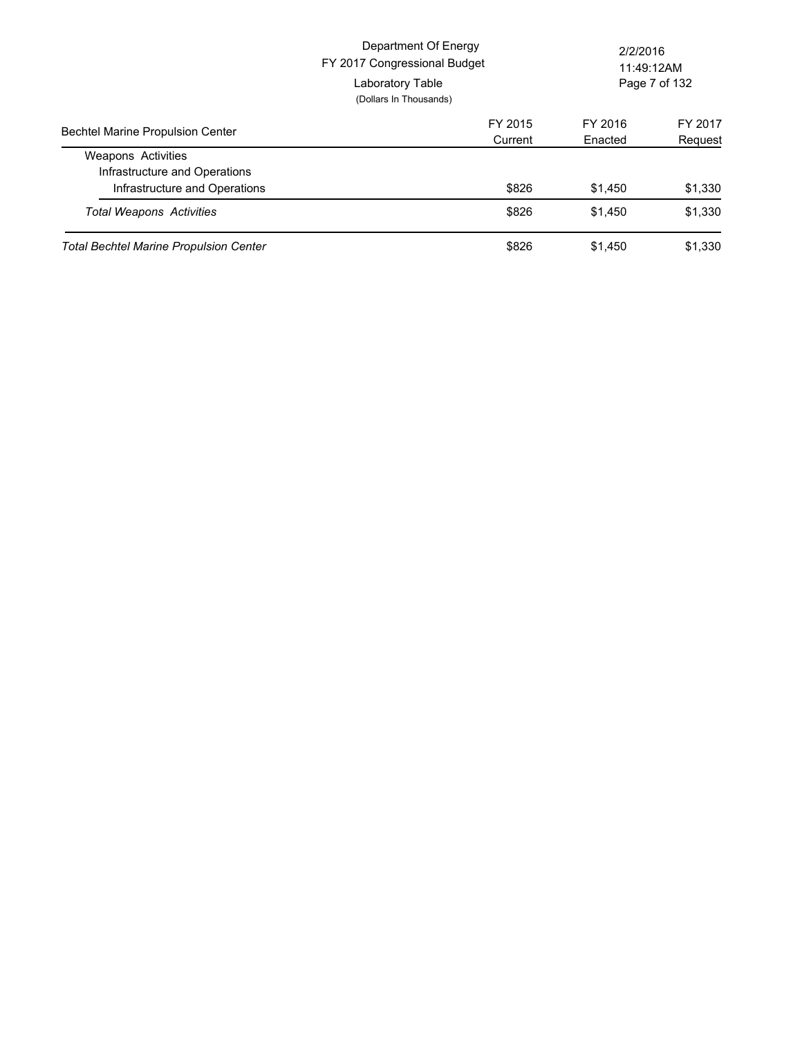Department Of Energy
FY 2017 Congressional Budget
Laboratory Table
(Dollars In Thousands)

| Bechtel Marine Propulsion Center | FY 2015 Current | FY 2016 Enacted | FY 2017 Request |
|---|---|---|---|
| Weapons Activities | | | |
| Infrastructure and Operations | | | |
| Infrastructure and Operations | $826 | $1,450 | $1,330 |
| *Total Weapons Activities* | $826 | $1,450 | $1,330 |
| *Total Bechtel Marine Propulsion Center* | $826 | $1,450 | $1,330 |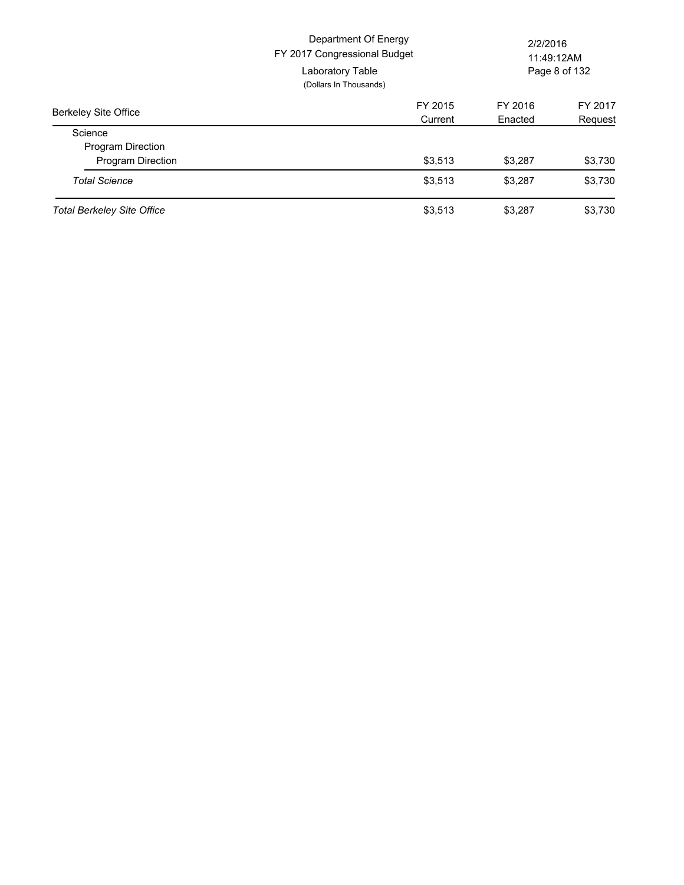Department Of Energy
FY 2017 Congressional Budget
Laboratory Table
(Dollars In Thousands)

| Berkeley Site Office | FY 2015 Current | FY 2016 Enacted | FY 2017 Request |
|---|---|---|---|
| Science | | | |
| Program Direction | | | |
| Program Direction | $3,513 | $3,287 | $3,730 |
| *Total Science* | $3,513 | $3,287 | $3,730 |
| *Total Berkeley Site Office* | $3,513 | $3,287 | $3,730 |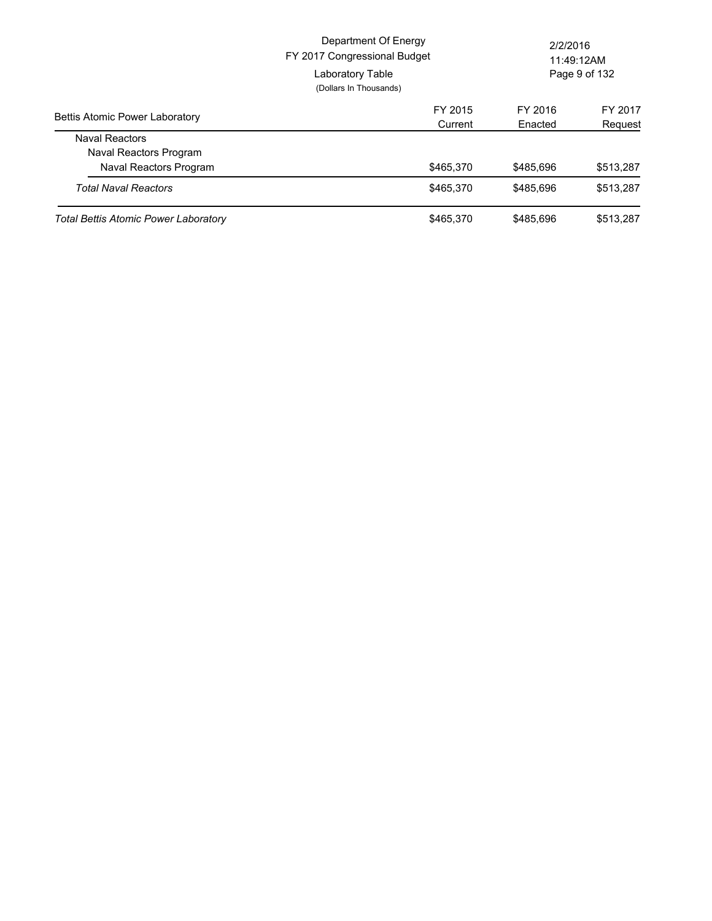Department Of Energy
FY 2017 Congressional Budget
Laboratory Table
(Dollars In Thousands)

| Bettis Atomic Power Laboratory | FY 2015 Current | FY 2016 Enacted | FY 2017 Request |
|---|---|---|---|
| Naval Reactors | | | |
| Naval Reactors Program | | | |
| Naval Reactors Program | $465,370 | $485,696 | $513,287 |
| *Total Naval Reactors* | $465,370 | $485,696 | $513,287 |
| *Total Bettis Atomic Power Laboratory* | $465,370 | $485,696 | $513,287 |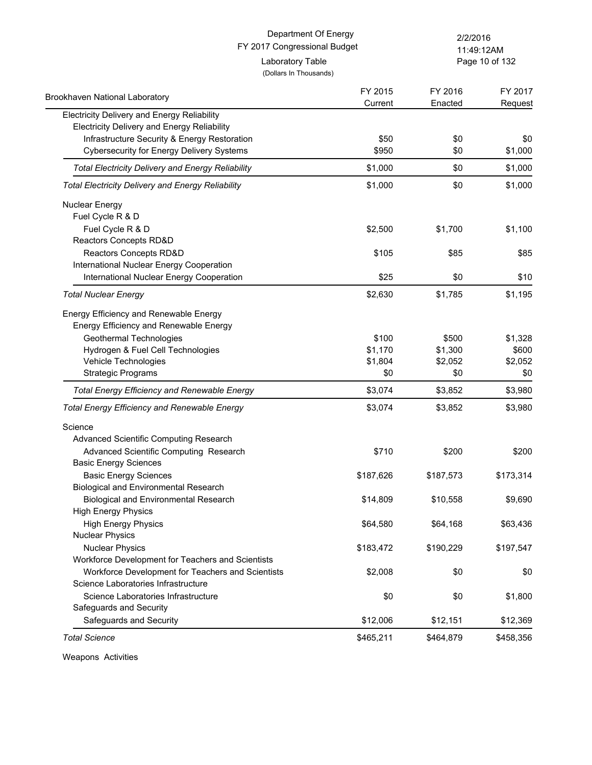Department Of Energy
FY 2017 Congressional Budget
Laboratory Table
(Dollars In Thousands)

| Brookhaven National Laboratory | FY 2015 Current | FY 2016 Enacted | FY 2017 Request |
|---|---|---|---|
| Electricity Delivery and Energy Reliability | | | |
| Electricity Delivery and Energy Reliability | | | |
| Infrastructure Security & Energy Restoration | $50 | $0 | $0 |
| Cybersecurity for Energy Delivery Systems | $950 | $0 | $1,000 |
| *Total Electricity Delivery and Energy Reliability* | $1,000 | $0 | $1,000 |
| *Total Electricity Delivery and Energy Reliability* | $1,000 | $0 | $1,000 |
| Nuclear Energy | | | |
| Fuel Cycle R & D | | | |
| Fuel Cycle R & D | $2,500 | $1,700 | $1,100 |
| Reactors Concepts RD&D | | | |
| Reactors Concepts RD&D | $105 | $85 | $85 |
| International Nuclear Energy Cooperation | | | |
| International Nuclear Energy Cooperation | $25 | $0 | $10 |
| *Total Nuclear Energy* | $2,630 | $1,785 | $1,195 |
| Energy Efficiency and Renewable Energy | | | |
| Energy Efficiency and Renewable Energy | | | |
| Geothermal Technologies | $100 | $500 | $1,328 |
| Hydrogen & Fuel Cell Technologies | $1,170 | $1,300 | $600 |
| Vehicle Technologies | $1,804 | $2,052 | $2,052 |
| Strategic Programs | $0 | $0 | $0 |
| *Total Energy Efficiency and Renewable Energy* | $3,074 | $3,852 | $3,980 |
| *Total Energy Efficiency and Renewable Energy* | $3,074 | $3,852 | $3,980 |
| Science | | | |
| Advanced Scientific Computing Research | | | |
| Advanced Scientific Computing Research | $710 | $200 | $200 |
| Basic Energy Sciences | | | |
| Basic Energy Sciences | $187,626 | $187,573 | $173,314 |
| Biological and Environmental Research | | | |
| Biological and Environmental Research | $14,809 | $10,558 | $9,690 |
| High Energy Physics | | | |
| High Energy Physics | $64,580 | $64,168 | $63,436 |
| Nuclear Physics | | | |
| Nuclear Physics | $183,472 | $190,229 | $197,547 |
| Workforce Development for Teachers and Scientists | | | |
| Workforce Development for Teachers and Scientists | $2,008 | $0 | $0 |
| Science Laboratories Infrastructure | | | |
| Science Laboratories Infrastructure | $0 | $0 | $1,800 |
| Safeguards and Security | | | |
| Safeguards and Security | $12,006 | $12,151 | $12,369 |
| *Total Science* | $465,211 | $464,879 | $458,356 |
| Weapons Activities | | | |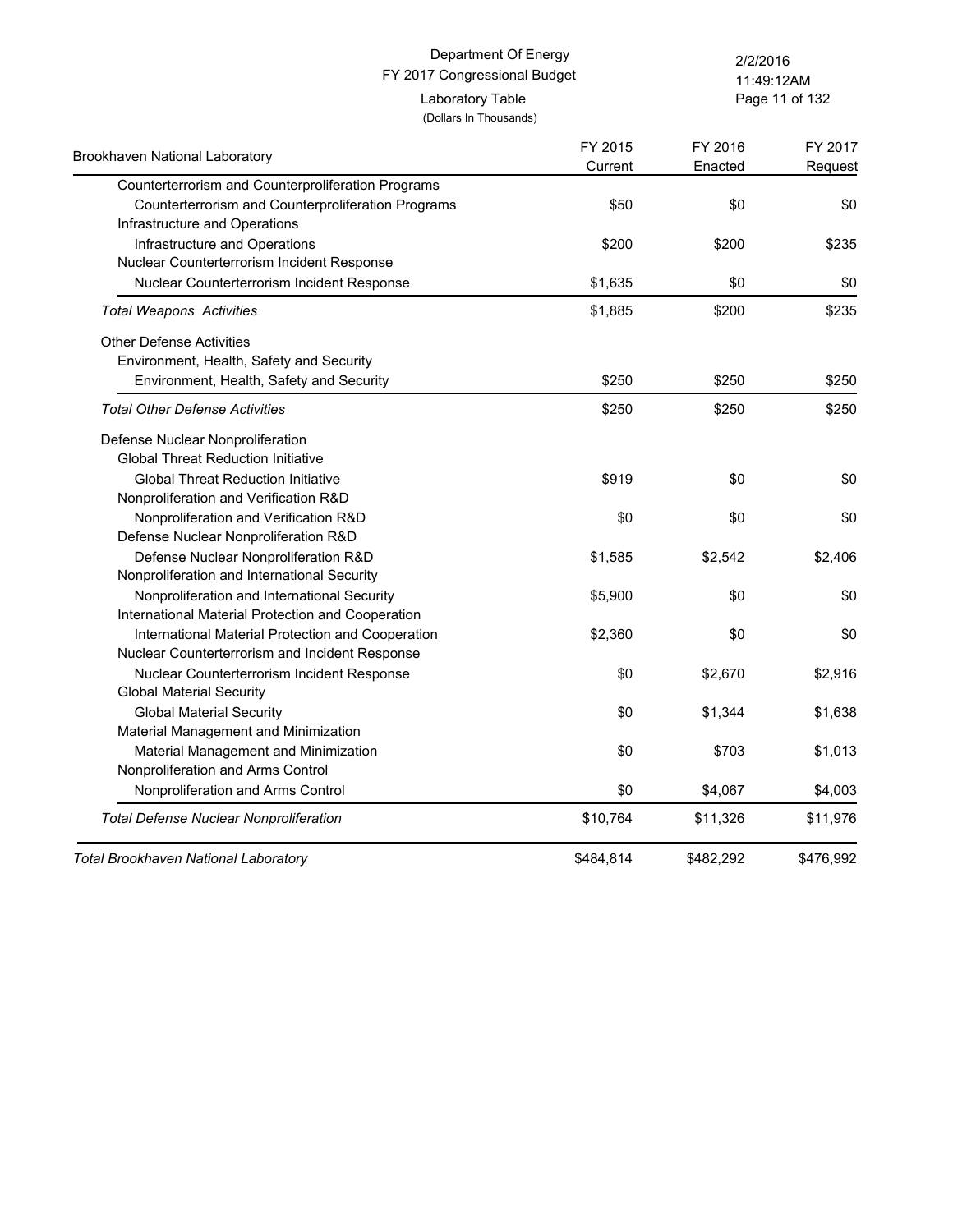Department Of Energy
FY 2017 Congressional Budget
Laboratory Table
(Dollars In Thousands)

| Brookhaven National Laboratory | FY 2015 Current | FY 2016 Enacted | FY 2017 Request |
|---|---|---|---|
| Counterterrorism and Counterproliferation Programs | | | |
| Counterterrorism and Counterproliferation Programs | $50 | $0 | $0 |
| Infrastructure and Operations | | | |
| Infrastructure and Operations | $200 | $200 | $235 |
| Nuclear Counterterrorism Incident Response | | | |
| Nuclear Counterterrorism Incident Response | $1,635 | $0 | $0 |
| *Total Weapons Activities* | $1,885 | $200 | $235 |
| Other Defense Activities | | | |
| Environment, Health, Safety and Security | | | |
| Environment, Health, Safety and Security | $250 | $250 | $250 |
| *Total Other Defense Activities* | $250 | $250 | $250 |
| Defense Nuclear Nonproliferation | | | |
| Global Threat Reduction Initiative | | | |
| Global Threat Reduction Initiative | $919 | $0 | $0 |
| Nonproliferation and Verification R&D | | | |
| Nonproliferation and Verification R&D | $0 | $0 | $0 |
| Defense Nuclear Nonproliferation R&D | | | |
| Defense Nuclear Nonproliferation R&D | $1,585 | $2,542 | $2,406 |
| Nonproliferation and International Security | | | |
| Nonproliferation and International Security | $5,900 | $0 | $0 |
| International Material Protection and Cooperation | | | |
| International Material Protection and Cooperation | $2,360 | $0 | $0 |
| Nuclear Counterterrorism and Incident Response | | | |
| Nuclear Counterterrorism Incident Response | $0 | $2,670 | $2,916 |
| Global Material Security | | | |
| Global Material Security | $0 | $1,344 | $1,638 |
| Material Management and Minimization | | | |
| Material Management and Minimization | $0 | $703 | $1,013 |
| Nonproliferation and Arms Control | | | |
| Nonproliferation and Arms Control | $0 | $4,067 | $4,003 |
| *Total Defense Nuclear Nonproliferation* | $10,764 | $11,326 | $11,976 |
| *Total Brookhaven National Laboratory* | $484,814 | $482,292 | $476,992 |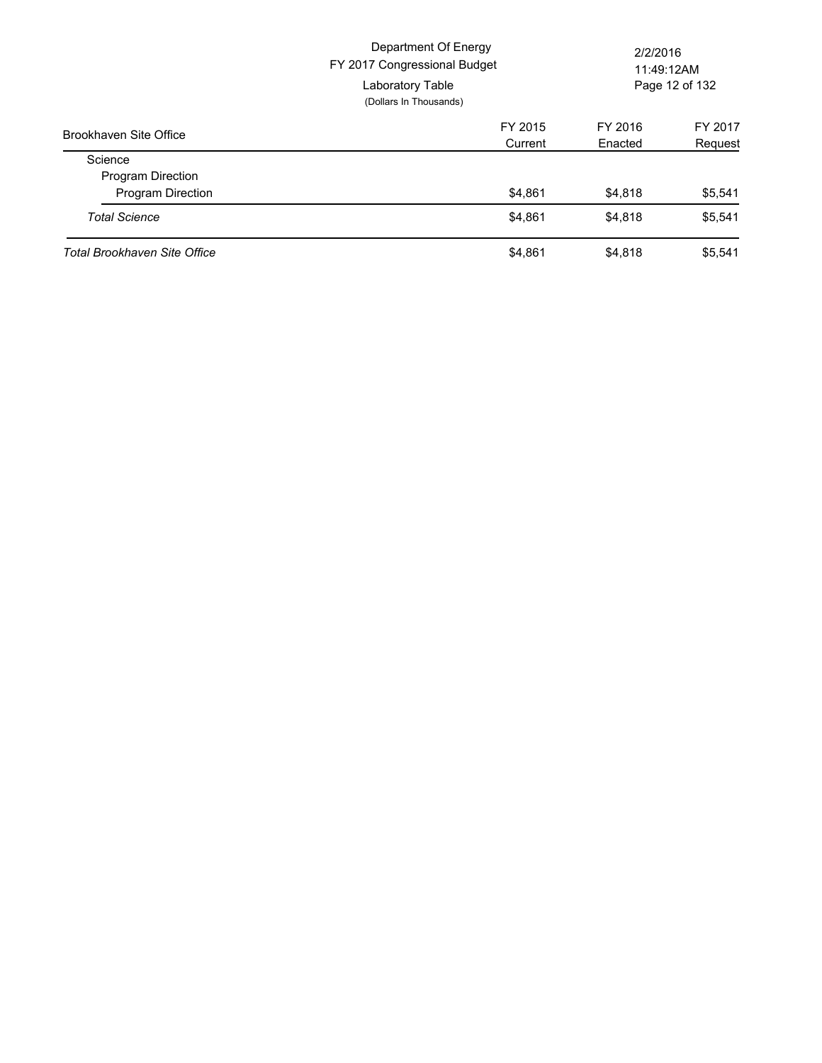Department Of Energy
FY 2017 Congressional Budget
Laboratory Table
(Dollars In Thousands)

2/2/2016
11:49:12AM

| Brookhaven Site Office | FY 2015 Current | FY 2016 Enacted | FY 2017 Request |
|---|---|---|---|
| Science | | | |
| Program Direction | | | |
| Program Direction | $4,861 | $4,818 | $5,541 |
| *Total Science* | $4,861 | $4,818 | $5,541 |
| *Total Brookhaven Site Office* | $4,861 | $4,818 | $5,541 |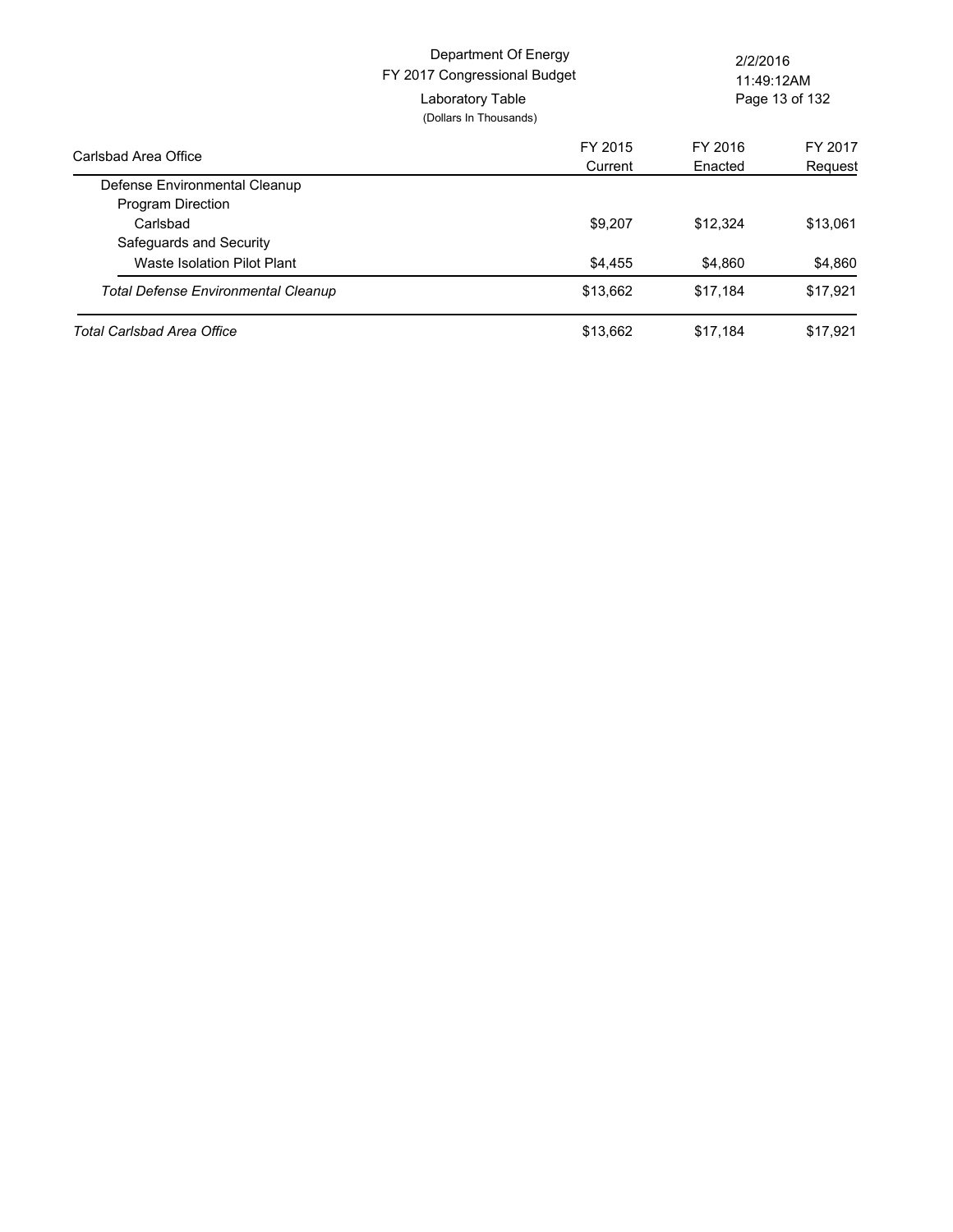Department Of Energy
FY 2017 Congressional Budget
Laboratory Table
(Dollars In Thousands)

| Carlsbad Area Office | FY 2015 Current | FY 2016 Enacted | FY 2017 Request |
|---|---|---|---|
| Defense Environmental Cleanup | | | |
| Program Direction | | | |
| Carlsbad | $9,207 | $12,324 | $13,061 |
| Safeguards and Security | | | |
| Waste Isolation Pilot Plant | $4,455 | $4,860 | $4,860 |
| *Total Defense Environmental Cleanup* | $13,662 | $17,184 | $17,921 |
| *Total Carlsbad Area Office* | $13,662 | $17,184 | $17,921 |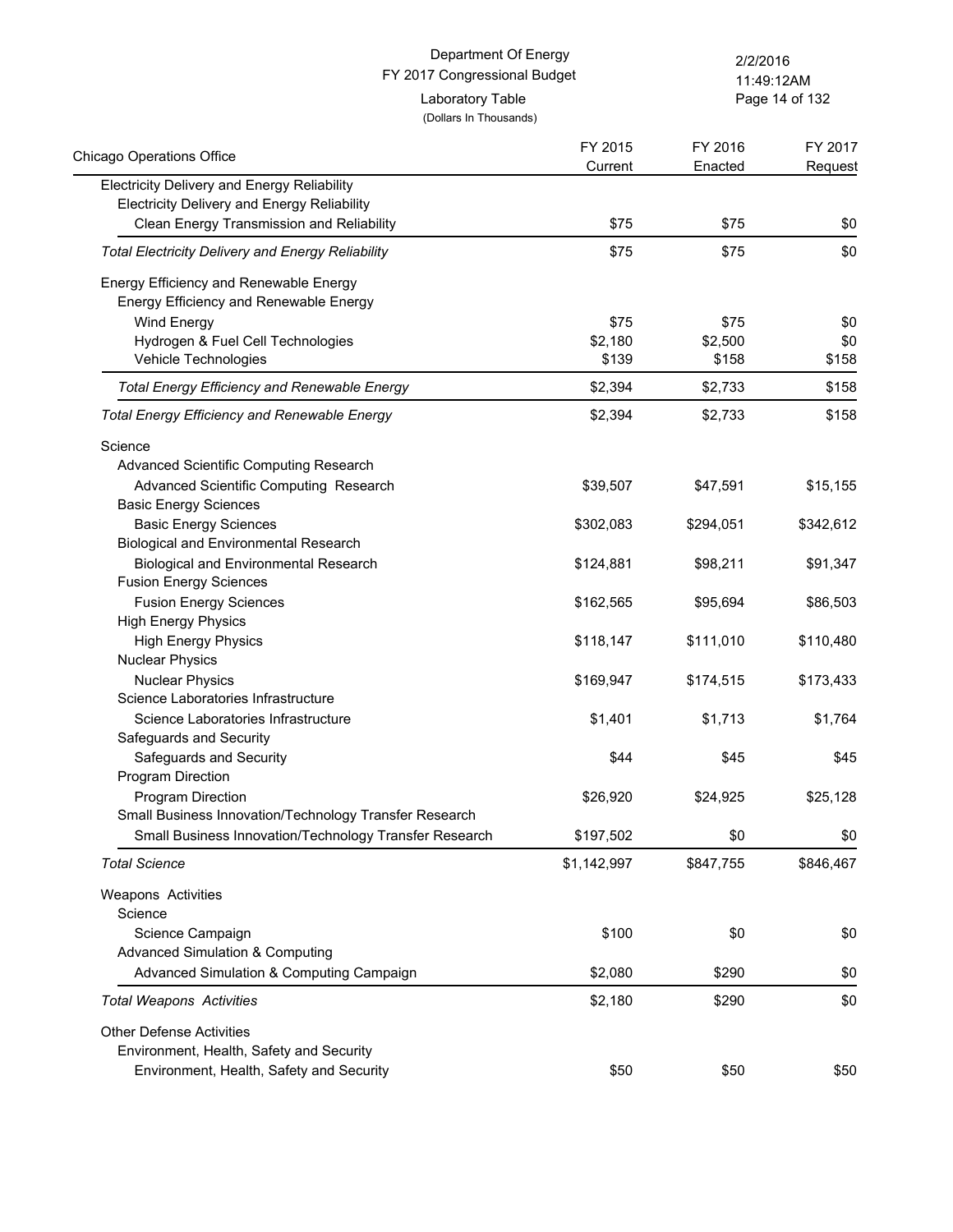Department Of Energy
FY 2017 Congressional Budget
Laboratory Table
(Dollars In Thousands)

| Chicago Operations Office | FY 2015 Current | FY 2016 Enacted | FY 2017 Request |
|---|---|---|---|
| Electricity Delivery and Energy Reliability | | | |
| Electricity Delivery and Energy Reliability | | | |
| Clean Energy Transmission and Reliability | $75 | $75 | $0 |
| *Total Electricity Delivery and Energy Reliability* | $75 | $75 | $0 |
| Energy Efficiency and Renewable Energy | | | |
| Energy Efficiency and Renewable Energy | | | |
| Wind Energy | $75 | $75 | $0 |
| Hydrogen & Fuel Cell Technologies | $2,180 | $2,500 | $0 |
| Vehicle Technologies | $139 | $158 | $158 |
| *Total Energy Efficiency and Renewable Energy* | $2,394 | $2,733 | $158 |
| *Total Energy Efficiency and Renewable Energy* | $2,394 | $2,733 | $158 |
| Science | | | |
| Advanced Scientific Computing Research | | | |
| Advanced Scientific Computing Research | $39,507 | $47,591 | $15,155 |
| Basic Energy Sciences | | | |
| Basic Energy Sciences | $302,083 | $294,051 | $342,612 |
| Biological and Environmental Research | | | |
| Biological and Environmental Research | $124,881 | $98,211 | $91,347 |
| Fusion Energy Sciences | | | |
| Fusion Energy Sciences | $162,565 | $95,694 | $86,503 |
| High Energy Physics | | | |
| High Energy Physics | $118,147 | $111,010 | $110,480 |
| Nuclear Physics | | | |
| Nuclear Physics | $169,947 | $174,515 | $173,433 |
| Science Laboratories Infrastructure | | | |
| Science Laboratories Infrastructure | $1,401 | $1,713 | $1,764 |
| Safeguards and Security | | | |
| Safeguards and Security | $44 | $45 | $45 |
| Program Direction | | | |
| Program Direction | $26,920 | $24,925 | $25,128 |
| Small Business Innovation/Technology Transfer Research | | | |
| Small Business Innovation/Technology Transfer Research | $197,502 | $0 | $0 |
| *Total Science* | $1,142,997 | $847,755 | $846,467 |
| Weapons Activities | | | |
| Science | | | |
| Science Campaign | $100 | $0 | $0 |
| Advanced Simulation & Computing | | | |
| Advanced Simulation & Computing Campaign | $2,080 | $290 | $0 |
| *Total Weapons Activities* | $2,180 | $290 | $0 |
| Other Defense Activities | | | |
| Environment, Health, Safety and Security | | | |
| Environment, Health, Safety and Security | $50 | $50 | $50 |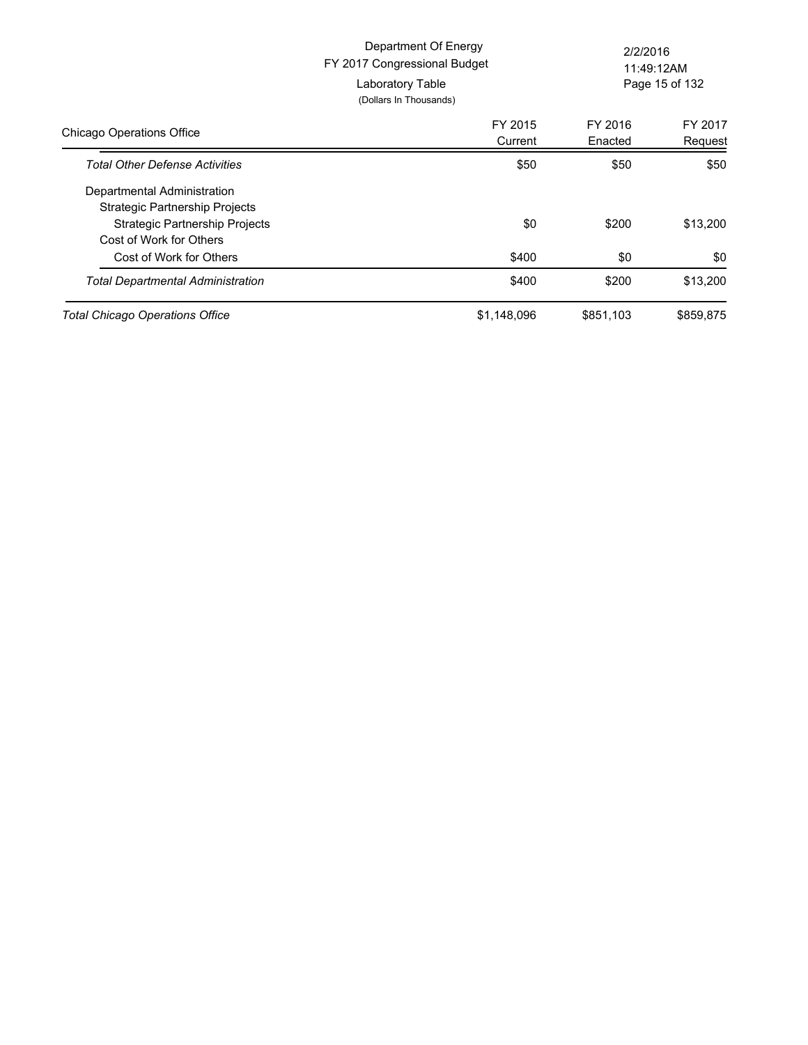Department Of Energy
FY 2017 Congressional Budget
Laboratory Table
(Dollars In Thousands)

| Chicago Operations Office | FY 2015 Current | FY 2016 Enacted | FY 2017 Request |
|---|---|---|---|
| *Total Other Defense Activities* | $50 | $50 | $50 |
| Departmental Administration | | | |
| Strategic Partnership Projects | | | |
| Strategic Partnership Projects | $0 | $200 | $13,200 |
| Cost of Work for Others | | | |
| Cost of Work for Others | $400 | $0 | $0 |
| *Total Departmental Administration* | $400 | $200 | $13,200 |
| *Total Chicago Operations Office* | $1,148,096 | $851,103 | $859,875 |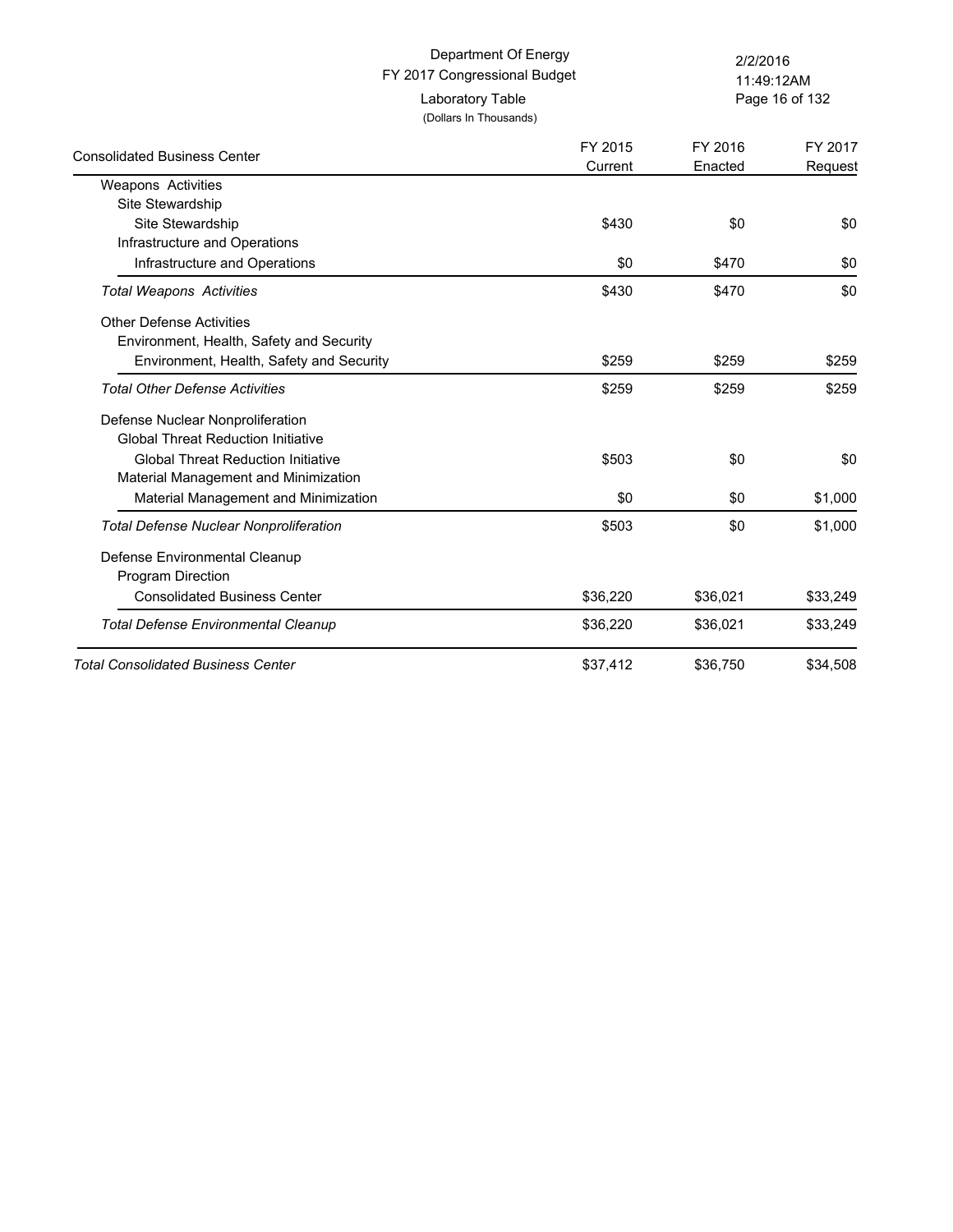Department Of Energy
FY 2017 Congressional Budget
Laboratory Table
(Dollars In Thousands)

| Consolidated Business Center | FY 2015 Current | FY 2016 Enacted | FY 2017 Request |
|---|---|---|---|
| Weapons Activities | | | |
| Site Stewardship | | | |
| Site Stewardship | $430 | $0 | $0 |
| Infrastructure and Operations | | | |
| Infrastructure and Operations | $0 | $470 | $0 |
| *Total Weapons Activities* | $430 | $470 | $0 |
| Other Defense Activities | | | |
| Environment, Health, Safety and Security | | | |
| Environment, Health, Safety and Security | $259 | $259 | $259 |
| *Total Other Defense Activities* | $259 | $259 | $259 |
| Defense Nuclear Nonproliferation | | | |
| Global Threat Reduction Initiative | | | |
| Global Threat Reduction Initiative | $503 | $0 | $0 |
| Material Management and Minimization | | | |
| Material Management and Minimization | $0 | $0 | $1,000 |
| *Total Defense Nuclear Nonproliferation* | $503 | $0 | $1,000 |
| Defense Environmental Cleanup | | | |
| Program Direction | | | |
| Consolidated Business Center | $36,220 | $36,021 | $33,249 |
| *Total Defense Environmental Cleanup* | $36,220 | $36,021 | $33,249 |
| *Total Consolidated Business Center* | $37,412 | $36,750 | $34,508 |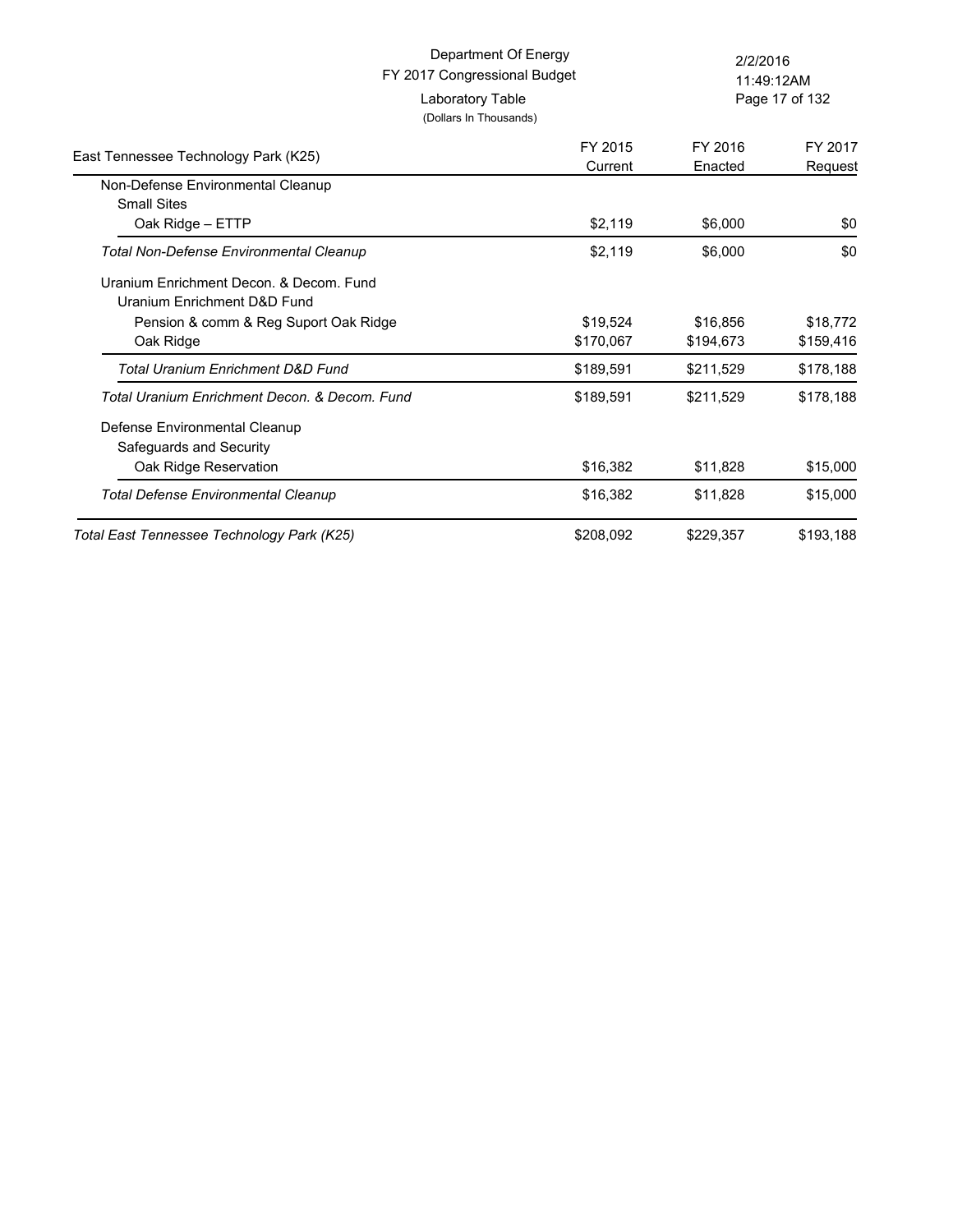Department Of Energy
FY 2017 Congressional Budget
Laboratory Table
(Dollars In Thousands)

| East Tennessee Technology Park (K25) | FY 2015 Current | FY 2016 Enacted | FY 2017 Request |
|---|---|---|---|
| Non-Defense Environmental Cleanup | | | |
| Small Sites | | | |
| Oak Ridge – ETTP | $2,119 | $6,000 | $0 |
| *Total Non-Defense Environmental Cleanup* | $2,119 | $6,000 | $0 |
| Uranium Enrichment Decon. & Decom. Fund | | | |
| Uranium Enrichment D&D Fund | | | |
| Pension & comm & Reg Suport Oak Ridge | $19,524 | $16,856 | $18,772 |
| Oak Ridge | $170,067 | $194,673 | $159,416 |
| *Total Uranium Enrichment D&D Fund* | $189,591 | $211,529 | $178,188 |
| *Total Uranium Enrichment Decon. & Decom. Fund* | $189,591 | $211,529 | $178,188 |
| Defense Environmental Cleanup | | | |
| Safeguards and Security | | | |
| Oak Ridge Reservation | $16,382 | $11,828 | $15,000 |
| *Total Defense Environmental Cleanup* | $16,382 | $11,828 | $15,000 |
| *Total East Tennessee Technology Park (K25)* | $208,092 | $229,357 | $193,188 |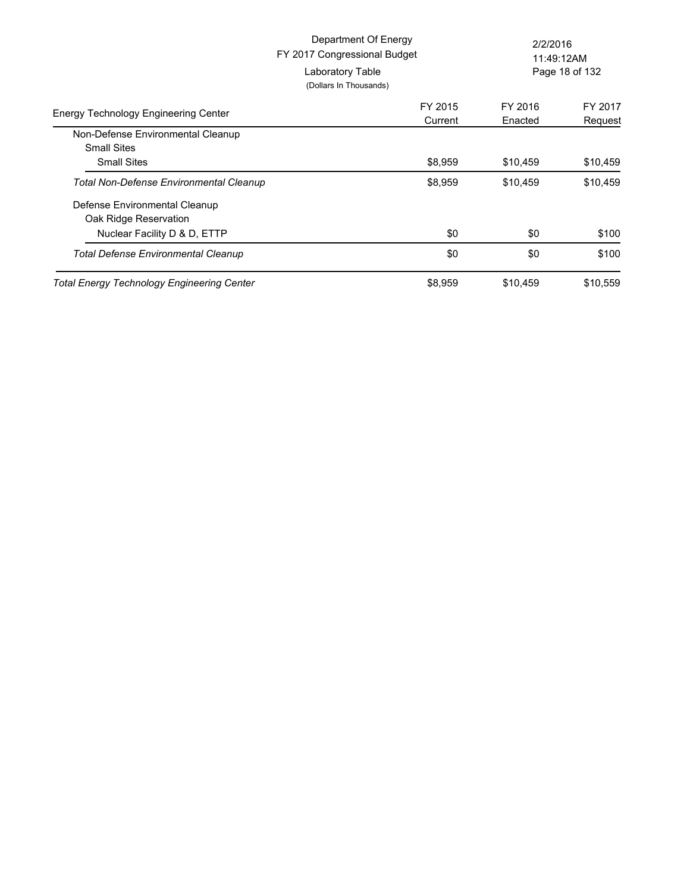Department Of Energy
FY 2017 Congressional Budget
Laboratory Table
(Dollars In Thousands)

| Energy Technology Engineering Center | FY 2015 Current | FY 2016 Enacted | FY 2017 Request |
|---|---|---|---|
| Non-Defense Environmental Cleanup | | | |
| Small Sites | | | |
| Small Sites | $8,959 | $10,459 | $10,459 |
| *Total Non-Defense Environmental Cleanup* | $8,959 | $10,459 | $10,459 |
| Defense Environmental Cleanup | | | |
| Oak Ridge Reservation | | | |
| Nuclear Facility D & D, ETTP | $0 | $0 | $100 |
| *Total Defense Environmental Cleanup* | $0 | $0 | $100 |
| *Total Energy Technology Engineering Center* | $8,959 | $10,459 | $10,559 |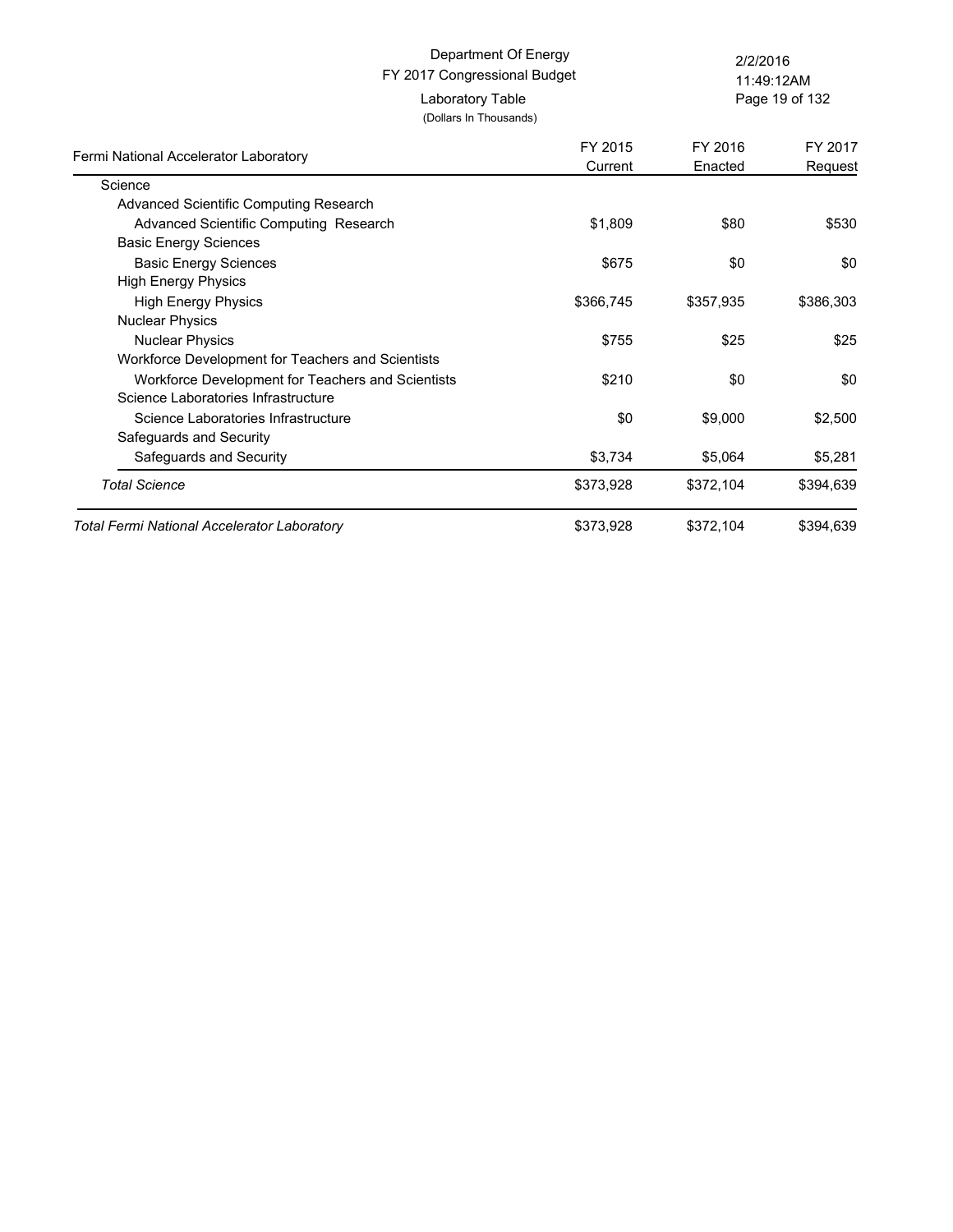Department Of Energy
FY 2017 Congressional Budget
Laboratory Table
(Dollars In Thousands)

| Fermi National Accelerator Laboratory | FY 2015 Current | FY 2016 Enacted | FY 2017 Request |
|---|---|---|---|
| Science | | | |
| Advanced Scientific Computing Research | | | |
| Advanced Scientific Computing Research | $1,809 | $80 | $530 |
| Basic Energy Sciences | | | |
| Basic Energy Sciences | $675 | $0 | $0 |
| High Energy Physics | | | |
| High Energy Physics | $366,745 | $357,935 | $386,303 |
| Nuclear Physics | | | |
| Nuclear Physics | $755 | $25 | $25 |
| Workforce Development for Teachers and Scientists | | | |
| Workforce Development for Teachers and Scientists | $210 | $0 | $0 |
| Science Laboratories Infrastructure | | | |
| Science Laboratories Infrastructure | $0 | $9,000 | $2,500 |
| Safeguards and Security | | | |
| Safeguards and Security | $3,734 | $5,064 | $5,281 |
| *Total Science* | $373,928 | $372,104 | $394,639 |
| *Total Fermi National Accelerator Laboratory* | $373,928 | $372,104 | $394,639 |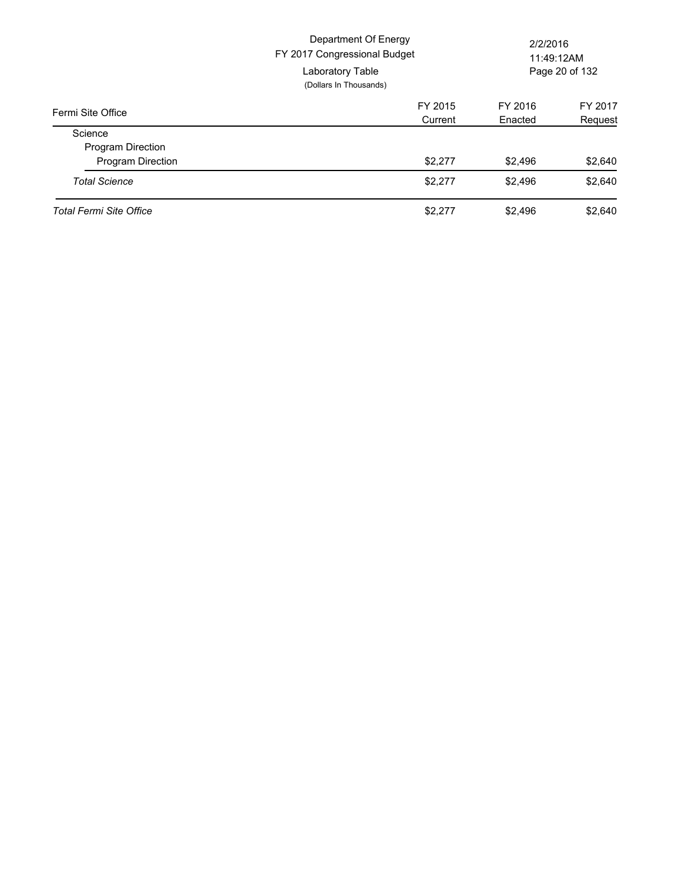Department Of Energy
FY 2017 Congressional Budget
Laboratory Table
(Dollars In Thousands)

| Fermi Site Office | FY 2015 Current | FY 2016 Enacted | FY 2017 Request |
|---|---|---|---|
| Science | | | |
| Program Direction | | | |
| Program Direction | $2,277 | $2,496 | $2,640 |
| *Total Science* | $2,277 | $2,496 | $2,640 |
| *Total Fermi Site Office* | $2,277 | $2,496 | $2,640 |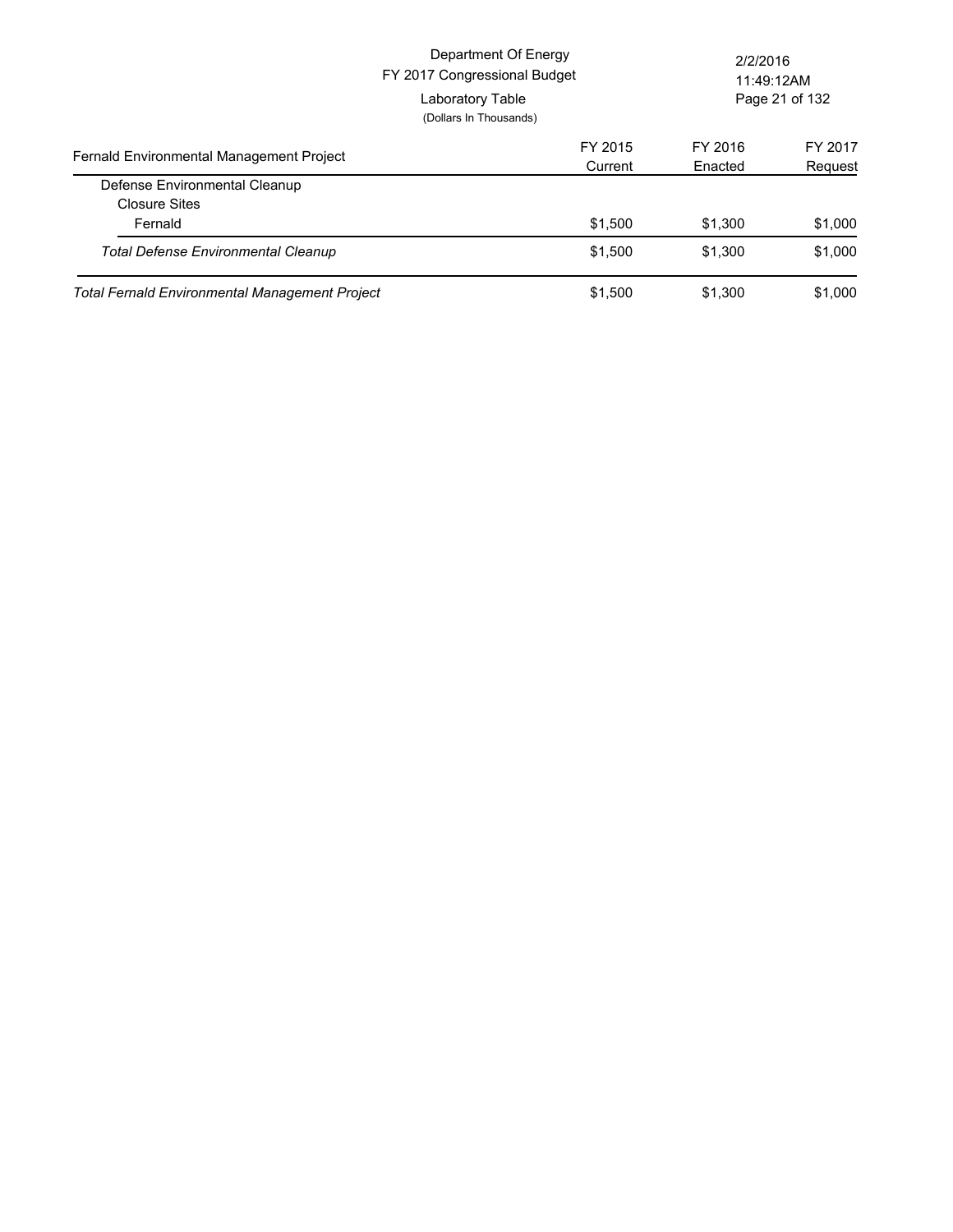Department Of Energy
FY 2017 Congressional Budget
Laboratory Table
(Dollars In Thousands)

| Fernald Environmental Management Project | FY 2015 Current | FY 2016 Enacted | FY 2017 Request |
|---|---|---|---|
| Defense Environmental Cleanup | | | |
| Closure Sites | | | |
| Fernald | $1,500 | $1,300 | $1,000 |
| *Total Defense Environmental Cleanup* | $1,500 | $1,300 | $1,000 |
| *Total Fernald Environmental Management Project* | $1,500 | $1,300 | $1,000 |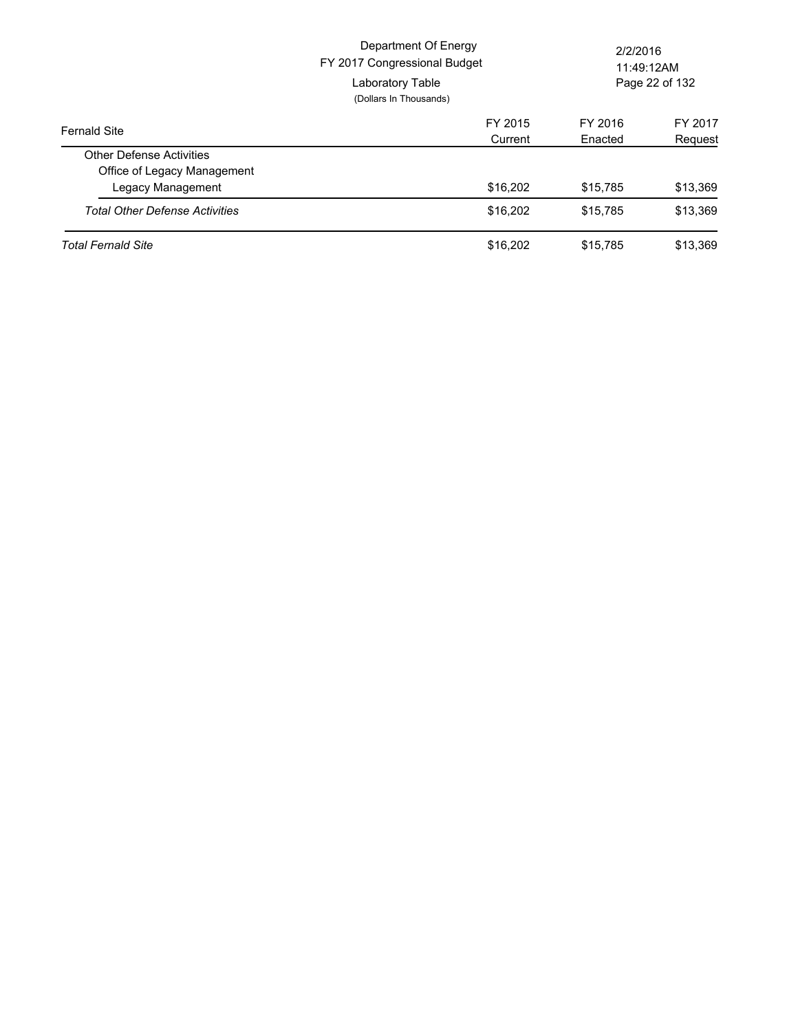Department Of Energy
FY 2017 Congressional Budget
Laboratory Table
(Dollars In Thousands)

| Fernald Site | FY 2015 Current | FY 2016 Enacted | FY 2017 Request |
|---|---|---|---|
| Other Defense Activities | | | |
| Office of Legacy Management | | | |
| Legacy Management | $16,202 | $15,785 | $13,369 |
| *Total Other Defense Activities* | $16,202 | $15,785 | $13,369 |
| *Total Fernald Site* | $16,202 | $15,785 | $13,369 |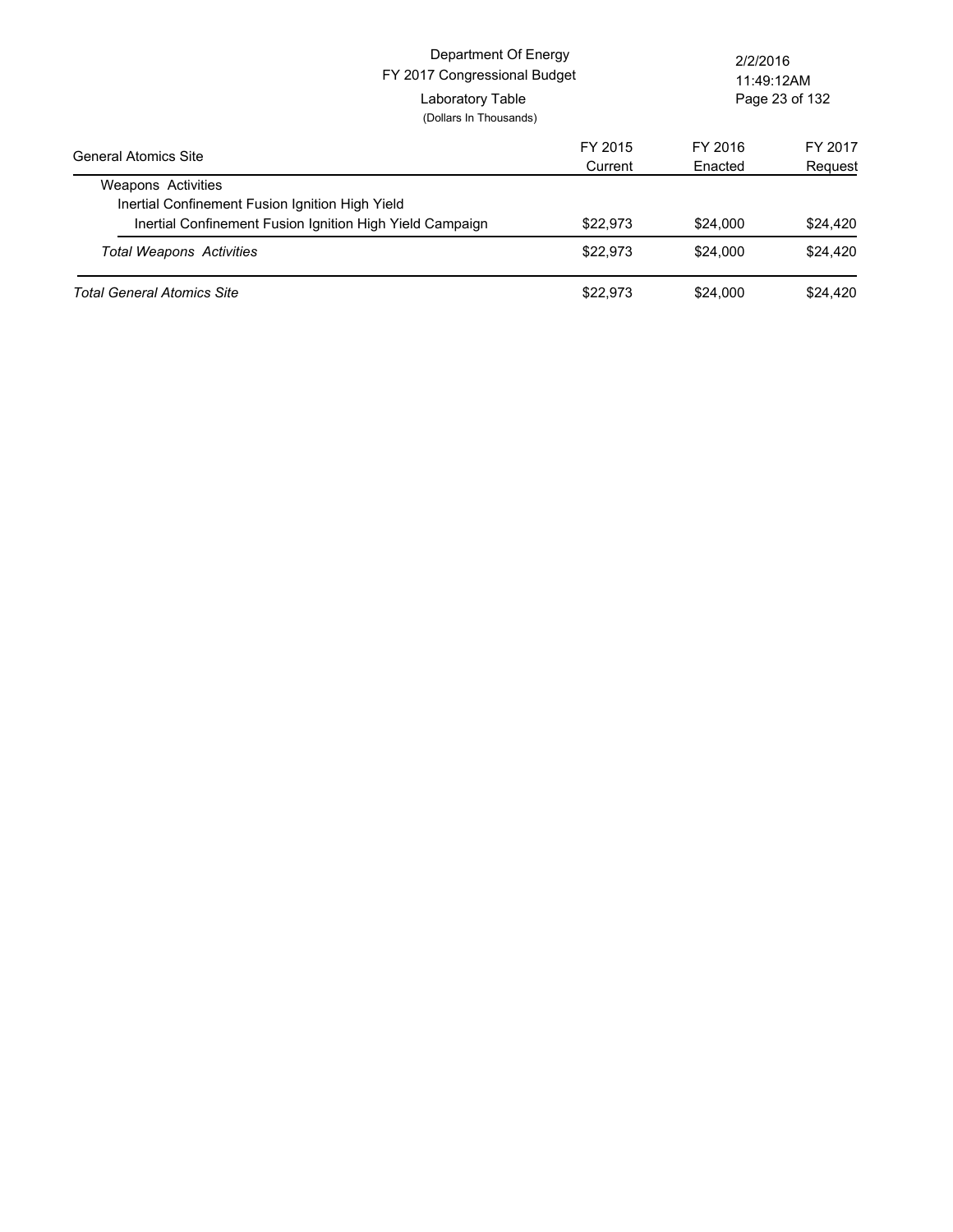Department Of Energy
FY 2017 Congressional Budget
Laboratory Table
(Dollars In Thousands)

| General Atomics Site | FY 2015 Current | FY 2016 Enacted | FY 2017 Request |
|---|---|---|---|
| Weapons Activities | | | |
| Inertial Confinement Fusion Ignition High Yield | | | |
| Inertial Confinement Fusion Ignition High Yield Campaign | $22,973 | $24,000 | $24,420 |
| *Total Weapons Activities* | $22,973 | $24,000 | $24,420 |
| *Total General Atomics Site* | $22,973 | $24,000 | $24,420 |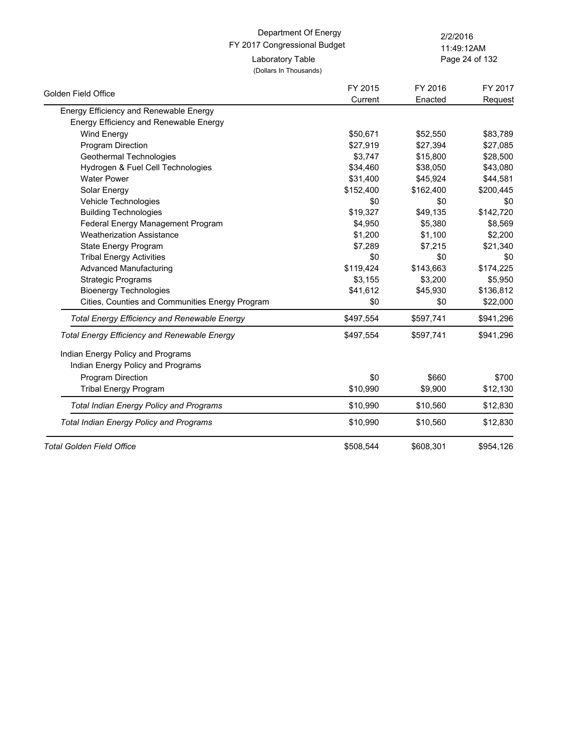Department Of Energy
FY 2017 Congressional Budget
Laboratory Table
(Dollars In Thousands)

| Golden Field Office | FY 2015 Current | FY 2016 Enacted | FY 2017 Request |
|---|---|---|---|
| Energy Efficiency and Renewable Energy | | | |
| Energy Efficiency and Renewable Energy | | | |
| Wind Energy | $50,671 | $52,550 | $83,789 |
| Program Direction | $27,919 | $27,394 | $27,085 |
| Geothermal Technologies | $3,747 | $15,800 | $28,500 |
| Hydrogen & Fuel Cell Technologies | $34,460 | $38,050 | $43,080 |
| Water Power | $31,400 | $45,924 | $44,581 |
| Solar Energy | $152,400 | $162,400 | $200,445 |
| Vehicle Technologies | $0 | $0 | $0 |
| Building Technologies | $19,327 | $49,135 | $142,720 |
| Federal Energy Management Program | $4,950 | $5,380 | $8,569 |
| Weatherization Assistance | $1,200 | $1,100 | $2,200 |
| State Energy Program | $7,289 | $7,215 | $21,340 |
| Tribal Energy Activities | $0 | $0 | $0 |
| Advanced Manufacturing | $119,424 | $143,663 | $174,225 |
| Strategic Programs | $3,155 | $3,200 | $5,950 |
| Bioenergy Technologies | $41,612 | $45,930 | $136,812 |
| Cities, Counties and Communities Energy Program | $0 | $0 | $22,000 |
| *Total Energy Efficiency and Renewable Energy* | $497,554 | $597,741 | $941,296 |
| *Total Energy Efficiency and Renewable Energy* | $497,554 | $597,741 | $941,296 |
| Indian Energy Policy and Programs | | | |
| Indian Energy Policy and Programs | | | |
| Program Direction | $0 | $660 | $700 |
| Tribal Energy Program | $10,990 | $9,900 | $12,130 |
| *Total Indian Energy Policy and Programs* | $10,990 | $10,560 | $12,830 |
| *Total Indian Energy Policy and Programs* | $10,990 | $10,560 | $12,830 |
| *Total Golden Field Office* | $508,544 | $608,301 | $954,126 |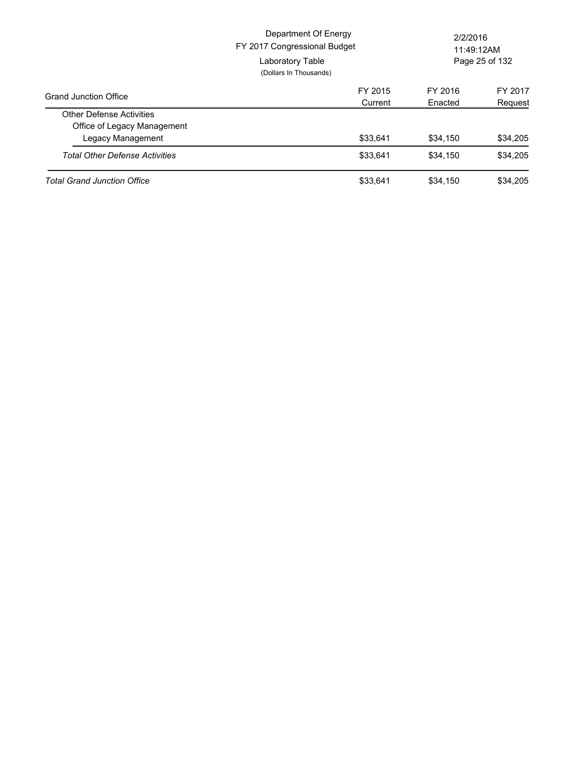Department Of Energy
FY 2017 Congressional Budget
Laboratory Table
(Dollars In Thousands)

2/2/2016
11:49:12AM

| Grand Junction Office | FY 2015 Current | FY 2016 Enacted | FY 2017 Request |
|---|---|---|---|
| Other Defense Activities | | | |
| Office of Legacy Management | | | |
| Legacy Management | $33,641 | $34,150 | $34,205 |
| *Total Other Defense Activities* | $33,641 | $34,150 | $34,205 |
| *Total Grand Junction Office* | $33,641 | $34,150 | $34,205 |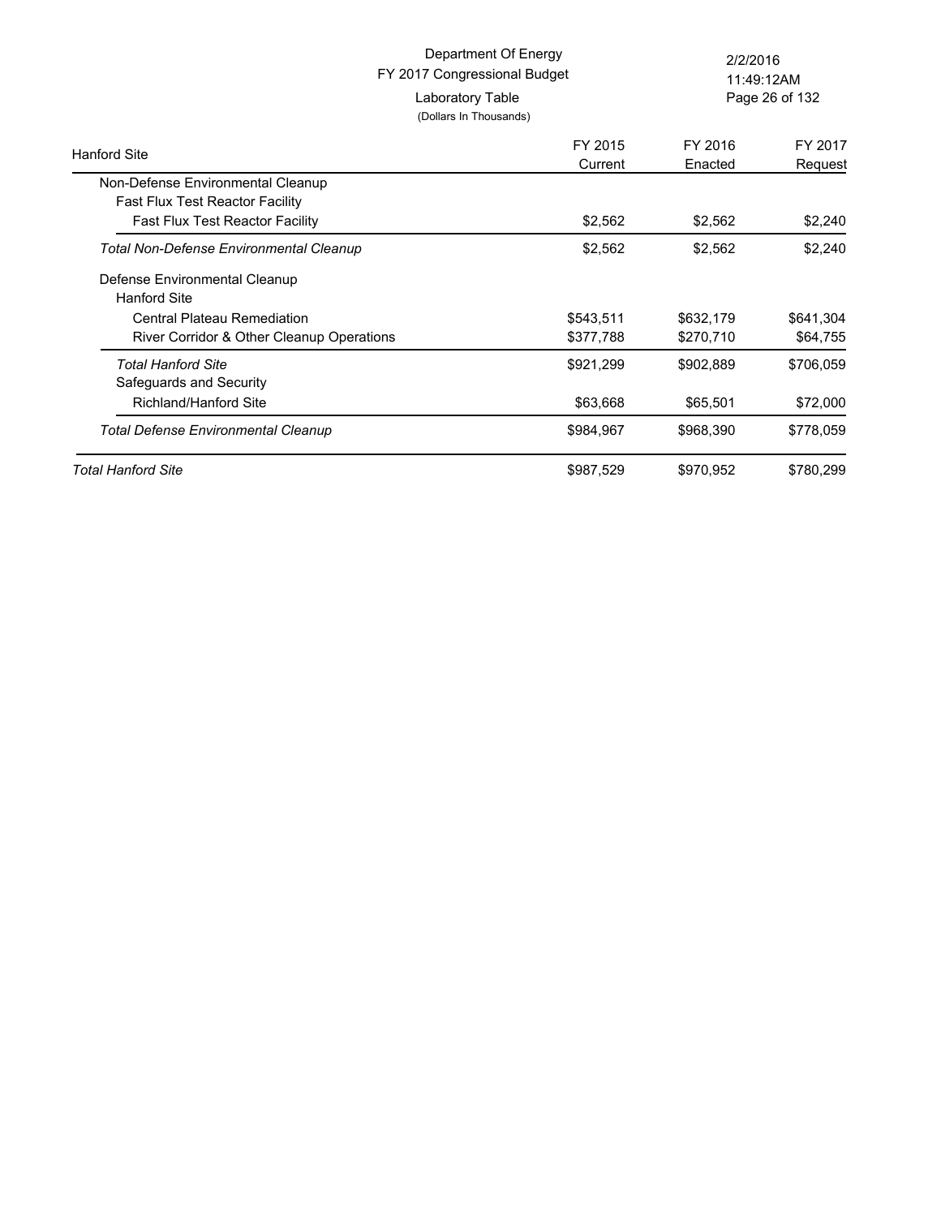Department Of Energy
FY 2017 Congressional Budget
Laboratory Table
(Dollars In Thousands)

| Hanford Site | FY 2015 Current | FY 2016 Enacted | FY 2017 Request |
|---|---|---|---|
| Non-Defense Environmental Cleanup | | | |
| Fast Flux Test Reactor Facility | | | |
| Fast Flux Test Reactor Facility | $2,562 | $2,562 | $2,240 |
| *Total Non-Defense Environmental Cleanup* | $2,562 | $2,562 | $2,240 |
| Defense Environmental Cleanup | | | |
| Hanford Site | | | |
| Central Plateau Remediation | $543,511 | $632,179 | $641,304 |
| River Corridor & Other Cleanup Operations | $377,788 | $270,710 | $64,755 |
| *Total Hanford Site* | $921,299 | $902,889 | $706,059 |
| Safeguards and Security | | | |
| Richland/Hanford Site | $63,668 | $65,501 | $72,000 |
| *Total Defense Environmental Cleanup* | $984,967 | $968,390 | $778,059 |
| *Total Hanford Site* | $987,529 | $970,952 | $780,299 |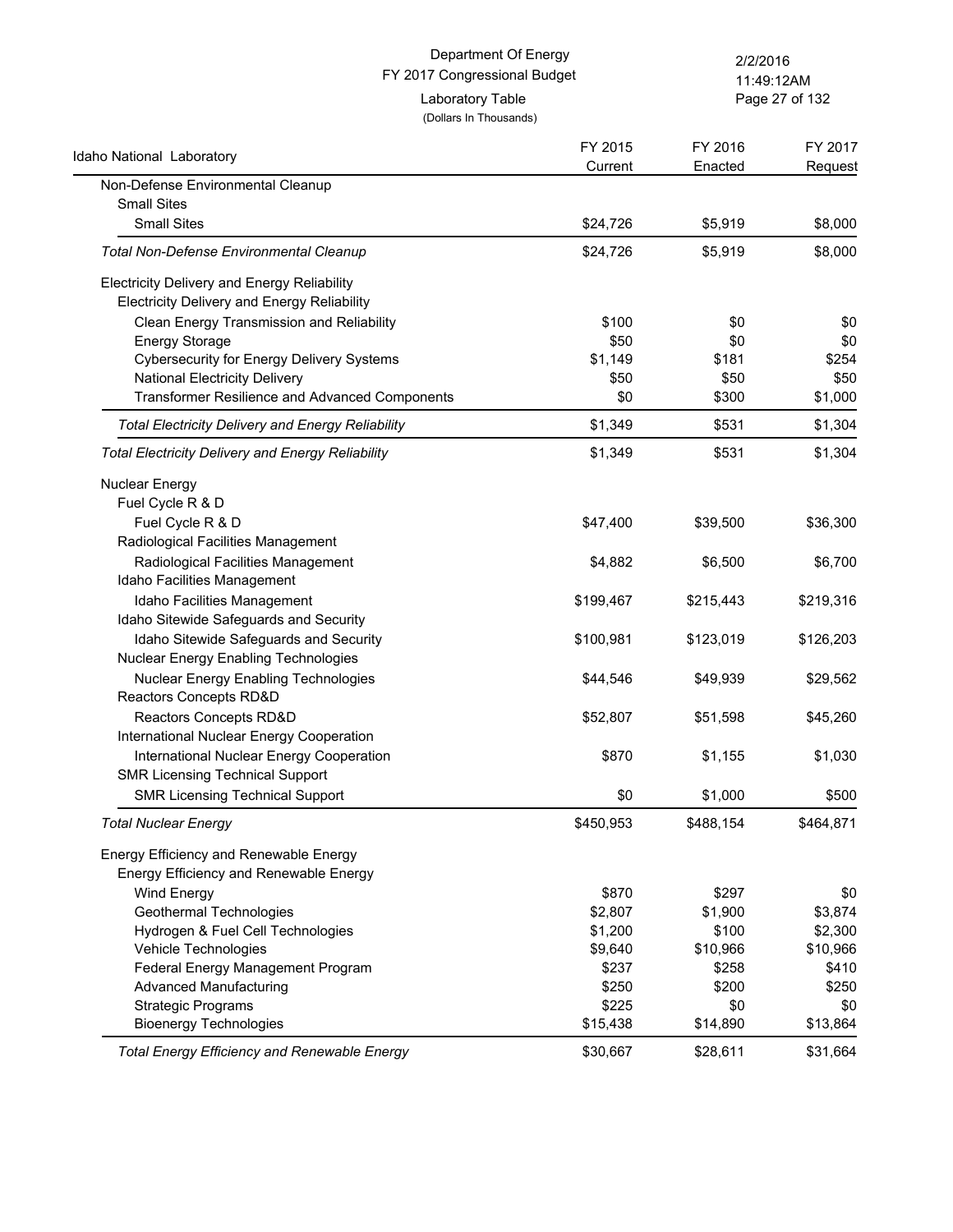Department Of Energy
FY 2017 Congressional Budget
Laboratory Table
(Dollars In Thousands)

| Idaho National Laboratory | FY 2015 Current | FY 2016 Enacted | FY 2017 Request |
|---|---|---|---|
| Non-Defense Environmental Cleanup | | | |
| Small Sites | | | |
| Small Sites | $24,726 | $5,919 | $8,000 |
| *Total Non-Defense Environmental Cleanup* | $24,726 | $5,919 | $8,000 |
| Electricity Delivery and Energy Reliability | | | |
| Electricity Delivery and Energy Reliability | | | |
| Clean Energy Transmission and Reliability | $100 | $0 | $0 |
| Energy Storage | $50 | $0 | $0 |
| Cybersecurity for Energy Delivery Systems | $1,149 | $181 | $254 |
| National Electricity Delivery | $50 | $50 | $50 |
| Transformer Resilience and Advanced Components | $0 | $300 | $1,000 |
| *Total Electricity Delivery and Energy Reliability* | $1,349 | $531 | $1,304 |
| *Total Electricity Delivery and Energy Reliability* | $1,349 | $531 | $1,304 |
| Nuclear Energy | | | |
| Fuel Cycle R & D | | | |
| Fuel Cycle R & D | $47,400 | $39,500 | $36,300 |
| Radiological Facilities Management | | | |
| Radiological Facilities Management | $4,882 | $6,500 | $6,700 |
| Idaho Facilities Management | | | |
| Idaho Facilities Management | $199,467 | $215,443 | $219,316 |
| Idaho Sitewide Safeguards and Security | | | |
| Idaho Sitewide Safeguards and Security | $100,981 | $123,019 | $126,203 |
| Nuclear Energy Enabling Technologies | | | |
| Nuclear Energy Enabling Technologies | $44,546 | $49,939 | $29,562 |
| Reactors Concepts RD&D | | | |
| Reactors Concepts RD&D | $52,807 | $51,598 | $45,260 |
| International Nuclear Energy Cooperation | | | |
| International Nuclear Energy Cooperation | $870 | $1,155 | $1,030 |
| SMR Licensing Technical Support | | | |
| SMR Licensing Technical Support | $0 | $1,000 | $500 |
| *Total Nuclear Energy* | $450,953 | $488,154 | $464,871 |
| Energy Efficiency and Renewable Energy | | | |
| Energy Efficiency and Renewable Energy | | | |
| Wind Energy | $870 | $297 | $0 |
| Geothermal Technologies | $2,807 | $1,900 | $3,874 |
| Hydrogen & Fuel Cell Technologies | $1,200 | $100 | $2,300 |
| Vehicle Technologies | $9,640 | $10,966 | $10,966 |
| Federal Energy Management Program | $237 | $258 | $410 |
| Advanced Manufacturing | $250 | $200 | $250 |
| Strategic Programs | $225 | $0 | $0 |
| Bioenergy Technologies | $15,438 | $14,890 | $13,864 |
| *Total Energy Efficiency and Renewable Energy* | $30,667 | $28,611 | $31,664 |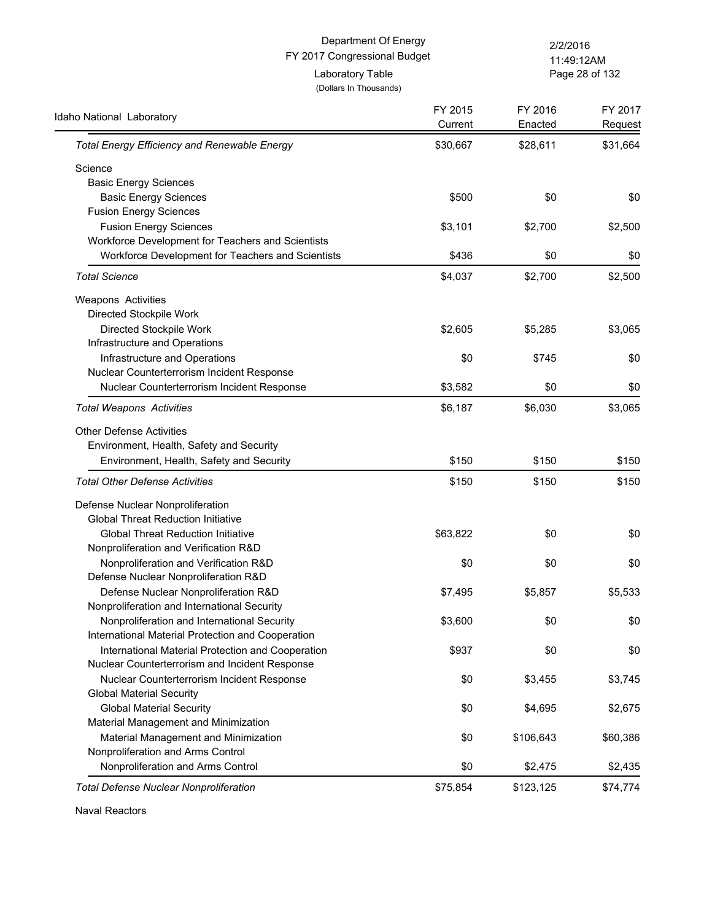Department Of Energy
FY 2017 Congressional Budget
Laboratory Table
(Dollars In Thousands)

| Idaho National Laboratory | FY 2015 Current | FY 2016 Enacted | FY 2017 Request |
|---|---|---|---|
| *Total Energy Efficiency and Renewable Energy* | $30,667 | $28,611 | $31,664 |
| Science | | | |
| Basic Energy Sciences | | | |
| Basic Energy Sciences | $500 | $0 | $0 |
| Fusion Energy Sciences | | | |
| Fusion Energy Sciences | $3,101 | $2,700 | $2,500 |
| Workforce Development for Teachers and Scientists | | | |
| Workforce Development for Teachers and Scientists | $436 | $0 | $0 |
| *Total Science* | $4,037 | $2,700 | $2,500 |
| Weapons Activities | | | |
| Directed Stockpile Work | | | |
| Directed Stockpile Work | $2,605 | $5,285 | $3,065 |
| Infrastructure and Operations | | | |
| Infrastructure and Operations | $0 | $745 | $0 |
| Nuclear Counterterrorism Incident Response | | | |
| Nuclear Counterterrorism Incident Response | $3,582 | $0 | $0 |
| *Total Weapons Activities* | $6,187 | $6,030 | $3,065 |
| Other Defense Activities | | | |
| Environment, Health, Safety and Security | | | |
| Environment, Health, Safety and Security | $150 | $150 | $150 |
| *Total Other Defense Activities* | $150 | $150 | $150 |
| Defense Nuclear Nonproliferation | | | |
| Global Threat Reduction Initiative | | | |
| Global Threat Reduction Initiative | $63,822 | $0 | $0 |
| Nonproliferation and Verification R&D | | | |
| Nonproliferation and Verification R&D | $0 | $0 | $0 |
| Defense Nuclear Nonproliferation R&D | | | |
| Defense Nuclear Nonproliferation R&D | $7,495 | $5,857 | $5,533 |
| Nonproliferation and International Security | | | |
| Nonproliferation and International Security | $3,600 | $0 | $0 |
| International Material Protection and Cooperation | | | |
| International Material Protection and Cooperation | $937 | $0 | $0 |
| Nuclear Counterterrorism and Incident Response | | | |
| Nuclear Counterterrorism Incident Response | $0 | $3,455 | $3,745 |
| Global Material Security | | | |
| Global Material Security | $0 | $4,695 | $2,675 |
| Material Management and Minimization | | | |
| Material Management and Minimization | $0 | $106,643 | $60,386 |
| Nonproliferation and Arms Control | | | |
| Nonproliferation and Arms Control | $0 | $2,475 | $2,435 |
| *Total Defense Nuclear Nonproliferation* | $75,854 | $123,125 | $74,774 |
| Naval Reactors | | | |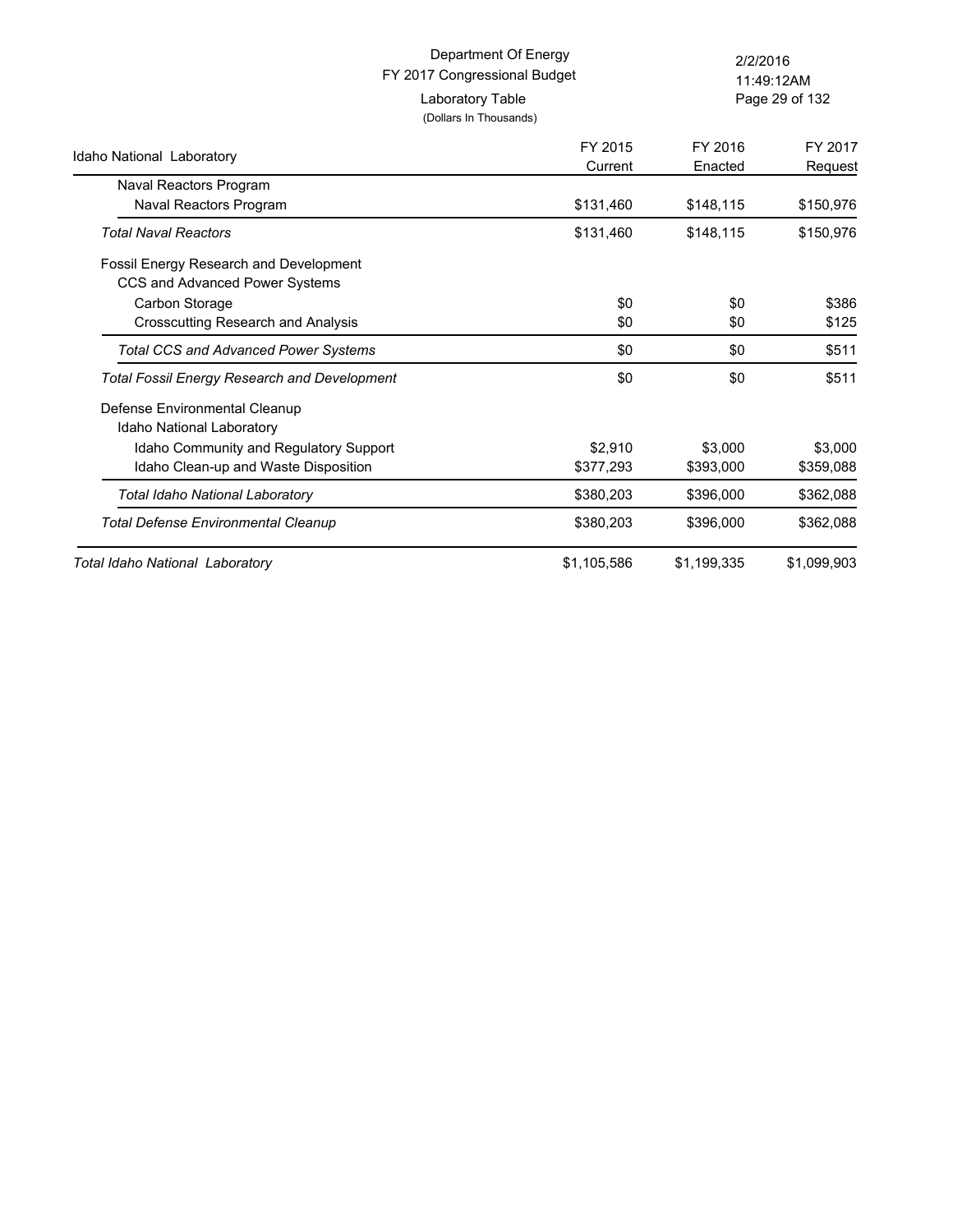Department Of Energy
FY 2017 Congressional Budget
Laboratory Table
(Dollars In Thousands)

| Idaho National Laboratory | FY 2015 Current | FY 2016 Enacted | FY 2017 Request |
|---|---|---|---|
| Naval Reactors Program | | | |
| Naval Reactors Program | $131,460 | $148,115 | $150,976 |
| *Total Naval Reactors* | $131,460 | $148,115 | $150,976 |
| Fossil Energy Research and Development | | | |
| CCS and Advanced Power Systems | | | |
| Carbon Storage | $0 | $0 | $386 |
| Crosscutting Research and Analysis | $0 | $0 | $125 |
| *Total CCS and Advanced Power Systems* | $0 | $0 | $511 |
| *Total Fossil Energy Research and Development* | $0 | $0 | $511 |
| Defense Environmental Cleanup | | | |
| Idaho National Laboratory | | | |
| Idaho Community and Regulatory Support | $2,910 | $3,000 | $3,000 |
| Idaho Clean-up and Waste Disposition | $377,293 | $393,000 | $359,088 |
| *Total Idaho National Laboratory* | $380,203 | $396,000 | $362,088 |
| *Total Defense Environmental Cleanup* | $380,203 | $396,000 | $362,088 |
| *Total Idaho National Laboratory* | $1,105,586 | $1,199,335 | $1,099,903 |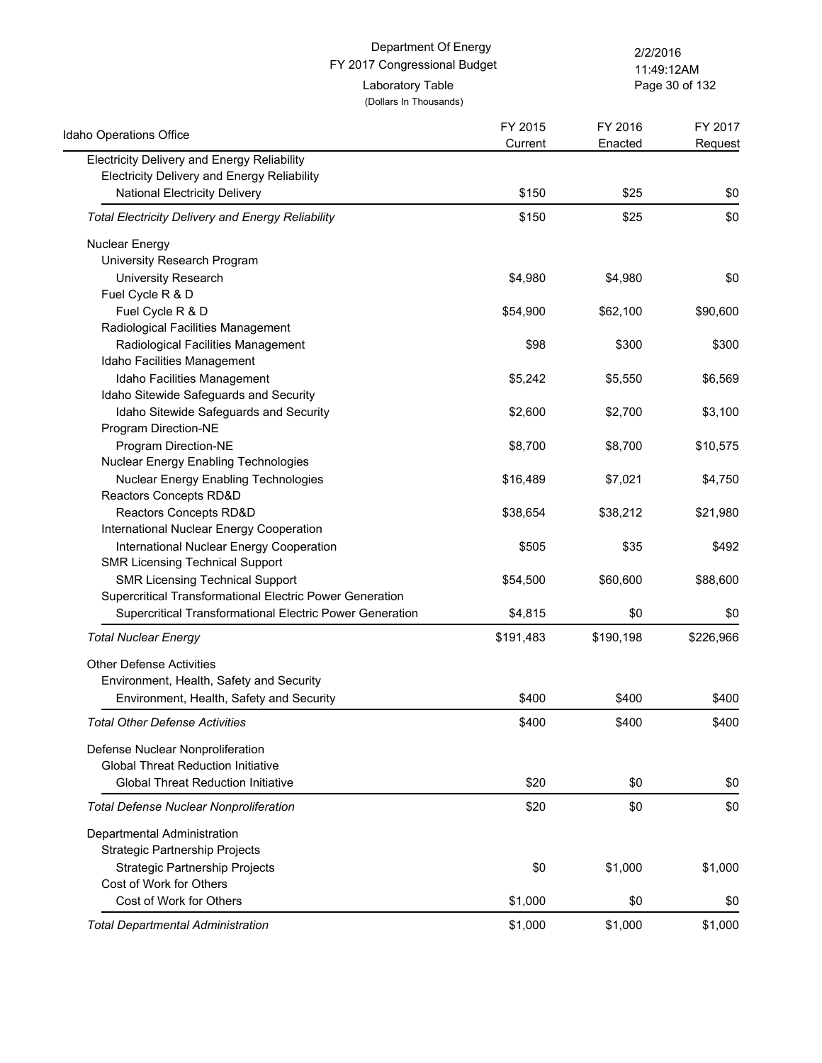Department Of Energy
FY 2017 Congressional Budget
Laboratory Table
(Dollars In Thousands)

| Idaho Operations Office | FY 2015 Current | FY 2016 Enacted | FY 2017 Request |
|---|---|---|---|
| Electricity Delivery and Energy Reliability | | | |
| Electricity Delivery and Energy Reliability | | | |
| National Electricity Delivery | $150 | $25 | $0 |
| *Total Electricity Delivery and Energy Reliability* | $150 | $25 | $0 |
| Nuclear Energy | | | |
| University Research Program | | | |
| University Research | $4,980 | $4,980 | $0 |
| Fuel Cycle R & D | | | |
| Fuel Cycle R & D | $54,900 | $62,100 | $90,600 |
| Radiological Facilities Management | | | |
| Radiological Facilities Management | $98 | $300 | $300 |
| Idaho Facilities Management | | | |
| Idaho Facilities Management | $5,242 | $5,550 | $6,569 |
| Idaho Sitewide Safeguards and Security | | | |
| Idaho Sitewide Safeguards and Security | $2,600 | $2,700 | $3,100 |
| Program Direction-NE | | | |
| Program Direction-NE | $8,700 | $8,700 | $10,575 |
| Nuclear Energy Enabling Technologies | | | |
| Nuclear Energy Enabling Technologies | $16,489 | $7,021 | $4,750 |
| Reactors Concepts RD&D | | | |
| Reactors Concepts RD&D | $38,654 | $38,212 | $21,980 |
| International Nuclear Energy Cooperation | | | |
| International Nuclear Energy Cooperation | $505 | $35 | $492 |
| SMR Licensing Technical Support | | | |
| SMR Licensing Technical Support | $54,500 | $60,600 | $88,600 |
| Supercritical Transformational Electric Power Generation | | | |
| Supercritical Transformational Electric Power Generation | $4,815 | $0 | $0 |
| *Total Nuclear Energy* | $191,483 | $190,198 | $226,966 |
| Other Defense Activities | | | |
| Environment, Health, Safety and Security | | | |
| Environment, Health, Safety and Security | $400 | $400 | $400 |
| *Total Other Defense Activities* | $400 | $400 | $400 |
| Defense Nuclear Nonproliferation | | | |
| Global Threat Reduction Initiative | | | |
| Global Threat Reduction Initiative | $20 | $0 | $0 |
| *Total Defense Nuclear Nonproliferation* | $20 | $0 | $0 |
| Departmental Administration | | | |
| Strategic Partnership Projects | | | |
| Strategic Partnership Projects | $0 | $1,000 | $1,000 |
| Cost of Work for Others | | | |
| Cost of Work for Others | $1,000 | $0 | $0 |
| *Total Departmental Administration* | $1,000 | $1,000 | $1,000 |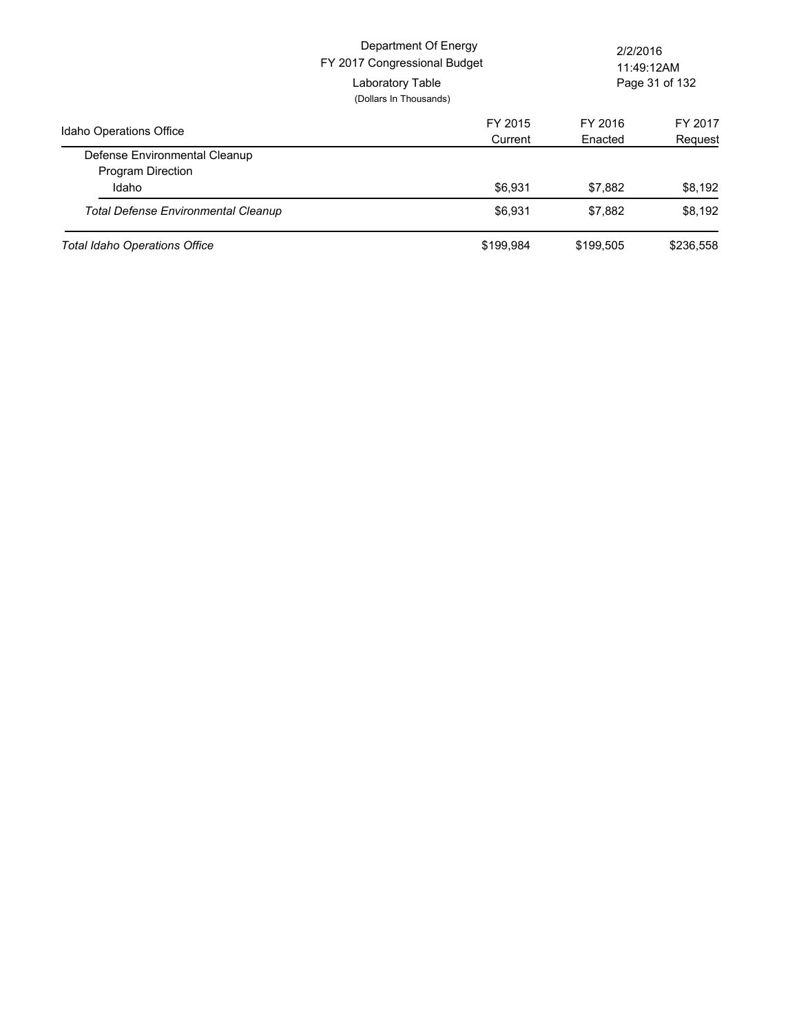Department Of Energy
FY 2017 Congressional Budget
Laboratory Table
(Dollars In Thousands)

| Idaho Operations Office | FY 2015 Current | FY 2016 Enacted | FY 2017 Request |
|---|---|---|---|
| Defense Environmental Cleanup | | | |
| Program Direction | | | |
| Idaho | $6,931 | $7,882 | $8,192 |
| *Total Defense Environmental Cleanup* | $6,931 | $7,882 | $8,192 |
| *Total Idaho Operations Office* | $199,984 | $199,505 | $236,558 |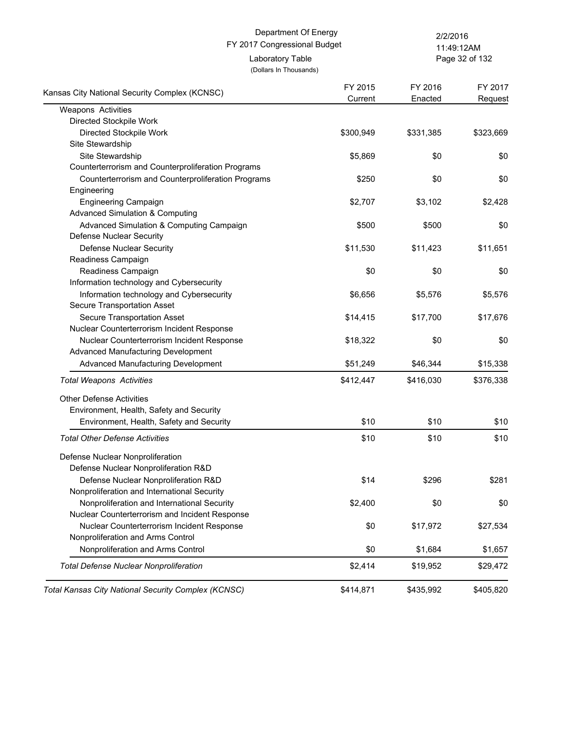Department Of Energy
FY 2017 Congressional Budget
Laboratory Table
(Dollars In Thousands)

2/2/2016
11:49:12AM

| Kansas City National Security Complex (KCNSC) | FY 2015 Current | FY 2016 Enacted | FY 2017 Request |
|---|---|---|---|
| Weapons Activities | | | |
| Directed Stockpile Work | | | |
| Directed Stockpile Work | $300,949 | $331,385 | $323,669 |
| Site Stewardship | | | |
| Site Stewardship | $5,869 | $0 | $0 |
| Counterterrorism and Counterproliferation Programs | | | |
| Counterterrorism and Counterproliferation Programs | $250 | $0 | $0 |
| Engineering | | | |
| Engineering Campaign | $2,707 | $3,102 | $2,428 |
| Advanced Simulation & Computing | | | |
| Advanced Simulation & Computing Campaign | $500 | $500 | $0 |
| Defense Nuclear Security | | | |
| Defense Nuclear Security | $11,530 | $11,423 | $11,651 |
| Readiness Campaign | | | |
| Readiness Campaign | $0 | $0 | $0 |
| Information technology and Cybersecurity | | | |
| Information technology and Cybersecurity | $6,656 | $5,576 | $5,576 |
| Secure Transportation Asset | | | |
| Secure Transportation Asset | $14,415 | $17,700 | $17,676 |
| Nuclear Counterterrorism Incident Response | | | |
| Nuclear Counterterrorism Incident Response | $18,322 | $0 | $0 |
| Advanced Manufacturing Development | | | |
| Advanced Manufacturing Development | $51,249 | $46,344 | $15,338 |
| *Total Weapons Activities* | $412,447 | $416,030 | $376,338 |
| Other Defense Activities | | | |
| Environment, Health, Safety and Security | | | |
| Environment, Health, Safety and Security | $10 | $10 | $10 |
| *Total Other Defense Activities* | $10 | $10 | $10 |
| Defense Nuclear Nonproliferation | | | |
| Defense Nuclear Nonproliferation R&D | | | |
| Defense Nuclear Nonproliferation R&D | $14 | $296 | $281 |
| Nonproliferation and International Security | | | |
| Nonproliferation and International Security | $2,400 | $0 | $0 |
| Nuclear Counterterrorism and Incident Response | | | |
| Nuclear Counterterrorism Incident Response | $0 | $17,972 | $27,534 |
| Nonproliferation and Arms Control | | | |
| Nonproliferation and Arms Control | $0 | $1,684 | $1,657 |
| *Total Defense Nuclear Nonproliferation* | $2,414 | $19,952 | $29,472 |
| *Total Kansas City National Security Complex (KCNSC)* | $414,871 | $435,992 | $405,820 |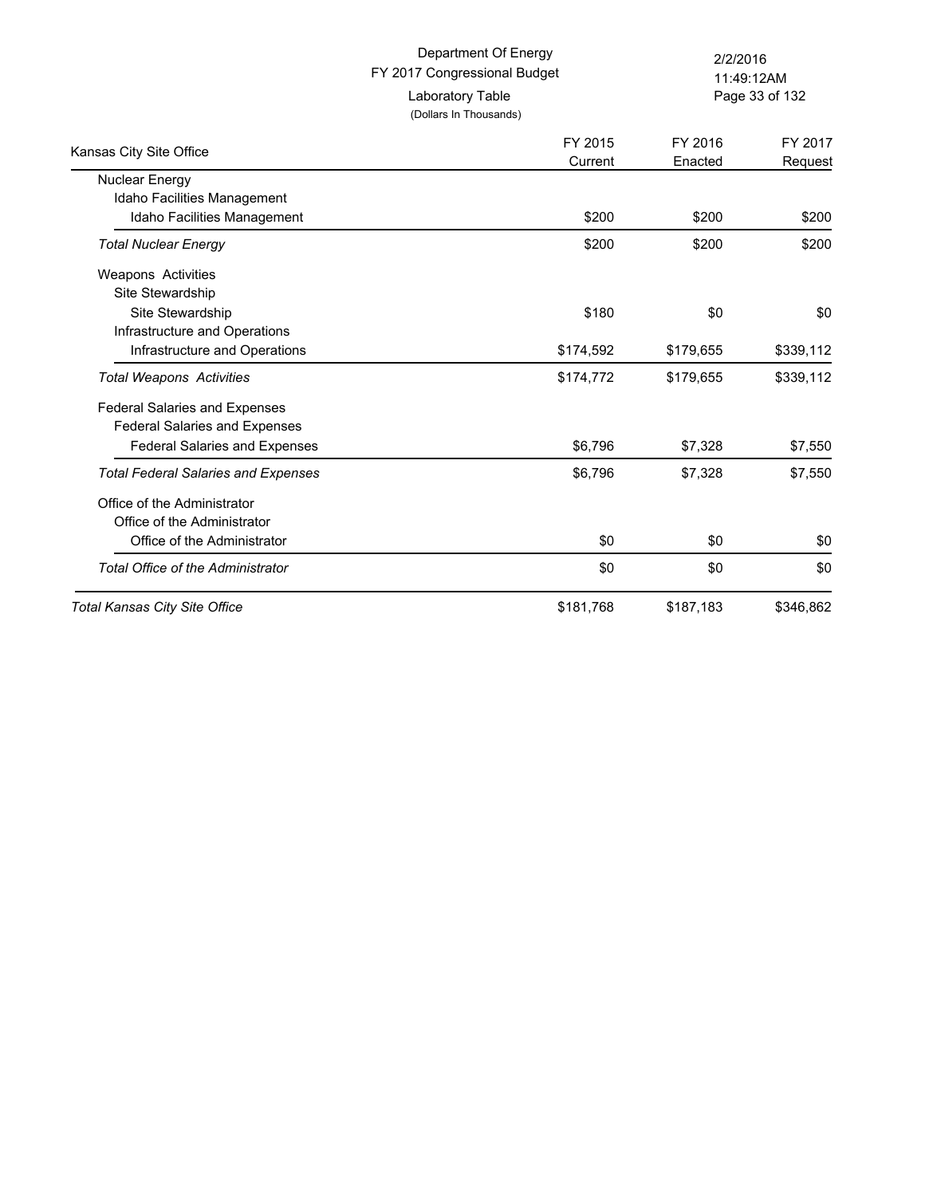Department Of Energy
FY 2017 Congressional Budget
Laboratory Table
(Dollars In Thousands)

2/2/2016
11:49:12AM

| Kansas City Site Office | FY 2015 Current | FY 2016 Enacted | FY 2017 Request |
|---|---|---|---|
| Nuclear Energy | | | |
| Idaho Facilities Management | | | |
| Idaho Facilities Management | $200 | $200 | $200 |
| *Total Nuclear Energy* | $200 | $200 | $200 |
| Weapons Activities | | | |
| Site Stewardship | | | |
| Site Stewardship | $180 | $0 | $0 |
| Infrastructure and Operations | | | |
| Infrastructure and Operations | $174,592 | $179,655 | $339,112 |
| *Total Weapons Activities* | $174,772 | $179,655 | $339,112 |
| Federal Salaries and Expenses | | | |
| Federal Salaries and Expenses | | | |
| Federal Salaries and Expenses | $6,796 | $7,328 | $7,550 |
| *Total Federal Salaries and Expenses* | $6,796 | $7,328 | $7,550 |
| Office of the Administrator | | | |
| Office of the Administrator | | | |
| Office of the Administrator | $0 | $0 | $0 |
| *Total Office of the Administrator* | $0 | $0 | $0 |
| *Total Kansas City Site Office* | $181,768 | $187,183 | $346,862 |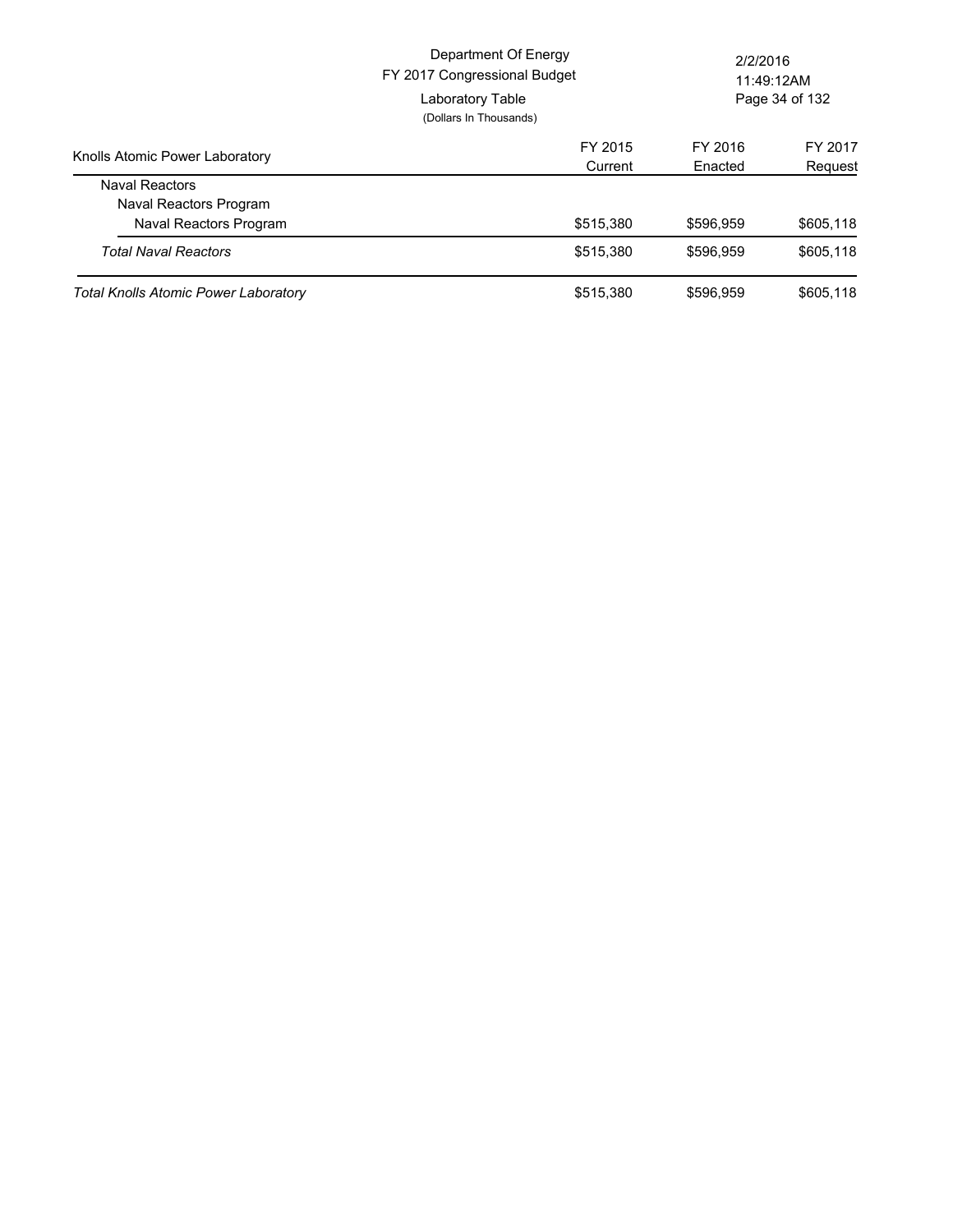Department Of Energy
FY 2017 Congressional Budget
Laboratory Table
(Dollars In Thousands)

| Knolls Atomic Power Laboratory | FY 2015 Current | FY 2016 Enacted | FY 2017 Request |
|---|---|---|---|
| Naval Reactors | | | |
| Naval Reactors Program | | | |
| Naval Reactors Program | $515,380 | $596,959 | $605,118 |
| *Total Naval Reactors* | $515,380 | $596,959 | $605,118 |
| *Total Knolls Atomic Power Laboratory* | $515,380 | $596,959 | $605,118 |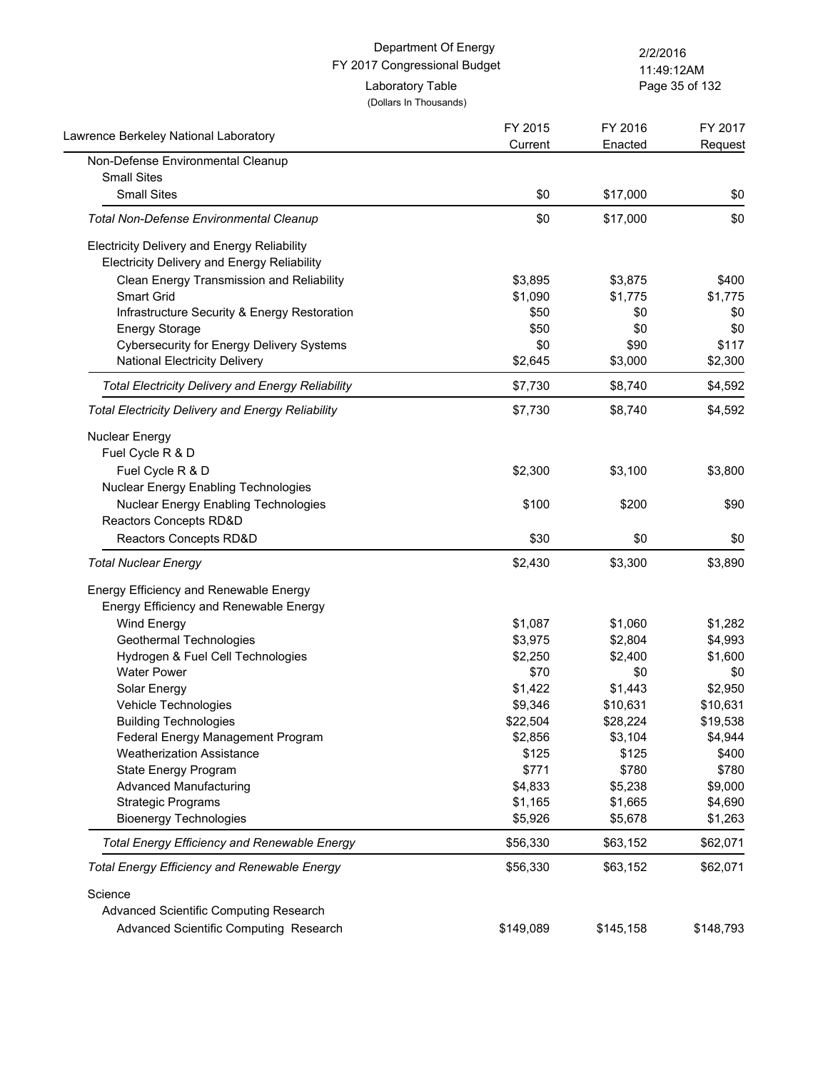Department Of Energy
FY 2017 Congressional Budget
Laboratory Table
(Dollars In Thousands)

| Lawrence Berkeley National Laboratory | FY 2015 Current | FY 2016 Enacted | FY 2017 Request |
|---|---|---|---|
| Non-Defense Environmental Cleanup | | | |
| Small Sites | | | |
| Small Sites | $0 | $17,000 | $0 |
| *Total Non-Defense Environmental Cleanup* | $0 | $17,000 | $0 |
| Electricity Delivery and Energy Reliability | | | |
| Electricity Delivery and Energy Reliability | | | |
| Clean Energy Transmission and Reliability | $3,895 | $3,875 | $400 |
| Smart Grid | $1,090 | $1,775 | $1,775 |
| Infrastructure Security & Energy Restoration | $50 | $0 | $0 |
| Energy Storage | $50 | $0 | $0 |
| Cybersecurity for Energy Delivery Systems | $0 | $90 | $117 |
| National Electricity Delivery | $2,645 | $3,000 | $2,300 |
| *Total Electricity Delivery and Energy Reliability* | $7,730 | $8,740 | $4,592 |
| *Total Electricity Delivery and Energy Reliability* | $7,730 | $8,740 | $4,592 |
| Nuclear Energy | | | |
| Fuel Cycle R & D | | | |
| Fuel Cycle R & D | $2,300 | $3,100 | $3,800 |
| Nuclear Energy Enabling Technologies | | | |
| Nuclear Energy Enabling Technologies | $100 | $200 | $90 |
| Reactors Concepts RD&D | | | |
| Reactors Concepts RD&D | $30 | $0 | $0 |
| *Total Nuclear Energy* | $2,430 | $3,300 | $3,890 |
| Energy Efficiency and Renewable Energy | | | |
| Energy Efficiency and Renewable Energy | | | |
| Wind Energy | $1,087 | $1,060 | $1,282 |
| Geothermal Technologies | $3,975 | $2,804 | $4,993 |
| Hydrogen & Fuel Cell Technologies | $2,250 | $2,400 | $1,600 |
| Water Power | $70 | $0 | $0 |
| Solar Energy | $1,422 | $1,443 | $2,950 |
| Vehicle Technologies | $9,346 | $10,631 | $10,631 |
| Building Technologies | $22,504 | $28,224 | $19,538 |
| Federal Energy Management Program | $2,856 | $3,104 | $4,944 |
| Weatherization Assistance | $125 | $125 | $400 |
| State Energy Program | $771 | $780 | $780 |
| Advanced Manufacturing | $4,833 | $5,238 | $9,000 |
| Strategic Programs | $1,165 | $1,665 | $4,690 |
| Bioenergy Technologies | $5,926 | $5,678 | $1,263 |
| *Total Energy Efficiency and Renewable Energy* | $56,330 | $63,152 | $62,071 |
| *Total Energy Efficiency and Renewable Energy* | $56,330 | $63,152 | $62,071 |
| Science | | | |
| Advanced Scientific Computing Research | | | |
| Advanced Scientific Computing Research | $149,089 | $145,158 | $148,793 |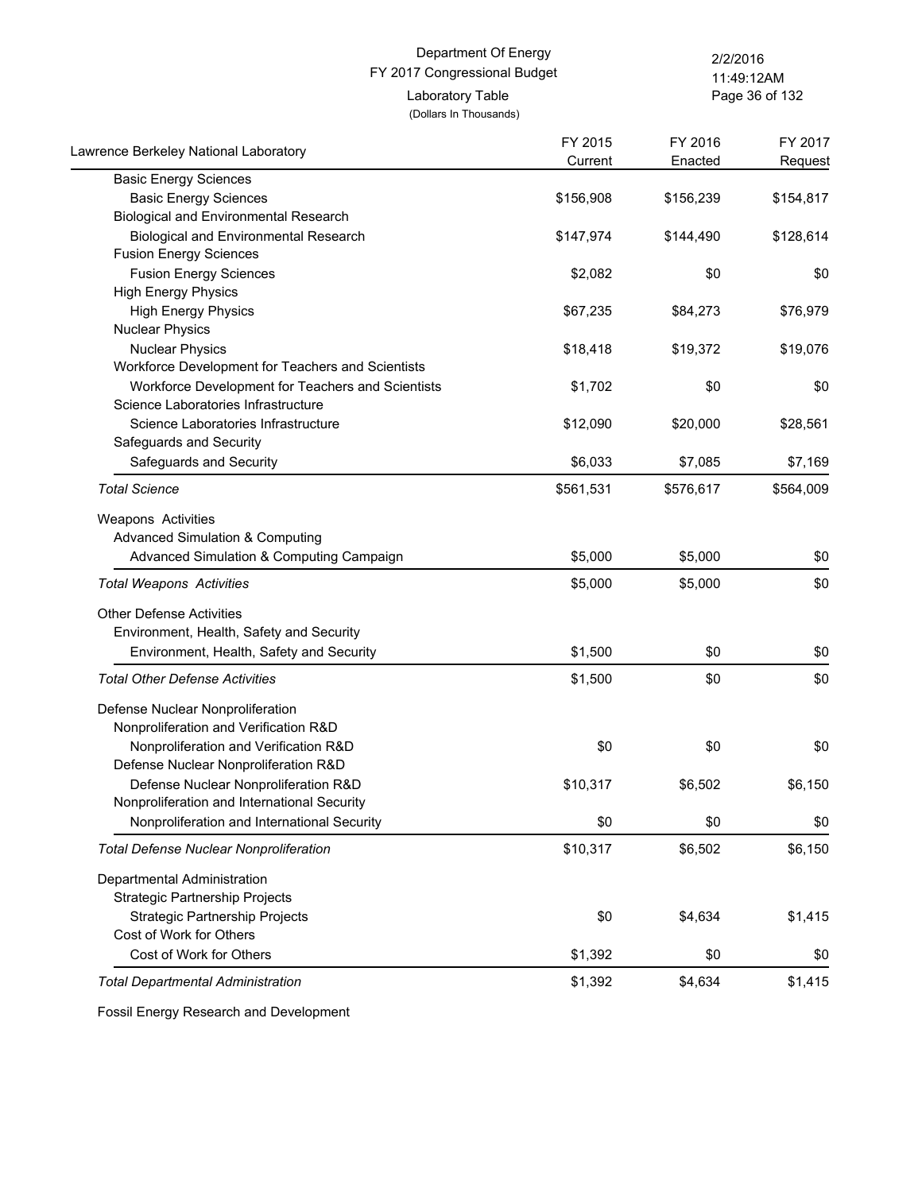Department Of Energy
FY 2017 Congressional Budget
Laboratory Table
(Dollars In Thousands)

| Lawrence Berkeley National Laboratory | FY 2015 Current | FY 2016 Enacted | FY 2017 Request |
|---|---|---|---|
| Basic Energy Sciences | | | |
| Basic Energy Sciences | $156,908 | $156,239 | $154,817 |
| Biological and Environmental Research | | | |
| Biological and Environmental Research | $147,974 | $144,490 | $128,614 |
| Fusion Energy Sciences | | | |
| Fusion Energy Sciences | $2,082 | $0 | $0 |
| High Energy Physics | | | |
| High Energy Physics | $67,235 | $84,273 | $76,979 |
| Nuclear Physics | | | |
| Nuclear Physics | $18,418 | $19,372 | $19,076 |
| Workforce Development for Teachers and Scientists | | | |
| Workforce Development for Teachers and Scientists | $1,702 | $0 | $0 |
| Science Laboratories Infrastructure | | | |
| Science Laboratories Infrastructure | $12,090 | $20,000 | $28,561 |
| Safeguards and Security | | | |
| Safeguards and Security | $6,033 | $7,085 | $7,169 |
| *Total Science* | $561,531 | $576,617 | $564,009 |
| Weapons Activities | | | |
| Advanced Simulation & Computing | | | |
| Advanced Simulation & Computing Campaign | $5,000 | $5,000 | $0 |
| *Total Weapons Activities* | $5,000 | $5,000 | $0 |
| Other Defense Activities | | | |
| Environment, Health, Safety and Security | | | |
| Environment, Health, Safety and Security | $1,500 | $0 | $0 |
| *Total Other Defense Activities* | $1,500 | $0 | $0 |
| Defense Nuclear Nonproliferation | | | |
| Nonproliferation and Verification R&D | | | |
| Nonproliferation and Verification R&D | $0 | $0 | $0 |
| Defense Nuclear Nonproliferation R&D | | | |
| Defense Nuclear Nonproliferation R&D | $10,317 | $6,502 | $6,150 |
| Nonproliferation and International Security | | | |
| Nonproliferation and International Security | $0 | $0 | $0 |
| *Total Defense Nuclear Nonproliferation* | $10,317 | $6,502 | $6,150 |
| Departmental Administration | | | |
| Strategic Partnership Projects | | | |
| Strategic Partnership Projects | $0 | $4,634 | $1,415 |
| Cost of Work for Others | | | |
| Cost of Work for Others | $1,392 | $0 | $0 |
| *Total Departmental Administration* | $1,392 | $4,634 | $1,415 |
| Fossil Energy Research and Development | | | |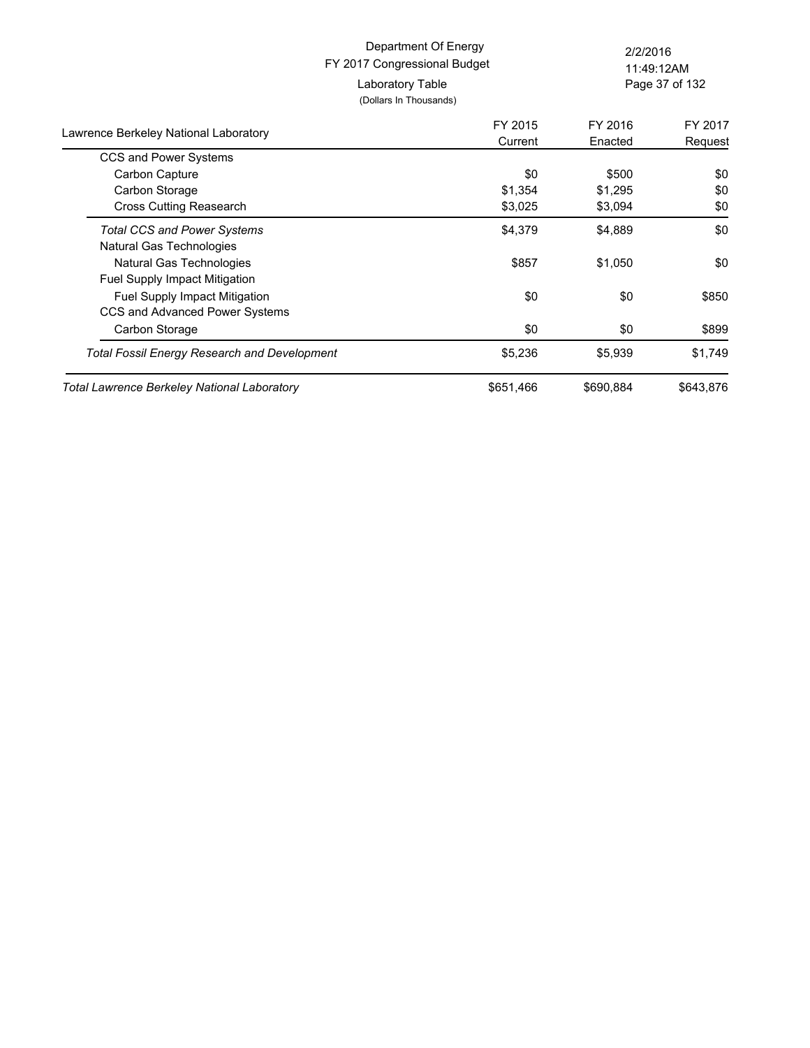Department Of Energy
FY 2017 Congressional Budget
Laboratory Table
(Dollars In Thousands)

| Lawrence Berkeley National Laboratory | FY 2015 Current | FY 2016 Enacted | FY 2017 Request |
|---|---|---|---|
| CCS and Power Systems | | | |
| Carbon Capture | $0 | $500 | $0 |
| Carbon Storage | $1,354 | $1,295 | $0 |
| Cross Cutting Reasearch | $3,025 | $3,094 | $0 |
| *Total CCS and Power Systems* | $4,379 | $4,889 | $0 |
| Natural Gas Technologies | | | |
| Natural Gas Technologies | $857 | $1,050 | $0 |
| Fuel Supply Impact Mitigation | | | |
| Fuel Supply Impact Mitigation | $0 | $0 | $850 |
| CCS and Advanced Power Systems | | | |
| Carbon Storage | $0 | $0 | $899 |
| *Total Fossil Energy Research and Development* | $5,236 | $5,939 | $1,749 |
| *Total Lawrence Berkeley National Laboratory* | $651,466 | $690,884 | $643,876 |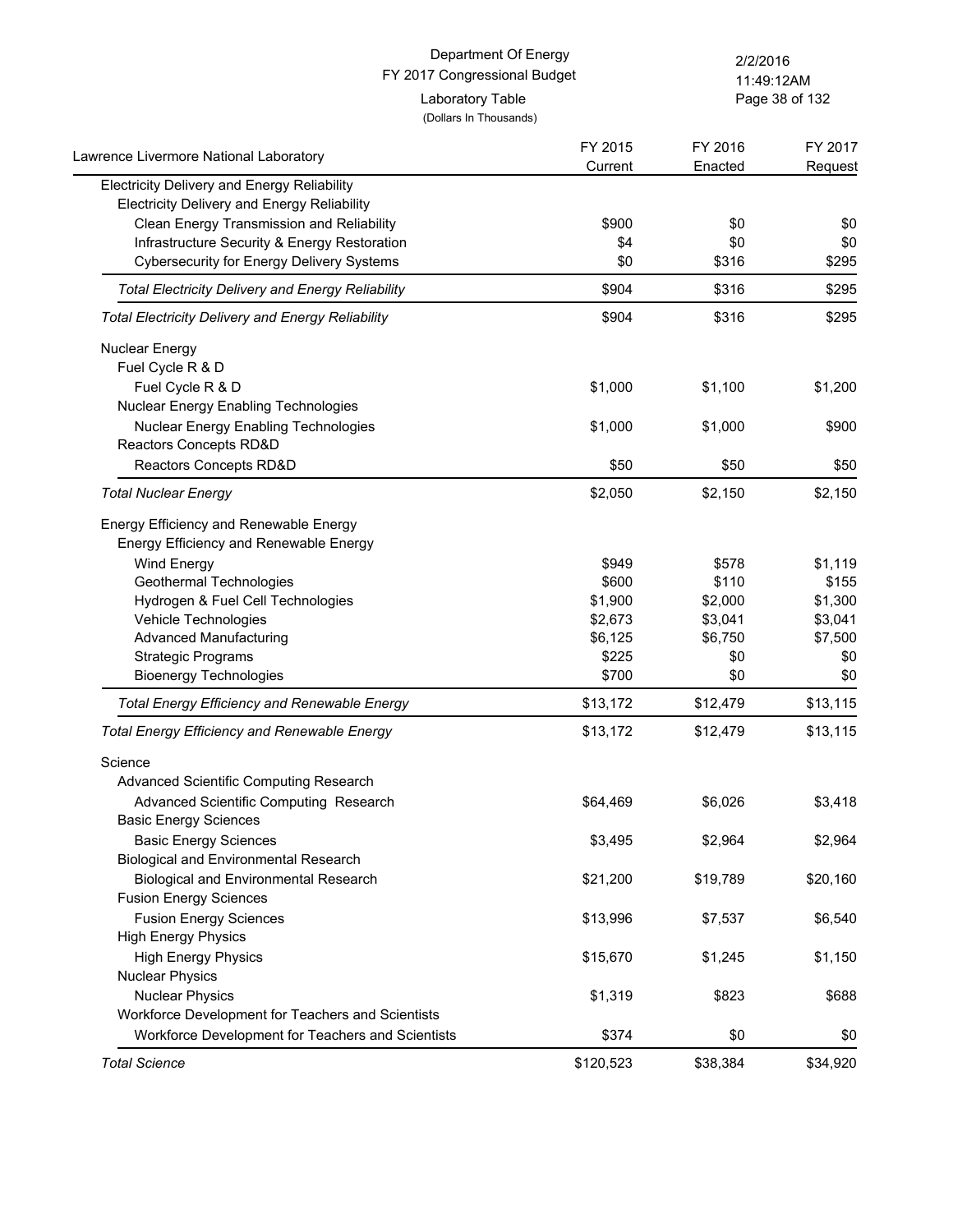Department Of Energy
FY 2017 Congressional Budget
Laboratory Table
(Dollars In Thousands)

2/2/2016
11:49:12AM

| Lawrence Livermore National Laboratory | FY 2015 Current | FY 2016 Enacted | FY 2017 Request |
|---|---|---|---|
| Electricity Delivery and Energy Reliability | | | |
| Electricity Delivery and Energy Reliability | | | |
| Clean Energy Transmission and Reliability | $900 | $0 | $0 |
| Infrastructure Security & Energy Restoration | $4 | $0 | $0 |
| Cybersecurity for Energy Delivery Systems | $0 | $316 | $295 |
| *Total Electricity Delivery and Energy Reliability* | $904 | $316 | $295 |
| *Total Electricity Delivery and Energy Reliability* | $904 | $316 | $295 |
| Nuclear Energy | | | |
| Fuel Cycle R & D | | | |
| Fuel Cycle R & D | $1,000 | $1,100 | $1,200 |
| Nuclear Energy Enabling Technologies | | | |
| Nuclear Energy Enabling Technologies | $1,000 | $1,000 | $900 |
| Reactors Concepts RD&D | | | |
| Reactors Concepts RD&D | $50 | $50 | $50 |
| *Total Nuclear Energy* | $2,050 | $2,150 | $2,150 |
| Energy Efficiency and Renewable Energy | | | |
| Energy Efficiency and Renewable Energy | | | |
| Wind Energy | $949 | $578 | $1,119 |
| Geothermal Technologies | $600 | $110 | $155 |
| Hydrogen & Fuel Cell Technologies | $1,900 | $2,000 | $1,300 |
| Vehicle Technologies | $2,673 | $3,041 | $3,041 |
| Advanced Manufacturing | $6,125 | $6,750 | $7,500 |
| Strategic Programs | $225 | $0 | $0 |
| Bioenergy Technologies | $700 | $0 | $0 |
| *Total Energy Efficiency and Renewable Energy* | $13,172 | $12,479 | $13,115 |
| *Total Energy Efficiency and Renewable Energy* | $13,172 | $12,479 | $13,115 |
| Science | | | |
| Advanced Scientific Computing Research | | | |
| Advanced Scientific Computing Research | $64,469 | $6,026 | $3,418 |
| Basic Energy Sciences | | | |
| Basic Energy Sciences | $3,495 | $2,964 | $2,964 |
| Biological and Environmental Research | | | |
| Biological and Environmental Research | $21,200 | $19,789 | $20,160 |
| Fusion Energy Sciences | | | |
| Fusion Energy Sciences | $13,996 | $7,537 | $6,540 |
| High Energy Physics | | | |
| High Energy Physics | $15,670 | $1,245 | $1,150 |
| Nuclear Physics | | | |
| Nuclear Physics | $1,319 | $823 | $688 |
| Workforce Development for Teachers and Scientists | | | |
| Workforce Development for Teachers and Scientists | $374 | $0 | $0 |
| *Total Science* | $120,523 | $38,384 | $34,920 |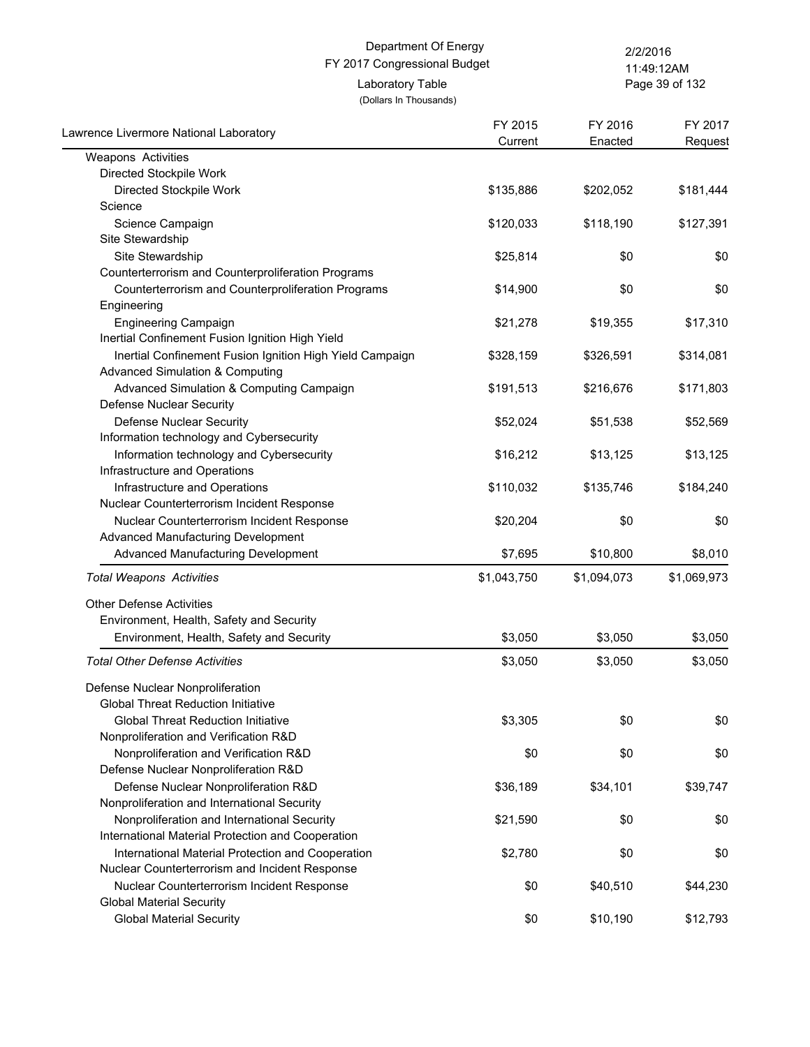Department Of Energy
FY 2017 Congressional Budget
Laboratory Table
(Dollars In Thousands)

| Lawrence Livermore National Laboratory | FY 2015 Current | FY 2016 Enacted | FY 2017 Request |
|---|---|---|---|
| Weapons Activities | | | |
| Directed Stockpile Work | | | |
| Directed Stockpile Work | $135,886 | $202,052 | $181,444 |
| Science | | | |
| Science Campaign | $120,033 | $118,190 | $127,391 |
| Site Stewardship | | | |
| Site Stewardship | $25,814 | $0 | $0 |
| Counterterrorism and Counterproliferation Programs | | | |
| Counterterrorism and Counterproliferation Programs | $14,900 | $0 | $0 |
| Engineering | | | |
| Engineering Campaign | $21,278 | $19,355 | $17,310 |
| Inertial Confinement Fusion Ignition High Yield | | | |
| Inertial Confinement Fusion Ignition High Yield Campaign | $328,159 | $326,591 | $314,081 |
| Advanced Simulation & Computing | | | |
| Advanced Simulation & Computing Campaign | $191,513 | $216,676 | $171,803 |
| Defense Nuclear Security | | | |
| Defense Nuclear Security | $52,024 | $51,538 | $52,569 |
| Information technology and Cybersecurity | | | |
| Information technology and Cybersecurity | $16,212 | $13,125 | $13,125 |
| Infrastructure and Operations | | | |
| Infrastructure and Operations | $110,032 | $135,746 | $184,240 |
| Nuclear Counterterrorism Incident Response | | | |
| Nuclear Counterterrorism Incident Response | $20,204 | $0 | $0 |
| Advanced Manufacturing Development | | | |
| Advanced Manufacturing Development | $7,695 | $10,800 | $8,010 |
| *Total Weapons Activities* | $1,043,750 | $1,094,073 | $1,069,973 |
| Other Defense Activities | | | |
| Environment, Health, Safety and Security | | | |
| Environment, Health, Safety and Security | $3,050 | $3,050 | $3,050 |
| *Total Other Defense Activities* | $3,050 | $3,050 | $3,050 |
| Defense Nuclear Nonproliferation | | | |
| Global Threat Reduction Initiative | | | |
| Global Threat Reduction Initiative | $3,305 | $0 | $0 |
| Nonproliferation and Verification R&D | | | |
| Nonproliferation and Verification R&D | $0 | $0 | $0 |
| Defense Nuclear Nonproliferation R&D | | | |
| Defense Nuclear Nonproliferation R&D | $36,189 | $34,101 | $39,747 |
| Nonproliferation and International Security | | | |
| Nonproliferation and International Security | $21,590 | $0 | $0 |
| International Material Protection and Cooperation | | | |
| International Material Protection and Cooperation | $2,780 | $0 | $0 |
| Nuclear Counterterrorism and Incident Response | | | |
| Nuclear Counterterrorism Incident Response | $0 | $40,510 | $44,230 |
| Global Material Security | | | |
| Global Material Security | $0 | $10,190 | $12,793 |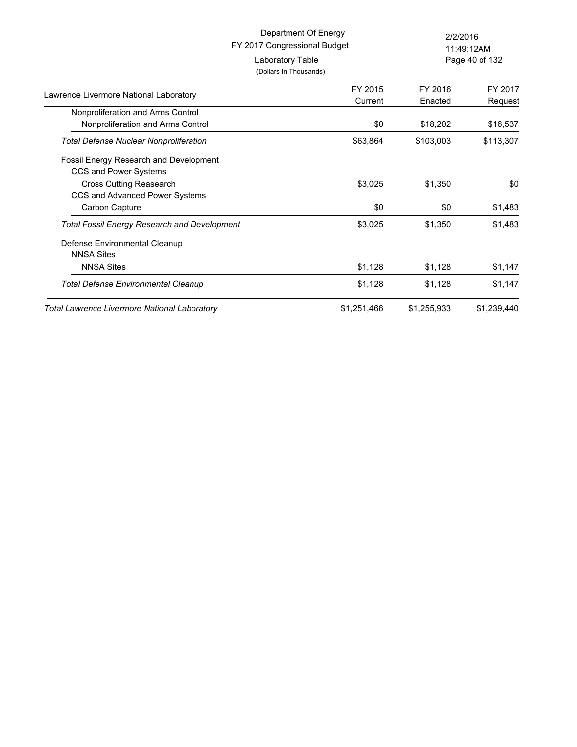Department Of Energy
FY 2017 Congressional Budget
Laboratory Table
(Dollars In Thousands)

| Lawrence Livermore National Laboratory | FY 2015 Current | FY 2016 Enacted | FY 2017 Request |
|---|---|---|---|
| Nonproliferation and Arms Control | | | |
| Nonproliferation and Arms Control | $0 | $18,202 | $16,537 |
| *Total Defense Nuclear Nonproliferation* | $63,864 | $103,003 | $113,307 |
| Fossil Energy Research and Development | | | |
| CCS and Power Systems | | | |
| Cross Cutting Reasearch | $3,025 | $1,350 | $0 |
| CCS and Advanced Power Systems | | | |
| Carbon Capture | $0 | $0 | $1,483 |
| *Total Fossil Energy Research and Development* | $3,025 | $1,350 | $1,483 |
| Defense Environmental Cleanup | | | |
| NNSA Sites | | | |
| NNSA Sites | $1,128 | $1,128 | $1,147 |
| *Total Defense Environmental Cleanup* | $1,128 | $1,128 | $1,147 |
| *Total Lawrence Livermore National Laboratory* | $1,251,466 | $1,255,933 | $1,239,440 |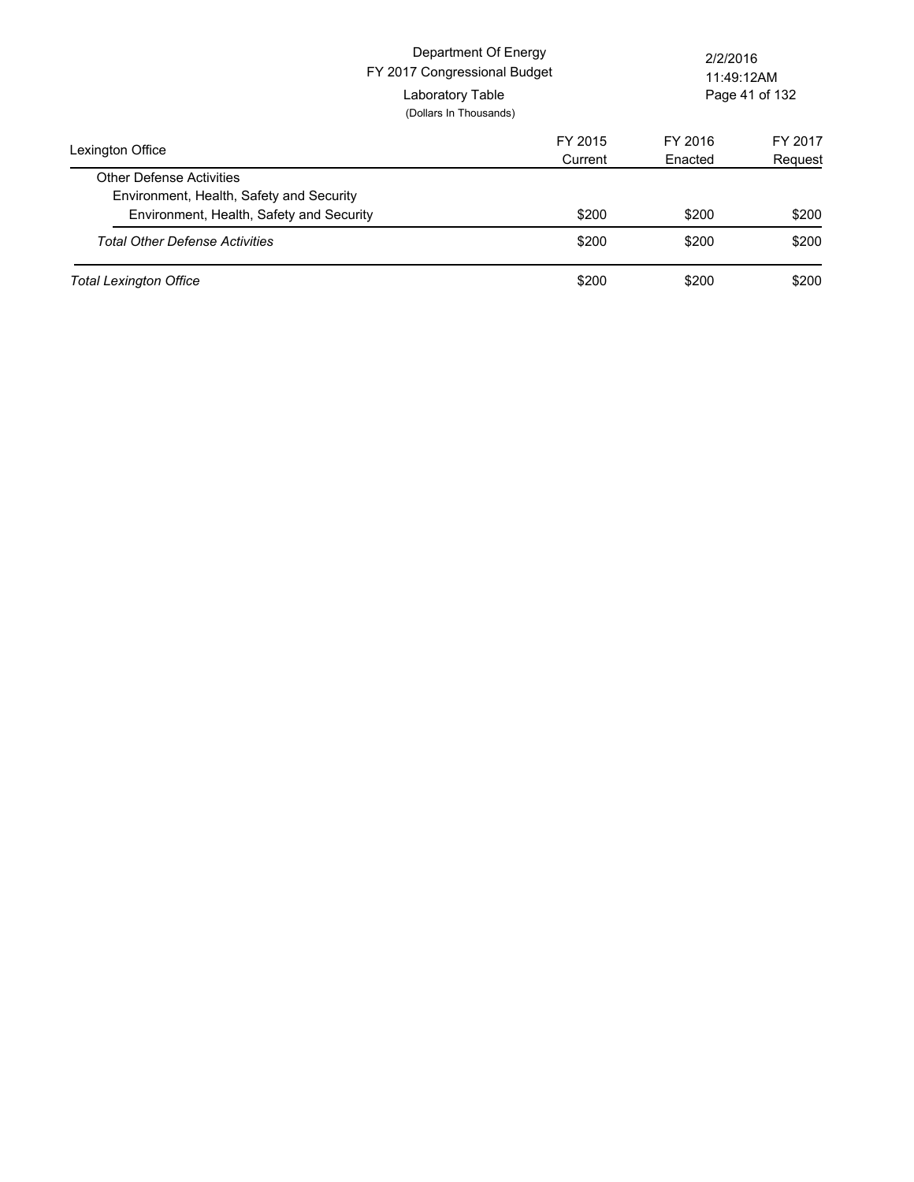Department Of Energy
FY 2017 Congressional Budget
Laboratory Table
(Dollars In Thousands)

| Lexington Office | FY 2015 Current | FY 2016 Enacted | FY 2017 Request |
|---|---|---|---|
| Other Defense Activities | | | |
| Environment, Health, Safety and Security | | | |
| Environment, Health, Safety and Security | $200 | $200 | $200 |
| *Total Other Defense Activities* | $200 | $200 | $200 |
| *Total Lexington Office* | $200 | $200 | $200 |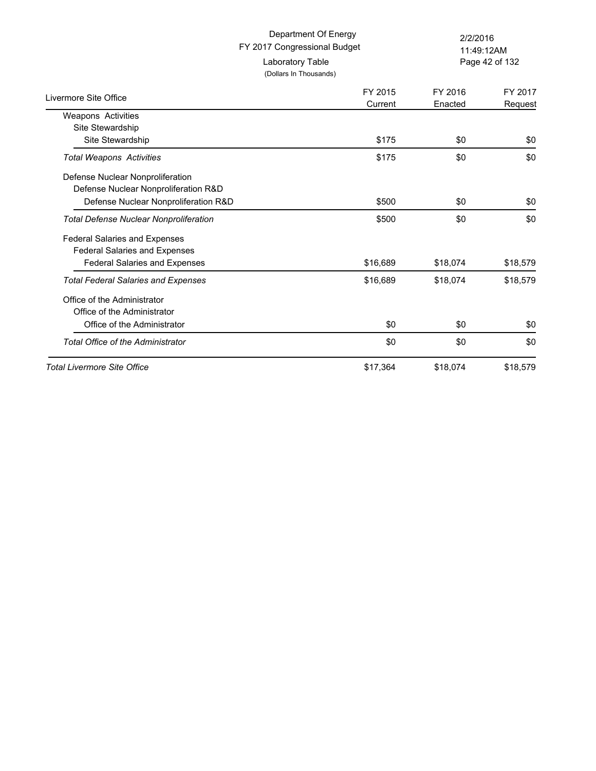Department Of Energy
FY 2017 Congressional Budget
Laboratory Table
(Dollars In Thousands)

2/2/2016
11:49:12AM

| Livermore Site Office | FY 2015 Current | FY 2016 Enacted | FY 2017 Request |
|---|---|---|---|
| Weapons Activities | | | |
| Site Stewardship | | | |
| Site Stewardship | $175 | $0 | $0 |
| *Total Weapons Activities* | $175 | $0 | $0 |
| Defense Nuclear Nonproliferation | | | |
| Defense Nuclear Nonproliferation R&D | | | |
| Defense Nuclear Nonproliferation R&D | $500 | $0 | $0 |
| *Total Defense Nuclear Nonproliferation* | $500 | $0 | $0 |
| Federal Salaries and Expenses | | | |
| Federal Salaries and Expenses | | | |
| Federal Salaries and Expenses | $16,689 | $18,074 | $18,579 |
| *Total Federal Salaries and Expenses* | $16,689 | $18,074 | $18,579 |
| Office of the Administrator | | | |
| Office of the Administrator | | | |
| Office of the Administrator | $0 | $0 | $0 |
| *Total Office of the Administrator* | $0 | $0 | $0 |
| *Total Livermore Site Office* | $17,364 | $18,074 | $18,579 |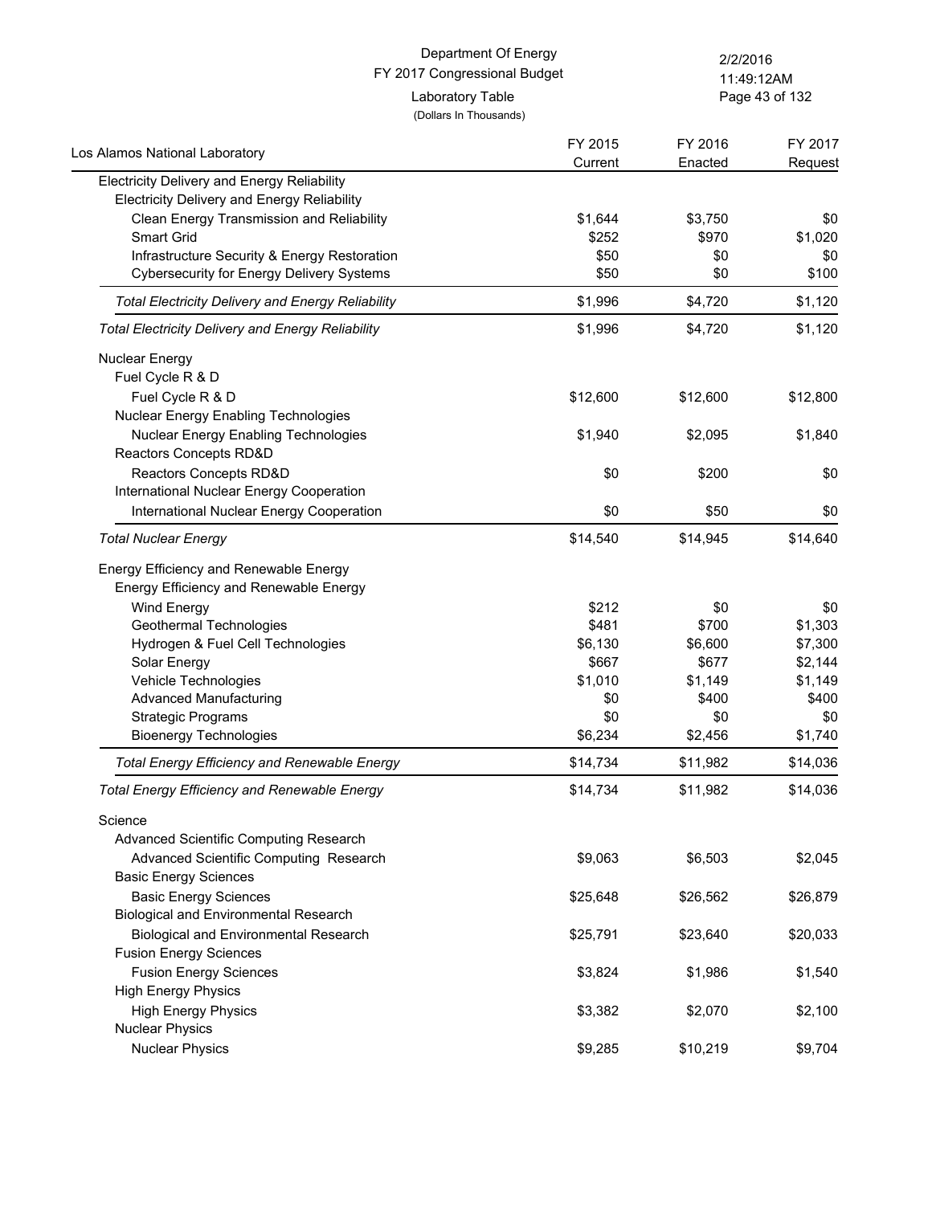Department Of Energy
FY 2017 Congressional Budget
Laboratory Table
(Dollars In Thousands)

2/2/2016
11:49:12AM

| Los Alamos National Laboratory | FY 2015 Current | FY 2016 Enacted | FY 2017 Request |
|---|---|---|---|
| Electricity Delivery and Energy Reliability | | | |
| Electricity Delivery and Energy Reliability | | | |
| Clean Energy Transmission and Reliability | $1,644 | $3,750 | $0 |
| Smart Grid | $252 | $970 | $1,020 |
| Infrastructure Security & Energy Restoration | $50 | $0 | $0 |
| Cybersecurity for Energy Delivery Systems | $50 | $0 | $100 |
| *Total Electricity Delivery and Energy Reliability* | $1,996 | $4,720 | $1,120 |
| *Total Electricity Delivery and Energy Reliability* | $1,996 | $4,720 | $1,120 |
| Nuclear Energy | | | |
| Fuel Cycle R & D | | | |
| Fuel Cycle R & D | $12,600 | $12,600 | $12,800 |
| Nuclear Energy Enabling Technologies | | | |
| Nuclear Energy Enabling Technologies | $1,940 | $2,095 | $1,840 |
| Reactors Concepts RD&D | | | |
| Reactors Concepts RD&D | $0 | $200 | $0 |
| International Nuclear Energy Cooperation | | | |
| International Nuclear Energy Cooperation | $0 | $50 | $0 |
| *Total Nuclear Energy* | $14,540 | $14,945 | $14,640 |
| Energy Efficiency and Renewable Energy | | | |
| Energy Efficiency and Renewable Energy | | | |
| Wind Energy | $212 | $0 | $0 |
| Geothermal Technologies | $481 | $700 | $1,303 |
| Hydrogen & Fuel Cell Technologies | $6,130 | $6,600 | $7,300 |
| Solar Energy | $667 | $677 | $2,144 |
| Vehicle Technologies | $1,010 | $1,149 | $1,149 |
| Advanced Manufacturing | $0 | $400 | $400 |
| Strategic Programs | $0 | $0 | $0 |
| Bioenergy Technologies | $6,234 | $2,456 | $1,740 |
| *Total Energy Efficiency and Renewable Energy* | $14,734 | $11,982 | $14,036 |
| *Total Energy Efficiency and Renewable Energy* | $14,734 | $11,982 | $14,036 |
| Science | | | |
| Advanced Scientific Computing Research | | | |
| Advanced Scientific Computing Research | $9,063 | $6,503 | $2,045 |
| Basic Energy Sciences | | | |
| Basic Energy Sciences | $25,648 | $26,562 | $26,879 |
| Biological and Environmental Research | | | |
| Biological and Environmental Research | $25,791 | $23,640 | $20,033 |
| Fusion Energy Sciences | | | |
| Fusion Energy Sciences | $3,824 | $1,986 | $1,540 |
| High Energy Physics | | | |
| High Energy Physics | $3,382 | $2,070 | $2,100 |
| Nuclear Physics | | | |
| Nuclear Physics | $9,285 | $10,219 | $9,704 |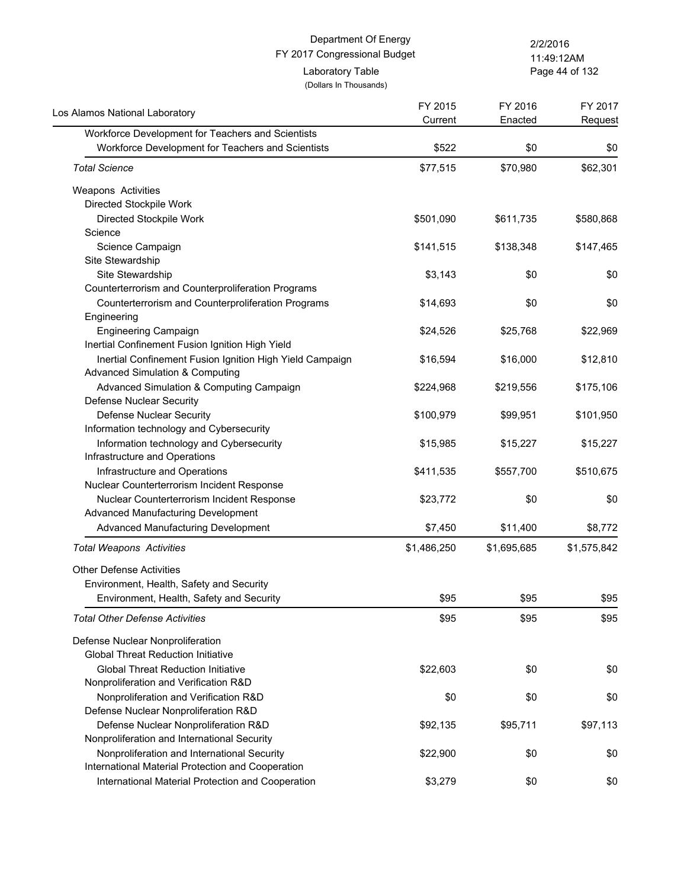Department Of Energy
FY 2017 Congressional Budget
Laboratory Table
(Dollars In Thousands)

2/2/2016
11:49:12AM

| Los Alamos National Laboratory | FY 2015 Current | FY 2016 Enacted | FY 2017 Request |
|---|---|---|---|
| Workforce Development for Teachers and Scientists | | | |
| Workforce Development for Teachers and Scientists | $522 | $0 | $0 |
| *Total Science* | $77,515 | $70,980 | $62,301 |
| Weapons Activities | | | |
| Directed Stockpile Work | | | |
| Directed Stockpile Work | $501,090 | $611,735 | $580,868 |
| Science | | | |
| Science Campaign | $141,515 | $138,348 | $147,465 |
| Site Stewardship | | | |
| Site Stewardship | $3,143 | $0 | $0 |
| Counterterrorism and Counterproliferation Programs | | | |
| Counterterrorism and Counterproliferation Programs | $14,693 | $0 | $0 |
| Engineering | | | |
| Engineering Campaign | $24,526 | $25,768 | $22,969 |
| Inertial Confinement Fusion Ignition High Yield | | | |
| Inertial Confinement Fusion Ignition High Yield Campaign | $16,594 | $16,000 | $12,810 |
| Advanced Simulation & Computing | | | |
| Advanced Simulation & Computing Campaign | $224,968 | $219,556 | $175,106 |
| Defense Nuclear Security | | | |
| Defense Nuclear Security | $100,979 | $99,951 | $101,950 |
| Information technology and Cybersecurity | | | |
| Information technology and Cybersecurity | $15,985 | $15,227 | $15,227 |
| Infrastructure and Operations | | | |
| Infrastructure and Operations | $411,535 | $557,700 | $510,675 |
| Nuclear Counterterrorism Incident Response | | | |
| Nuclear Counterterrorism Incident Response | $23,772 | $0 | $0 |
| Advanced Manufacturing Development | | | |
| Advanced Manufacturing Development | $7,450 | $11,400 | $8,772 |
| *Total Weapons Activities* | $1,486,250 | $1,695,685 | $1,575,842 |
| Other Defense Activities | | | |
| Environment, Health, Safety and Security | | | |
| Environment, Health, Safety and Security | $95 | $95 | $95 |
| *Total Other Defense Activities* | $95 | $95 | $95 |
| Defense Nuclear Nonproliferation | | | |
| Global Threat Reduction Initiative | | | |
| Global Threat Reduction Initiative | $22,603 | $0 | $0 |
| Nonproliferation and Verification R&D | | | |
| Nonproliferation and Verification R&D | $0 | $0 | $0 |
| Defense Nuclear Nonproliferation R&D | | | |
| Defense Nuclear Nonproliferation R&D | $92,135 | $95,711 | $97,113 |
| Nonproliferation and International Security | | | |
| Nonproliferation and International Security | $22,900 | $0 | $0 |
| International Material Protection and Cooperation | | | |
| International Material Protection and Cooperation | $3,279 | $0 | $0 |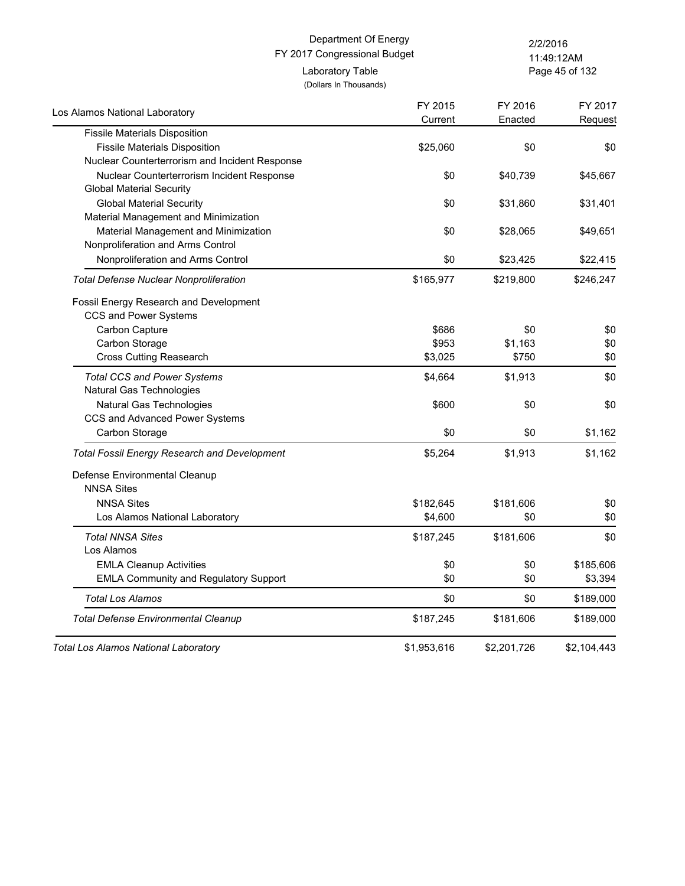Department Of Energy
FY 2017 Congressional Budget
Laboratory Table
(Dollars In Thousands)

| Los Alamos National Laboratory | FY 2015 Current | FY 2016 Enacted | FY 2017 Request |
|---|---|---|---|
| Fissile Materials Disposition | | | |
| Fissile Materials Disposition | $25,060 | $0 | $0 |
| Nuclear Counterterrorism and Incident Response | | | |
| Nuclear Counterterrorism Incident Response | $0 | $40,739 | $45,667 |
| Global Material Security | | | |
| Global Material Security | $0 | $31,860 | $31,401 |
| Material Management and Minimization | | | |
| Material Management and Minimization | $0 | $28,065 | $49,651 |
| Nonproliferation and Arms Control | | | |
| Nonproliferation and Arms Control | $0 | $23,425 | $22,415 |
| *Total Defense Nuclear Nonproliferation* | $165,977 | $219,800 | $246,247 |
| Fossil Energy Research and Development | | | |
| CCS and Power Systems | | | |
| Carbon Capture | $686 | $0 | $0 |
| Carbon Storage | $953 | $1,163 | $0 |
| Cross Cutting Reasearch | $3,025 | $750 | $0 |
| *Total CCS and Power Systems* | $4,664 | $1,913 | $0 |
| Natural Gas Technologies | | | |
| Natural Gas Technologies | $600 | $0 | $0 |
| CCS and Advanced Power Systems | | | |
| Carbon Storage | $0 | $0 | $1,162 |
| *Total Fossil Energy Research and Development* | $5,264 | $1,913 | $1,162 |
| Defense Environmental Cleanup | | | |
| NNSA Sites | | | |
| NNSA Sites | $182,645 | $181,606 | $0 |
| Los Alamos National Laboratory | $4,600 | $0 | $0 |
| *Total NNSA Sites* | $187,245 | $181,606 | $0 |
| Los Alamos | | | |
| EMLA Cleanup Activities | $0 | $0 | $185,606 |
| EMLA Community and Regulatory Support | $0 | $0 | $3,394 |
| *Total Los Alamos* | $0 | $0 | $189,000 |
| *Total Defense Environmental Cleanup* | $187,245 | $181,606 | $189,000 |
| *Total Los Alamos National Laboratory* | $1,953,616 | $2,201,726 | $2,104,443 |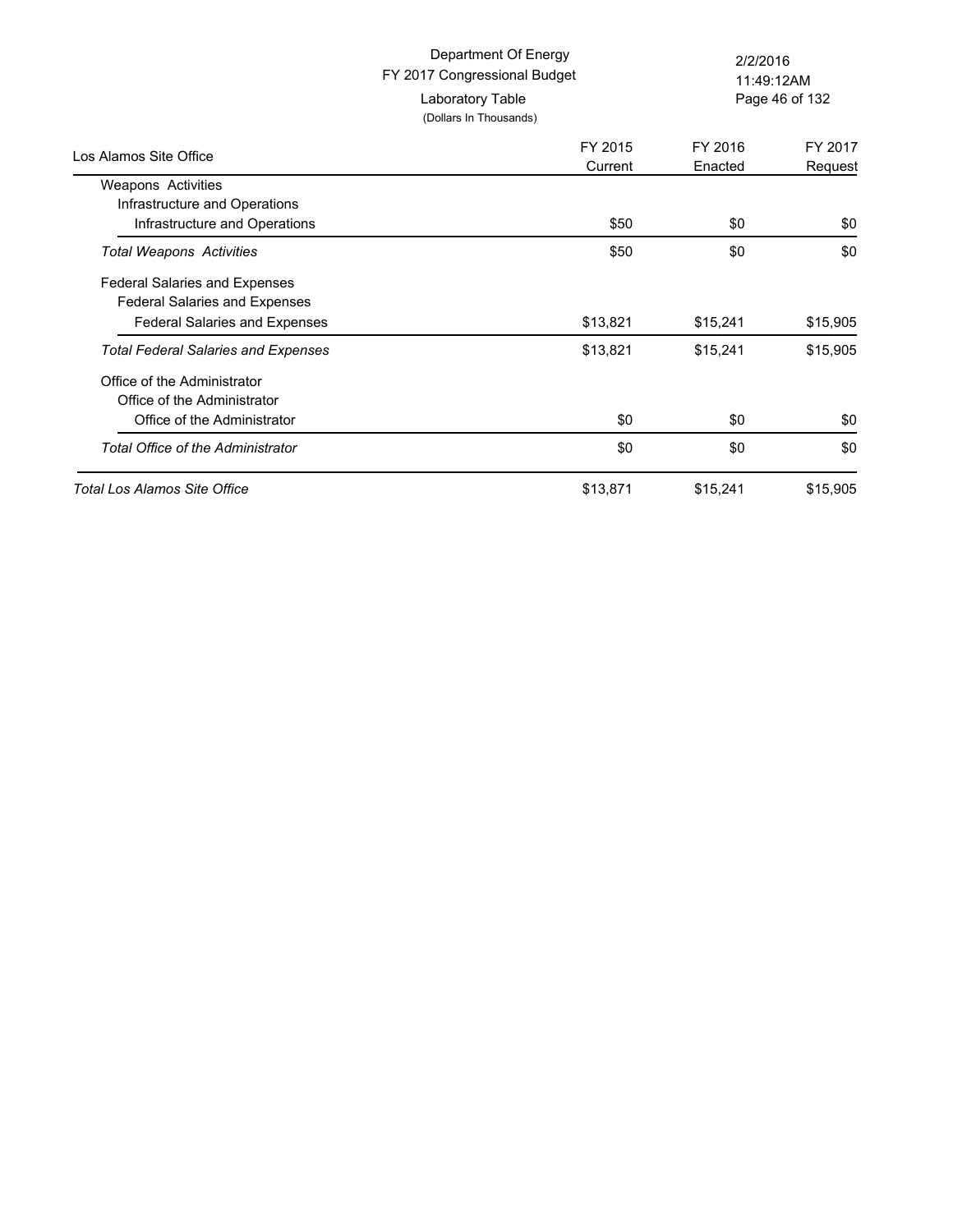Department Of Energy
FY 2017 Congressional Budget
Laboratory Table
(Dollars In Thousands)

| Los Alamos Site Office | FY 2015 Current | FY 2016 Enacted | FY 2017 Request |
|---|---|---|---|
| Weapons Activities | | | |
| Infrastructure and Operations | | | |
| Infrastructure and Operations | $50 | $0 | $0 |
| *Total Weapons Activities* | $50 | $0 | $0 |
| Federal Salaries and Expenses | | | |
| Federal Salaries and Expenses | | | |
| Federal Salaries and Expenses | $13,821 | $15,241 | $15,905 |
| *Total Federal Salaries and Expenses* | $13,821 | $15,241 | $15,905 |
| Office of the Administrator | | | |
| Office of the Administrator | | | |
| Office of the Administrator | $0 | $0 | $0 |
| *Total Office of the Administrator* | $0 | $0 | $0 |
| *Total Los Alamos Site Office* | $13,871 | $15,241 | $15,905 |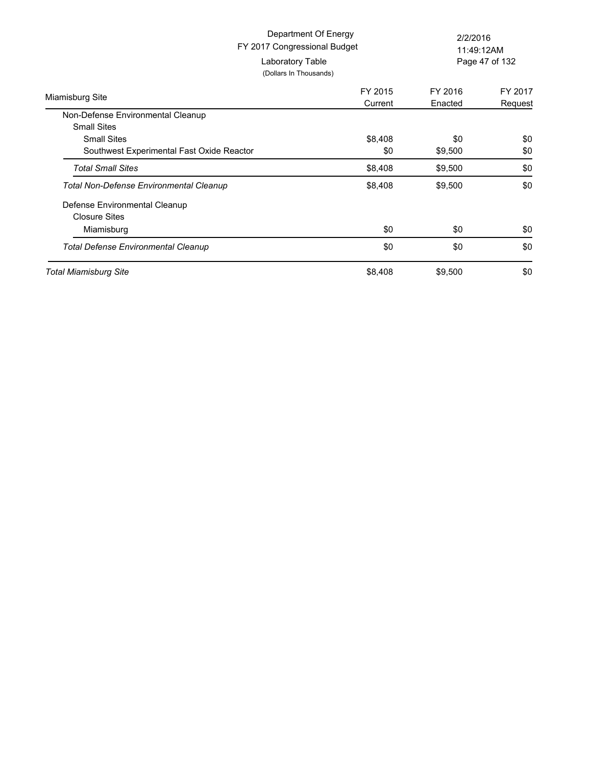Department Of Energy
FY 2017 Congressional Budget
Laboratory Table
(Dollars In Thousands)

| Miamisburg Site | FY 2015 Current | FY 2016 Enacted | FY 2017 Request |
|---|---|---|---|
| Non-Defense Environmental Cleanup | | | |
| Small Sites | | | |
| Small Sites | $8,408 | $0 | $0 |
| Southwest Experimental Fast Oxide Reactor | $0 | $9,500 | $0 |
| *Total Small Sites* | $8,408 | $9,500 | $0 |
| *Total Non-Defense Environmental Cleanup* | $8,408 | $9,500 | $0 |
| Defense Environmental Cleanup | | | |
| Closure Sites | | | |
| Miamisburg | $0 | $0 | $0 |
| *Total Defense Environmental Cleanup* | $0 | $0 | $0 |
| *Total Miamisburg Site* | $8,408 | $9,500 | $0 |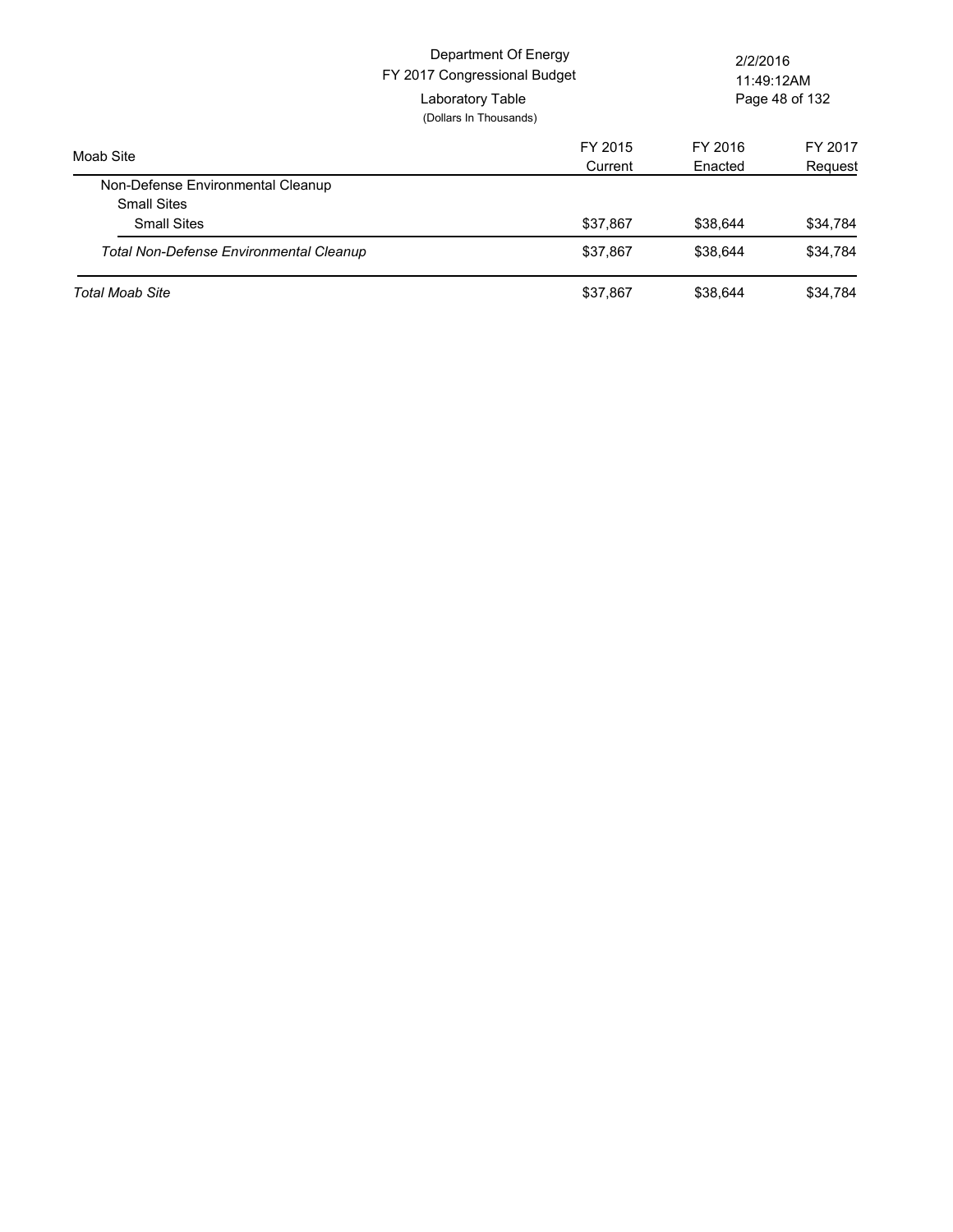Department Of Energy
FY 2017 Congressional Budget
Laboratory Table
(Dollars In Thousands)

2/2/2016
11:49:12AM

| Moab Site | FY 2015 Current | FY 2016 Enacted | FY 2017 Request |
|---|---|---|---|
| Non-Defense Environmental Cleanup | | | |
| Small Sites | | | |
| Small Sites | $37,867 | $38,644 | $34,784 |
| *Total Non-Defense Environmental Cleanup* | $37,867 | $38,644 | $34,784 |
| *Total Moab Site* | $37,867 | $38,644 | $34,784 |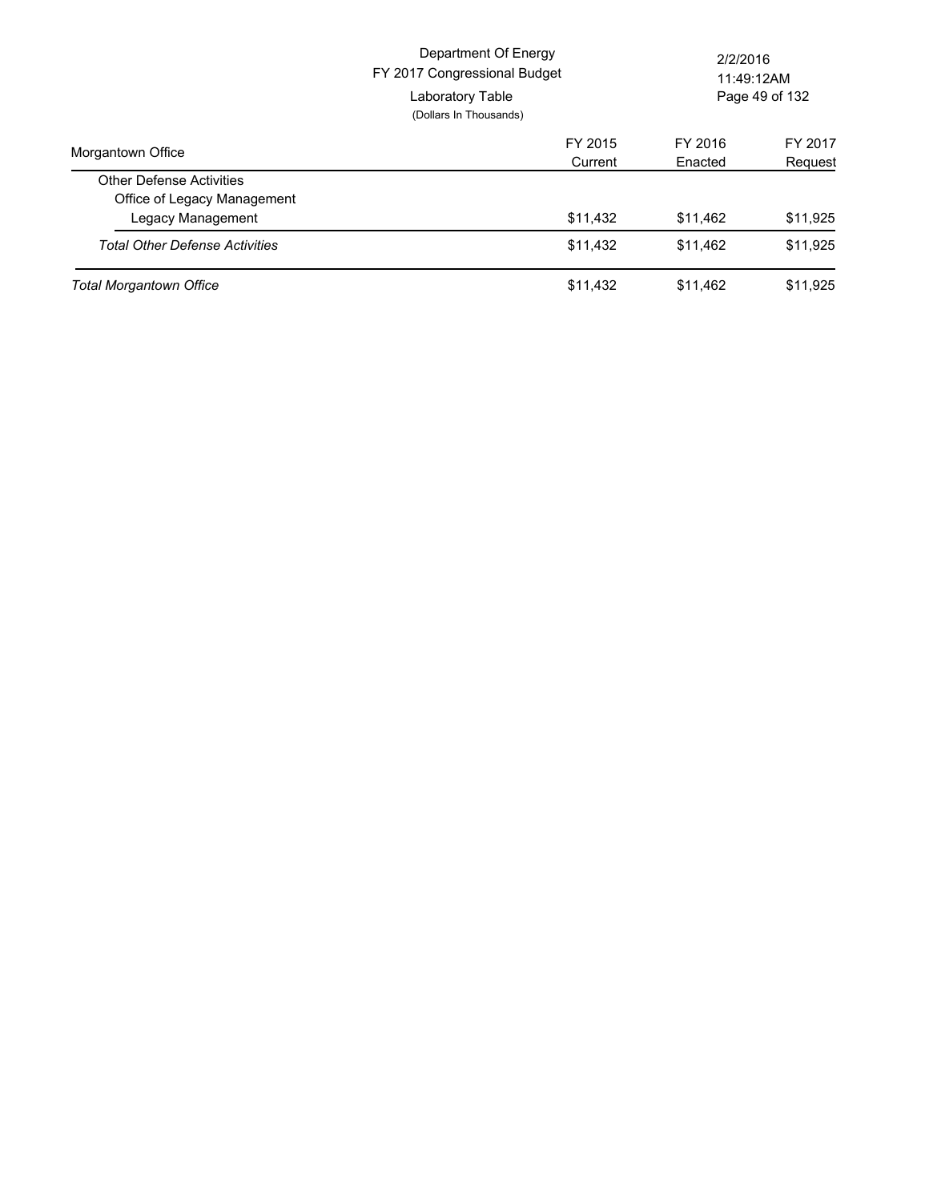Department Of Energy
FY 2017 Congressional Budget
Laboratory Table
(Dollars In Thousands)

| Morgantown Office | FY 2015 Current | FY 2016 Enacted | FY 2017 Request |
|---|---|---|---|
| Other Defense Activities | | | |
| Office of Legacy Management | | | |
| Legacy Management | $11,432 | $11,462 | $11,925 |
| *Total Other Defense Activities* | $11,432 | $11,462 | $11,925 |
| *Total Morgantown Office* | $11,432 | $11,462 | $11,925 |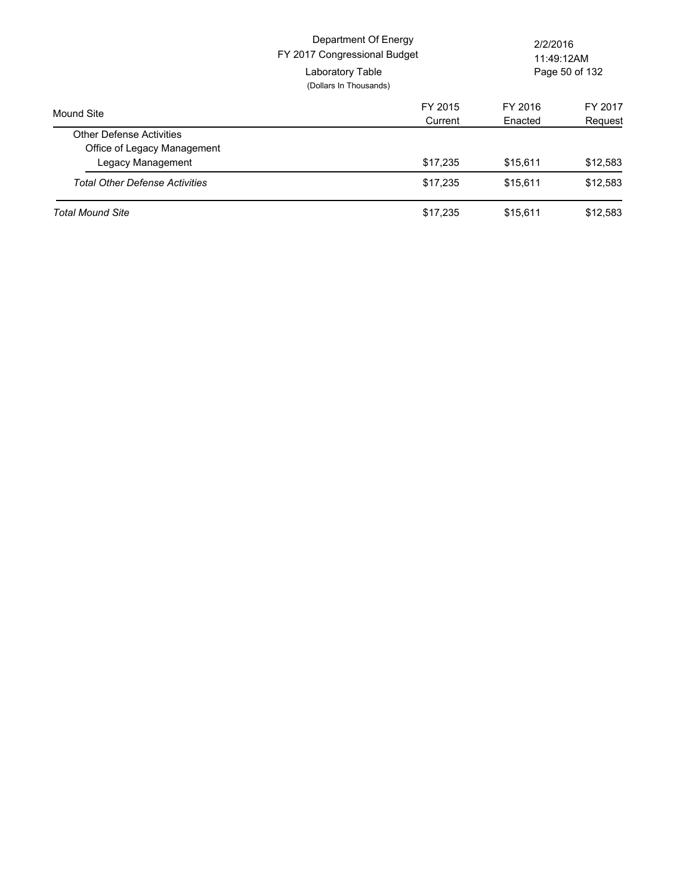Department Of Energy
FY 2017 Congressional Budget
Laboratory Table
(Dollars In Thousands)

2/2/2016
11:49:12AM

| Mound Site | FY 2015 Current | FY 2016 Enacted | FY 2017 Request |
|---|---|---|---|
| Other Defense Activities | | | |
| Office of Legacy Management | | | |
| Legacy Management | $17,235 | $15,611 | $12,583 |
| *Total Other Defense Activities* | $17,235 | $15,611 | $12,583 |
| *Total Mound Site* | $17,235 | $15,611 | $12,583 |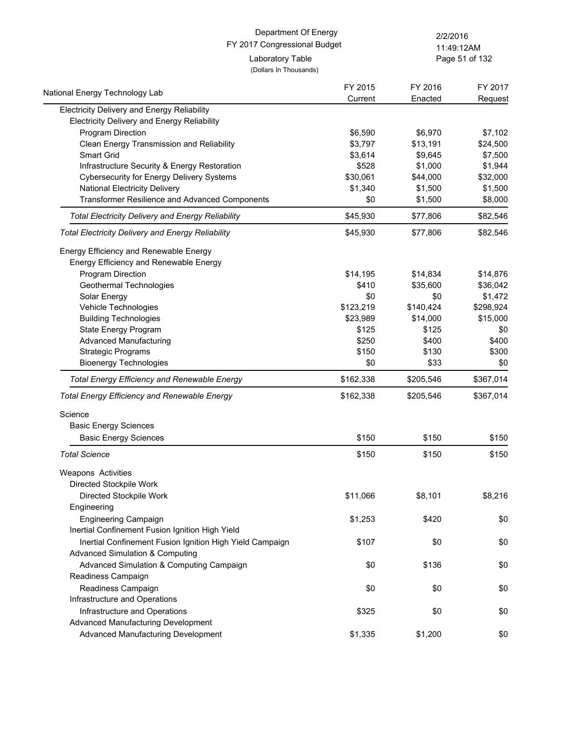Department Of Energy
FY 2017 Congressional Budget
Laboratory Table
(Dollars In Thousands)

| National Energy Technology Lab | FY 2015 Current | FY 2016 Enacted | FY 2017 Request |
|---|---|---|---|
| Electricity Delivery and Energy Reliability | | | |
| Electricity Delivery and Energy Reliability | | | |
| Program Direction | $6,590 | $6,970 | $7,102 |
| Clean Energy Transmission and Reliability | $3,797 | $13,191 | $24,500 |
| Smart Grid | $3,614 | $9,645 | $7,500 |
| Infrastructure Security & Energy Restoration | $528 | $1,000 | $1,944 |
| Cybersecurity for Energy Delivery Systems | $30,061 | $44,000 | $32,000 |
| National Electricity Delivery | $1,340 | $1,500 | $1,500 |
| Transformer Resilience and Advanced Components | $0 | $1,500 | $8,000 |
| *Total Electricity Delivery and Energy Reliability* | $45,930 | $77,806 | $82,546 |
| *Total Electricity Delivery and Energy Reliability* | $45,930 | $77,806 | $82,546 |
| Energy Efficiency and Renewable Energy | | | |
| Energy Efficiency and Renewable Energy | | | |
| Program Direction | $14,195 | $14,834 | $14,876 |
| Geothermal Technologies | $410 | $35,600 | $36,042 |
| Solar Energy | $0 | $0 | $1,472 |
| Vehicle Technologies | $123,219 | $140,424 | $298,924 |
| Building Technologies | $23,989 | $14,000 | $15,000 |
| State Energy Program | $125 | $125 | $0 |
| Advanced Manufacturing | $250 | $400 | $400 |
| Strategic Programs | $150 | $130 | $300 |
| Bioenergy Technologies | $0 | $33 | $0 |
| *Total Energy Efficiency and Renewable Energy* | $162,338 | $205,546 | $367,014 |
| *Total Energy Efficiency and Renewable Energy* | $162,338 | $205,546 | $367,014 |
| Science | | | |
| Basic Energy Sciences | | | |
| Basic Energy Sciences | $150 | $150 | $150 |
| *Total Science* | $150 | $150 | $150 |
| Weapons Activities | | | |
| Directed Stockpile Work | | | |
| Directed Stockpile Work | $11,066 | $8,101 | $8,216 |
| Engineering | | | |
| Engineering Campaign | $1,253 | $420 | $0 |
| Inertial Confinement Fusion Ignition High Yield | | | |
| Inertial Confinement Fusion Ignition High Yield Campaign | $107 | $0 | $0 |
| Advanced Simulation & Computing | | | |
| Advanced Simulation & Computing Campaign | $0 | $136 | $0 |
| Readiness Campaign | | | |
| Readiness Campaign | $0 | $0 | $0 |
| Infrastructure and Operations | | | |
| Infrastructure and Operations | $325 | $0 | $0 |
| Advanced Manufacturing Development | | | |
| Advanced Manufacturing Development | $1,335 | $1,200 | $0 |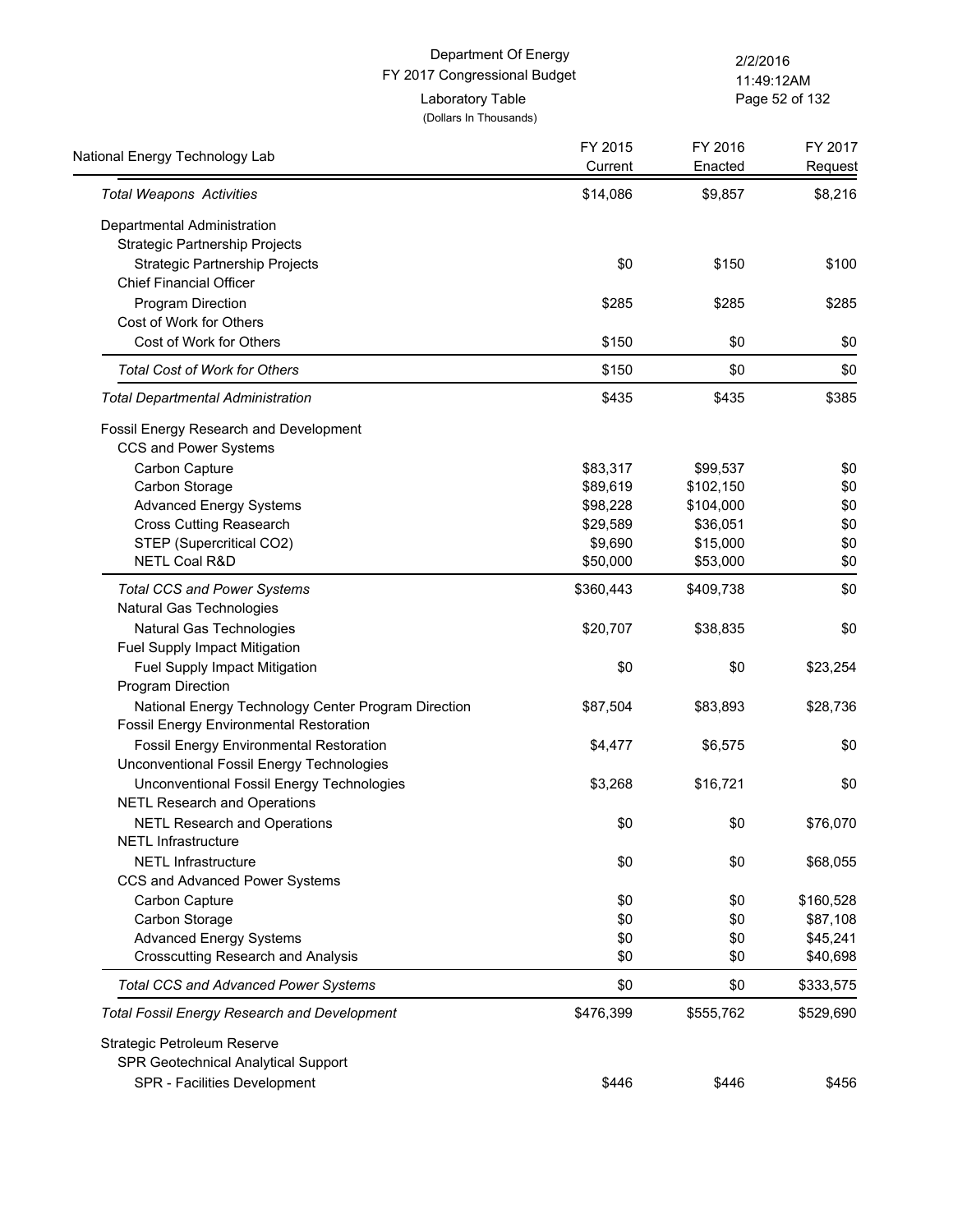Department Of Energy
FY 2017 Congressional Budget
Laboratory Table
(Dollars In Thousands)

| National Energy Technology Lab | FY 2015 Current | FY 2016 Enacted | FY 2017 Request |
|---|---|---|---|
| *Total Weapons Activities* | $14,086 | $9,857 | $8,216 |
| Departmental Administration | | | |
| Strategic Partnership Projects | | | |
| Strategic Partnership Projects | $0 | $150 | $100 |
| Chief Financial Officer | | | |
| Program Direction | $285 | $285 | $285 |
| Cost of Work for Others | | | |
| Cost of Work for Others | $150 | $0 | $0 |
| *Total Cost of Work for Others* | $150 | $0 | $0 |
| *Total Departmental Administration* | $435 | $435 | $385 |
| Fossil Energy Research and Development | | | |
| CCS and Power Systems | | | |
| Carbon Capture | $83,317 | $99,537 | $0 |
| Carbon Storage | $89,619 | $102,150 | $0 |
| Advanced Energy Systems | $98,228 | $104,000 | $0 |
| Cross Cutting Reasearch | $29,589 | $36,051 | $0 |
| STEP (Supercritical CO2) | $9,690 | $15,000 | $0 |
| NETL Coal R&D | $50,000 | $53,000 | $0 |
| *Total CCS and Power Systems* | $360,443 | $409,738 | $0 |
| Natural Gas Technologies | | | |
| Natural Gas Technologies | $20,707 | $38,835 | $0 |
| Fuel Supply Impact Mitigation | | | |
| Fuel Supply Impact Mitigation | $0 | $0 | $23,254 |
| Program Direction | | | |
| National Energy Technology Center Program Direction | $87,504 | $83,893 | $28,736 |
| Fossil Energy Environmental Restoration | | | |
| Fossil Energy Environmental Restoration | $4,477 | $6,575 | $0 |
| Unconventional Fossil Energy Technologies | | | |
| Unconventional Fossil Energy Technologies | $3,268 | $16,721 | $0 |
| NETL Research and Operations | | | |
| NETL Research and Operations | $0 | $0 | $76,070 |
| NETL Infrastructure | | | |
| NETL Infrastructure | $0 | $0 | $68,055 |
| CCS and Advanced Power Systems | | | |
| Carbon Capture | $0 | $0 | $160,528 |
| Carbon Storage | $0 | $0 | $87,108 |
| Advanced Energy Systems | $0 | $0 | $45,241 |
| Crosscutting Research and Analysis | $0 | $0 | $40,698 |
| *Total CCS and Advanced Power Systems* | $0 | $0 | $333,575 |
| *Total Fossil Energy Research and Development* | $476,399 | $555,762 | $529,690 |
| Strategic Petroleum Reserve | | | |
| SPR Geotechnical Analytical Support | | | |
| SPR - Facilities Development | $446 | $446 | $456 |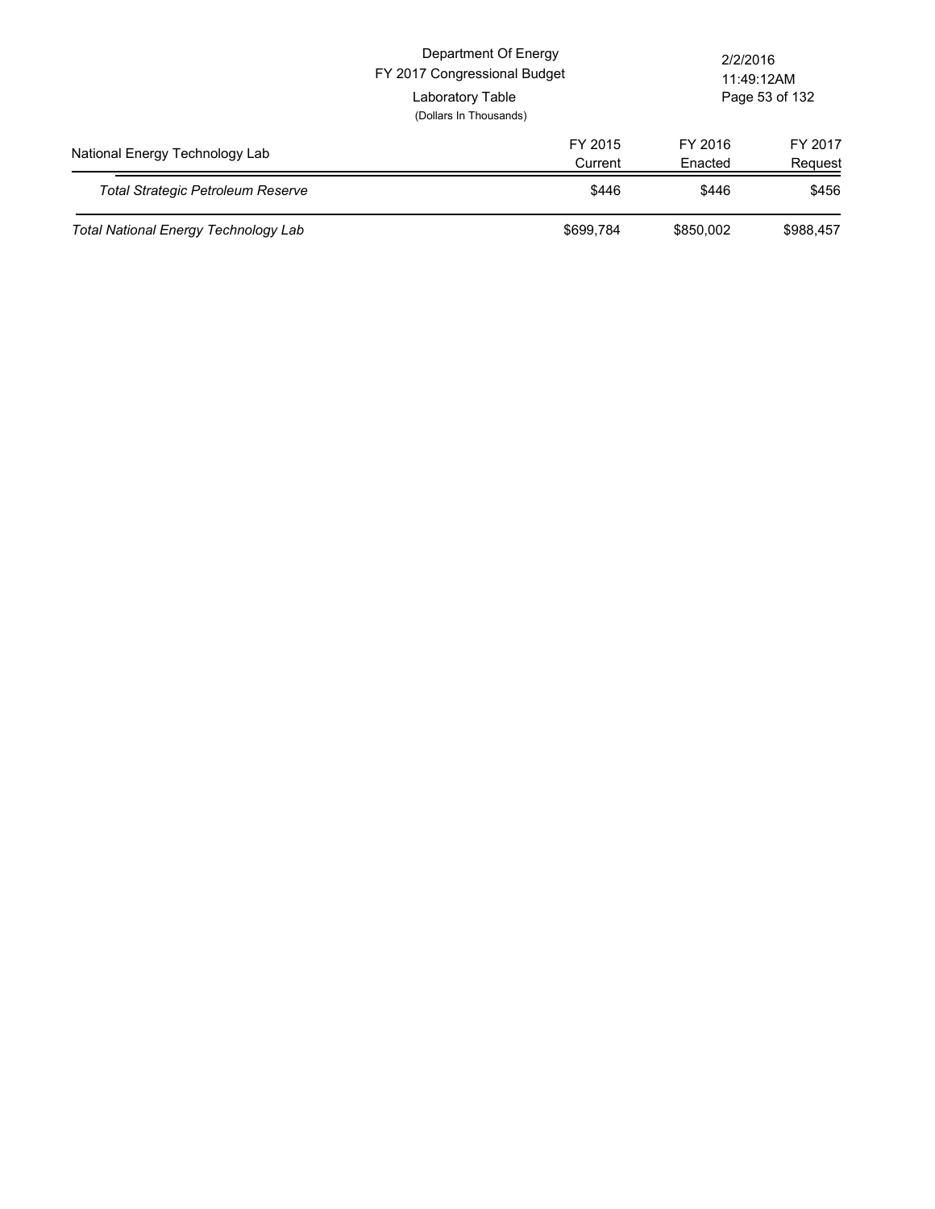| National Energy Technology Lab | FY 2015 Current | FY 2016 Enacted | FY 2017 Request |
|---|---|---|---|
| *Total Strategic Petroleum Reserve* | $446 | $446 | $456 |
| *Total National Energy Technology Lab* | $699,784 | $850,002 | $988,457 |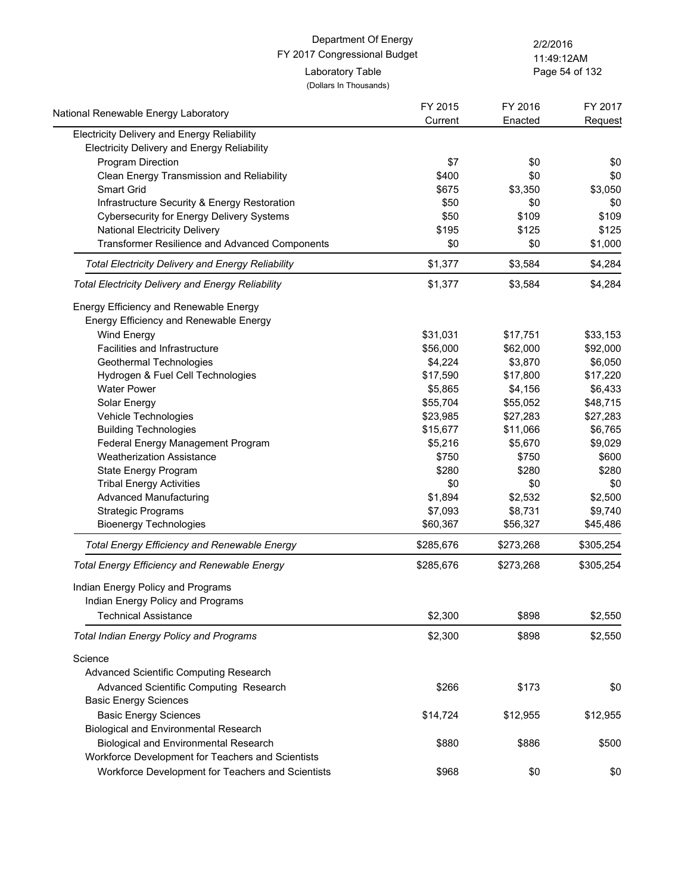Department Of Energy
FY 2017 Congressional Budget
Laboratory Table
(Dollars In Thousands)

| National Renewable Energy Laboratory | FY 2015 Current | FY 2016 Enacted | FY 2017 Request |
|---|---|---|---|
| Electricity Delivery and Energy Reliability | | | |
| Electricity Delivery and Energy Reliability | | | |
| Program Direction | $7 | $0 | $0 |
| Clean Energy Transmission and Reliability | $400 | $0 | $0 |
| Smart Grid | $675 | $3,350 | $3,050 |
| Infrastructure Security & Energy Restoration | $50 | $0 | $0 |
| Cybersecurity for Energy Delivery Systems | $50 | $109 | $109 |
| National Electricity Delivery | $195 | $125 | $125 |
| Transformer Resilience and Advanced Components | $0 | $0 | $1,000 |
| *Total Electricity Delivery and Energy Reliability* | $1,377 | $3,584 | $4,284 |
| *Total Electricity Delivery and Energy Reliability* | $1,377 | $3,584 | $4,284 |
| Energy Efficiency and Renewable Energy | | | |
| Energy Efficiency and Renewable Energy | | | |
| Wind Energy | $31,031 | $17,751 | $33,153 |
| Facilities and Infrastructure | $56,000 | $62,000 | $92,000 |
| Geothermal Technologies | $4,224 | $3,870 | $6,050 |
| Hydrogen & Fuel Cell Technologies | $17,590 | $17,800 | $17,220 |
| Water Power | $5,865 | $4,156 | $6,433 |
| Solar Energy | $55,704 | $55,052 | $48,715 |
| Vehicle Technologies | $23,985 | $27,283 | $27,283 |
| Building Technologies | $15,677 | $11,066 | $6,765 |
| Federal Energy Management Program | $5,216 | $5,670 | $9,029 |
| Weatherization Assistance | $750 | $750 | $600 |
| State Energy Program | $280 | $280 | $280 |
| Tribal Energy Activities | $0 | $0 | $0 |
| Advanced Manufacturing | $1,894 | $2,532 | $2,500 |
| Strategic Programs | $7,093 | $8,731 | $9,740 |
| Bioenergy Technologies | $60,367 | $56,327 | $45,486 |
| *Total Energy Efficiency and Renewable Energy* | $285,676 | $273,268 | $305,254 |
| *Total Energy Efficiency and Renewable Energy* | $285,676 | $273,268 | $305,254 |
| Indian Energy Policy and Programs | | | |
| Indian Energy Policy and Programs | | | |
| Technical Assistance | $2,300 | $898 | $2,550 |
| *Total Indian Energy Policy and Programs* | $2,300 | $898 | $2,550 |
| Science | | | |
| Advanced Scientific Computing Research | | | |
| Advanced Scientific Computing Research | $266 | $173 | $0 |
| Basic Energy Sciences | | | |
| Basic Energy Sciences | $14,724 | $12,955 | $12,955 |
| Biological and Environmental Research | | | |
| Biological and Environmental Research | $880 | $886 | $500 |
| Workforce Development for Teachers and Scientists | | | |
| Workforce Development for Teachers and Scientists | $968 | $0 | $0 |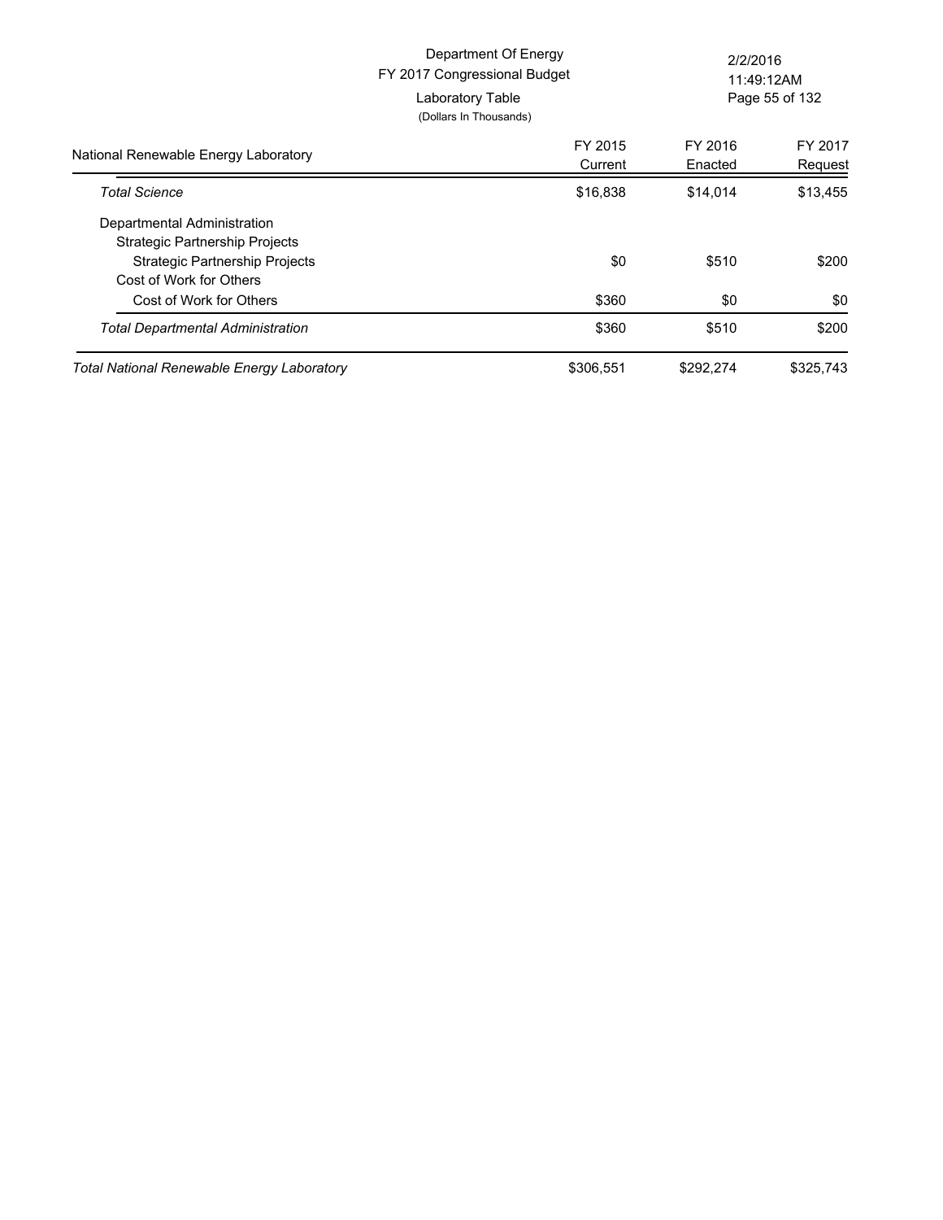Department Of Energy
FY 2017 Congressional Budget
Laboratory Table
(Dollars In Thousands)

| National Renewable Energy Laboratory | FY 2015 Current | FY 2016 Enacted | FY 2017 Request |
|---|---|---|---|
| *Total Science* | $16,838 | $14,014 | $13,455 |
| Departmental Administration | | | |
| Strategic Partnership Projects | | | |
| Strategic Partnership Projects | $0 | $510 | $200 |
| Cost of Work for Others | | | |
| Cost of Work for Others | $360 | $0 | $0 |
| *Total Departmental Administration* | $360 | $510 | $200 |
| *Total National Renewable Energy Laboratory* | $306,551 | $292,274 | $325,743 |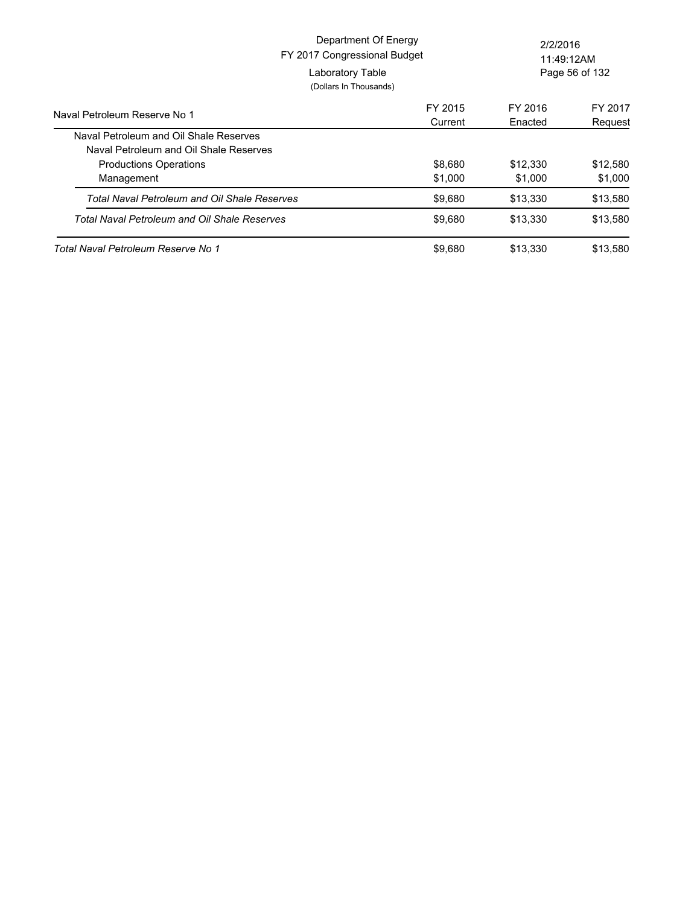Department Of Energy
FY 2017 Congressional Budget
Laboratory Table
(Dollars In Thousands)

| Naval Petroleum Reserve No 1 | FY 2015 Current | FY 2016 Enacted | FY 2017 Request |
|---|---|---|---|
| Naval Petroleum and Oil Shale Reserves | | | |
| Naval Petroleum and Oil Shale Reserves | | | |
| Productions Operations | $8,680 | $12,330 | $12,580 |
| Management | $1,000 | $1,000 | $1,000 |
| *Total Naval Petroleum and Oil Shale Reserves* | $9,680 | $13,330 | $13,580 |
| *Total Naval Petroleum and Oil Shale Reserves* | $9,680 | $13,330 | $13,580 |
| *Total Naval Petroleum Reserve No 1* | $9,680 | $13,330 | $13,580 |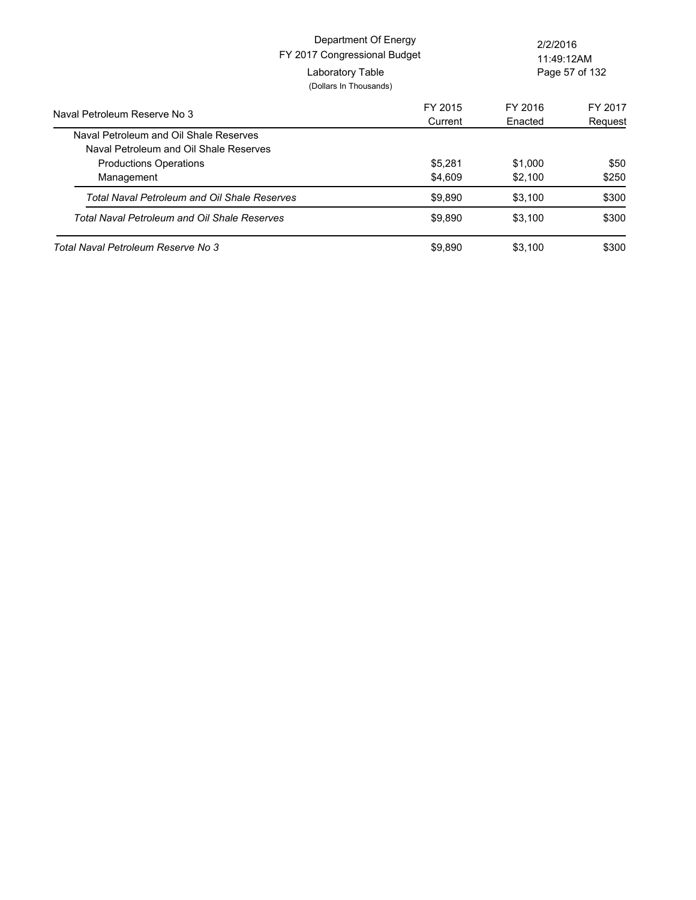Department Of Energy
FY 2017 Congressional Budget
Laboratory Table
(Dollars In Thousands)

| Naval Petroleum Reserve No 3 | FY 2015 Current | FY 2016 Enacted | FY 2017 Request |
|---|---|---|---|
| Naval Petroleum and Oil Shale Reserves | | | |
| Naval Petroleum and Oil Shale Reserves | | | |
| Productions Operations | $5,281 | $1,000 | $50 |
| Management | $4,609 | $2,100 | $250 |
| *Total Naval Petroleum and Oil Shale Reserves* | $9,890 | $3,100 | $300 |
| *Total Naval Petroleum and Oil Shale Reserves* | $9,890 | $3,100 | $300 |
| *Total Naval Petroleum Reserve No 3* | $9,890 | $3,100 | $300 |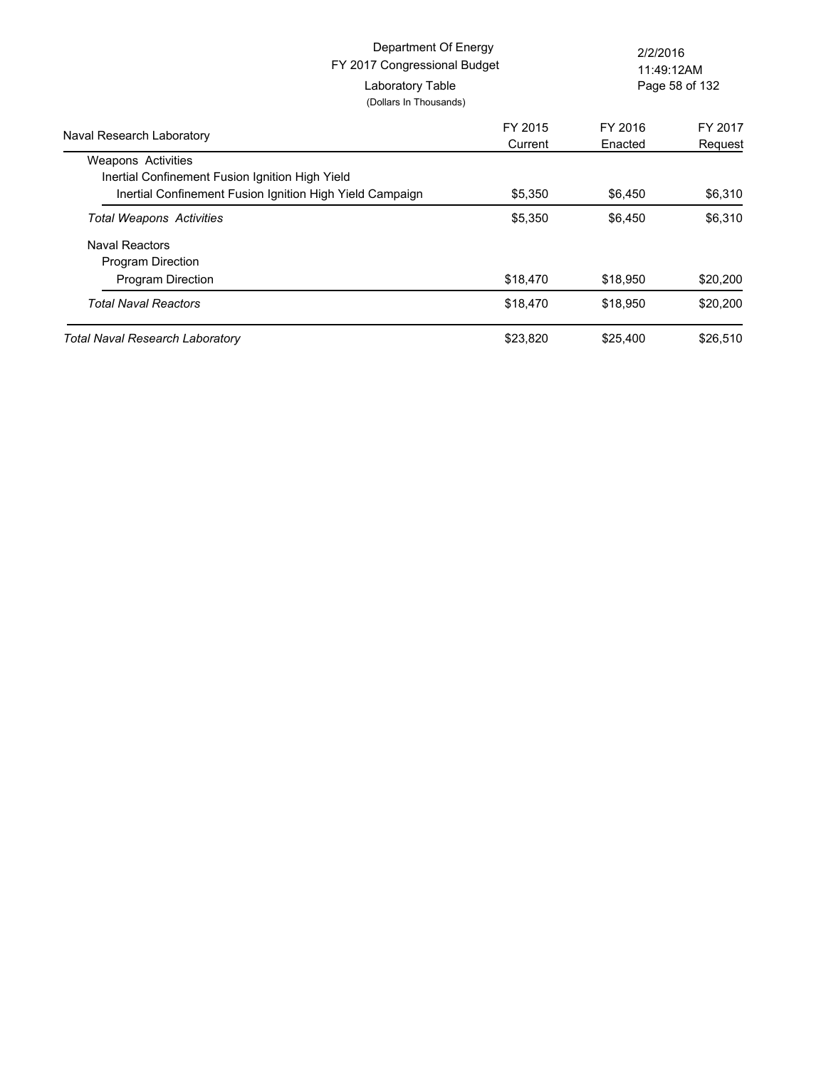Department Of Energy
FY 2017 Congressional Budget
Laboratory Table
(Dollars In Thousands)

2/2/2016
11:49:12AM

| Naval Research Laboratory | FY 2015 Current | FY 2016 Enacted | FY 2017 Request |
|---|---|---|---|
| Weapons Activities | | | |
| Inertial Confinement Fusion Ignition High Yield | | | |
| Inertial Confinement Fusion Ignition High Yield Campaign | $5,350 | $6,450 | $6,310 |
| *Total Weapons Activities* | $5,350 | $6,450 | $6,310 |
| Naval Reactors | | | |
| Program Direction | | | |
| Program Direction | $18,470 | $18,950 | $20,200 |
| *Total Naval Reactors* | $18,470 | $18,950 | $20,200 |
| *Total Naval Research Laboratory* | $23,820 | $25,400 | $26,510 |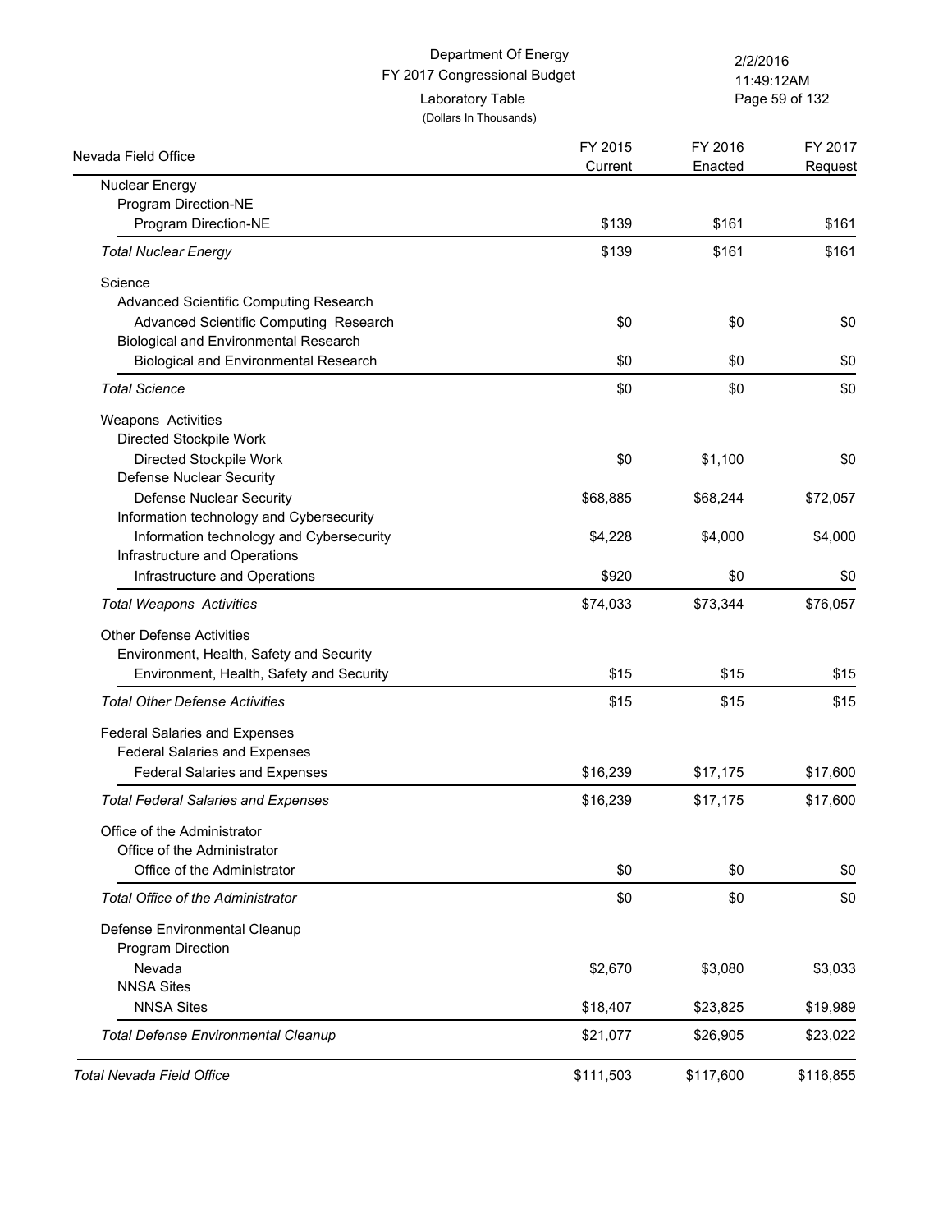Department Of Energy
FY 2017 Congressional Budget
Laboratory Table
(Dollars In Thousands)

2/2/2016
11:49:12AM

| Nevada Field Office | FY 2015 Current | FY 2016 Enacted | FY 2017 Request |
|---|---|---|---|
| Nuclear Energy | | | |
| Program Direction-NE | | | |
| Program Direction-NE | $139 | $161 | $161 |
| *Total Nuclear Energy* | $139 | $161 | $161 |
| Science | | | |
| Advanced Scientific Computing Research | | | |
| Advanced Scientific Computing Research | $0 | $0 | $0 |
| Biological and Environmental Research | | | |
| Biological and Environmental Research | $0 | $0 | $0 |
| *Total Science* | $0 | $0 | $0 |
| Weapons Activities | | | |
| Directed Stockpile Work | | | |
| Directed Stockpile Work | $0 | $1,100 | $0 |
| Defense Nuclear Security | | | |
| Defense Nuclear Security | $68,885 | $68,244 | $72,057 |
| Information technology and Cybersecurity | | | |
| Information technology and Cybersecurity | $4,228 | $4,000 | $4,000 |
| Infrastructure and Operations | | | |
| Infrastructure and Operations | $920 | $0 | $0 |
| *Total Weapons Activities* | $74,033 | $73,344 | $76,057 |
| Other Defense Activities | | | |
| Environment, Health, Safety and Security | | | |
| Environment, Health, Safety and Security | $15 | $15 | $15 |
| *Total Other Defense Activities* | $15 | $15 | $15 |
| Federal Salaries and Expenses | | | |
| Federal Salaries and Expenses | | | |
| Federal Salaries and Expenses | $16,239 | $17,175 | $17,600 |
| *Total Federal Salaries and Expenses* | $16,239 | $17,175 | $17,600 |
| Office of the Administrator | | | |
| Office of the Administrator | | | |
| Office of the Administrator | $0 | $0 | $0 |
| *Total Office of the Administrator* | $0 | $0 | $0 |
| Defense Environmental Cleanup | | | |
| Program Direction | | | |
| Nevada | $2,670 | $3,080 | $3,033 |
| NNSA Sites | | | |
| NNSA Sites | $18,407 | $23,825 | $19,989 |
| *Total Defense Environmental Cleanup* | $21,077 | $26,905 | $23,022 |
| *Total Nevada Field Office* | $111,503 | $117,600 | $116,855 |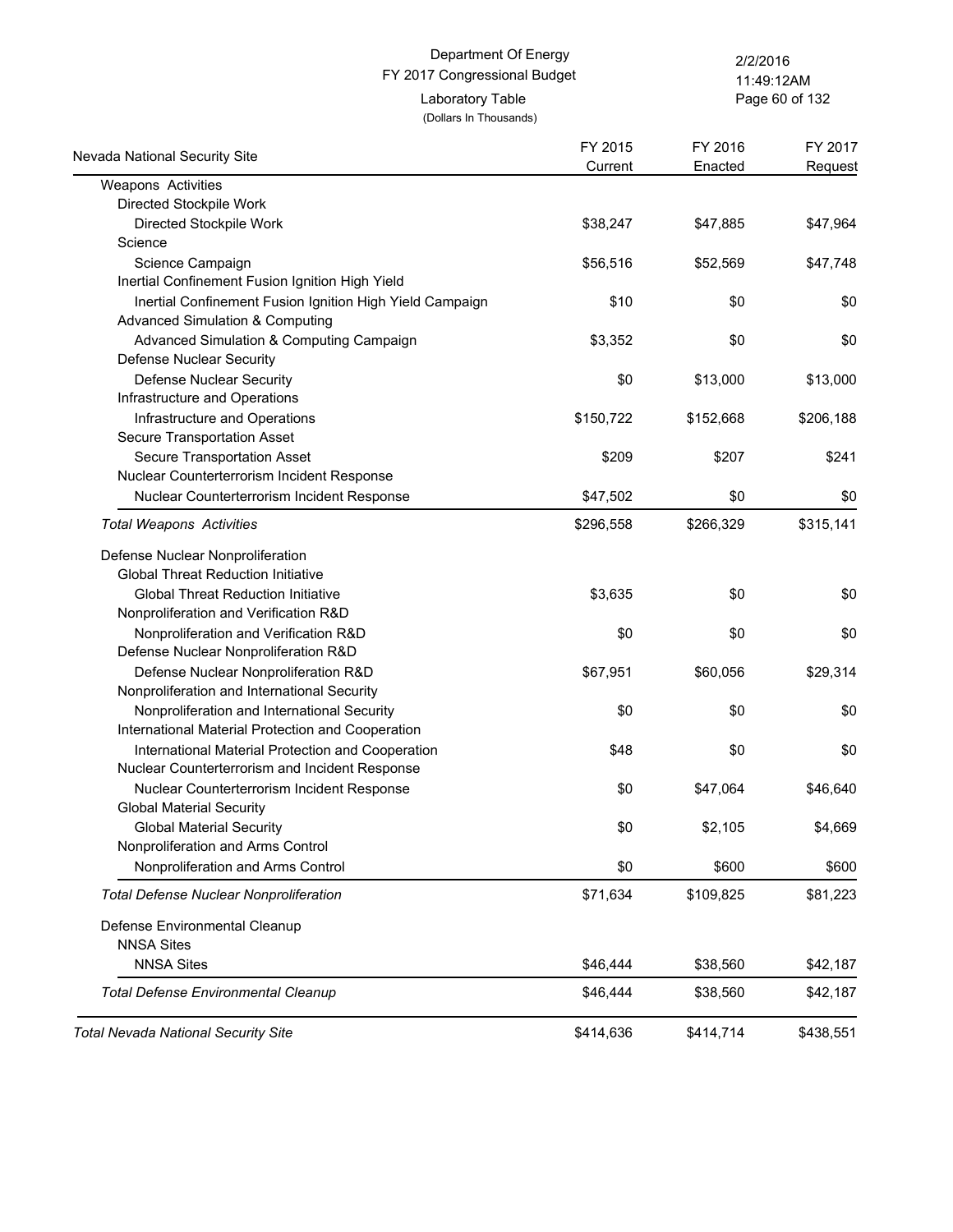Department Of Energy
FY 2017 Congressional Budget
Laboratory Table
(Dollars In Thousands)

2/2/2016
11:49:12AM

| Nevada National Security Site | FY 2015 Current | FY 2016 Enacted | FY 2017 Request |
|---|---|---|---|
| Weapons Activities | | | |
| Directed Stockpile Work | | | |
| Directed Stockpile Work | $38,247 | $47,885 | $47,964 |
| Science | | | |
| Science Campaign | $56,516 | $52,569 | $47,748 |
| Inertial Confinement Fusion Ignition High Yield | | | |
| Inertial Confinement Fusion Ignition High Yield Campaign | $10 | $0 | $0 |
| Advanced Simulation & Computing | | | |
| Advanced Simulation & Computing Campaign | $3,352 | $0 | $0 |
| Defense Nuclear Security | | | |
| Defense Nuclear Security | $0 | $13,000 | $13,000 |
| Infrastructure and Operations | | | |
| Infrastructure and Operations | $150,722 | $152,668 | $206,188 |
| Secure Transportation Asset | | | |
| Secure Transportation Asset | $209 | $207 | $241 |
| Nuclear Counterterrorism Incident Response | | | |
| Nuclear Counterterrorism Incident Response | $47,502 | $0 | $0 |
| *Total Weapons Activities* | $296,558 | $266,329 | $315,141 |
| Defense Nuclear Nonproliferation | | | |
| Global Threat Reduction Initiative | | | |
| Global Threat Reduction Initiative | $3,635 | $0 | $0 |
| Nonproliferation and Verification R&D | | | |
| Nonproliferation and Verification R&D | $0 | $0 | $0 |
| Defense Nuclear Nonproliferation R&D | | | |
| Defense Nuclear Nonproliferation R&D | $67,951 | $60,056 | $29,314 |
| Nonproliferation and International Security | | | |
| Nonproliferation and International Security | $0 | $0 | $0 |
| International Material Protection and Cooperation | | | |
| International Material Protection and Cooperation | $48 | $0 | $0 |
| Nuclear Counterterrorism and Incident Response | | | |
| Nuclear Counterterrorism Incident Response | $0 | $47,064 | $46,640 |
| Global Material Security | | | |
| Global Material Security | $0 | $2,105 | $4,669 |
| Nonproliferation and Arms Control | | | |
| Nonproliferation and Arms Control | $0 | $600 | $600 |
| *Total Defense Nuclear Nonproliferation* | $71,634 | $109,825 | $81,223 |
| Defense Environmental Cleanup | | | |
| NNSA Sites | | | |
| NNSA Sites | $46,444 | $38,560 | $42,187 |
| *Total Defense Environmental Cleanup* | $46,444 | $38,560 | $42,187 |
| *Total Nevada National Security Site* | $414,636 | $414,714 | $438,551 |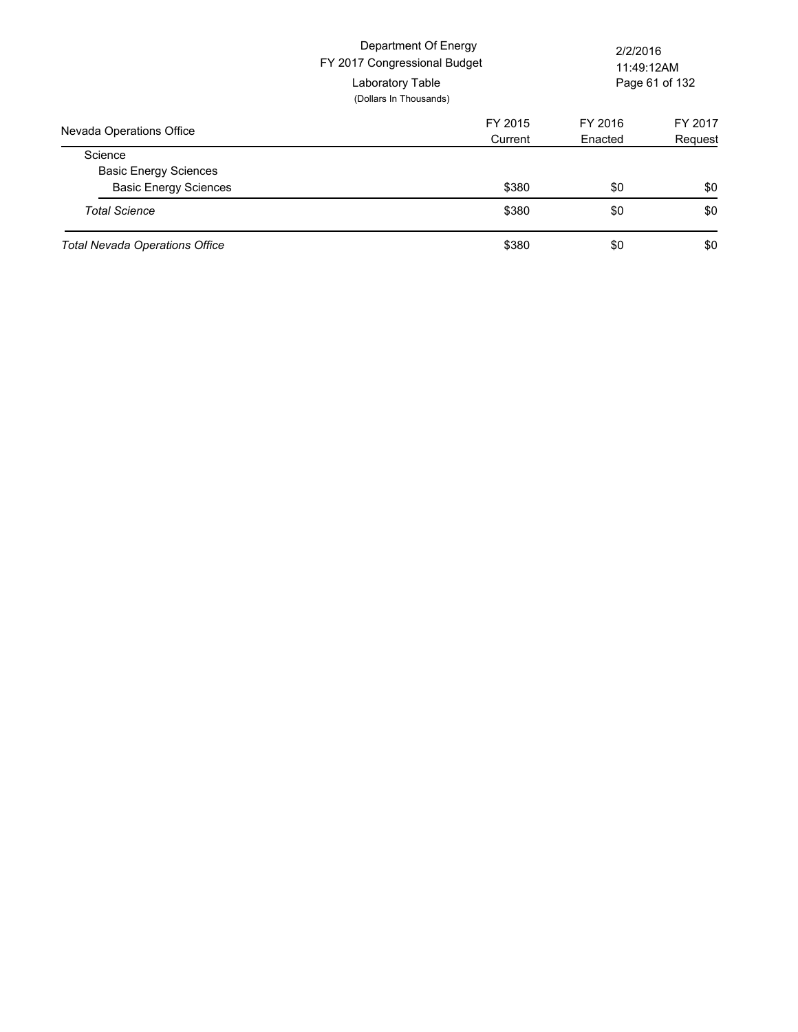Department Of Energy
FY 2017 Congressional Budget
Laboratory Table
(Dollars In Thousands)

| Nevada Operations Office | FY 2015 Current | FY 2016 Enacted | FY 2017 Request |
|---|---|---|---|
| Science | | | |
| Basic Energy Sciences | | | |
| Basic Energy Sciences | $380 | $0 | $0 |
| *Total Science* | $380 | $0 | $0 |
| *Total Nevada Operations Office* | $380 | $0 | $0 |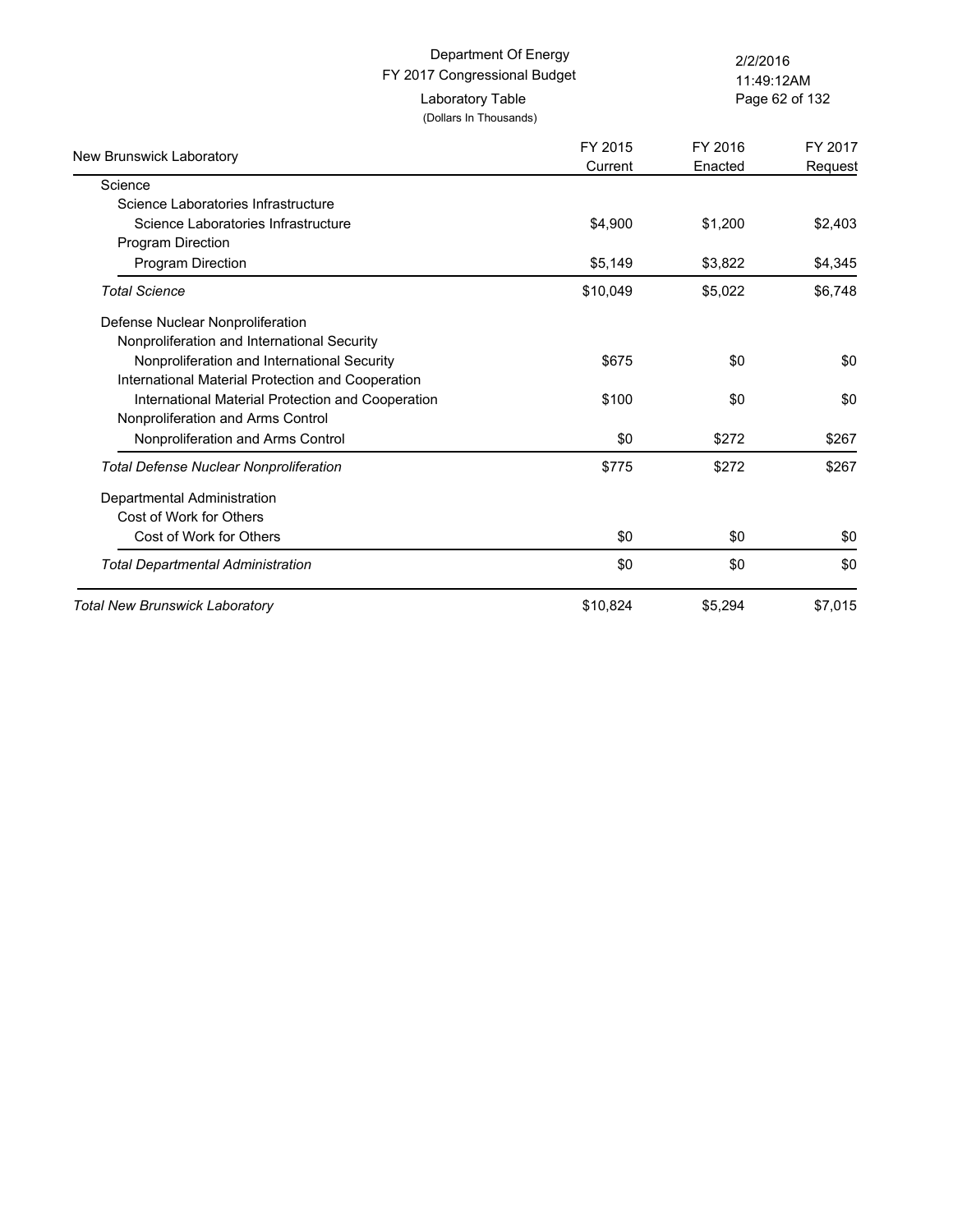Department Of Energy
FY 2017 Congressional Budget
Laboratory Table
(Dollars In Thousands)

| New Brunswick Laboratory | FY 2015 Current | FY 2016 Enacted | FY 2017 Request |
|---|---|---|---|
| Science | | | |
| Science Laboratories Infrastructure | | | |
| Science Laboratories Infrastructure | $4,900 | $1,200 | $2,403 |
| Program Direction | | | |
| Program Direction | $5,149 | $3,822 | $4,345 |
| *Total Science* | $10,049 | $5,022 | $6,748 |
| Defense Nuclear Nonproliferation | | | |
| Nonproliferation and International Security | | | |
| Nonproliferation and International Security | $675 | $0 | $0 |
| International Material Protection and Cooperation | | | |
| International Material Protection and Cooperation | $100 | $0 | $0 |
| Nonproliferation and Arms Control | | | |
| Nonproliferation and Arms Control | $0 | $272 | $267 |
| *Total Defense Nuclear Nonproliferation* | $775 | $272 | $267 |
| Departmental Administration | | | |
| Cost of Work for Others | | | |
| Cost of Work for Others | $0 | $0 | $0 |
| *Total Departmental Administration* | $0 | $0 | $0 |
| *Total New Brunswick Laboratory* | $10,824 | $5,294 | $7,015 |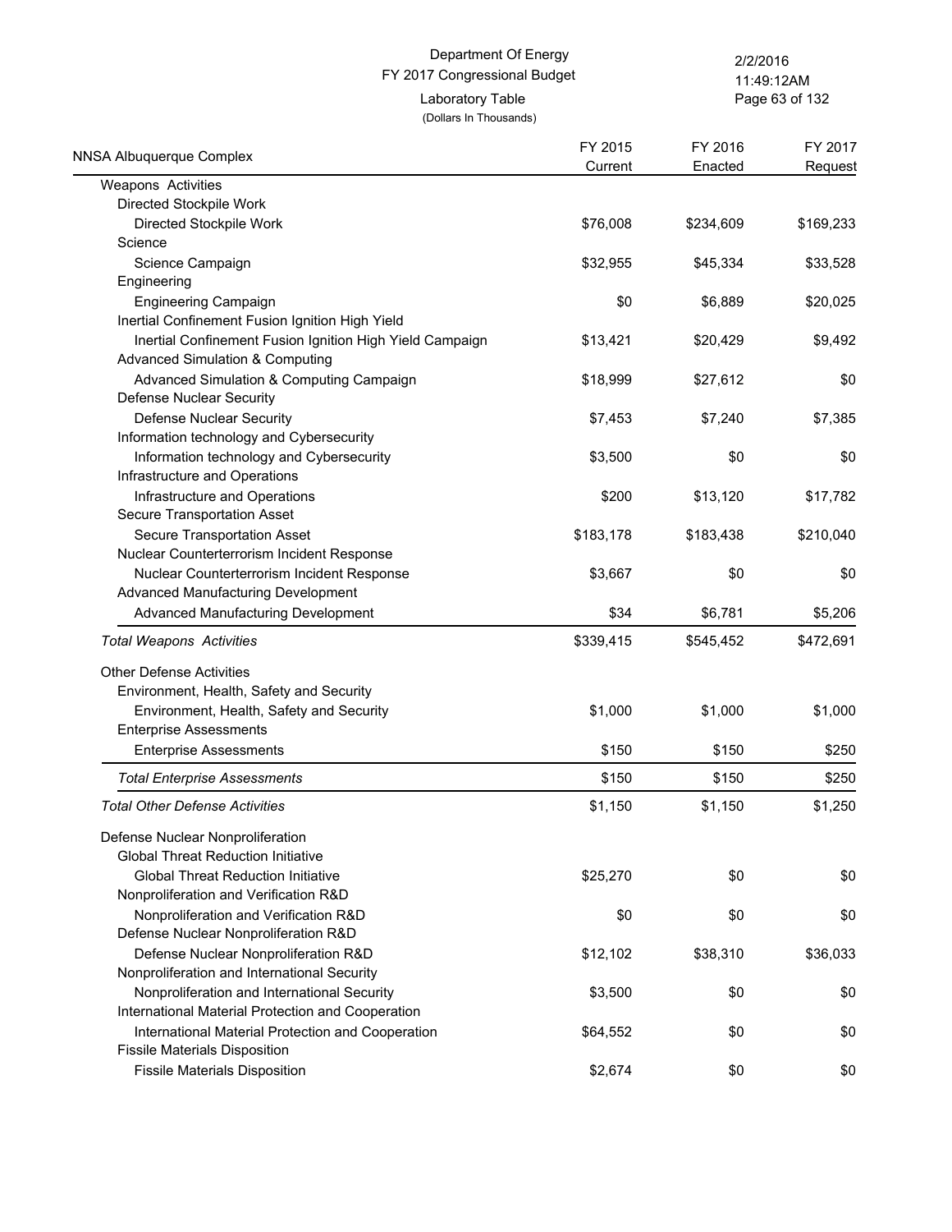Department Of Energy
FY 2017 Congressional Budget
Laboratory Table
(Dollars In Thousands)

| NNSA Albuquerque Complex | FY 2015 Current | FY 2016 Enacted | FY 2017 Request |
|---|---|---|---|
| Weapons Activities | | | |
| Directed Stockpile Work | | | |
| Directed Stockpile Work | $76,008 | $234,609 | $169,233 |
| Science | | | |
| Science Campaign | $32,955 | $45,334 | $33,528 |
| Engineering | | | |
| Engineering Campaign | $0 | $6,889 | $20,025 |
| Inertial Confinement Fusion Ignition High Yield | | | |
| Inertial Confinement Fusion Ignition High Yield Campaign | $13,421 | $20,429 | $9,492 |
| Advanced Simulation & Computing | | | |
| Advanced Simulation & Computing Campaign | $18,999 | $27,612 | $0 |
| Defense Nuclear Security | | | |
| Defense Nuclear Security | $7,453 | $7,240 | $7,385 |
| Information technology and Cybersecurity | | | |
| Information technology and Cybersecurity | $3,500 | $0 | $0 |
| Infrastructure and Operations | | | |
| Infrastructure and Operations | $200 | $13,120 | $17,782 |
| Secure Transportation Asset | | | |
| Secure Transportation Asset | $183,178 | $183,438 | $210,040 |
| Nuclear Counterterrorism Incident Response | | | |
| Nuclear Counterterrorism Incident Response | $3,667 | $0 | $0 |
| Advanced Manufacturing Development | | | |
| Advanced Manufacturing Development | $34 | $6,781 | $5,206 |
| *Total Weapons Activities* | $339,415 | $545,452 | $472,691 |
| Other Defense Activities | | | |
| Environment, Health, Safety and Security | | | |
| Environment, Health, Safety and Security | $1,000 | $1,000 | $1,000 |
| Enterprise Assessments | | | |
| Enterprise Assessments | $150 | $150 | $250 |
| *Total Enterprise Assessments* | $150 | $150 | $250 |
| *Total Other Defense Activities* | $1,150 | $1,150 | $1,250 |
| Defense Nuclear Nonproliferation | | | |
| Global Threat Reduction Initiative | | | |
| Global Threat Reduction Initiative | $25,270 | $0 | $0 |
| Nonproliferation and Verification R&D | | | |
| Nonproliferation and Verification R&D | $0 | $0 | $0 |
| Defense Nuclear Nonproliferation R&D | | | |
| Defense Nuclear Nonproliferation R&D | $12,102 | $38,310 | $36,033 |
| Nonproliferation and International Security | | | |
| Nonproliferation and International Security | $3,500 | $0 | $0 |
| International Material Protection and Cooperation | | | |
| International Material Protection and Cooperation | $64,552 | $0 | $0 |
| Fissile Materials Disposition | | | |
| Fissile Materials Disposition | $2,674 | $0 | $0 |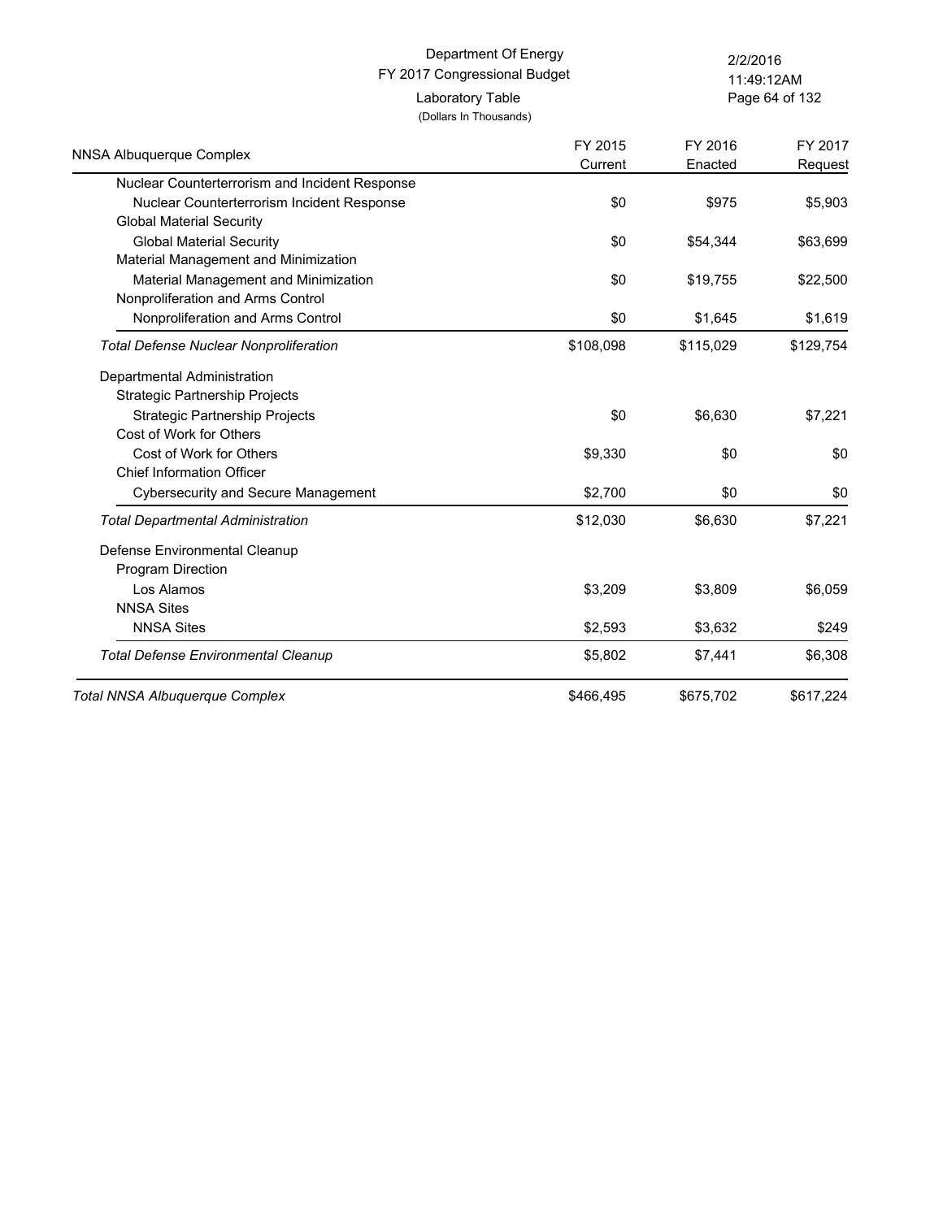Department Of Energy
FY 2017 Congressional Budget
Laboratory Table
(Dollars In Thousands)

| NNSA Albuquerque Complex | FY 2015 Current | FY 2016 Enacted | FY 2017 Request |
|---|---|---|---|
| Nuclear Counterterrorism and Incident Response | | | |
| Nuclear Counterterrorism Incident Response | $0 | $975 | $5,903 |
| Global Material Security | | | |
| Global Material Security | $0 | $54,344 | $63,699 |
| Material Management and Minimization | | | |
| Material Management and Minimization | $0 | $19,755 | $22,500 |
| Nonproliferation and Arms Control | | | |
| Nonproliferation and Arms Control | $0 | $1,645 | $1,619 |
| *Total Defense Nuclear Nonproliferation* | $108,098 | $115,029 | $129,754 |
| Departmental Administration | | | |
| Strategic Partnership Projects | | | |
| Strategic Partnership Projects | $0 | $6,630 | $7,221 |
| Cost of Work for Others | | | |
| Cost of Work for Others | $9,330 | $0 | $0 |
| Chief Information Officer | | | |
| Cybersecurity and Secure Management | $2,700 | $0 | $0 |
| *Total Departmental Administration* | $12,030 | $6,630 | $7,221 |
| Defense Environmental Cleanup | | | |
| Program Direction | | | |
| Los Alamos | $3,209 | $3,809 | $6,059 |
| NNSA Sites | | | |
| NNSA Sites | $2,593 | $3,632 | $249 |
| *Total Defense Environmental Cleanup* | $5,802 | $7,441 | $6,308 |
| *Total NNSA Albuquerque Complex* | $466,495 | $675,702 | $617,224 |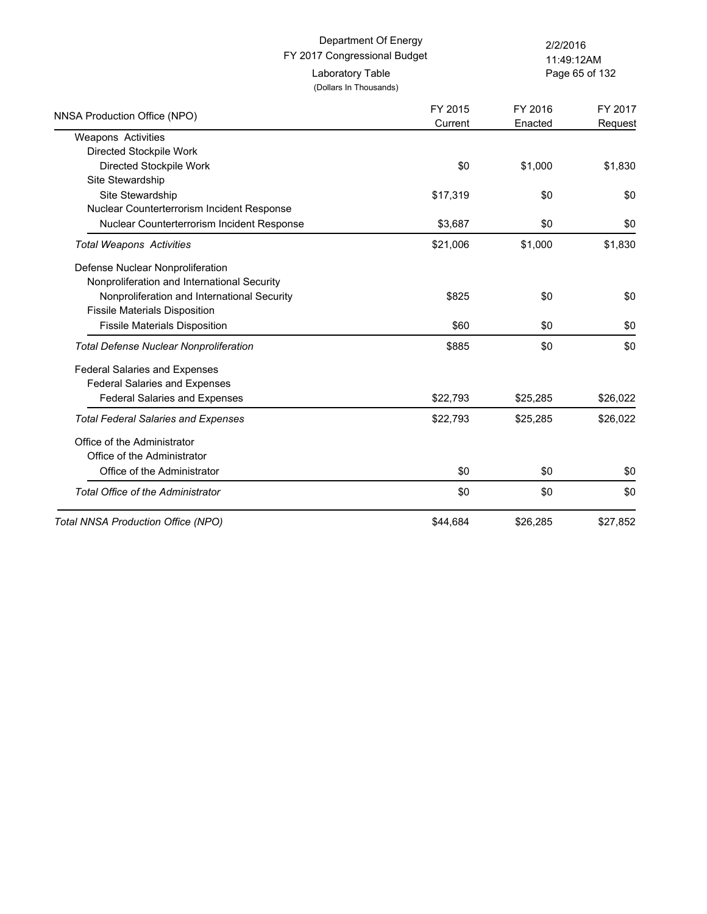Department Of Energy
FY 2017 Congressional Budget
Laboratory Table
(Dollars In Thousands)

| NNSA Production Office (NPO) | FY 2015 Current | FY 2016 Enacted | FY 2017 Request |
|---|---|---|---|
| Weapons Activities | | | |
| Directed Stockpile Work | | | |
| Directed Stockpile Work | $0 | $1,000 | $1,830 |
| Site Stewardship | | | |
| Site Stewardship | $17,319 | $0 | $0 |
| Nuclear Counterterrorism Incident Response | | | |
| Nuclear Counterterrorism Incident Response | $3,687 | $0 | $0 |
| *Total Weapons Activities* | $21,006 | $1,000 | $1,830 |
| Defense Nuclear Nonproliferation | | | |
| Nonproliferation and International Security | | | |
| Nonproliferation and International Security | $825 | $0 | $0 |
| Fissile Materials Disposition | | | |
| Fissile Materials Disposition | $60 | $0 | $0 |
| *Total Defense Nuclear Nonproliferation* | $885 | $0 | $0 |
| Federal Salaries and Expenses | | | |
| Federal Salaries and Expenses | | | |
| Federal Salaries and Expenses | $22,793 | $25,285 | $26,022 |
| *Total Federal Salaries and Expenses* | $22,793 | $25,285 | $26,022 |
| Office of the Administrator | | | |
| Office of the Administrator | | | |
| Office of the Administrator | $0 | $0 | $0 |
| *Total Office of the Administrator* | $0 | $0 | $0 |
| *Total NNSA Production Office (NPO)* | $44,684 | $26,285 | $27,852 |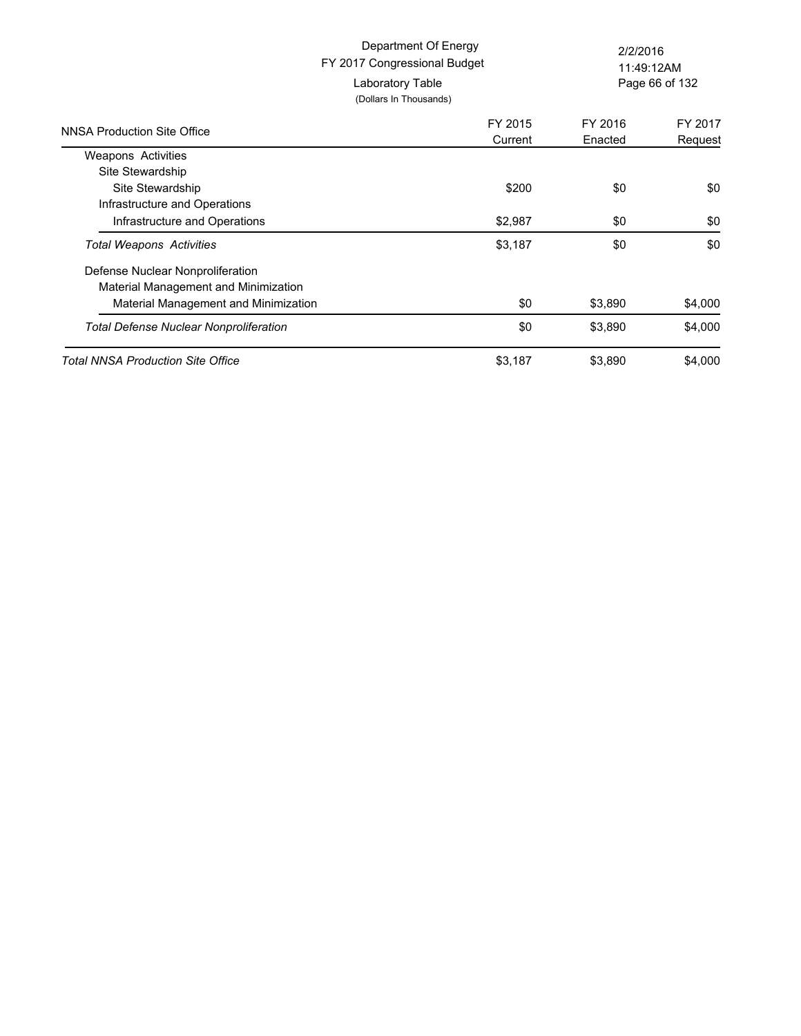Department Of Energy
FY 2017 Congressional Budget
Laboratory Table
(Dollars In Thousands)

2/2/2016
11:49:12AM

| NNSA Production Site Office | FY 2015 Current | FY 2016 Enacted | FY 2017 Request |
|---|---|---|---|
| Weapons Activities | | | |
| Site Stewardship | | | |
| Site Stewardship | $200 | $0 | $0 |
| Infrastructure and Operations | | | |
| Infrastructure and Operations | $2,987 | $0 | $0 |
| *Total Weapons Activities* | $3,187 | $0 | $0 |
| Defense Nuclear Nonproliferation | | | |
| Material Management and Minimization | | | |
| Material Management and Minimization | $0 | $3,890 | $4,000 |
| *Total Defense Nuclear Nonproliferation* | $0 | $3,890 | $4,000 |
| *Total NNSA Production Site Office* | $3,187 | $3,890 | $4,000 |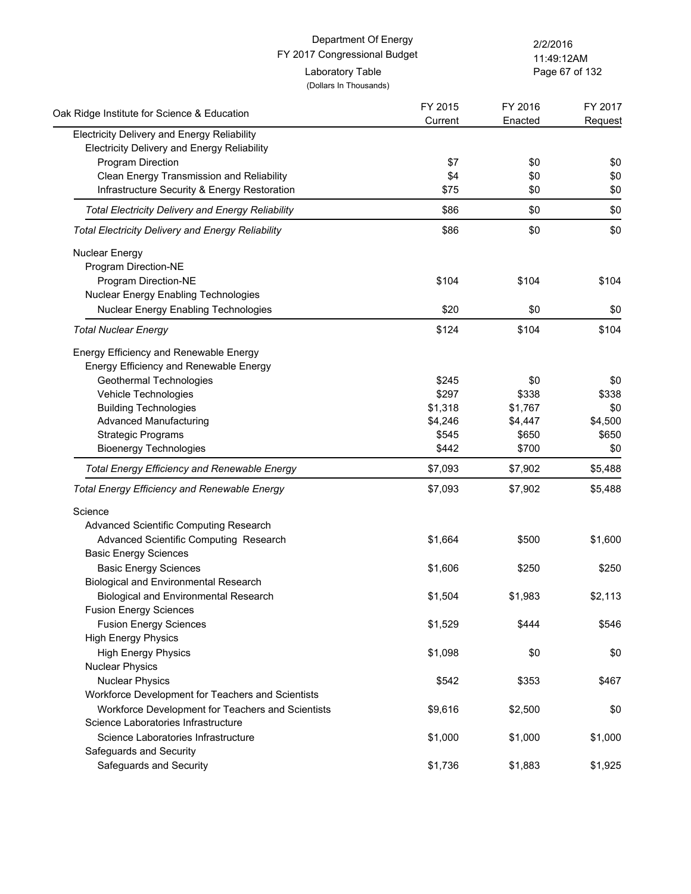Department Of Energy
FY 2017 Congressional Budget
Laboratory Table
(Dollars In Thousands)

2/2/2016
11:49:12AM

| Oak Ridge Institute for Science & Education | FY 2015 Current | FY 2016 Enacted | FY 2017 Request |
|---|---|---|---|
| Electricity Delivery and Energy Reliability | | | |
| Electricity Delivery and Energy Reliability | | | |
| Program Direction | $7 | $0 | $0 |
| Clean Energy Transmission and Reliability | $4 | $0 | $0 |
| Infrastructure Security & Energy Restoration | $75 | $0 | $0 |
| *Total Electricity Delivery and Energy Reliability* | $86 | $0 | $0 |
| *Total Electricity Delivery and Energy Reliability* | $86 | $0 | $0 |
| Nuclear Energy | | | |
| Program Direction-NE | | | |
| Program Direction-NE | $104 | $104 | $104 |
| Nuclear Energy Enabling Technologies | | | |
| Nuclear Energy Enabling Technologies | $20 | $0 | $0 |
| *Total Nuclear Energy* | $124 | $104 | $104 |
| Energy Efficiency and Renewable Energy | | | |
| Energy Efficiency and Renewable Energy | | | |
| Geothermal Technologies | $245 | $0 | $0 |
| Vehicle Technologies | $297 | $338 | $338 |
| Building Technologies | $1,318 | $1,767 | $0 |
| Advanced Manufacturing | $4,246 | $4,447 | $4,500 |
| Strategic Programs | $545 | $650 | $650 |
| Bioenergy Technologies | $442 | $700 | $0 |
| *Total Energy Efficiency and Renewable Energy* | $7,093 | $7,902 | $5,488 |
| *Total Energy Efficiency and Renewable Energy* | $7,093 | $7,902 | $5,488 |
| Science | | | |
| Advanced Scientific Computing Research | | | |
| Advanced Scientific Computing Research | $1,664 | $500 | $1,600 |
| Basic Energy Sciences | | | |
| Basic Energy Sciences | $1,606 | $250 | $250 |
| Biological and Environmental Research | | | |
| Biological and Environmental Research | $1,504 | $1,983 | $2,113 |
| Fusion Energy Sciences | | | |
| Fusion Energy Sciences | $1,529 | $444 | $546 |
| High Energy Physics | | | |
| High Energy Physics | $1,098 | $0 | $0 |
| Nuclear Physics | | | |
| Nuclear Physics | $542 | $353 | $467 |
| Workforce Development for Teachers and Scientists | | | |
| Workforce Development for Teachers and Scientists | $9,616 | $2,500 | $0 |
| Science Laboratories Infrastructure | | | |
| Science Laboratories Infrastructure | $1,000 | $1,000 | $1,000 |
| Safeguards and Security | | | |
| Safeguards and Security | $1,736 | $1,883 | $1,925 |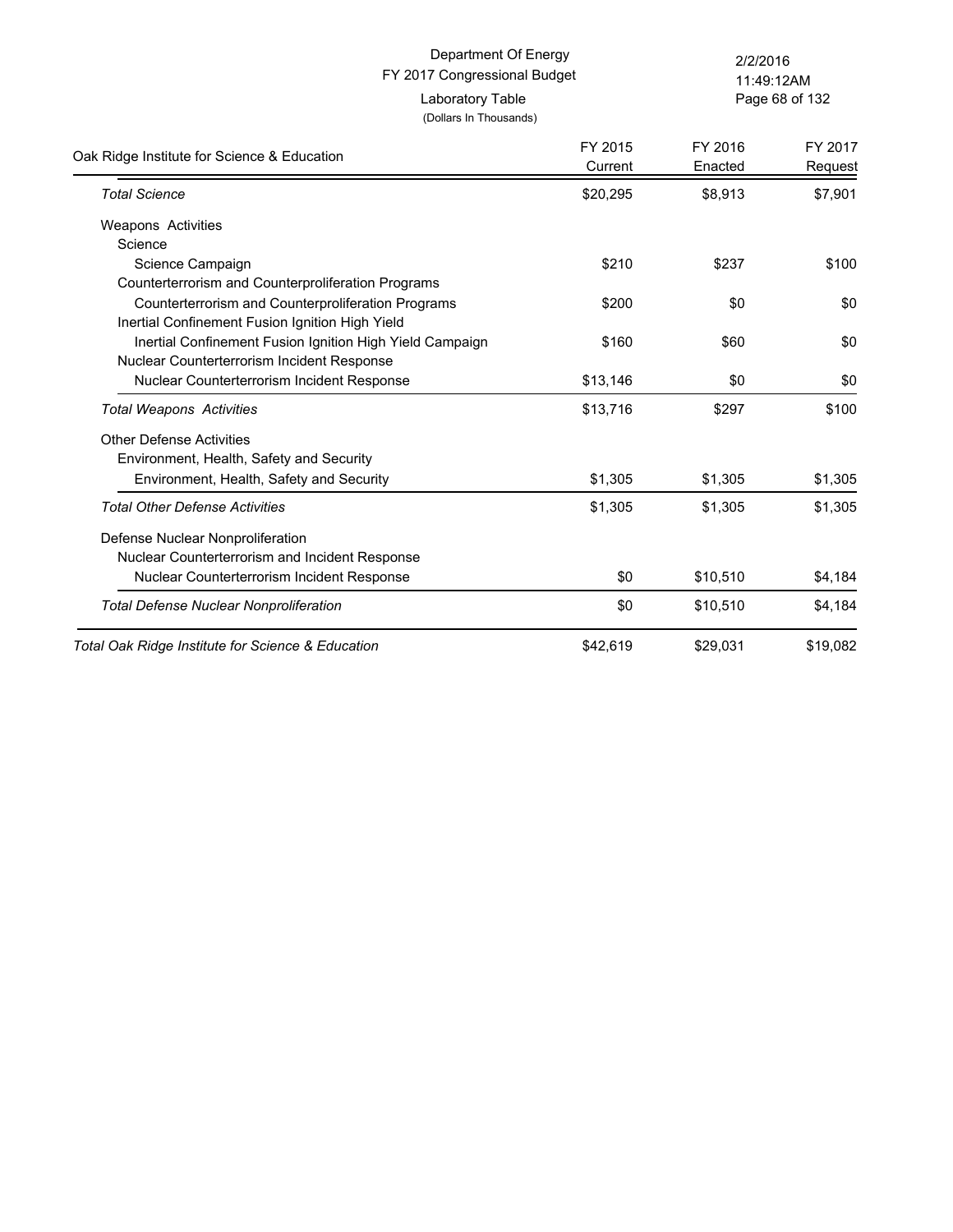Department Of Energy
FY 2017 Congressional Budget
Laboratory Table
(Dollars In Thousands)

2/2/2016
11:49:12AM

| Oak Ridge Institute for Science & Education | FY 2015 Current | FY 2016 Enacted | FY 2017 Request |
|---|---|---|---|
| *Total Science* | $20,295 | $8,913 | $7,901 |
| Weapons Activities | | | |
| Science | | | |
| Science Campaign | $210 | $237 | $100 |
| Counterterrorism and Counterproliferation Programs | | | |
| Counterterrorism and Counterproliferation Programs | $200 | $0 | $0 |
| Inertial Confinement Fusion Ignition High Yield | | | |
| Inertial Confinement Fusion Ignition High Yield Campaign | $160 | $60 | $0 |
| Nuclear Counterterrorism Incident Response | | | |
| Nuclear Counterterrorism Incident Response | $13,146 | $0 | $0 |
| *Total Weapons Activities* | $13,716 | $297 | $100 |
| Other Defense Activities | | | |
| Environment, Health, Safety and Security | | | |
| Environment, Health, Safety and Security | $1,305 | $1,305 | $1,305 |
| *Total Other Defense Activities* | $1,305 | $1,305 | $1,305 |
| Defense Nuclear Nonproliferation | | | |
| Nuclear Counterterrorism and Incident Response | | | |
| Nuclear Counterterrorism Incident Response | $0 | $10,510 | $4,184 |
| *Total Defense Nuclear Nonproliferation* | $0 | $10,510 | $4,184 |
| *Total Oak Ridge Institute for Science & Education* | $42,619 | $29,031 | $19,082 |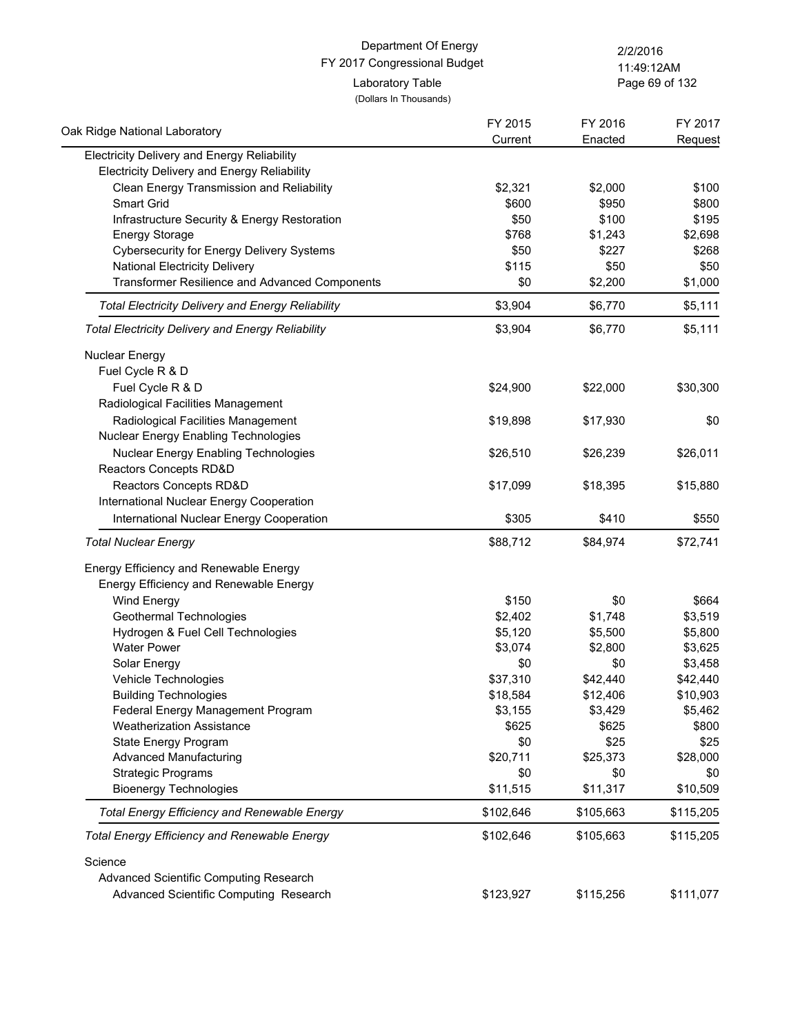Department Of Energy
FY 2017 Congressional Budget
Laboratory Table
(Dollars In Thousands)

| Oak Ridge National Laboratory | FY 2015 Current | FY 2016 Enacted | FY 2017 Request |
|---|---|---|---|
| Electricity Delivery and Energy Reliability | | | |
| Electricity Delivery and Energy Reliability | | | |
| Clean Energy Transmission and Reliability | $2,321 | $2,000 | $100 |
| Smart Grid | $600 | $950 | $800 |
| Infrastructure Security & Energy Restoration | $50 | $100 | $195 |
| Energy Storage | $768 | $1,243 | $2,698 |
| Cybersecurity for Energy Delivery Systems | $50 | $227 | $268 |
| National Electricity Delivery | $115 | $50 | $50 |
| Transformer Resilience and Advanced Components | $0 | $2,200 | $1,000 |
| *Total Electricity Delivery and Energy Reliability* | $3,904 | $6,770 | $5,111 |
| *Total Electricity Delivery and Energy Reliability* | $3,904 | $6,770 | $5,111 |
| Nuclear Energy | | | |
| Fuel Cycle R & D | | | |
| Fuel Cycle R & D | $24,900 | $22,000 | $30,300 |
| Radiological Facilities Management | | | |
| Radiological Facilities Management | $19,898 | $17,930 | $0 |
| Nuclear Energy Enabling Technologies | | | |
| Nuclear Energy Enabling Technologies | $26,510 | $26,239 | $26,011 |
| Reactors Concepts RD&D | | | |
| Reactors Concepts RD&D | $17,099 | $18,395 | $15,880 |
| International Nuclear Energy Cooperation | | | |
| International Nuclear Energy Cooperation | $305 | $410 | $550 |
| *Total Nuclear Energy* | $88,712 | $84,974 | $72,741 |
| Energy Efficiency and Renewable Energy | | | |
| Energy Efficiency and Renewable Energy | | | |
| Wind Energy | $150 | $0 | $664 |
| Geothermal Technologies | $2,402 | $1,748 | $3,519 |
| Hydrogen & Fuel Cell Technologies | $5,120 | $5,500 | $5,800 |
| Water Power | $3,074 | $2,800 | $3,625 |
| Solar Energy | $0 | $0 | $3,458 |
| Vehicle Technologies | $37,310 | $42,440 | $42,440 |
| Building Technologies | $18,584 | $12,406 | $10,903 |
| Federal Energy Management Program | $3,155 | $3,429 | $5,462 |
| Weatherization Assistance | $625 | $625 | $800 |
| State Energy Program | $0 | $25 | $25 |
| Advanced Manufacturing | $20,711 | $25,373 | $28,000 |
| Strategic Programs | $0 | $0 | $0 |
| Bioenergy Technologies | $11,515 | $11,317 | $10,509 |
| *Total Energy Efficiency and Renewable Energy* | $102,646 | $105,663 | $115,205 |
| *Total Energy Efficiency and Renewable Energy* | $102,646 | $105,663 | $115,205 |
| Science | | | |
| Advanced Scientific Computing Research | | | |
| Advanced Scientific Computing Research | $123,927 | $115,256 | $111,077 |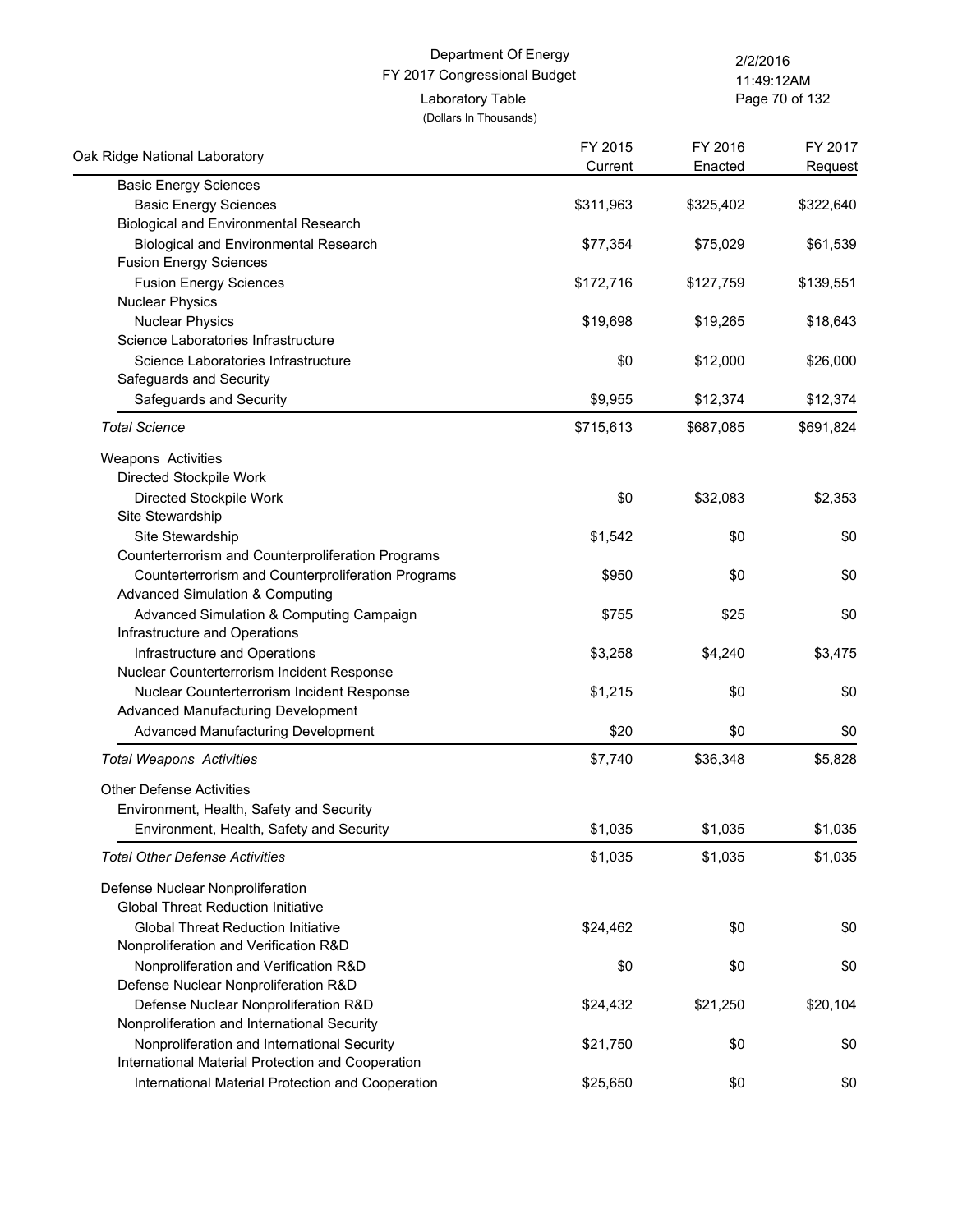Department Of Energy
FY 2017 Congressional Budget
Laboratory Table
(Dollars In Thousands)

| Oak Ridge National Laboratory | FY 2015 Current | FY 2016 Enacted | FY 2017 Request |
|---|---|---|---|
| Basic Energy Sciences | | | |
| Basic Energy Sciences | $311,963 | $325,402 | $322,640 |
| Biological and Environmental Research | | | |
| Biological and Environmental Research | $77,354 | $75,029 | $61,539 |
| Fusion Energy Sciences | | | |
| Fusion Energy Sciences | $172,716 | $127,759 | $139,551 |
| Nuclear Physics | | | |
| Nuclear Physics | $19,698 | $19,265 | $18,643 |
| Science Laboratories Infrastructure | | | |
| Science Laboratories Infrastructure | $0 | $12,000 | $26,000 |
| Safeguards and Security | | | |
| Safeguards and Security | $9,955 | $12,374 | $12,374 |
| *Total Science* | $715,613 | $687,085 | $691,824 |
| Weapons Activities | | | |
| Directed Stockpile Work | | | |
| Directed Stockpile Work | $0 | $32,083 | $2,353 |
| Site Stewardship | | | |
| Site Stewardship | $1,542 | $0 | $0 |
| Counterterrorism and Counterproliferation Programs | | | |
| Counterterrorism and Counterproliferation Programs | $950 | $0 | $0 |
| Advanced Simulation & Computing | | | |
| Advanced Simulation & Computing Campaign | $755 | $25 | $0 |
| Infrastructure and Operations | | | |
| Infrastructure and Operations | $3,258 | $4,240 | $3,475 |
| Nuclear Counterterrorism Incident Response | | | |
| Nuclear Counterterrorism Incident Response | $1,215 | $0 | $0 |
| Advanced Manufacturing Development | | | |
| Advanced Manufacturing Development | $20 | $0 | $0 |
| *Total Weapons Activities* | $7,740 | $36,348 | $5,828 |
| Other Defense Activities | | | |
| Environment, Health, Safety and Security | | | |
| Environment, Health, Safety and Security | $1,035 | $1,035 | $1,035 |
| *Total Other Defense Activities* | $1,035 | $1,035 | $1,035 |
| Defense Nuclear Nonproliferation | | | |
| Global Threat Reduction Initiative | | | |
| Global Threat Reduction Initiative | $24,462 | $0 | $0 |
| Nonproliferation and Verification R&D | | | |
| Nonproliferation and Verification R&D | $0 | $0 | $0 |
| Defense Nuclear Nonproliferation R&D | | | |
| Defense Nuclear Nonproliferation R&D | $24,432 | $21,250 | $20,104 |
| Nonproliferation and International Security | | | |
| Nonproliferation and International Security | $21,750 | $0 | $0 |
| International Material Protection and Cooperation | | | |
| International Material Protection and Cooperation | $25,650 | $0 | $0 |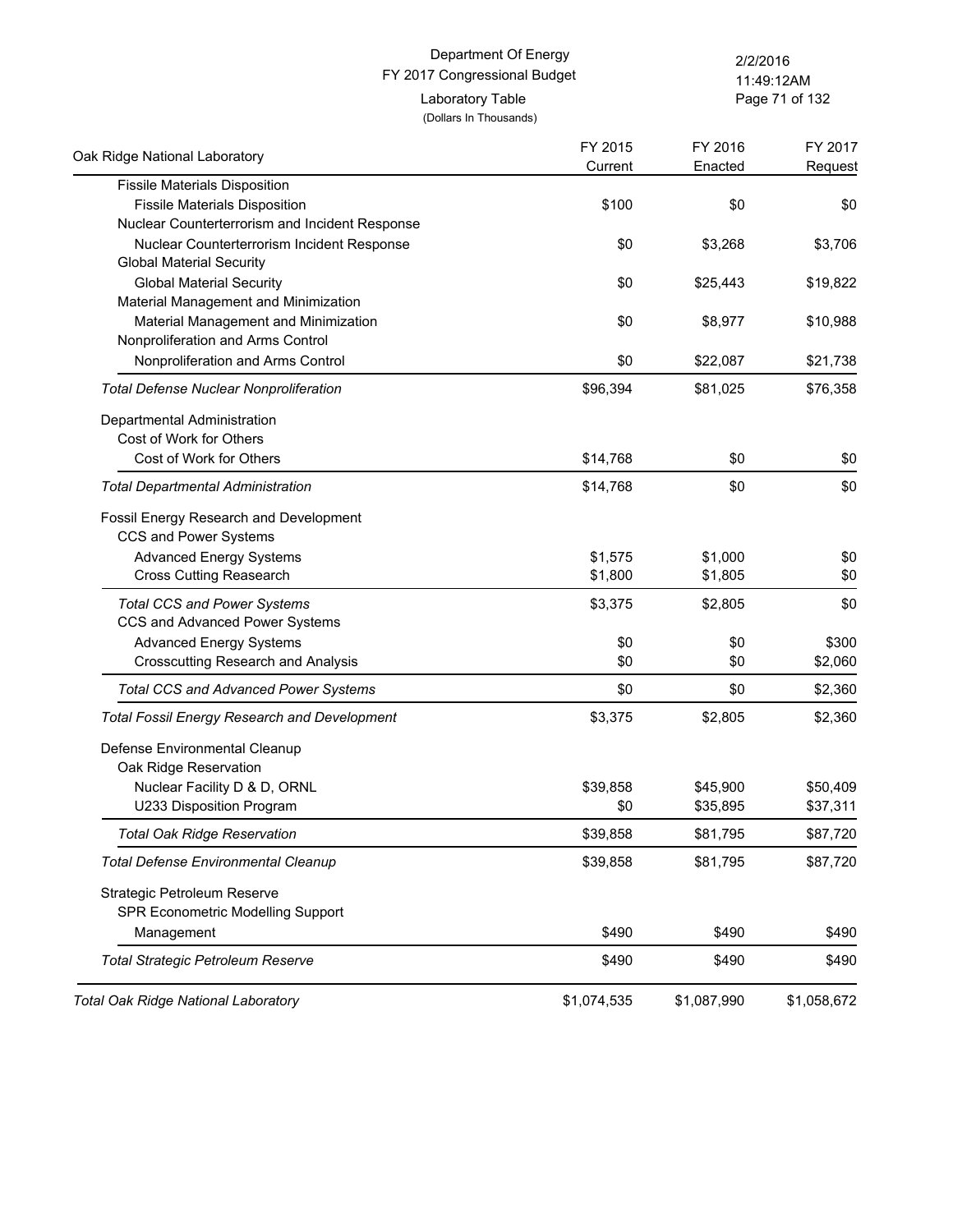Department Of Energy
FY 2017 Congressional Budget
Laboratory Table
(Dollars In Thousands)

| Oak Ridge National Laboratory | FY 2015 Current | FY 2016 Enacted | FY 2017 Request |
|---|---|---|---|
| Fissile Materials Disposition | | | |
| Fissile Materials Disposition | $100 | $0 | $0 |
| Nuclear Counterterrorism and Incident Response | | | |
| Nuclear Counterterrorism Incident Response | $0 | $3,268 | $3,706 |
| Global Material Security | | | |
| Global Material Security | $0 | $25,443 | $19,822 |
| Material Management and Minimization | | | |
| Material Management and Minimization | $0 | $8,977 | $10,988 |
| Nonproliferation and Arms Control | | | |
| Nonproliferation and Arms Control | $0 | $22,087 | $21,738 |
| *Total Defense Nuclear Nonproliferation* | $96,394 | $81,025 | $76,358 |
| Departmental Administration | | | |
| Cost of Work for Others | | | |
| Cost of Work for Others | $14,768 | $0 | $0 |
| *Total Departmental Administration* | $14,768 | $0 | $0 |
| Fossil Energy Research and Development | | | |
| CCS and Power Systems | | | |
| Advanced Energy Systems | $1,575 | $1,000 | $0 |
| Cross Cutting Reasearch | $1,800 | $1,805 | $0 |
| *Total CCS and Power Systems* | $3,375 | $2,805 | $0 |
| CCS and Advanced Power Systems | | | |
| Advanced Energy Systems | $0 | $0 | $300 |
| Crosscutting Research and Analysis | $0 | $0 | $2,060 |
| *Total CCS and Advanced Power Systems* | $0 | $0 | $2,360 |
| *Total Fossil Energy Research and Development* | $3,375 | $2,805 | $2,360 |
| Defense Environmental Cleanup | | | |
| Oak Ridge Reservation | | | |
| Nuclear Facility D & D, ORNL | $39,858 | $45,900 | $50,409 |
| U233 Disposition Program | $0 | $35,895 | $37,311 |
| *Total Oak Ridge Reservation* | $39,858 | $81,795 | $87,720 |
| *Total Defense Environmental Cleanup* | $39,858 | $81,795 | $87,720 |
| Strategic Petroleum Reserve | | | |
| SPR Econometric Modelling Support | | | |
| Management | $490 | $490 | $490 |
| *Total Strategic Petroleum Reserve* | $490 | $490 | $490 |
| *Total Oak Ridge National Laboratory* | $1,074,535 | $1,087,990 | $1,058,672 |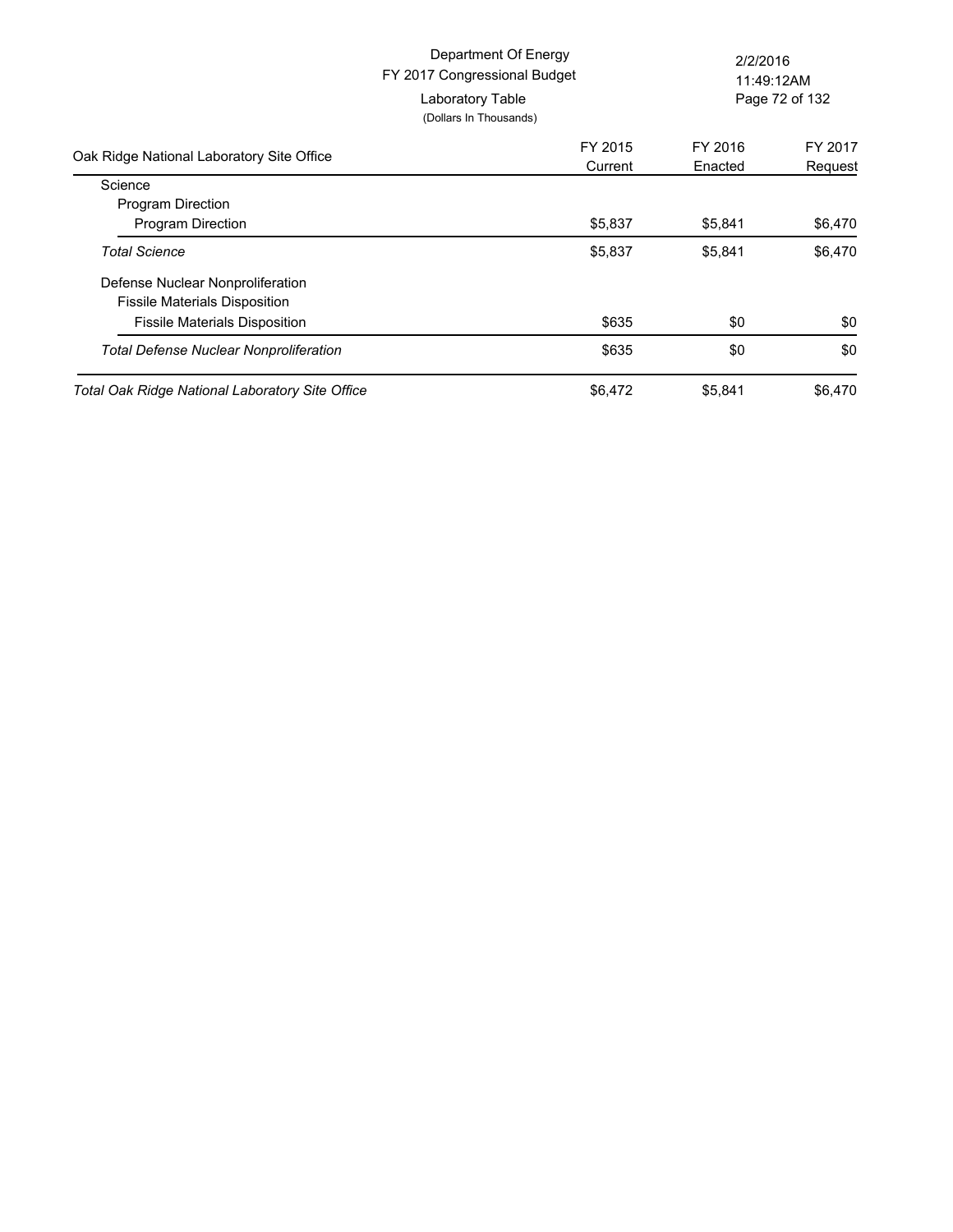Department Of Energy
FY 2017 Congressional Budget
Laboratory Table
(Dollars In Thousands)

| Oak Ridge National Laboratory Site Office | FY 2015 Current | FY 2016 Enacted | FY 2017 Request |
|---|---|---|---|
| Science | | | |
| Program Direction | | | |
| Program Direction | $5,837 | $5,841 | $6,470 |
| *Total Science* | $5,837 | $5,841 | $6,470 |
| Defense Nuclear Nonproliferation | | | |
| Fissile Materials Disposition | | | |
| Fissile Materials Disposition | $635 | $0 | $0 |
| *Total Defense Nuclear Nonproliferation* | $635 | $0 | $0 |
| *Total Oak Ridge National Laboratory Site Office* | $6,472 | $5,841 | $6,470 |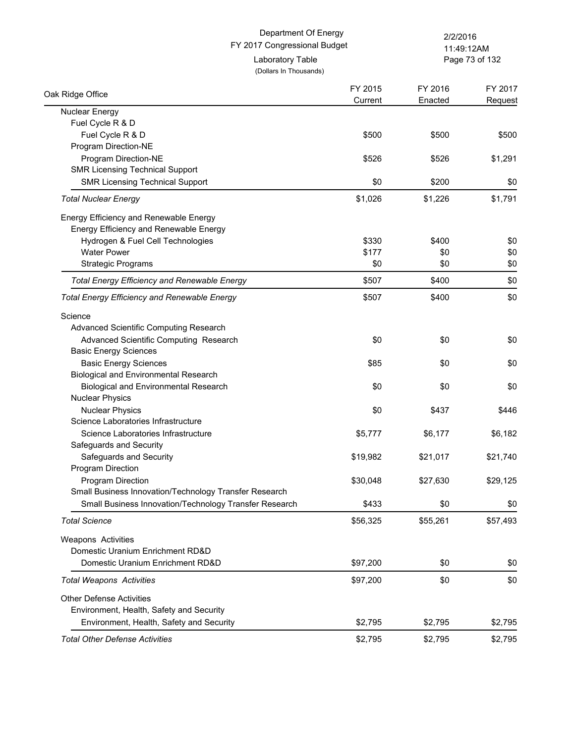Department Of Energy
FY 2017 Congressional Budget
Laboratory Table
(Dollars In Thousands)

2/2/2016
11:49:12AM

| Oak Ridge Office | FY 2015 Current | FY 2016 Enacted | FY 2017 Request |
|---|---|---|---|
| Nuclear Energy | | | |
| Fuel Cycle R & D | | | |
| Fuel Cycle R & D | $500 | $500 | $500 |
| Program Direction-NE | | | |
| Program Direction-NE | $526 | $526 | $1,291 |
| SMR Licensing Technical Support | | | |
| SMR Licensing Technical Support | $0 | $200 | $0 |
| *Total Nuclear Energy* | $1,026 | $1,226 | $1,791 |
| Energy Efficiency and Renewable Energy | | | |
| Energy Efficiency and Renewable Energy | | | |
| Hydrogen & Fuel Cell Technologies | $330 | $400 | $0 |
| Water Power | $177 | $0 | $0 |
| Strategic Programs | $0 | $0 | $0 |
| *Total Energy Efficiency and Renewable Energy* | $507 | $400 | $0 |
| *Total Energy Efficiency and Renewable Energy* | $507 | $400 | $0 |
| Science | | | |
| Advanced Scientific Computing Research | | | |
| Advanced Scientific Computing Research | $0 | $0 | $0 |
| Basic Energy Sciences | | | |
| Basic Energy Sciences | $85 | $0 | $0 |
| Biological and Environmental Research | | | |
| Biological and Environmental Research | $0 | $0 | $0 |
| Nuclear Physics | | | |
| Nuclear Physics | $0 | $437 | $446 |
| Science Laboratories Infrastructure | | | |
| Science Laboratories Infrastructure | $5,777 | $6,177 | $6,182 |
| Safeguards and Security | | | |
| Safeguards and Security | $19,982 | $21,017 | $21,740 |
| Program Direction | | | |
| Program Direction | $30,048 | $27,630 | $29,125 |
| Small Business Innovation/Technology Transfer Research | | | |
| Small Business Innovation/Technology Transfer Research | $433 | $0 | $0 |
| *Total Science* | $56,325 | $55,261 | $57,493 |
| Weapons Activities | | | |
| Domestic Uranium Enrichment RD&D | | | |
| Domestic Uranium Enrichment RD&D | $97,200 | $0 | $0 |
| *Total Weapons Activities* | $97,200 | $0 | $0 |
| Other Defense Activities | | | |
| Environment, Health, Safety and Security | | | |
| Environment, Health, Safety and Security | $2,795 | $2,795 | $2,795 |
| *Total Other Defense Activities* | $2,795 | $2,795 | $2,795 |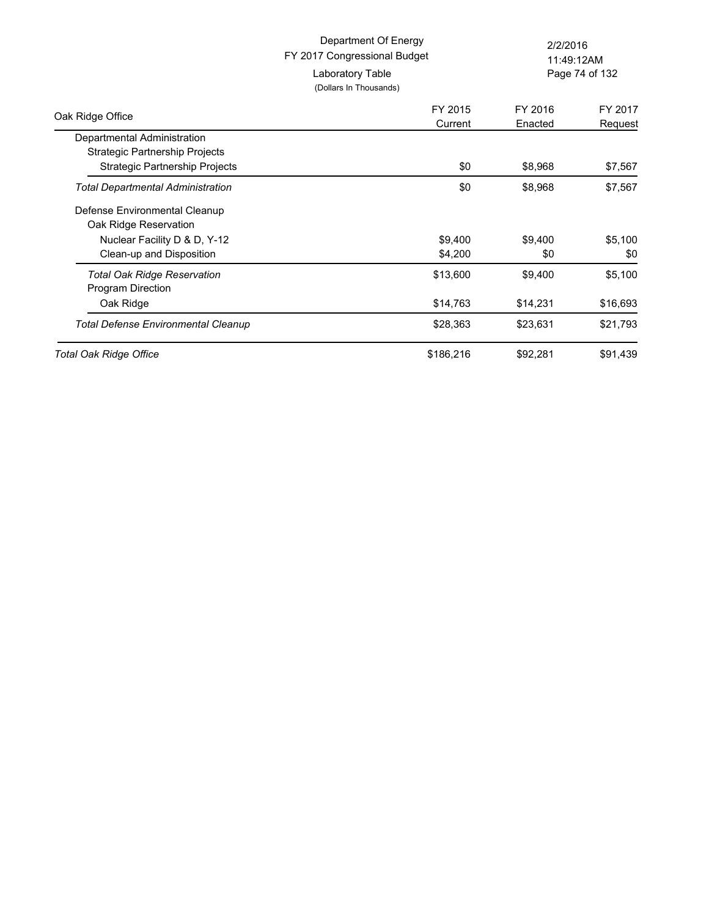Department Of Energy
FY 2017 Congressional Budget
Laboratory Table
(Dollars In Thousands)

| Oak Ridge Office | FY 2015 Current | FY 2016 Enacted | FY 2017 Request |
|---|---|---|---|
| Departmental Administration | | | |
| Strategic Partnership Projects | | | |
| Strategic Partnership Projects | $0 | $8,968 | $7,567 |
| *Total Departmental Administration* | $0 | $8,968 | $7,567 |
| Defense Environmental Cleanup | | | |
| Oak Ridge Reservation | | | |
| Nuclear Facility D & D, Y-12 | $9,400 | $9,400 | $5,100 |
| Clean-up and Disposition | $4,200 | $0 | $0 |
| *Total Oak Ridge Reservation* | $13,600 | $9,400 | $5,100 |
| Program Direction | | | |
| Oak Ridge | $14,763 | $14,231 | $16,693 |
| *Total Defense Environmental Cleanup* | $28,363 | $23,631 | $21,793 |
| *Total Oak Ridge Office* | $186,216 | $92,281 | $91,439 |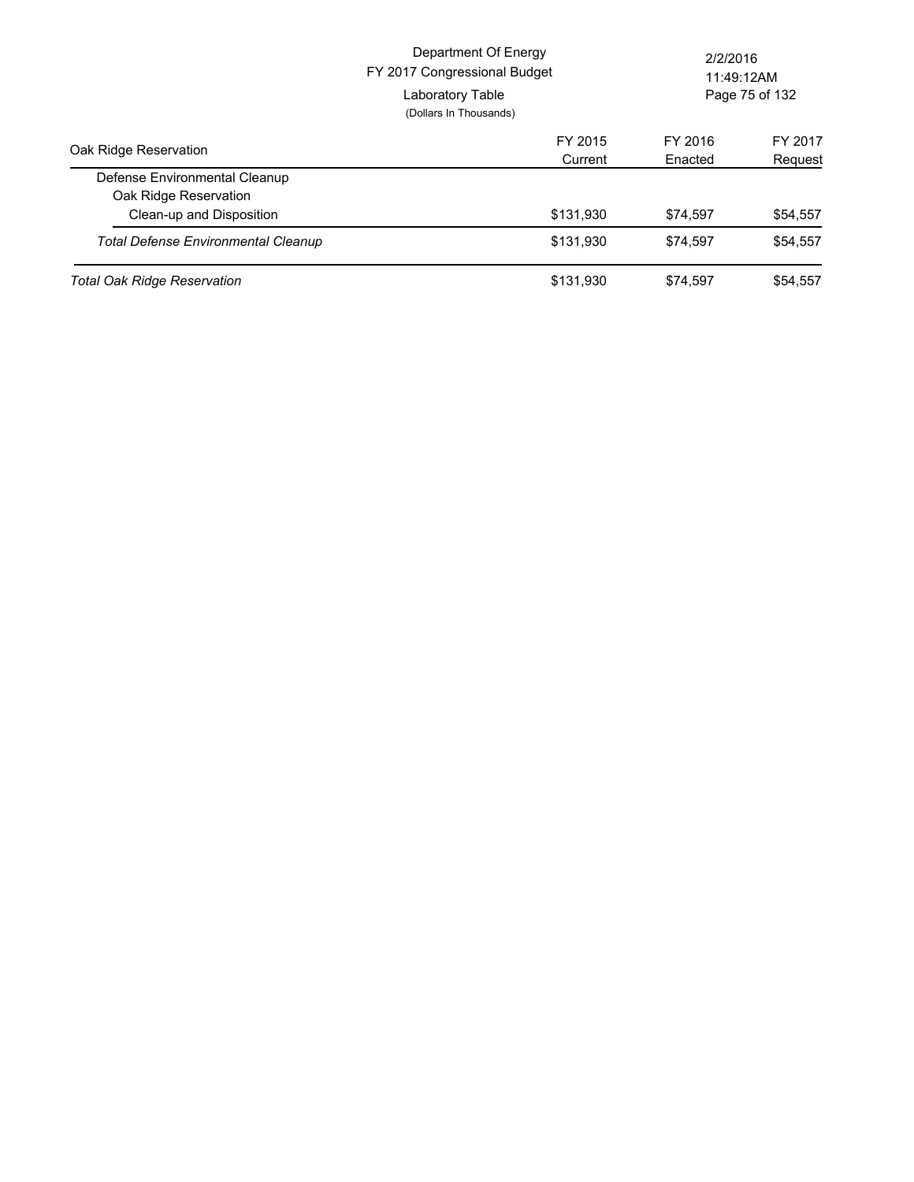Department Of Energy
FY 2017 Congressional Budget
Laboratory Table
(Dollars In Thousands)

| Oak Ridge Reservation | FY 2015 Current | FY 2016 Enacted | FY 2017 Request |
|---|---|---|---|
| Defense Environmental Cleanup | | | |
| Oak Ridge Reservation | | | |
| Clean-up and Disposition | $131,930 | $74,597 | $54,557 |
| *Total Defense Environmental Cleanup* | $131,930 | $74,597 | $54,557 |
| *Total Oak Ridge Reservation* | $131,930 | $74,597 | $54,557 |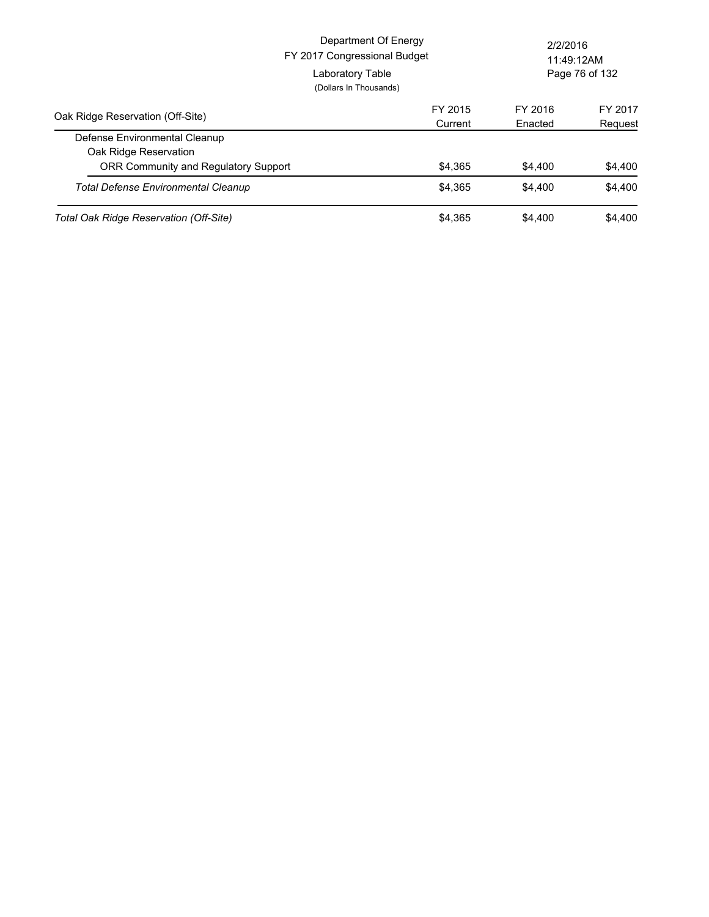Department Of Energy
FY 2017 Congressional Budget
Laboratory Table
(Dollars In Thousands)

2/2/2016
11:49:12AM

| Oak Ridge Reservation (Off-Site) | FY 2015 Current | FY 2016 Enacted | FY 2017 Request |
|---|---|---|---|
| Defense Environmental Cleanup | | | |
| Oak Ridge Reservation | | | |
| ORR Community and Regulatory Support | $4,365 | $4,400 | $4,400 |
| *Total Defense Environmental Cleanup* | $4,365 | $4,400 | $4,400 |
| *Total Oak Ridge Reservation (Off-Site)* | $4,365 | $4,400 | $4,400 |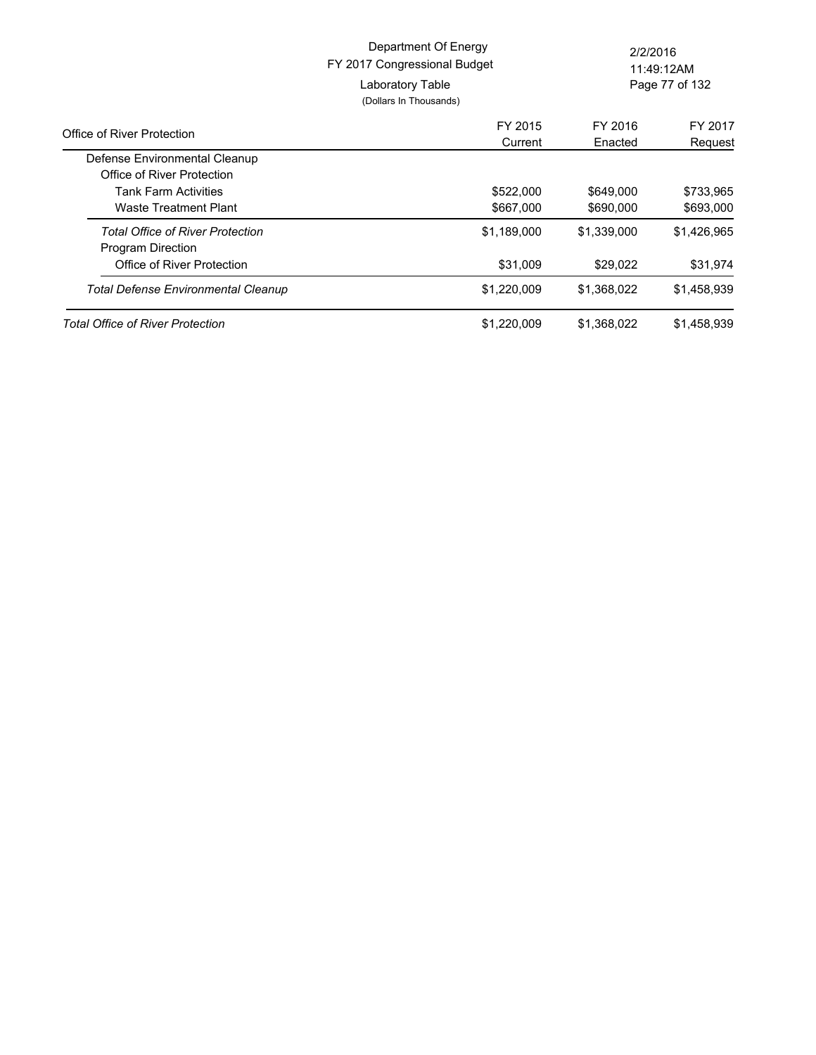Department Of Energy
FY 2017 Congressional Budget
Laboratory Table
(Dollars In Thousands)

2/2/2016
11:49:12AM

| Office of River Protection | FY 2015 Current | FY 2016 Enacted | FY 2017 Request |
|---|---|---|---|
| Defense Environmental Cleanup | | | |
| Office of River Protection | | | |
| Tank Farm Activities | $522,000 | $649,000 | $733,965 |
| Waste Treatment Plant | $667,000 | $690,000 | $693,000 |
| *Total Office of River Protection* | $1,189,000 | $1,339,000 | $1,426,965 |
| Program Direction | | | |
| Office of River Protection | $31,009 | $29,022 | $31,974 |
| *Total Defense Environmental Cleanup* | $1,220,009 | $1,368,022 | $1,458,939 |
| *Total Office of River Protection* | $1,220,009 | $1,368,022 | $1,458,939 |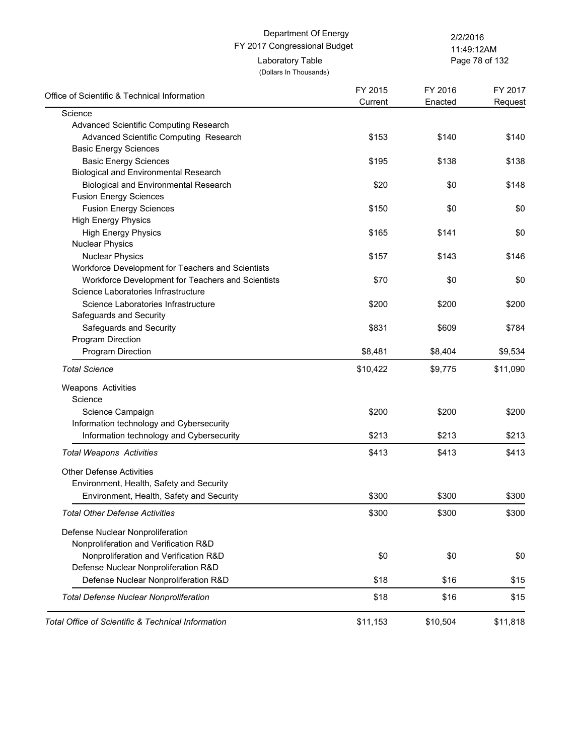Department Of Energy
FY 2017 Congressional Budget
Laboratory Table
(Dollars In Thousands)

2/2/2016
11:49:12AM

| Office of Scientific & Technical Information | FY 2015 Current | FY 2016 Enacted | FY 2017 Request |
|---|---|---|---|
| Science | | | |
| Advanced Scientific Computing Research | | | |
| Advanced Scientific Computing Research | $153 | $140 | $140 |
| Basic Energy Sciences | | | |
| Basic Energy Sciences | $195 | $138 | $138 |
| Biological and Environmental Research | | | |
| Biological and Environmental Research | $20 | $0 | $148 |
| Fusion Energy Sciences | | | |
| Fusion Energy Sciences | $150 | $0 | $0 |
| High Energy Physics | | | |
| High Energy Physics | $165 | $141 | $0 |
| Nuclear Physics | | | |
| Nuclear Physics | $157 | $143 | $146 |
| Workforce Development for Teachers and Scientists | | | |
| Workforce Development for Teachers and Scientists | $70 | $0 | $0 |
| Science Laboratories Infrastructure | | | |
| Science Laboratories Infrastructure | $200 | $200 | $200 |
| Safeguards and Security | | | |
| Safeguards and Security | $831 | $609 | $784 |
| Program Direction | | | |
| Program Direction | $8,481 | $8,404 | $9,534 |
| *Total Science* | $10,422 | $9,775 | $11,090 |
| Weapons Activities | | | |
| Science | | | |
| Science Campaign | $200 | $200 | $200 |
| Information technology and Cybersecurity | | | |
| Information technology and Cybersecurity | $213 | $213 | $213 |
| *Total Weapons Activities* | $413 | $413 | $413 |
| Other Defense Activities | | | |
| Environment, Health, Safety and Security | | | |
| Environment, Health, Safety and Security | $300 | $300 | $300 |
| *Total Other Defense Activities* | $300 | $300 | $300 |
| Defense Nuclear Nonproliferation | | | |
| Nonproliferation and Verification R&D | | | |
| Nonproliferation and Verification R&D | $0 | $0 | $0 |
| Defense Nuclear Nonproliferation R&D | | | |
| Defense Nuclear Nonproliferation R&D | $18 | $16 | $15 |
| *Total Defense Nuclear Nonproliferation* | $18 | $16 | $15 |
| *Total Office of Scientific & Technical Information* | $11,153 | $10,504 | $11,818 |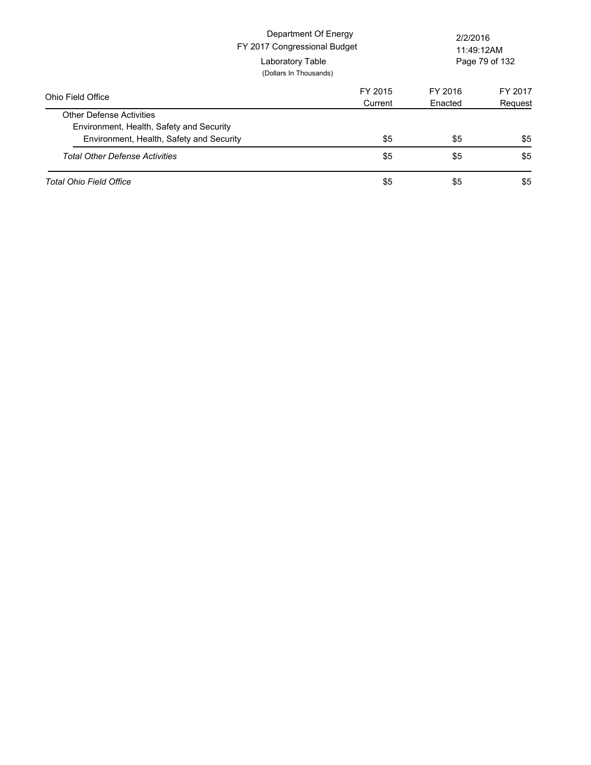Department Of Energy
FY 2017 Congressional Budget
Laboratory Table
(Dollars In Thousands)

| Ohio Field Office | FY 2015 Current | FY 2016 Enacted | FY 2017 Request |
|---|---|---|---|
| Other Defense Activities | | | |
| Environment, Health, Safety and Security | | | |
| Environment, Health, Safety and Security | $5 | $5 | $5 |
| *Total Other Defense Activities* | $5 | $5 | $5 |
| *Total Ohio Field Office* | $5 | $5 | $5 |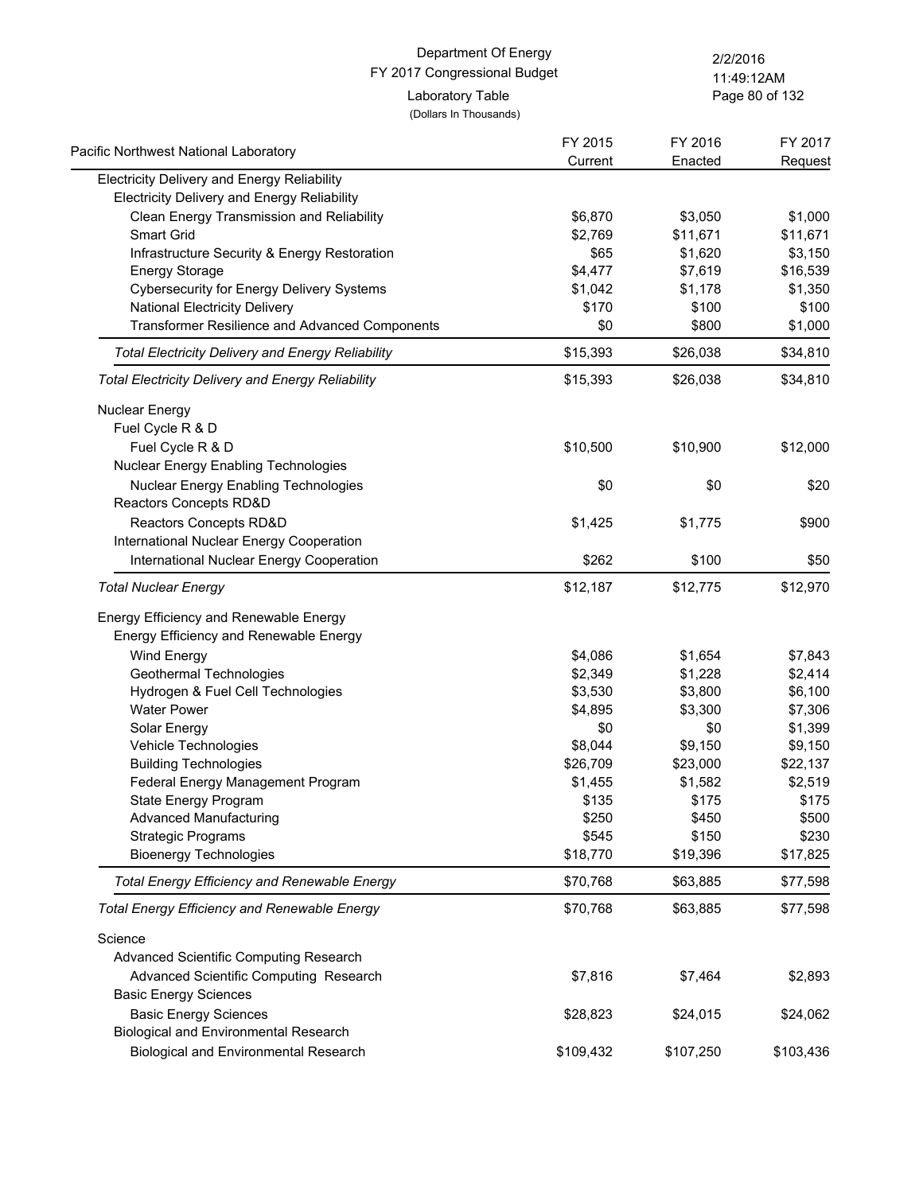Department Of Energy
FY 2017 Congressional Budget
Laboratory Table
(Dollars In Thousands)

| Pacific Northwest National Laboratory | FY 2015 Current | FY 2016 Enacted | FY 2017 Request |
|---|---|---|---|
| Electricity Delivery and Energy Reliability | | | |
| Electricity Delivery and Energy Reliability | | | |
| Clean Energy Transmission and Reliability | $6,870 | $3,050 | $1,000 |
| Smart Grid | $2,769 | $11,671 | $11,671 |
| Infrastructure Security & Energy Restoration | $65 | $1,620 | $3,150 |
| Energy Storage | $4,477 | $7,619 | $16,539 |
| Cybersecurity for Energy Delivery Systems | $1,042 | $1,178 | $1,350 |
| National Electricity Delivery | $170 | $100 | $100 |
| Transformer Resilience and Advanced Components | $0 | $800 | $1,000 |
| *Total Electricity Delivery and Energy Reliability* | $15,393 | $26,038 | $34,810 |
| *Total Electricity Delivery and Energy Reliability* | $15,393 | $26,038 | $34,810 |
| Nuclear Energy | | | |
| Fuel Cycle R & D | | | |
| Fuel Cycle R & D | $10,500 | $10,900 | $12,000 |
| Nuclear Energy Enabling Technologies | | | |
| Nuclear Energy Enabling Technologies | $0 | $0 | $20 |
| Reactors Concepts RD&D | | | |
| Reactors Concepts RD&D | $1,425 | $1,775 | $900 |
| International Nuclear Energy Cooperation | | | |
| International Nuclear Energy Cooperation | $262 | $100 | $50 |
| *Total Nuclear Energy* | $12,187 | $12,775 | $12,970 |
| Energy Efficiency and Renewable Energy | | | |
| Energy Efficiency and Renewable Energy | | | |
| Wind Energy | $4,086 | $1,654 | $7,843 |
| Geothermal Technologies | $2,349 | $1,228 | $2,414 |
| Hydrogen & Fuel Cell Technologies | $3,530 | $3,800 | $6,100 |
| Water Power | $4,895 | $3,300 | $7,306 |
| Solar Energy | $0 | $0 | $1,399 |
| Vehicle Technologies | $8,044 | $9,150 | $9,150 |
| Building Technologies | $26,709 | $23,000 | $22,137 |
| Federal Energy Management Program | $1,455 | $1,582 | $2,519 |
| State Energy Program | $135 | $175 | $175 |
| Advanced Manufacturing | $250 | $450 | $500 |
| Strategic Programs | $545 | $150 | $230 |
| Bioenergy Technologies | $18,770 | $19,396 | $17,825 |
| *Total Energy Efficiency and Renewable Energy* | $70,768 | $63,885 | $77,598 |
| *Total Energy Efficiency and Renewable Energy* | $70,768 | $63,885 | $77,598 |
| Science | | | |
| Advanced Scientific Computing Research | | | |
| Advanced Scientific Computing Research | $7,816 | $7,464 | $2,893 |
| Basic Energy Sciences | | | |
| Basic Energy Sciences | $28,823 | $24,015 | $24,062 |
| Biological and Environmental Research | | | |
| Biological and Environmental Research | $109,432 | $107,250 | $103,436 |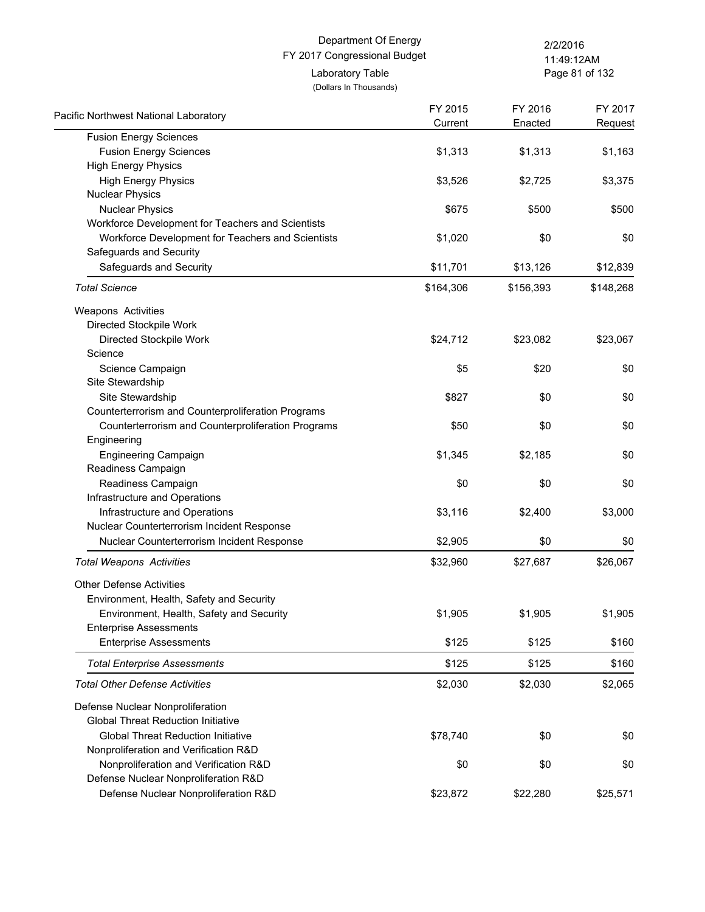Department Of Energy
FY 2017 Congressional Budget
Laboratory Table
(Dollars In Thousands)

| Pacific Northwest National Laboratory | FY 2015 Current | FY 2016 Enacted | FY 2017 Request |
|---|---|---|---|
| Fusion Energy Sciences | | | |
| Fusion Energy Sciences | $1,313 | $1,313 | $1,163 |
| High Energy Physics | | | |
| High Energy Physics | $3,526 | $2,725 | $3,375 |
| Nuclear Physics | | | |
| Nuclear Physics | $675 | $500 | $500 |
| Workforce Development for Teachers and Scientists | | | |
| Workforce Development for Teachers and Scientists | $1,020 | $0 | $0 |
| Safeguards and Security | | | |
| Safeguards and Security | $11,701 | $13,126 | $12,839 |
| *Total Science* | $164,306 | $156,393 | $148,268 |
| Weapons Activities | | | |
| Directed Stockpile Work | | | |
| Directed Stockpile Work | $24,712 | $23,082 | $23,067 |
| Science | | | |
| Science Campaign | $5 | $20 | $0 |
| Site Stewardship | | | |
| Site Stewardship | $827 | $0 | $0 |
| Counterterrorism and Counterproliferation Programs | | | |
| Counterterrorism and Counterproliferation Programs | $50 | $0 | $0 |
| Engineering | | | |
| Engineering Campaign | $1,345 | $2,185 | $0 |
| Readiness Campaign | | | |
| Readiness Campaign | $0 | $0 | $0 |
| Infrastructure and Operations | | | |
| Infrastructure and Operations | $3,116 | $2,400 | $3,000 |
| Nuclear Counterterrorism Incident Response | | | |
| Nuclear Counterterrorism Incident Response | $2,905 | $0 | $0 |
| *Total Weapons Activities* | $32,960 | $27,687 | $26,067 |
| Other Defense Activities | | | |
| Environment, Health, Safety and Security | | | |
| Environment, Health, Safety and Security | $1,905 | $1,905 | $1,905 |
| Enterprise Assessments | | | |
| Enterprise Assessments | $125 | $125 | $160 |
| *Total Enterprise Assessments* | $125 | $125 | $160 |
| *Total Other Defense Activities* | $2,030 | $2,030 | $2,065 |
| Defense Nuclear Nonproliferation | | | |
| Global Threat Reduction Initiative | | | |
| Global Threat Reduction Initiative | $78,740 | $0 | $0 |
| Nonproliferation and Verification R&D | | | |
| Nonproliferation and Verification R&D | $0 | $0 | $0 |
| Defense Nuclear Nonproliferation R&D | | | |
| Defense Nuclear Nonproliferation R&D | $23,872 | $22,280 | $25,571 |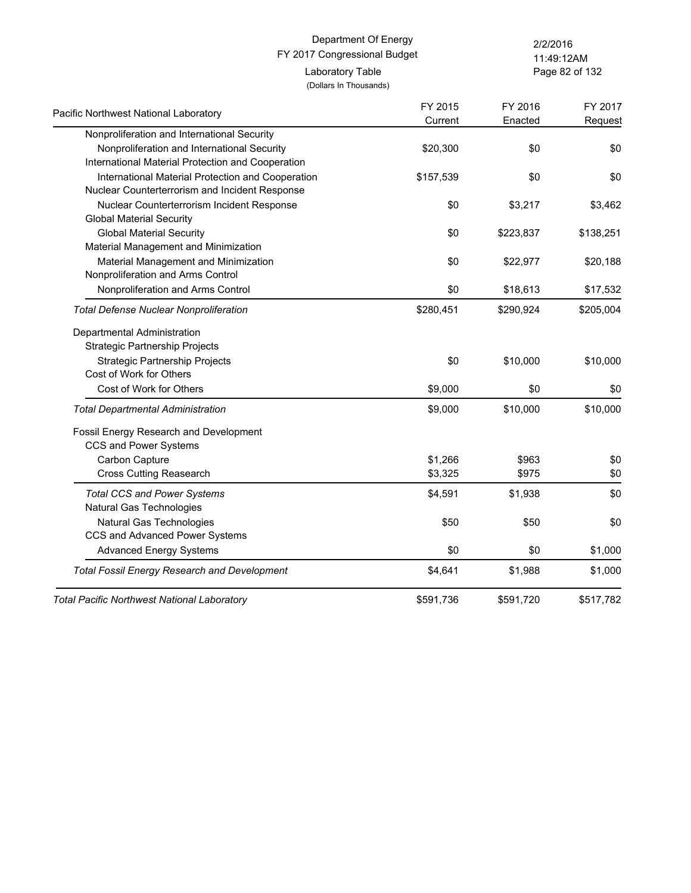Department Of Energy
FY 2017 Congressional Budget
Laboratory Table
(Dollars In Thousands)

| Pacific Northwest National Laboratory | FY 2015 Current | FY 2016 Enacted | FY 2017 Request |
|---|---|---|---|
| Nonproliferation and International Security | | | |
| Nonproliferation and International Security | $20,300 | $0 | $0 |
| International Material Protection and Cooperation | | | |
| International Material Protection and Cooperation | $157,539 | $0 | $0 |
| Nuclear Counterterrorism and Incident Response | | | |
| Nuclear Counterterrorism Incident Response | $0 | $3,217 | $3,462 |
| Global Material Security | | | |
| Global Material Security | $0 | $223,837 | $138,251 |
| Material Management and Minimization | | | |
| Material Management and Minimization | $0 | $22,977 | $20,188 |
| Nonproliferation and Arms Control | | | |
| Nonproliferation and Arms Control | $0 | $18,613 | $17,532 |
| *Total Defense Nuclear Nonproliferation* | $280,451 | $290,924 | $205,004 |
| Departmental Administration | | | |
| Strategic Partnership Projects | | | |
| Strategic Partnership Projects | $0 | $10,000 | $10,000 |
| Cost of Work for Others | | | |
| Cost of Work for Others | $9,000 | $0 | $0 |
| *Total Departmental Administration* | $9,000 | $10,000 | $10,000 |
| Fossil Energy Research and Development | | | |
| CCS and Power Systems | | | |
| Carbon Capture | $1,266 | $963 | $0 |
| Cross Cutting Reasearch | $3,325 | $975 | $0 |
| *Total CCS and Power Systems* | $4,591 | $1,938 | $0 |
| Natural Gas Technologies | | | |
| Natural Gas Technologies | $50 | $50 | $0 |
| CCS and Advanced Power Systems | | | |
| Advanced Energy Systems | $0 | $0 | $1,000 |
| *Total Fossil Energy Research and Development* | $4,641 | $1,988 | $1,000 |
| *Total Pacific Northwest National Laboratory* | $591,736 | $591,720 | $517,782 |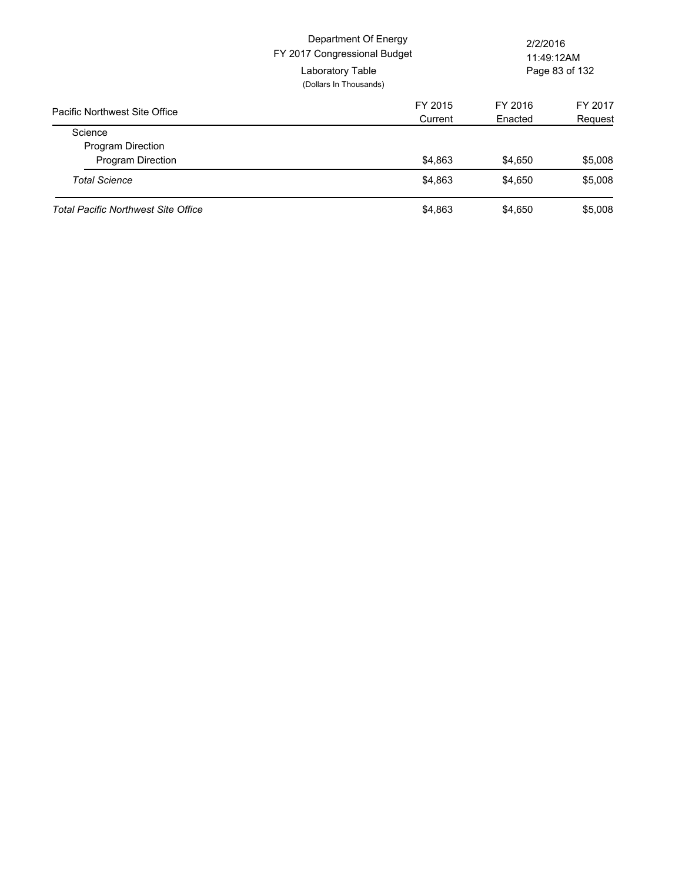Department Of Energy
FY 2017 Congressional Budget
Laboratory Table
(Dollars In Thousands)

| Pacific Northwest Site Office | FY 2015 Current | FY 2016 Enacted | FY 2017 Request |
|---|---|---|---|
| Science | | | |
| Program Direction | | | |
| Program Direction | $4,863 | $4,650 | $5,008 |
| *Total Science* | $4,863 | $4,650 | $5,008 |
| *Total Pacific Northwest Site Office* | $4,863 | $4,650 | $5,008 |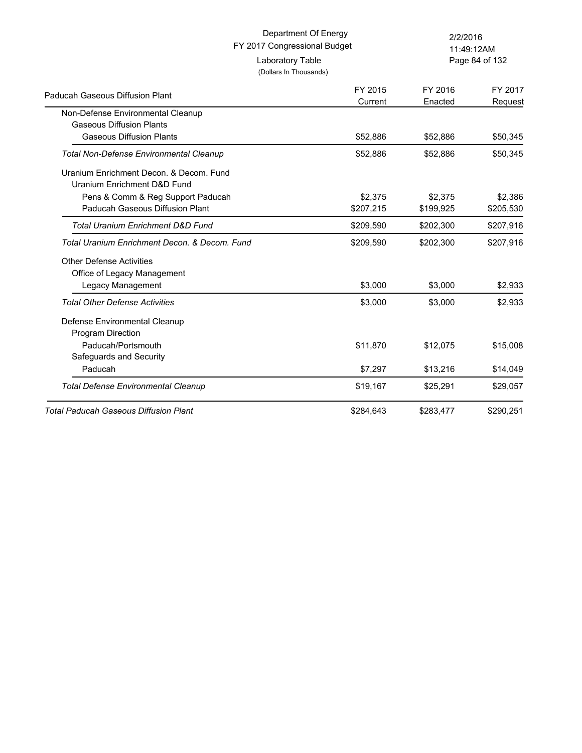Department Of Energy
FY 2017 Congressional Budget
Laboratory Table
(Dollars In Thousands)

| Paducah Gaseous Diffusion Plant | FY 2015 Current | FY 2016 Enacted | FY 2017 Request |
|---|---|---|---|
| Non-Defense Environmental Cleanup | | | |
| Gaseous Diffusion Plants | | | |
| Gaseous Diffusion Plants | $52,886 | $52,886 | $50,345 |
| *Total Non-Defense Environmental Cleanup* | $52,886 | $52,886 | $50,345 |
| Uranium Enrichment Decon. & Decom. Fund | | | |
| Uranium Enrichment D&D Fund | | | |
| Pens & Comm & Reg Support Paducah | $2,375 | $2,375 | $2,386 |
| Paducah Gaseous Diffusion Plant | $207,215 | $199,925 | $205,530 |
| *Total Uranium Enrichment D&D Fund* | $209,590 | $202,300 | $207,916 |
| *Total Uranium Enrichment Decon. & Decom. Fund* | $209,590 | $202,300 | $207,916 |
| Other Defense Activities | | | |
| Office of Legacy Management | | | |
| Legacy Management | $3,000 | $3,000 | $2,933 |
| *Total Other Defense Activities* | $3,000 | $3,000 | $2,933 |
| Defense Environmental Cleanup | | | |
| Program Direction | | | |
| Paducah/Portsmouth | $11,870 | $12,075 | $15,008 |
| Safeguards and Security | | | |
| Paducah | $7,297 | $13,216 | $14,049 |
| *Total Defense Environmental Cleanup* | $19,167 | $25,291 | $29,057 |
| *Total Paducah Gaseous Diffusion Plant* | $284,643 | $283,477 | $290,251 |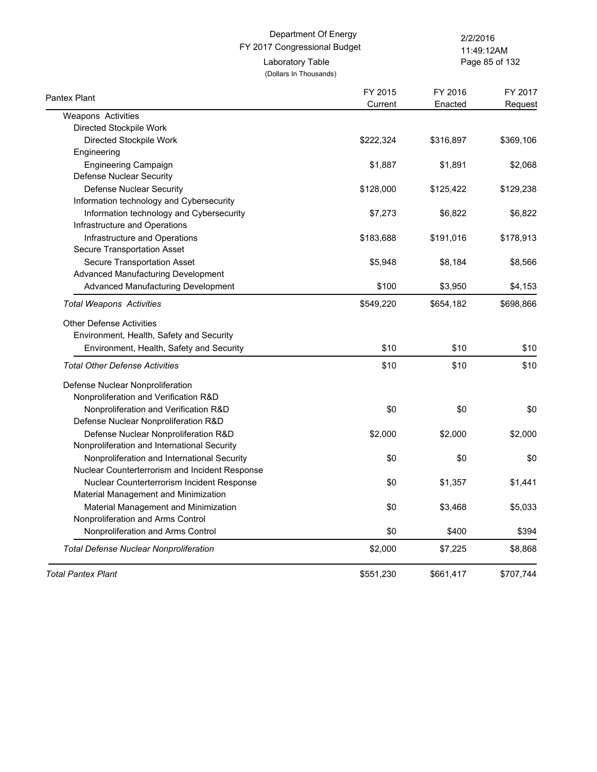Department Of Energy
FY 2017 Congressional Budget
Laboratory Table
(Dollars In Thousands)

| Pantex Plant | FY 2015 Current | FY 2016 Enacted | FY 2017 Request |
|---|---|---|---|
| Weapons Activities | | | |
| Directed Stockpile Work | | | |
| Directed Stockpile Work | $222,324 | $316,897 | $369,106 |
| Engineering | | | |
| Engineering Campaign | $1,887 | $1,891 | $2,068 |
| Defense Nuclear Security | | | |
| Defense Nuclear Security | $128,000 | $125,422 | $129,238 |
| Information technology and Cybersecurity | | | |
| Information technology and Cybersecurity | $7,273 | $6,822 | $6,822 |
| Infrastructure and Operations | | | |
| Infrastructure and Operations | $183,688 | $191,016 | $178,913 |
| Secure Transportation Asset | | | |
| Secure Transportation Asset | $5,948 | $8,184 | $8,566 |
| Advanced Manufacturing Development | | | |
| Advanced Manufacturing Development | $100 | $3,950 | $4,153 |
| *Total Weapons Activities* | $549,220 | $654,182 | $698,866 |
| Other Defense Activities | | | |
| Environment, Health, Safety and Security | | | |
| Environment, Health, Safety and Security | $10 | $10 | $10 |
| *Total Other Defense Activities* | $10 | $10 | $10 |
| Defense Nuclear Nonproliferation | | | |
| Nonproliferation and Verification R&D | | | |
| Nonproliferation and Verification R&D | $0 | $0 | $0 |
| Defense Nuclear Nonproliferation R&D | | | |
| Defense Nuclear Nonproliferation R&D | $2,000 | $2,000 | $2,000 |
| Nonproliferation and International Security | | | |
| Nonproliferation and International Security | $0 | $0 | $0 |
| Nuclear Counterterrorism and Incident Response | | | |
| Nuclear Counterterrorism Incident Response | $0 | $1,357 | $1,441 |
| Material Management and Minimization | | | |
| Material Management and Minimization | $0 | $3,468 | $5,033 |
| Nonproliferation and Arms Control | | | |
| Nonproliferation and Arms Control | $0 | $400 | $394 |
| *Total Defense Nuclear Nonproliferation* | $2,000 | $7,225 | $8,868 |
| *Total Pantex Plant* | $551,230 | $661,417 | $707,744 |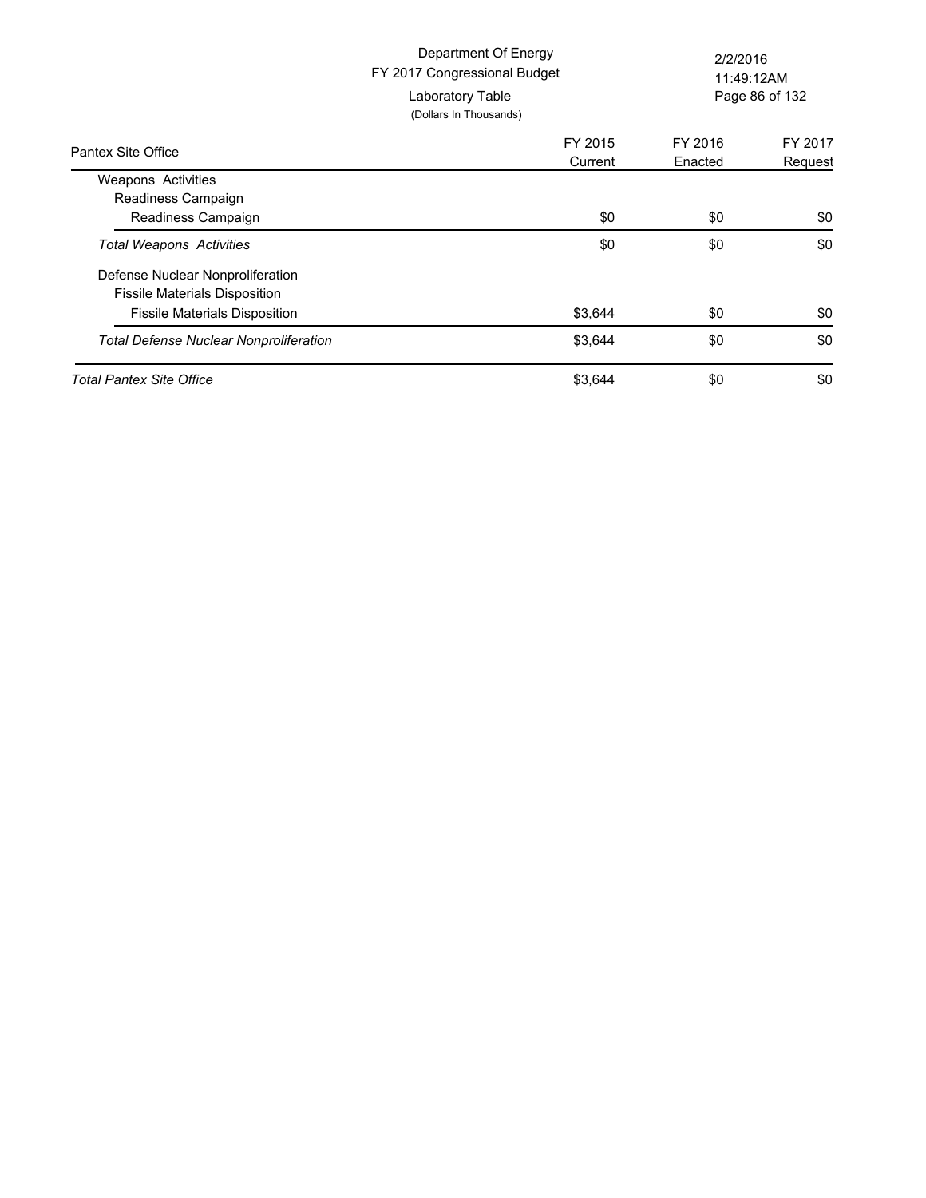Department Of Energy
FY 2017 Congressional Budget
Laboratory Table
(Dollars In Thousands)

| Pantex Site Office | FY 2015 Current | FY 2016 Enacted | FY 2017 Request |
|---|---|---|---|
| Weapons Activities | | | |
| Readiness Campaign | | | |
| Readiness Campaign | $0 | $0 | $0 |
| *Total Weapons Activities* | $0 | $0 | $0 |
| Defense Nuclear Nonproliferation | | | |
| Fissile Materials Disposition | | | |
| Fissile Materials Disposition | $3,644 | $0 | $0 |
| *Total Defense Nuclear Nonproliferation* | $3,644 | $0 | $0 |
| *Total Pantex Site Office* | $3,644 | $0 | $0 |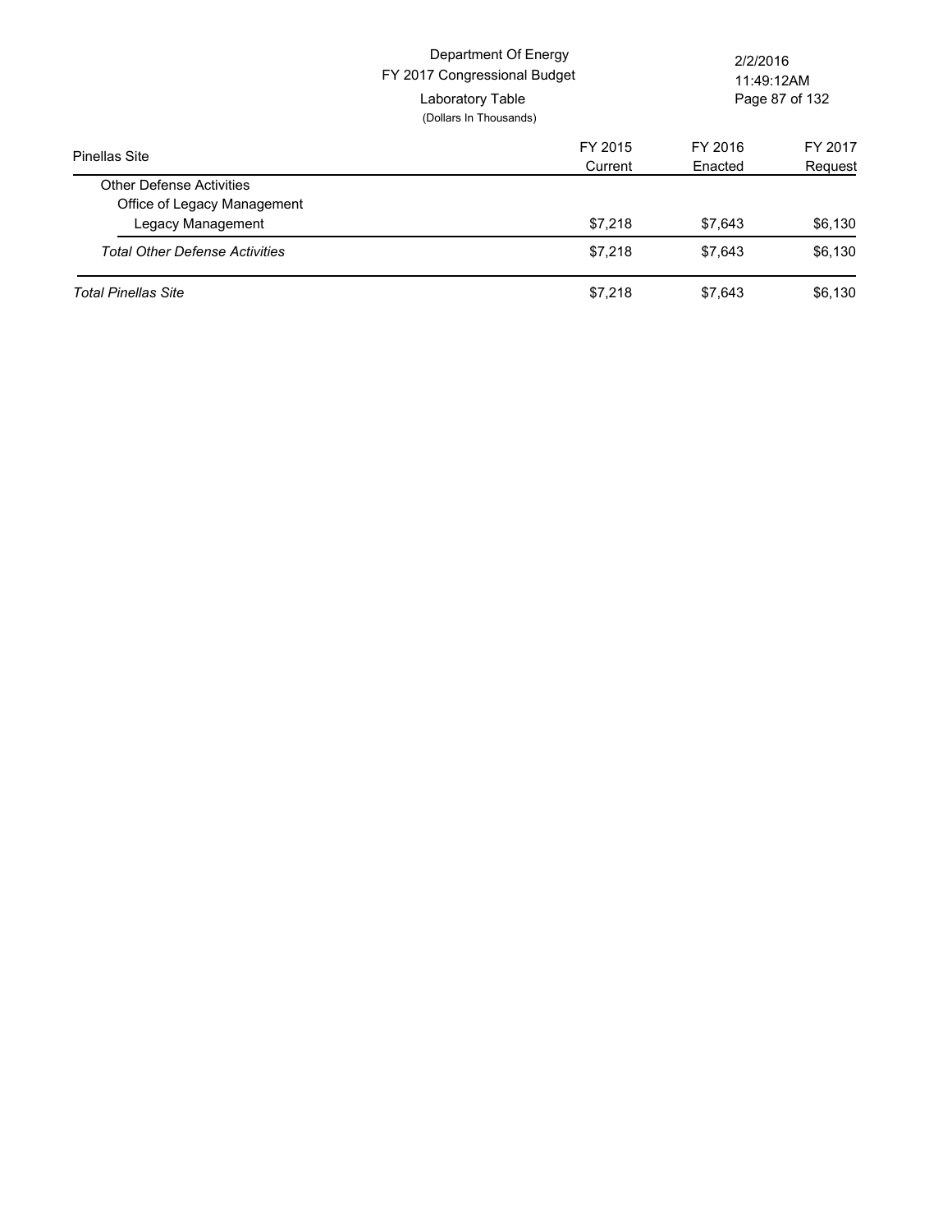Department Of Energy
FY 2017 Congressional Budget
Laboratory Table
(Dollars In Thousands)

| Pinellas Site | FY 2015 Current | FY 2016 Enacted | FY 2017 Request |
|---|---|---|---|
| Other Defense Activities | | | |
| Office of Legacy Management | | | |
| Legacy Management | $7,218 | $7,643 | $6,130 |
| *Total Other Defense Activities* | $7,218 | $7,643 | $6,130 |
| *Total Pinellas Site* | $7,218 | $7,643 | $6,130 |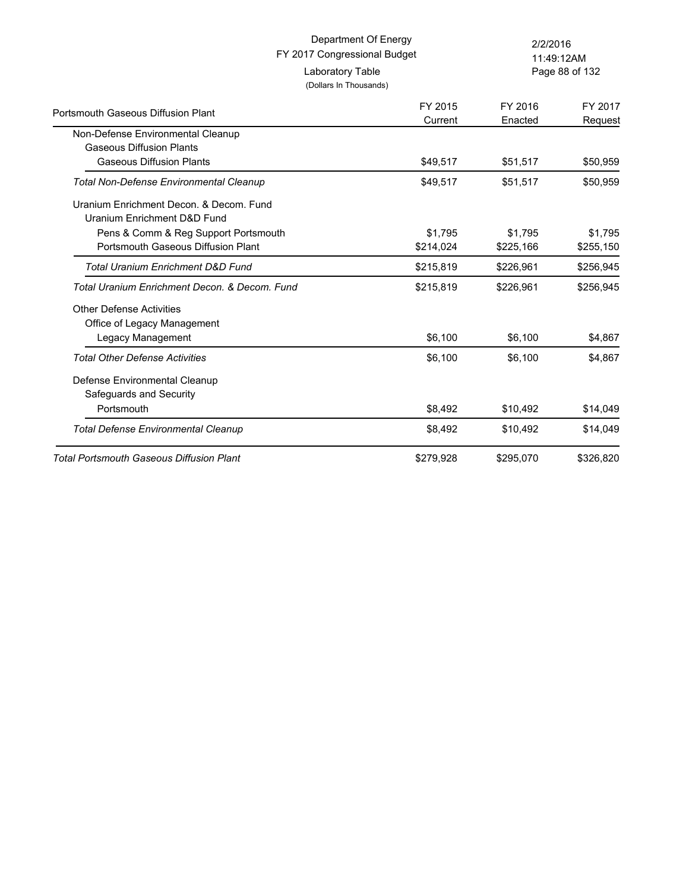Department Of Energy
FY 2017 Congressional Budget
Laboratory Table
(Dollars In Thousands)

| Portsmouth Gaseous Diffusion Plant | FY 2015 Current | FY 2016 Enacted | FY 2017 Request |
|---|---|---|---|
| Non-Defense Environmental Cleanup | | | |
| Gaseous Diffusion Plants | | | |
| Gaseous Diffusion Plants | $49,517 | $51,517 | $50,959 |
| *Total Non-Defense Environmental Cleanup* | $49,517 | $51,517 | $50,959 |
| Uranium Enrichment Decon. & Decom. Fund | | | |
| Uranium Enrichment D&D Fund | | | |
| Pens & Comm & Reg Support Portsmouth | $1,795 | $1,795 | $1,795 |
| Portsmouth Gaseous Diffusion Plant | $214,024 | $225,166 | $255,150 |
| *Total Uranium Enrichment D&D Fund* | $215,819 | $226,961 | $256,945 |
| *Total Uranium Enrichment Decon. & Decom. Fund* | $215,819 | $226,961 | $256,945 |
| Other Defense Activities | | | |
| Office of Legacy Management | | | |
| Legacy Management | $6,100 | $6,100 | $4,867 |
| *Total Other Defense Activities* | $6,100 | $6,100 | $4,867 |
| Defense Environmental Cleanup | | | |
| Safeguards and Security | | | |
| Portsmouth | $8,492 | $10,492 | $14,049 |
| *Total Defense Environmental Cleanup* | $8,492 | $10,492 | $14,049 |
| *Total Portsmouth Gaseous Diffusion Plant* | $279,928 | $295,070 | $326,820 |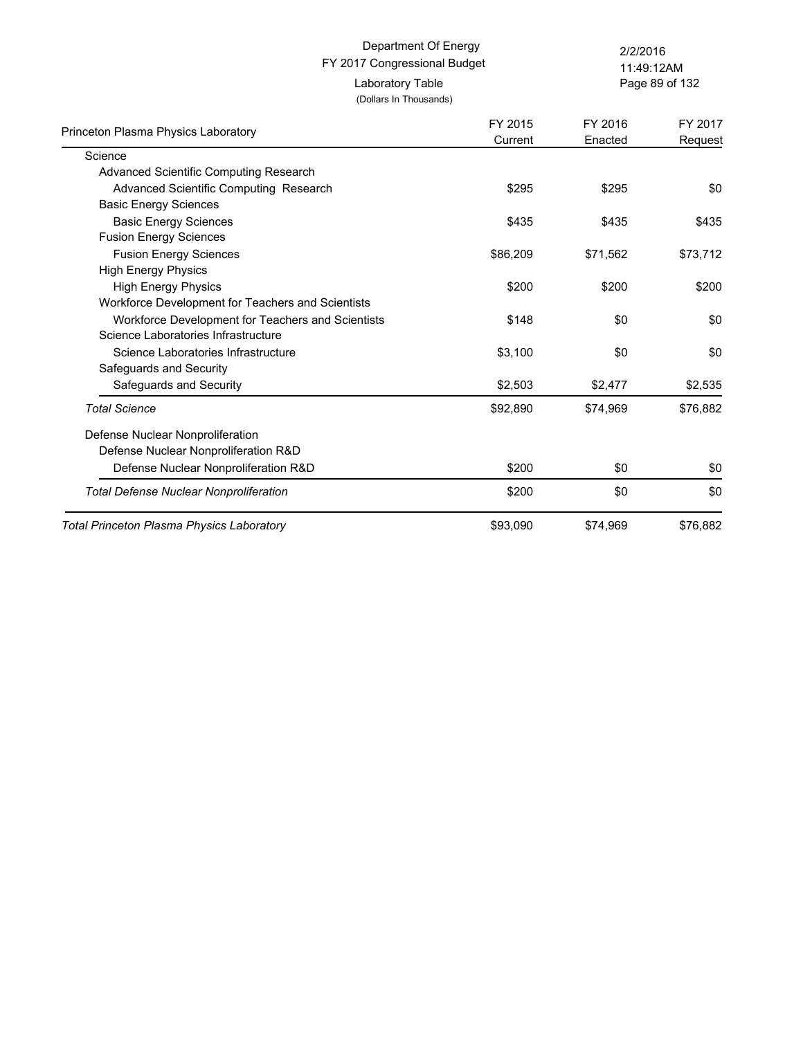Department Of Energy
FY 2017 Congressional Budget
Laboratory Table
(Dollars In Thousands)

| Princeton Plasma Physics Laboratory | FY 2015 Current | FY 2016 Enacted | FY 2017 Request |
|---|---|---|---|
| Science | | | |
| Advanced Scientific Computing Research | | | |
| Advanced Scientific Computing Research | $295 | $295 | $0 |
| Basic Energy Sciences | | | |
| Basic Energy Sciences | $435 | $435 | $435 |
| Fusion Energy Sciences | | | |
| Fusion Energy Sciences | $86,209 | $71,562 | $73,712 |
| High Energy Physics | | | |
| High Energy Physics | $200 | $200 | $200 |
| Workforce Development for Teachers and Scientists | | | |
| Workforce Development for Teachers and Scientists | $148 | $0 | $0 |
| Science Laboratories Infrastructure | | | |
| Science Laboratories Infrastructure | $3,100 | $0 | $0 |
| Safeguards and Security | | | |
| Safeguards and Security | $2,503 | $2,477 | $2,535 |
| *Total Science* | $92,890 | $74,969 | $76,882 |
| Defense Nuclear Nonproliferation | | | |
| Defense Nuclear Nonproliferation R&D | | | |
| Defense Nuclear Nonproliferation R&D | $200 | $0 | $0 |
| *Total Defense Nuclear Nonproliferation* | $200 | $0 | $0 |
| *Total Princeton Plasma Physics Laboratory* | $93,090 | $74,969 | $76,882 |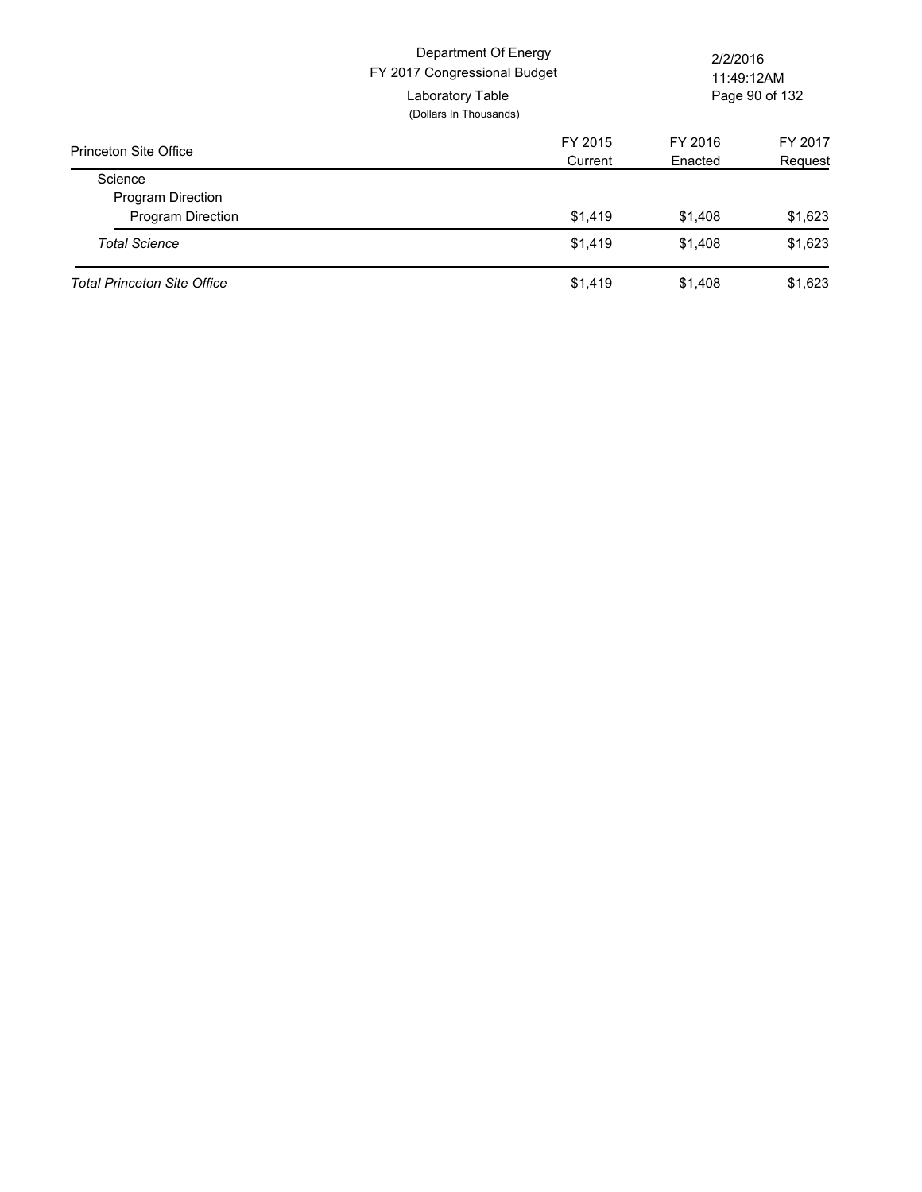Department Of Energy
FY 2017 Congressional Budget
Laboratory Table
(Dollars In Thousands)

| Princeton Site Office | FY 2015 Current | FY 2016 Enacted | FY 2017 Request |
|---|---|---|---|
| Science | | | |
| Program Direction | | | |
| Program Direction | $1,419 | $1,408 | $1,623 |
| *Total Science* | $1,419 | $1,408 | $1,623 |
| *Total Princeton Site Office* | $1,419 | $1,408 | $1,623 |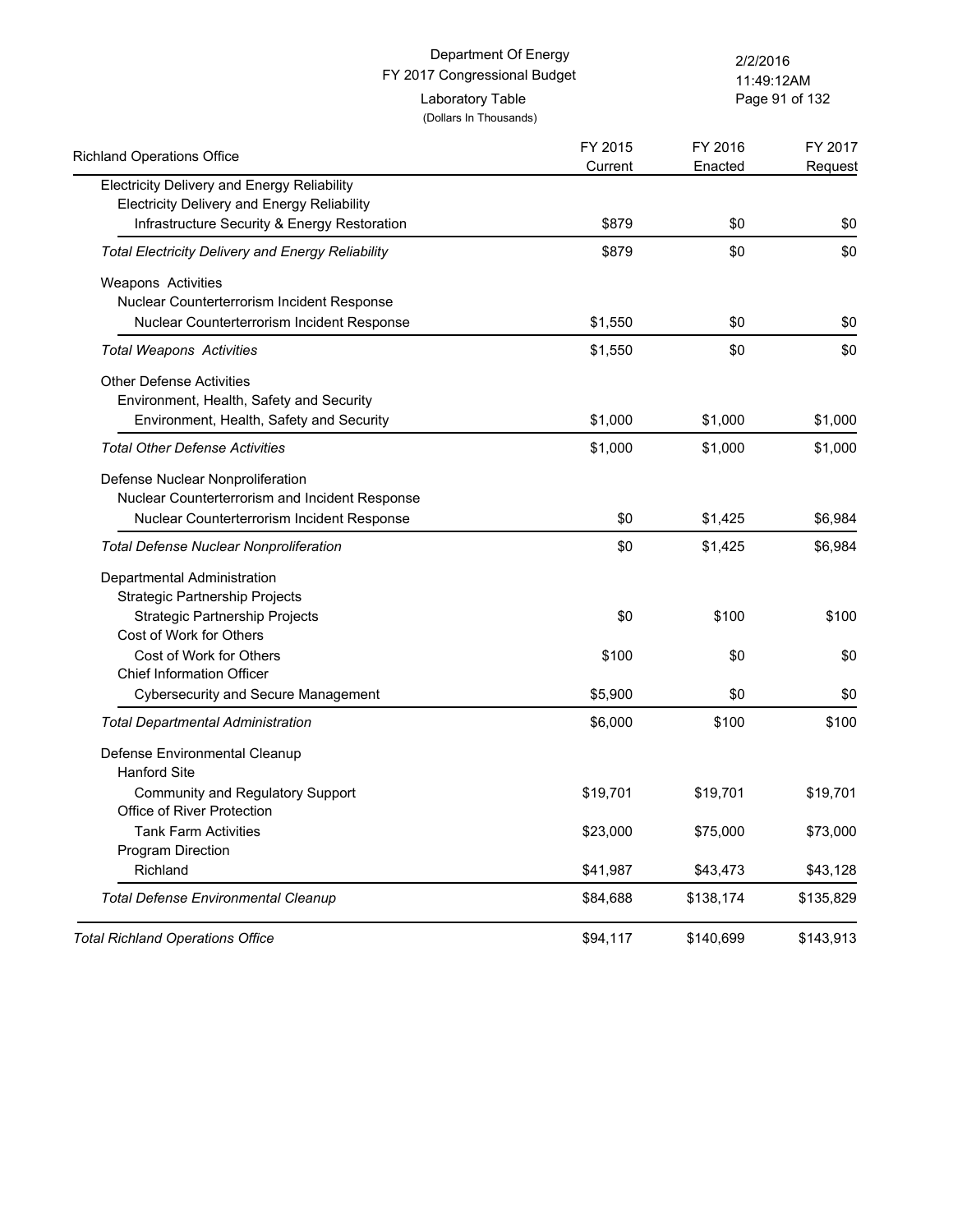Department Of Energy
FY 2017 Congressional Budget
Laboratory Table
(Dollars In Thousands)

| Richland Operations Office | FY 2015 Current | FY 2016 Enacted | FY 2017 Request |
|---|---|---|---|
| Electricity Delivery and Energy Reliability | | | |
| Electricity Delivery and Energy Reliability | | | |
| Infrastructure Security & Energy Restoration | $879 | $0 | $0 |
| *Total Electricity Delivery and Energy Reliability* | $879 | $0 | $0 |
| Weapons Activities | | | |
| Nuclear Counterterrorism Incident Response | | | |
| Nuclear Counterterrorism Incident Response | $1,550 | $0 | $0 |
| *Total Weapons Activities* | $1,550 | $0 | $0 |
| Other Defense Activities | | | |
| Environment, Health, Safety and Security | | | |
| Environment, Health, Safety and Security | $1,000 | $1,000 | $1,000 |
| *Total Other Defense Activities* | $1,000 | $1,000 | $1,000 |
| Defense Nuclear Nonproliferation | | | |
| Nuclear Counterterrorism and Incident Response | | | |
| Nuclear Counterterrorism Incident Response | $0 | $1,425 | $6,984 |
| *Total Defense Nuclear Nonproliferation* | $0 | $1,425 | $6,984 |
| Departmental Administration | | | |
| Strategic Partnership Projects | | | |
| Strategic Partnership Projects | $0 | $100 | $100 |
| Cost of Work for Others | | | |
| Cost of Work for Others | $100 | $0 | $0 |
| Chief Information Officer | | | |
| Cybersecurity and Secure Management | $5,900 | $0 | $0 |
| *Total Departmental Administration* | $6,000 | $100 | $100 |
| Defense Environmental Cleanup | | | |
| Hanford Site | | | |
| Community and Regulatory Support | $19,701 | $19,701 | $19,701 |
| Office of River Protection | | | |
| Tank Farm Activities | $23,000 | $75,000 | $73,000 |
| Program Direction | | | |
| Richland | $41,987 | $43,473 | $43,128 |
| *Total Defense Environmental Cleanup* | $84,688 | $138,174 | $135,829 |
| *Total Richland Operations Office* | $94,117 | $140,699 | $143,913 |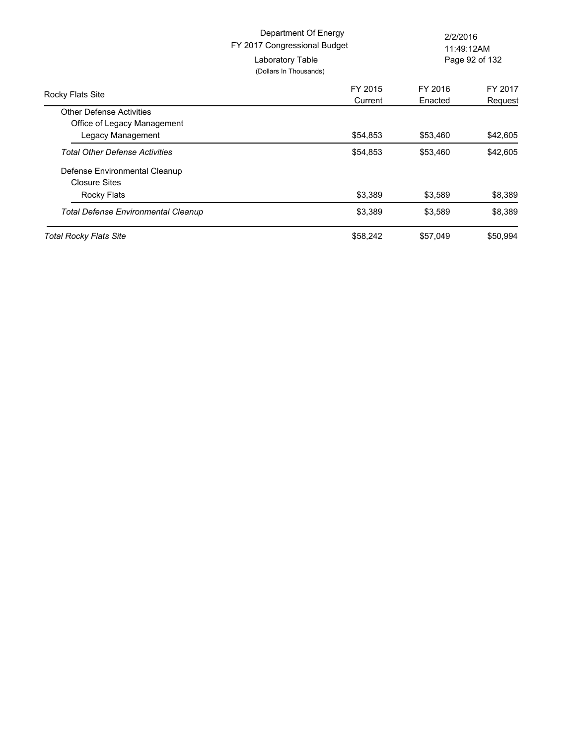Department Of Energy
FY 2017 Congressional Budget
Laboratory Table
(Dollars In Thousands)

| Rocky Flats Site | FY 2015 Current | FY 2016 Enacted | FY 2017 Request |
|---|---|---|---|
| Other Defense Activities | | | |
| Office of Legacy Management | | | |
| Legacy Management | $54,853 | $53,460 | $42,605 |
| *Total Other Defense Activities* | $54,853 | $53,460 | $42,605 |
| Defense Environmental Cleanup | | | |
| Closure Sites | | | |
| Rocky Flats | $3,389 | $3,589 | $8,389 |
| *Total Defense Environmental Cleanup* | $3,389 | $3,589 | $8,389 |
| *Total Rocky Flats Site* | $58,242 | $57,049 | $50,994 |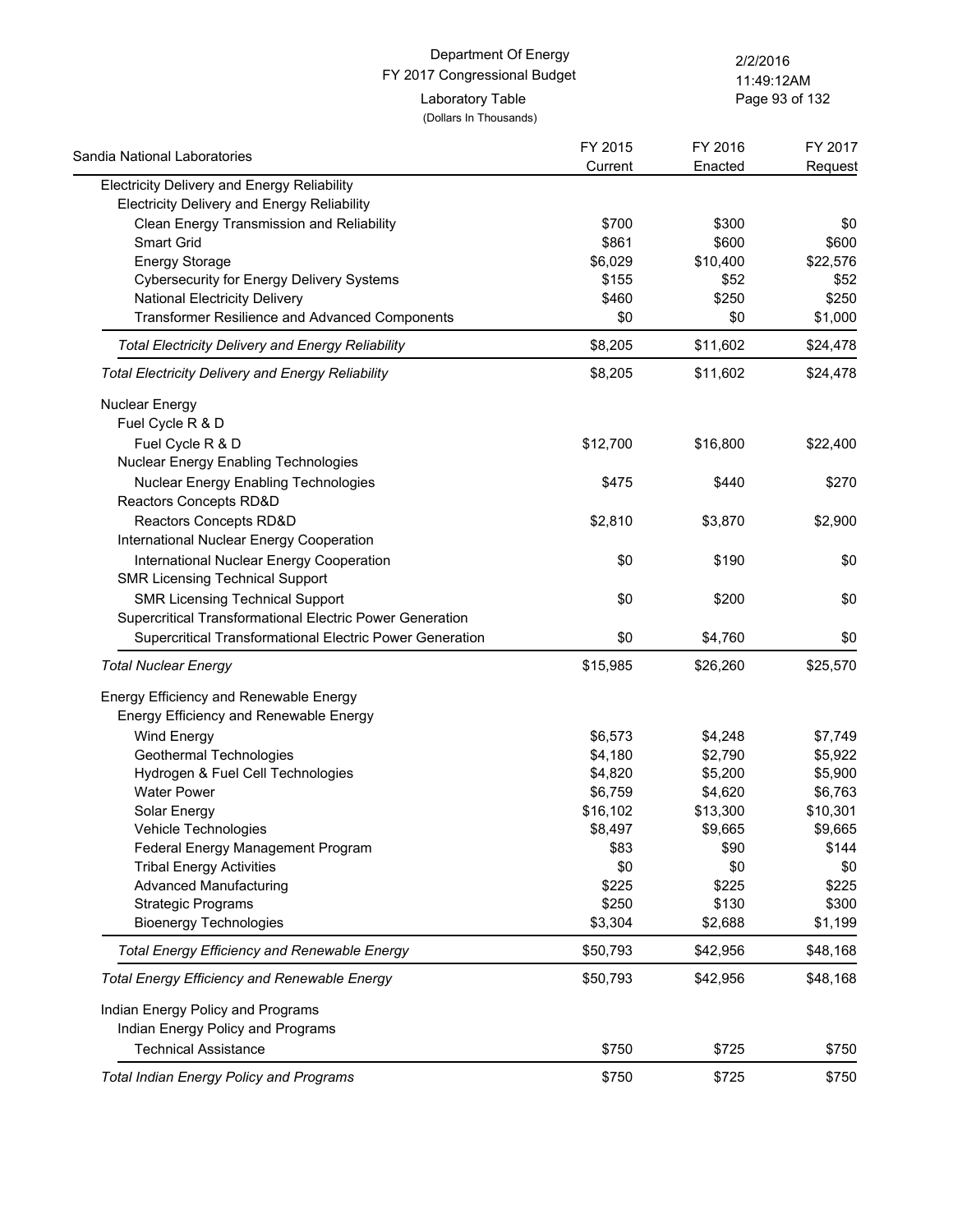Department Of Energy
FY 2017 Congressional Budget
Laboratory Table
(Dollars In Thousands)

| Sandia National Laboratories | FY 2015 Current | FY 2016 Enacted | FY 2017 Request |
|---|---|---|---|
| Electricity Delivery and Energy Reliability | | | |
| Electricity Delivery and Energy Reliability | | | |
| Clean Energy Transmission and Reliability | $700 | $300 | $0 |
| Smart Grid | $861 | $600 | $600 |
| Energy Storage | $6,029 | $10,400 | $22,576 |
| Cybersecurity for Energy Delivery Systems | $155 | $52 | $52 |
| National Electricity Delivery | $460 | $250 | $250 |
| Transformer Resilience and Advanced Components | $0 | $0 | $1,000 |
| *Total Electricity Delivery and Energy Reliability* | $8,205 | $11,602 | $24,478 |
| *Total Electricity Delivery and Energy Reliability* | $8,205 | $11,602 | $24,478 |
| Nuclear Energy | | | |
| Fuel Cycle R & D | | | |
| Fuel Cycle R & D | $12,700 | $16,800 | $22,400 |
| Nuclear Energy Enabling Technologies | | | |
| Nuclear Energy Enabling Technologies | $475 | $440 | $270 |
| Reactors Concepts RD&D | | | |
| Reactors Concepts RD&D | $2,810 | $3,870 | $2,900 |
| International Nuclear Energy Cooperation | | | |
| International Nuclear Energy Cooperation | $0 | $190 | $0 |
| SMR Licensing Technical Support | | | |
| SMR Licensing Technical Support | $0 | $200 | $0 |
| Supercritical Transformational Electric Power Generation | | | |
| Supercritical Transformational Electric Power Generation | $0 | $4,760 | $0 |
| *Total Nuclear Energy* | $15,985 | $26,260 | $25,570 |
| Energy Efficiency and Renewable Energy | | | |
| Energy Efficiency and Renewable Energy | | | |
| Wind Energy | $6,573 | $4,248 | $7,749 |
| Geothermal Technologies | $4,180 | $2,790 | $5,922 |
| Hydrogen & Fuel Cell Technologies | $4,820 | $5,200 | $5,900 |
| Water Power | $6,759 | $4,620 | $6,763 |
| Solar Energy | $16,102 | $13,300 | $10,301 |
| Vehicle Technologies | $8,497 | $9,665 | $9,665 |
| Federal Energy Management Program | $83 | $90 | $144 |
| Tribal Energy Activities | $0 | $0 | $0 |
| Advanced Manufacturing | $225 | $225 | $225 |
| Strategic Programs | $250 | $130 | $300 |
| Bioenergy Technologies | $3,304 | $2,688 | $1,199 |
| *Total Energy Efficiency and Renewable Energy* | $50,793 | $42,956 | $48,168 |
| *Total Energy Efficiency and Renewable Energy* | $50,793 | $42,956 | $48,168 |
| Indian Energy Policy and Programs | | | |
| Indian Energy Policy and Programs | | | |
| Technical Assistance | $750 | $725 | $750 |
| *Total Indian Energy Policy and Programs* | $750 | $725 | $750 |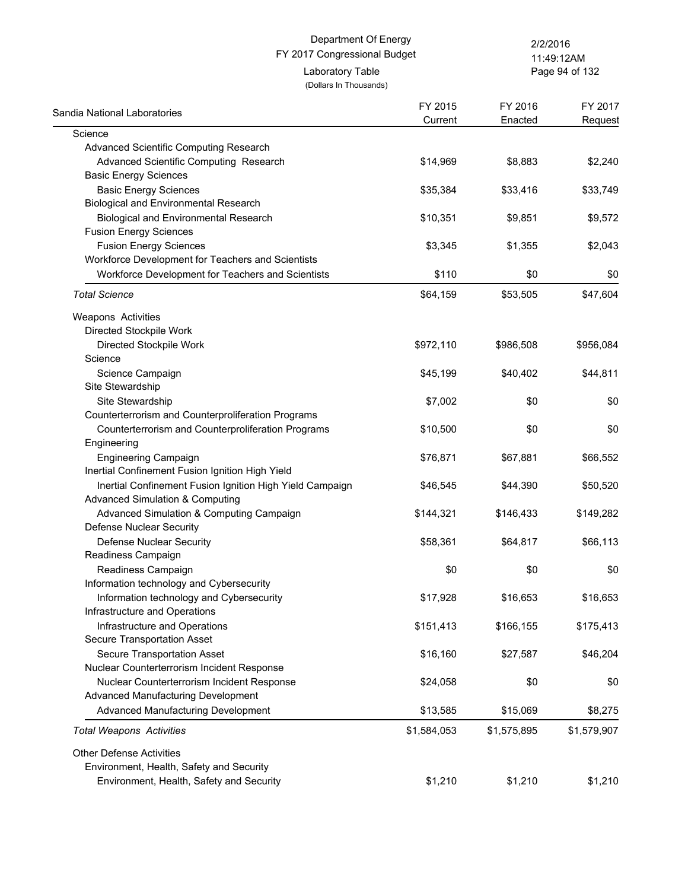Department Of Energy
FY 2017 Congressional Budget
Laboratory Table
(Dollars In Thousands)

| Sandia National Laboratories | FY 2015 Current | FY 2016 Enacted | FY 2017 Request |
|---|---|---|---|
| Science | | | |
| Advanced Scientific Computing Research | | | |
| Advanced Scientific Computing Research | $14,969 | $8,883 | $2,240 |
| Basic Energy Sciences | | | |
| Basic Energy Sciences | $35,384 | $33,416 | $33,749 |
| Biological and Environmental Research | | | |
| Biological and Environmental Research | $10,351 | $9,851 | $9,572 |
| Fusion Energy Sciences | | | |
| Fusion Energy Sciences | $3,345 | $1,355 | $2,043 |
| Workforce Development for Teachers and Scientists | | | |
| Workforce Development for Teachers and Scientists | $110 | $0 | $0 |
| *Total Science* | $64,159 | $53,505 | $47,604 |
| Weapons Activities | | | |
| Directed Stockpile Work | | | |
| Directed Stockpile Work | $972,110 | $986,508 | $956,084 |
| Science | | | |
| Science Campaign | $45,199 | $40,402 | $44,811 |
| Site Stewardship | | | |
| Site Stewardship | $7,002 | $0 | $0 |
| Counterterrorism and Counterproliferation Programs | | | |
| Counterterrorism and Counterproliferation Programs | $10,500 | $0 | $0 |
| Engineering | | | |
| Engineering Campaign | $76,871 | $67,881 | $66,552 |
| Inertial Confinement Fusion Ignition High Yield | | | |
| Inertial Confinement Fusion Ignition High Yield Campaign | $46,545 | $44,390 | $50,520 |
| Advanced Simulation & Computing | | | |
| Advanced Simulation & Computing Campaign | $144,321 | $146,433 | $149,282 |
| Defense Nuclear Security | | | |
| Defense Nuclear Security | $58,361 | $64,817 | $66,113 |
| Readiness Campaign | | | |
| Readiness Campaign | $0 | $0 | $0 |
| Information technology and Cybersecurity | | | |
| Information technology and Cybersecurity | $17,928 | $16,653 | $16,653 |
| Infrastructure and Operations | | | |
| Infrastructure and Operations | $151,413 | $166,155 | $175,413 |
| Secure Transportation Asset | | | |
| Secure Transportation Asset | $16,160 | $27,587 | $46,204 |
| Nuclear Counterterrorism Incident Response | | | |
| Nuclear Counterterrorism Incident Response | $24,058 | $0 | $0 |
| Advanced Manufacturing Development | | | |
| Advanced Manufacturing Development | $13,585 | $15,069 | $8,275 |
| *Total Weapons Activities* | $1,584,053 | $1,575,895 | $1,579,907 |
| Other Defense Activities | | | |
| Environment, Health, Safety and Security | | | |
| Environment, Health, Safety and Security | $1,210 | $1,210 | $1,210 |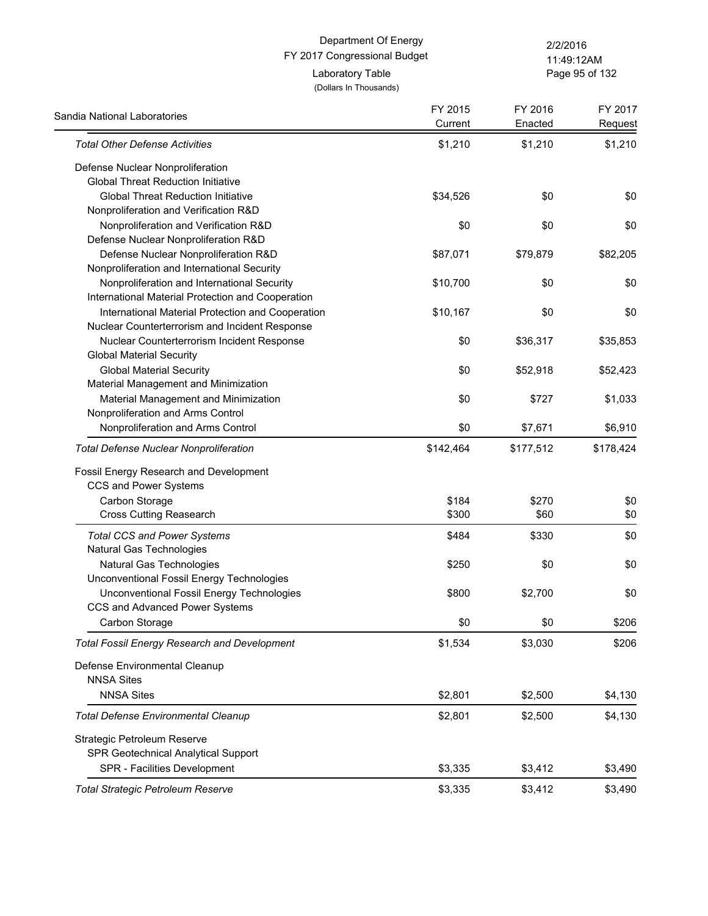Department Of Energy
FY 2017 Congressional Budget
Laboratory Table
(Dollars In Thousands)

| Sandia National Laboratories | FY 2015 Current | FY 2016 Enacted | FY 2017 Request |
|---|---|---|---|
| *Total Other Defense Activities* | $1,210 | $1,210 | $1,210 |
| Defense Nuclear Nonproliferation | | | |
| Global Threat Reduction Initiative | | | |
| Global Threat Reduction Initiative | $34,526 | $0 | $0 |
| Nonproliferation and Verification R&D | | | |
| Nonproliferation and Verification R&D | $0 | $0 | $0 |
| Defense Nuclear Nonproliferation R&D | | | |
| Defense Nuclear Nonproliferation R&D | $87,071 | $79,879 | $82,205 |
| Nonproliferation and International Security | | | |
| Nonproliferation and International Security | $10,700 | $0 | $0 |
| International Material Protection and Cooperation | | | |
| International Material Protection and Cooperation | $10,167 | $0 | $0 |
| Nuclear Counterterrorism and Incident Response | | | |
| Nuclear Counterterrorism Incident Response | $0 | $36,317 | $35,853 |
| Global Material Security | | | |
| Global Material Security | $0 | $52,918 | $52,423 |
| Material Management and Minimization | | | |
| Material Management and Minimization | $0 | $727 | $1,033 |
| Nonproliferation and Arms Control | | | |
| Nonproliferation and Arms Control | $0 | $7,671 | $6,910 |
| *Total Defense Nuclear Nonproliferation* | $142,464 | $177,512 | $178,424 |
| Fossil Energy Research and Development | | | |
| CCS and Power Systems | | | |
| Carbon Storage | $184 | $270 | $0 |
| Cross Cutting Reasearch | $300 | $60 | $0 |
| *Total CCS and Power Systems* | $484 | $330 | $0 |
| Natural Gas Technologies | | | |
| Natural Gas Technologies | $250 | $0 | $0 |
| Unconventional Fossil Energy Technologies | | | |
| Unconventional Fossil Energy Technologies | $800 | $2,700 | $0 |
| CCS and Advanced Power Systems | | | |
| Carbon Storage | $0 | $0 | $206 |
| *Total Fossil Energy Research and Development* | $1,534 | $3,030 | $206 |
| Defense Environmental Cleanup | | | |
| NNSA Sites | | | |
| NNSA Sites | $2,801 | $2,500 | $4,130 |
| *Total Defense Environmental Cleanup* | $2,801 | $2,500 | $4,130 |
| Strategic Petroleum Reserve | | | |
| SPR Geotechnical Analytical Support | | | |
| SPR - Facilities Development | $3,335 | $3,412 | $3,490 |
| *Total Strategic Petroleum Reserve* | $3,335 | $3,412 | $3,490 |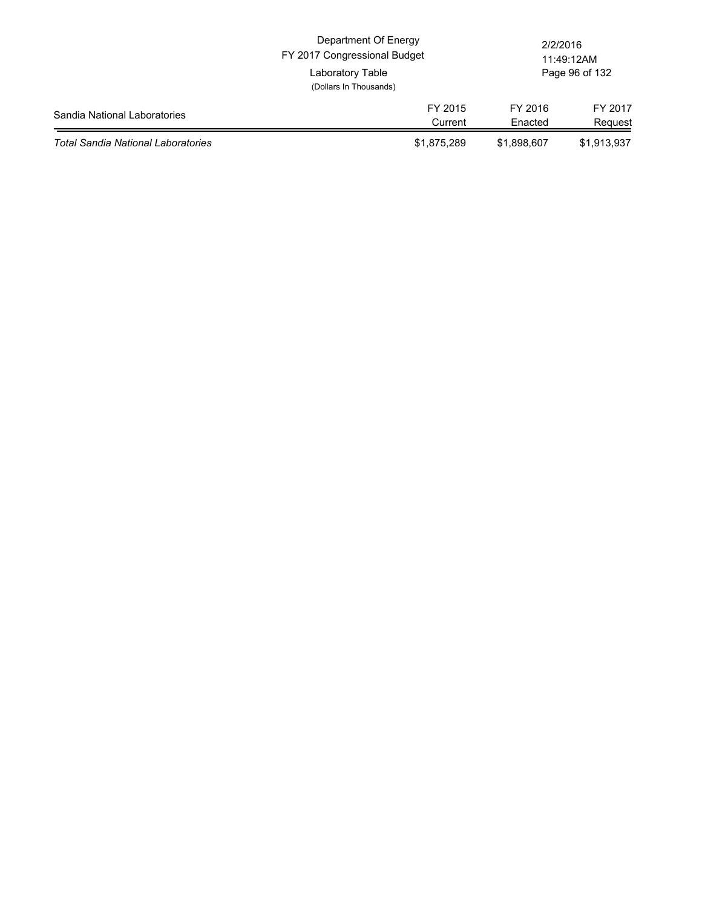Department Of Energy
FY 2017 Congressional Budget
Laboratory Table
(Dollars In Thousands)

| Sandia National Laboratories | FY 2015 Current | FY 2016 Enacted | FY 2017 Request |
|---|---|---|---|
| *Total Sandia National Laboratories* | $1,875,289 | $1,898,607 | $1,913,937 |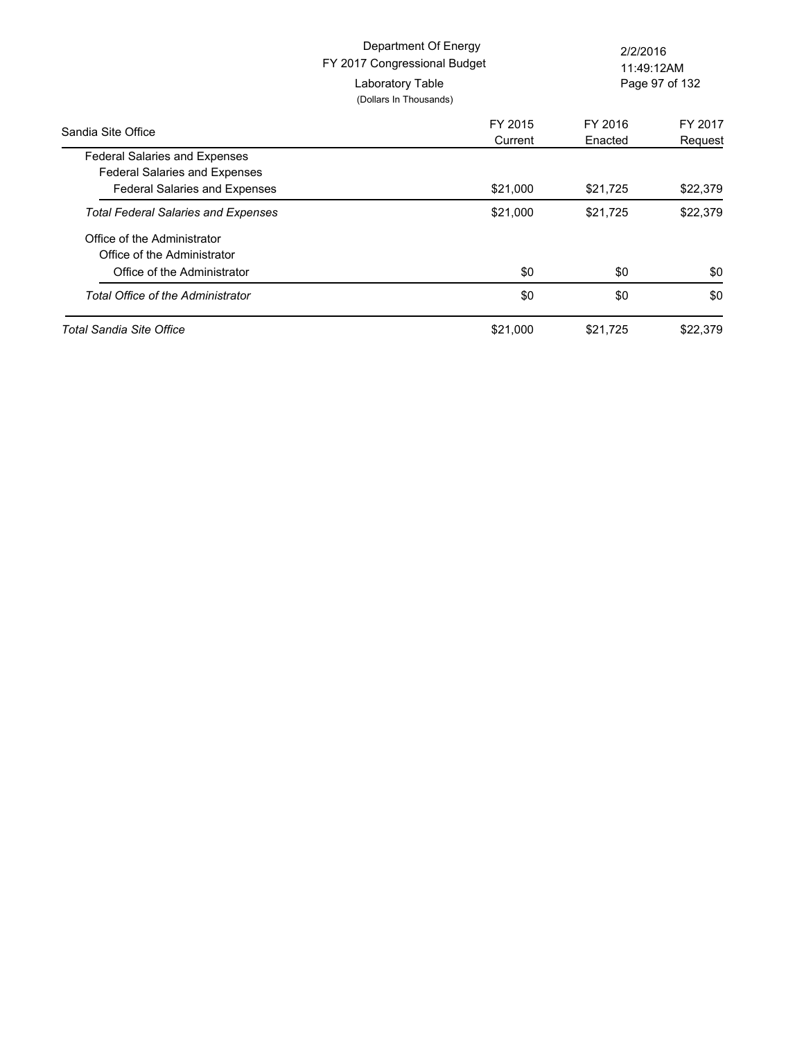Department Of Energy
FY 2017 Congressional Budget
Laboratory Table
(Dollars In Thousands)

| Sandia Site Office | FY 2015 Current | FY 2016 Enacted | FY 2017 Request |
|---|---|---|---|
| Federal Salaries and Expenses | | | |
| Federal Salaries and Expenses | | | |
| Federal Salaries and Expenses | $21,000 | $21,725 | $22,379 |
| *Total Federal Salaries and Expenses* | $21,000 | $21,725 | $22,379 |
| Office of the Administrator | | | |
| Office of the Administrator | | | |
| Office of the Administrator | $0 | $0 | $0 |
| *Total Office of the Administrator* | $0 | $0 | $0 |
| *Total Sandia Site Office* | $21,000 | $21,725 | $22,379 |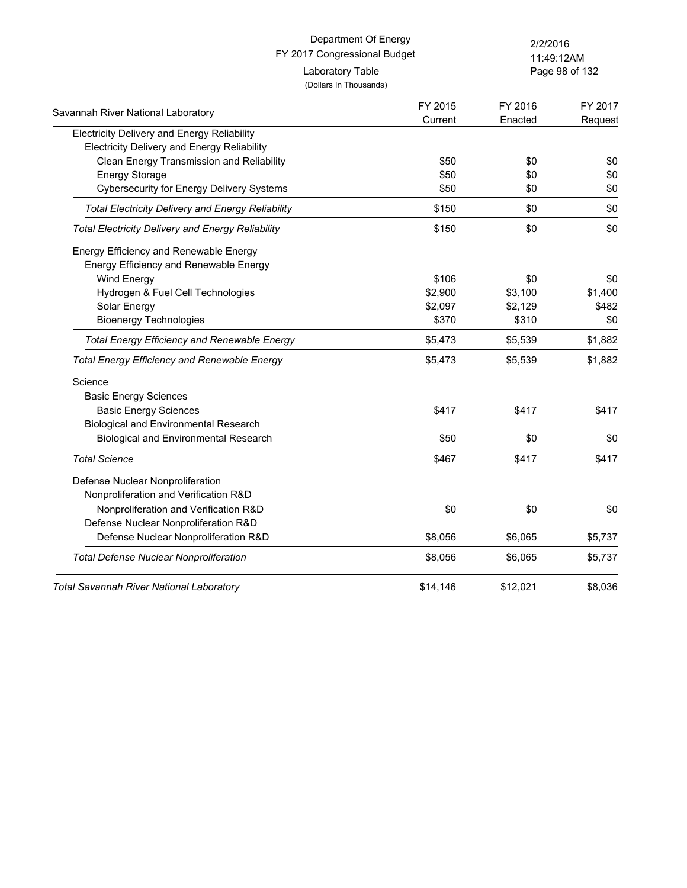Department Of Energy
FY 2017 Congressional Budget
Laboratory Table
(Dollars In Thousands)

2/2/2016
11:49:12AM

| Savannah River National Laboratory | FY 2015 Current | FY 2016 Enacted | FY 2017 Request |
|---|---|---|---|
| Electricity Delivery and Energy Reliability | | | |
| Electricity Delivery and Energy Reliability | | | |
| Clean Energy Transmission and Reliability | $50 | $0 | $0 |
| Energy Storage | $50 | $0 | $0 |
| Cybersecurity for Energy Delivery Systems | $50 | $0 | $0 |
| *Total Electricity Delivery and Energy Reliability* | $150 | $0 | $0 |
| *Total Electricity Delivery and Energy Reliability* | $150 | $0 | $0 |
| Energy Efficiency and Renewable Energy | | | |
| Energy Efficiency and Renewable Energy | | | |
| Wind Energy | $106 | $0 | $0 |
| Hydrogen & Fuel Cell Technologies | $2,900 | $3,100 | $1,400 |
| Solar Energy | $2,097 | $2,129 | $482 |
| Bioenergy Technologies | $370 | $310 | $0 |
| *Total Energy Efficiency and Renewable Energy* | $5,473 | $5,539 | $1,882 |
| *Total Energy Efficiency and Renewable Energy* | $5,473 | $5,539 | $1,882 |
| Science | | | |
| Basic Energy Sciences | | | |
| Basic Energy Sciences | $417 | $417 | $417 |
| Biological and Environmental Research | | | |
| Biological and Environmental Research | $50 | $0 | $0 |
| *Total Science* | $467 | $417 | $417 |
| Defense Nuclear Nonproliferation | | | |
| Nonproliferation and Verification R&D | | | |
| Nonproliferation and Verification R&D | $0 | $0 | $0 |
| Defense Nuclear Nonproliferation R&D | | | |
| Defense Nuclear Nonproliferation R&D | $8,056 | $6,065 | $5,737 |
| *Total Defense Nuclear Nonproliferation* | $8,056 | $6,065 | $5,737 |
| *Total Savannah River National Laboratory* | $14,146 | $12,021 | $8,036 |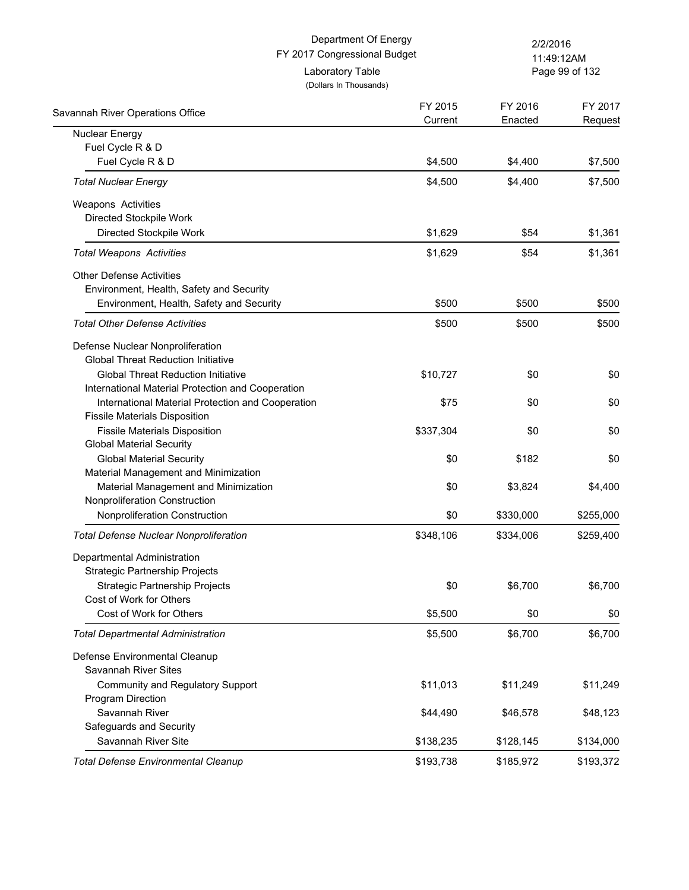Department Of Energy
FY 2017 Congressional Budget
Laboratory Table
(Dollars In Thousands)

2/2/2016
11:49:12AM

| Savannah River Operations Office | FY 2015 Current | FY 2016 Enacted | FY 2017 Request |
|---|---|---|---|
| Nuclear Energy | | | |
| Fuel Cycle R & D | | | |
| Fuel Cycle R & D | $4,500 | $4,400 | $7,500 |
| *Total Nuclear Energy* | $4,500 | $4,400 | $7,500 |
| Weapons Activities | | | |
| Directed Stockpile Work | | | |
| Directed Stockpile Work | $1,629 | $54 | $1,361 |
| *Total Weapons Activities* | $1,629 | $54 | $1,361 |
| Other Defense Activities | | | |
| Environment, Health, Safety and Security | | | |
| Environment, Health, Safety and Security | $500 | $500 | $500 |
| *Total Other Defense Activities* | $500 | $500 | $500 |
| Defense Nuclear Nonproliferation | | | |
| Global Threat Reduction Initiative | | | |
| Global Threat Reduction Initiative | $10,727 | $0 | $0 |
| International Material Protection and Cooperation | | | |
| International Material Protection and Cooperation | $75 | $0 | $0 |
| Fissile Materials Disposition | | | |
| Fissile Materials Disposition | $337,304 | $0 | $0 |
| Global Material Security | | | |
| Global Material Security | $0 | $182 | $0 |
| Material Management and Minimization | | | |
| Material Management and Minimization | $0 | $3,824 | $4,400 |
| Nonproliferation Construction | | | |
| Nonproliferation Construction | $0 | $330,000 | $255,000 |
| *Total Defense Nuclear Nonproliferation* | $348,106 | $334,006 | $259,400 |
| Departmental Administration | | | |
| Strategic Partnership Projects | | | |
| Strategic Partnership Projects | $0 | $6,700 | $6,700 |
| Cost of Work for Others | | | |
| Cost of Work for Others | $5,500 | $0 | $0 |
| *Total Departmental Administration* | $5,500 | $6,700 | $6,700 |
| Defense Environmental Cleanup | | | |
| Savannah River Sites | | | |
| Community and Regulatory Support | $11,013 | $11,249 | $11,249 |
| Program Direction | | | |
| Savannah River | $44,490 | $46,578 | $48,123 |
| Safeguards and Security | | | |
| Savannah River Site | $138,235 | $128,145 | $134,000 |
| *Total Defense Environmental Cleanup* | $193,738 | $185,972 | $193,372 |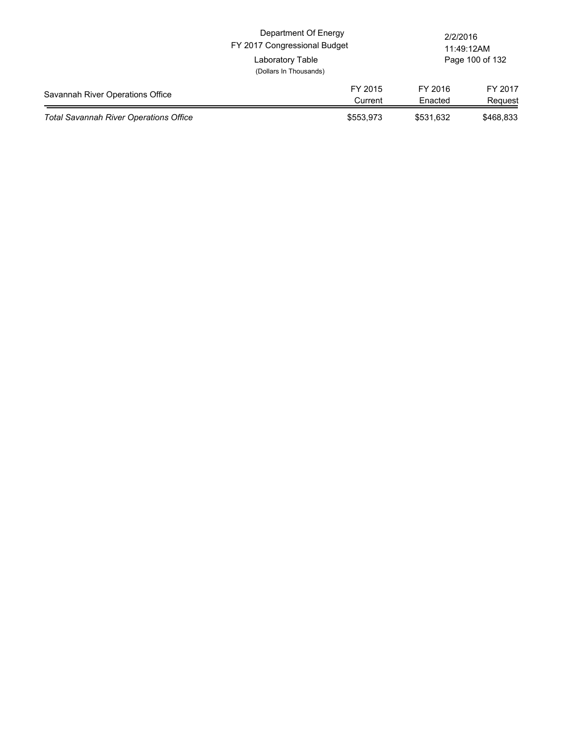| Savannah River Operations Office | FY 2015 Current | FY 2016 Enacted | FY 2017 Request |
|---|---|---|---|
| *Total Savannah River Operations Office* | $553,973 | $531,632 | $468,833 |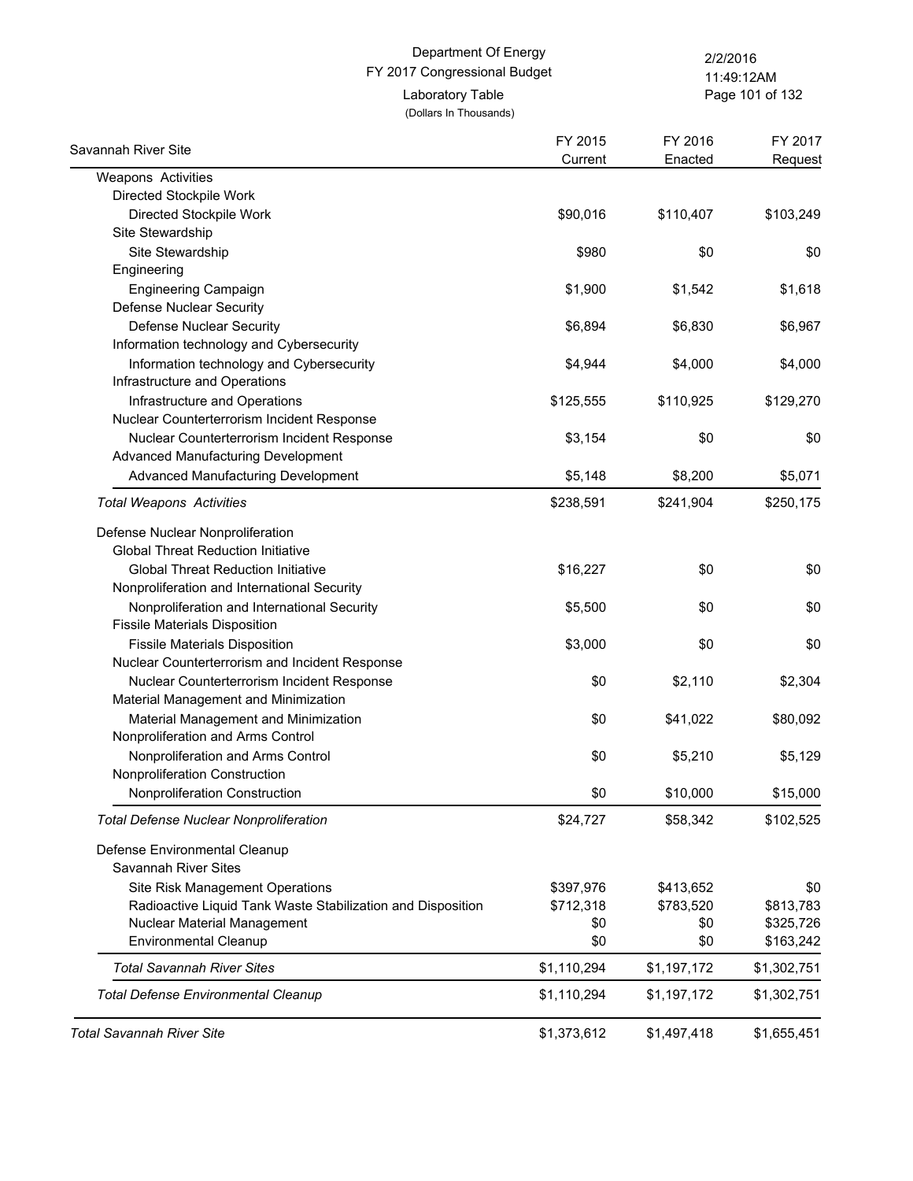Department Of Energy
FY 2017 Congressional Budget
Laboratory Table
(Dollars In Thousands)

| Savannah River Site | FY 2015 Current | FY 2016 Enacted | FY 2017 Request |
|---|---|---|---|
| Weapons Activities | | | |
| Directed Stockpile Work | | | |
| Directed Stockpile Work | $90,016 | $110,407 | $103,249 |
| Site Stewardship | | | |
| Site Stewardship | $980 | $0 | $0 |
| Engineering | | | |
| Engineering Campaign | $1,900 | $1,542 | $1,618 |
| Defense Nuclear Security | | | |
| Defense Nuclear Security | $6,894 | $6,830 | $6,967 |
| Information technology and Cybersecurity | | | |
| Information technology and Cybersecurity | $4,944 | $4,000 | $4,000 |
| Infrastructure and Operations | | | |
| Infrastructure and Operations | $125,555 | $110,925 | $129,270 |
| Nuclear Counterterrorism Incident Response | | | |
| Nuclear Counterterrorism Incident Response | $3,154 | $0 | $0 |
| Advanced Manufacturing Development | | | |
| Advanced Manufacturing Development | $5,148 | $8,200 | $5,071 |
| *Total Weapons Activities* | $238,591 | $241,904 | $250,175 |
| Defense Nuclear Nonproliferation | | | |
| Global Threat Reduction Initiative | | | |
| Global Threat Reduction Initiative | $16,227 | $0 | $0 |
| Nonproliferation and International Security | | | |
| Nonproliferation and International Security | $5,500 | $0 | $0 |
| Fissile Materials Disposition | | | |
| Fissile Materials Disposition | $3,000 | $0 | $0 |
| Nuclear Counterterrorism and Incident Response | | | |
| Nuclear Counterterrorism Incident Response | $0 | $2,110 | $2,304 |
| Material Management and Minimization | | | |
| Material Management and Minimization | $0 | $41,022 | $80,092 |
| Nonproliferation and Arms Control | | | |
| Nonproliferation and Arms Control | $0 | $5,210 | $5,129 |
| Nonproliferation Construction | | | |
| Nonproliferation Construction | $0 | $10,000 | $15,000 |
| *Total Defense Nuclear Nonproliferation* | $24,727 | $58,342 | $102,525 |
| Defense Environmental Cleanup | | | |
| Savannah River Sites | | | |
| Site Risk Management Operations | $397,976 | $413,652 | $0 |
| Radioactive Liquid Tank Waste Stabilization and Disposition | $712,318 | $783,520 | $813,783 |
| Nuclear Material Management | $0 | $0 | $325,726 |
| Environmental Cleanup | $0 | $0 | $163,242 |
| *Total Savannah River Sites* | $1,110,294 | $1,197,172 | $1,302,751 |
| *Total Defense Environmental Cleanup* | $1,110,294 | $1,197,172 | $1,302,751 |
| *Total Savannah River Site* | $1,373,612 | $1,497,418 | $1,655,451 |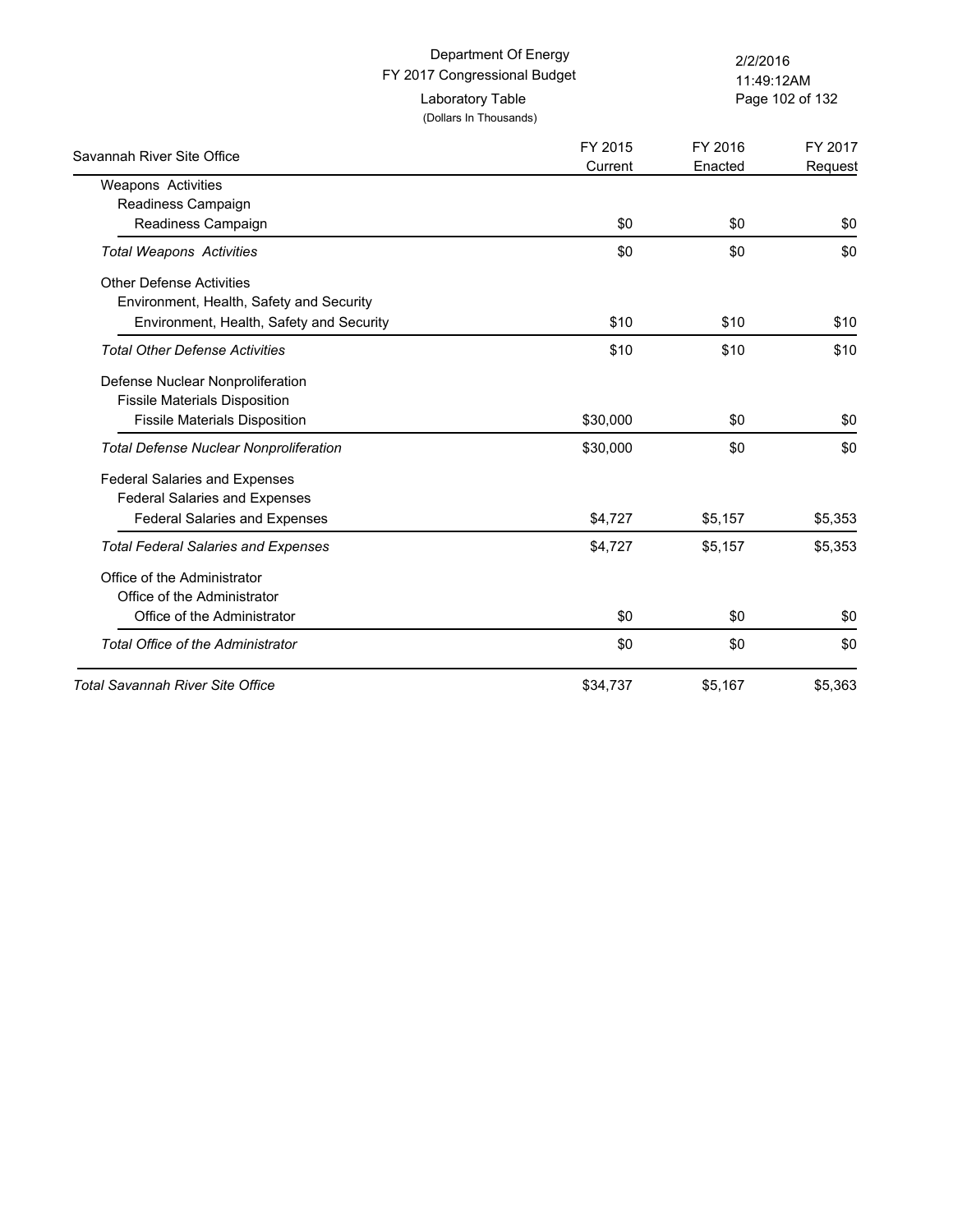Department Of Energy
FY 2017 Congressional Budget
Laboratory Table
(Dollars In Thousands)

| Savannah River Site Office | FY 2015 Current | FY 2016 Enacted | FY 2017 Request |
|---|---|---|---|
| Weapons Activities | | | |
| Readiness Campaign | | | |
| Readiness Campaign | $0 | $0 | $0 |
| *Total Weapons Activities* | $0 | $0 | $0 |
| Other Defense Activities | | | |
| Environment, Health, Safety and Security | | | |
| Environment, Health, Safety and Security | $10 | $10 | $10 |
| *Total Other Defense Activities* | $10 | $10 | $10 |
| Defense Nuclear Nonproliferation | | | |
| Fissile Materials Disposition | | | |
| Fissile Materials Disposition | $30,000 | $0 | $0 |
| *Total Defense Nuclear Nonproliferation* | $30,000 | $0 | $0 |
| Federal Salaries and Expenses | | | |
| Federal Salaries and Expenses | | | |
| Federal Salaries and Expenses | $4,727 | $5,157 | $5,353 |
| *Total Federal Salaries and Expenses* | $4,727 | $5,157 | $5,353 |
| Office of the Administrator | | | |
| Office of the Administrator | | | |
| Office of the Administrator | $0 | $0 | $0 |
| *Total Office of the Administrator* | $0 | $0 | $0 |
| *Total Savannah River Site Office* | $34,737 | $5,167 | $5,363 |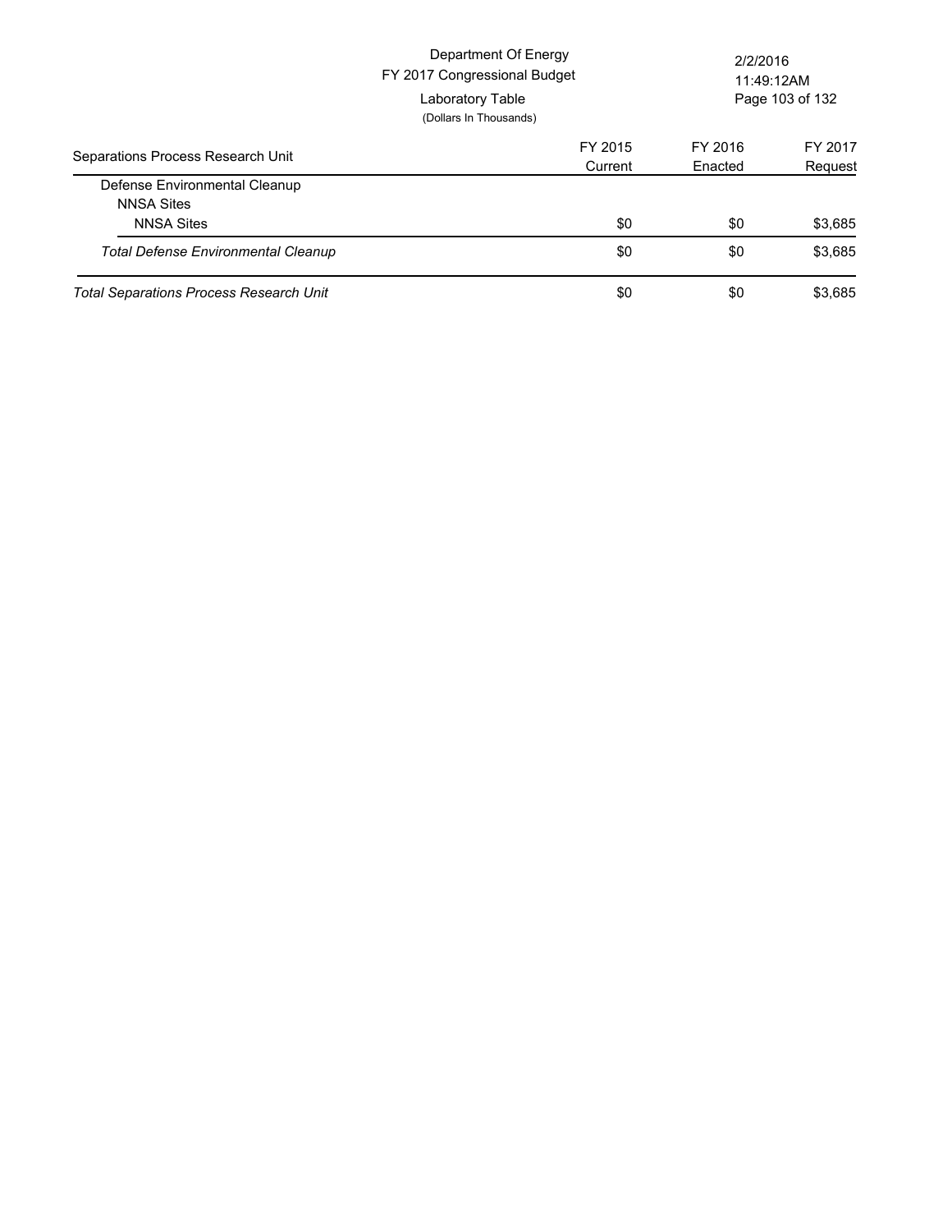Department Of Energy
FY 2017 Congressional Budget
Laboratory Table
(Dollars In Thousands)

| Separations Process Research Unit | FY 2015 Current | FY 2016 Enacted | FY 2017 Request |
|---|---|---|---|
| Defense Environmental Cleanup | | | |
| NNSA Sites | | | |
| NNSA Sites | $0 | $0 | $3,685 |
| *Total Defense Environmental Cleanup* | $0 | $0 | $3,685 |
| *Total Separations Process Research Unit* | $0 | $0 | $3,685 |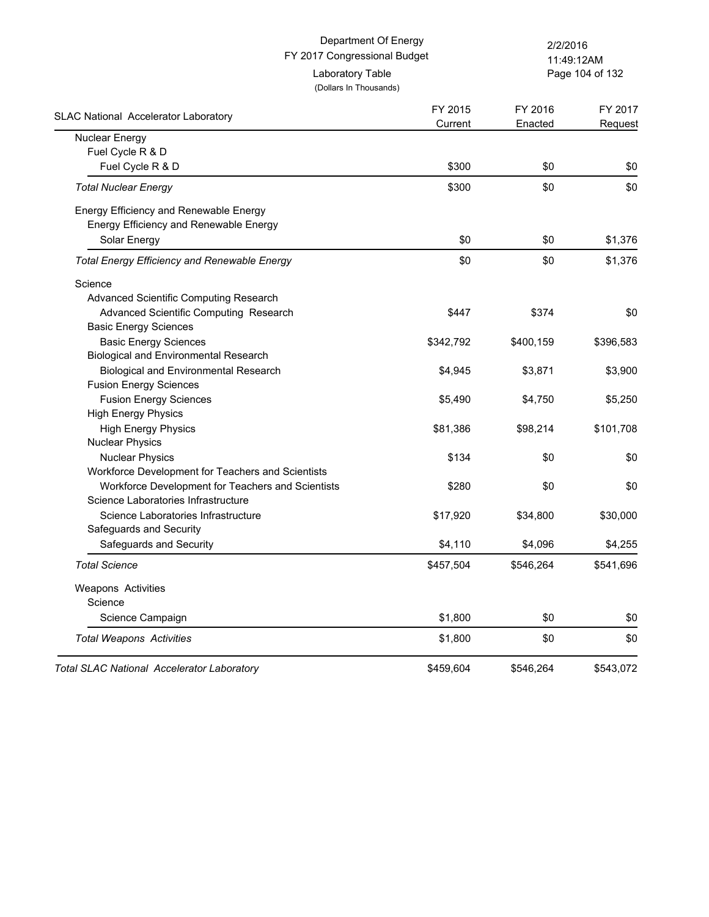Department Of Energy
FY 2017 Congressional Budget
Laboratory Table
(Dollars In Thousands)

| SLAC National Accelerator Laboratory | FY 2015 Current | FY 2016 Enacted | FY 2017 Request |
|---|---|---|---|
| Nuclear Energy | | | |
| Fuel Cycle R & D | | | |
| Fuel Cycle R & D | $300 | $0 | $0 |
| *Total Nuclear Energy* | $300 | $0 | $0 |
| Energy Efficiency and Renewable Energy | | | |
| Energy Efficiency and Renewable Energy | | | |
| Solar Energy | $0 | $0 | $1,376 |
| *Total Energy Efficiency and Renewable Energy* | $0 | $0 | $1,376 |
| Science | | | |
| Advanced Scientific Computing Research | | | |
| Advanced Scientific Computing Research | $447 | $374 | $0 |
| Basic Energy Sciences | | | |
| Basic Energy Sciences | $342,792 | $400,159 | $396,583 |
| Biological and Environmental Research | | | |
| Biological and Environmental Research | $4,945 | $3,871 | $3,900 |
| Fusion Energy Sciences | | | |
| Fusion Energy Sciences | $5,490 | $4,750 | $5,250 |
| High Energy Physics | | | |
| High Energy Physics | $81,386 | $98,214 | $101,708 |
| Nuclear Physics | | | |
| Nuclear Physics | $134 | $0 | $0 |
| Workforce Development for Teachers and Scientists | | | |
| Workforce Development for Teachers and Scientists | $280 | $0 | $0 |
| Science Laboratories Infrastructure | | | |
| Science Laboratories Infrastructure | $17,920 | $34,800 | $30,000 |
| Safeguards and Security | | | |
| Safeguards and Security | $4,110 | $4,096 | $4,255 |
| *Total Science* | $457,504 | $546,264 | $541,696 |
| Weapons Activities | | | |
| Science | | | |
| Science Campaign | $1,800 | $0 | $0 |
| *Total Weapons Activities* | $1,800 | $0 | $0 |
| *Total SLAC National Accelerator Laboratory* | $459,604 | $546,264 | $543,072 |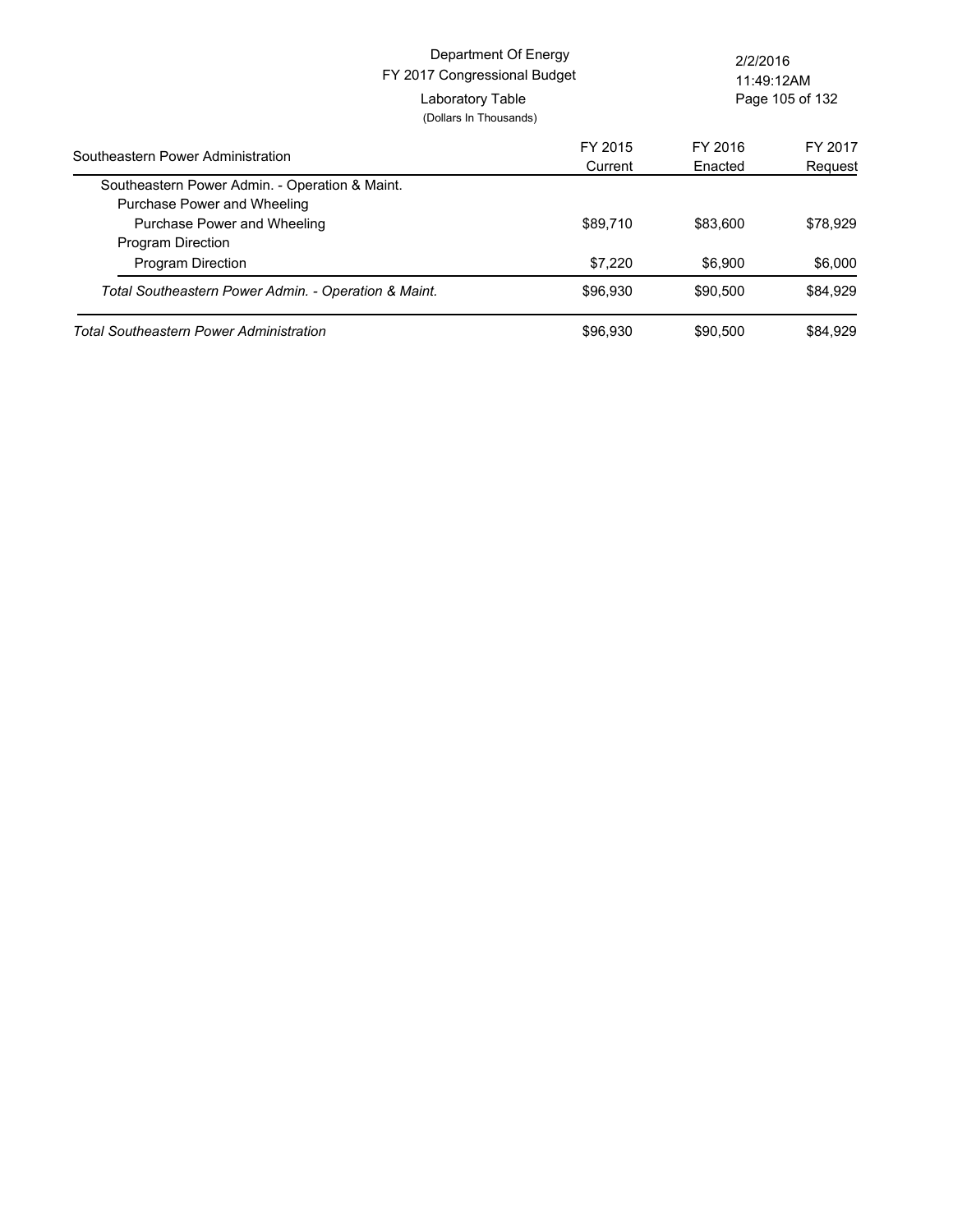Department Of Energy
FY 2017 Congressional Budget
Laboratory Table
(Dollars In Thousands)

| Southeastern Power Administration | FY 2015 Current | FY 2016 Enacted | FY 2017 Request |
|---|---|---|---|
| Southeastern Power Admin. - Operation & Maint. | | | |
| Purchase Power and Wheeling | | | |
| Purchase Power and Wheeling | $89,710 | $83,600 | $78,929 |
| Program Direction | | | |
| Program Direction | $7,220 | $6,900 | $6,000 |
| *Total Southeastern Power Admin. - Operation & Maint.* | $96,930 | $90,500 | $84,929 |
| *Total Southeastern Power Administration* | $96,930 | $90,500 | $84,929 |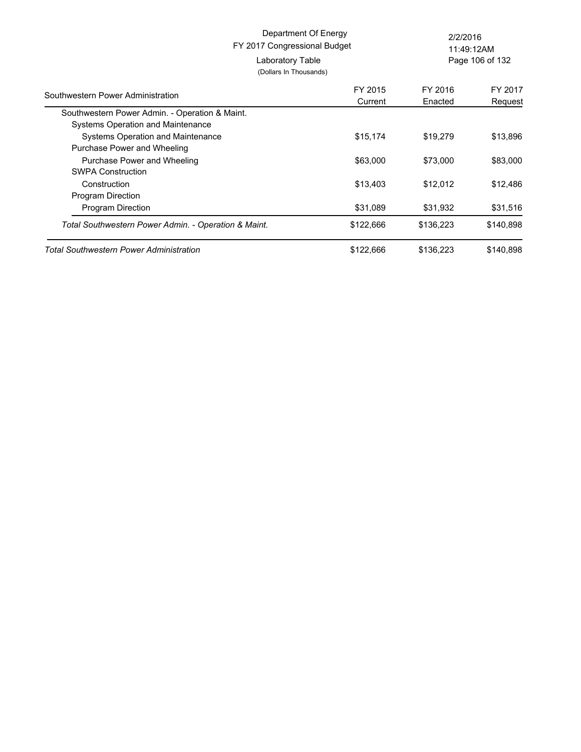Department Of Energy
FY 2017 Congressional Budget
Laboratory Table
(Dollars In Thousands)

| Southwestern Power Administration | FY 2015 Current | FY 2016 Enacted | FY 2017 Request |
|---|---|---|---|
| Southwestern Power Admin. - Operation & Maint. | | | |
| Systems Operation and Maintenance | | | |
| Systems Operation and Maintenance | $15,174 | $19,279 | $13,896 |
| Purchase Power and Wheeling | | | |
| Purchase Power and Wheeling | $63,000 | $73,000 | $83,000 |
| SWPA Construction | | | |
| Construction | $13,403 | $12,012 | $12,486 |
| Program Direction | | | |
| Program Direction | $31,089 | $31,932 | $31,516 |
| *Total Southwestern Power Admin. - Operation & Maint.* | $122,666 | $136,223 | $140,898 |
| *Total Southwestern Power Administration* | $122,666 | $136,223 | $140,898 |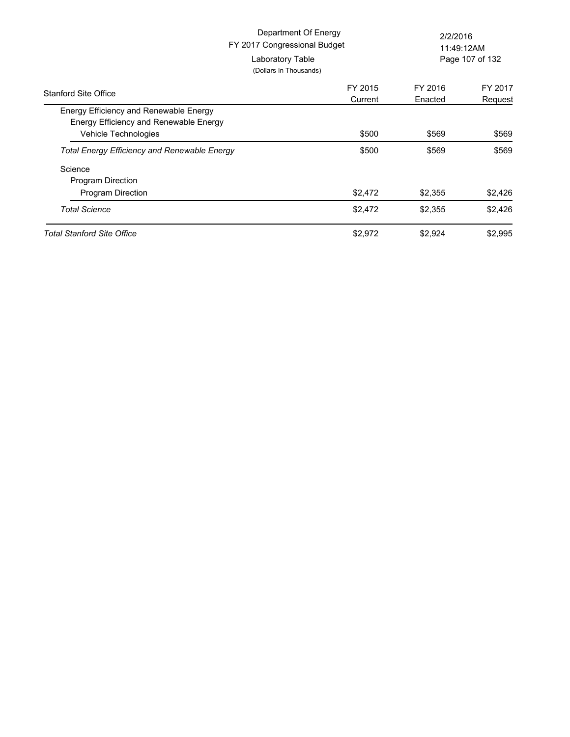Department Of Energy
FY 2017 Congressional Budget
Laboratory Table
(Dollars In Thousands)

| Stanford Site Office | FY 2015 Current | FY 2016 Enacted | FY 2017 Request |
|---|---|---|---|
| Energy Efficiency and Renewable Energy | | | |
| Energy Efficiency and Renewable Energy | | | |
| Vehicle Technologies | $500 | $569 | $569 |
| *Total Energy Efficiency and Renewable Energy* | $500 | $569 | $569 |
| Science | | | |
| Program Direction | | | |
| Program Direction | $2,472 | $2,355 | $2,426 |
| *Total Science* | $2,472 | $2,355 | $2,426 |
| *Total Stanford Site Office* | $2,972 | $2,924 | $2,995 |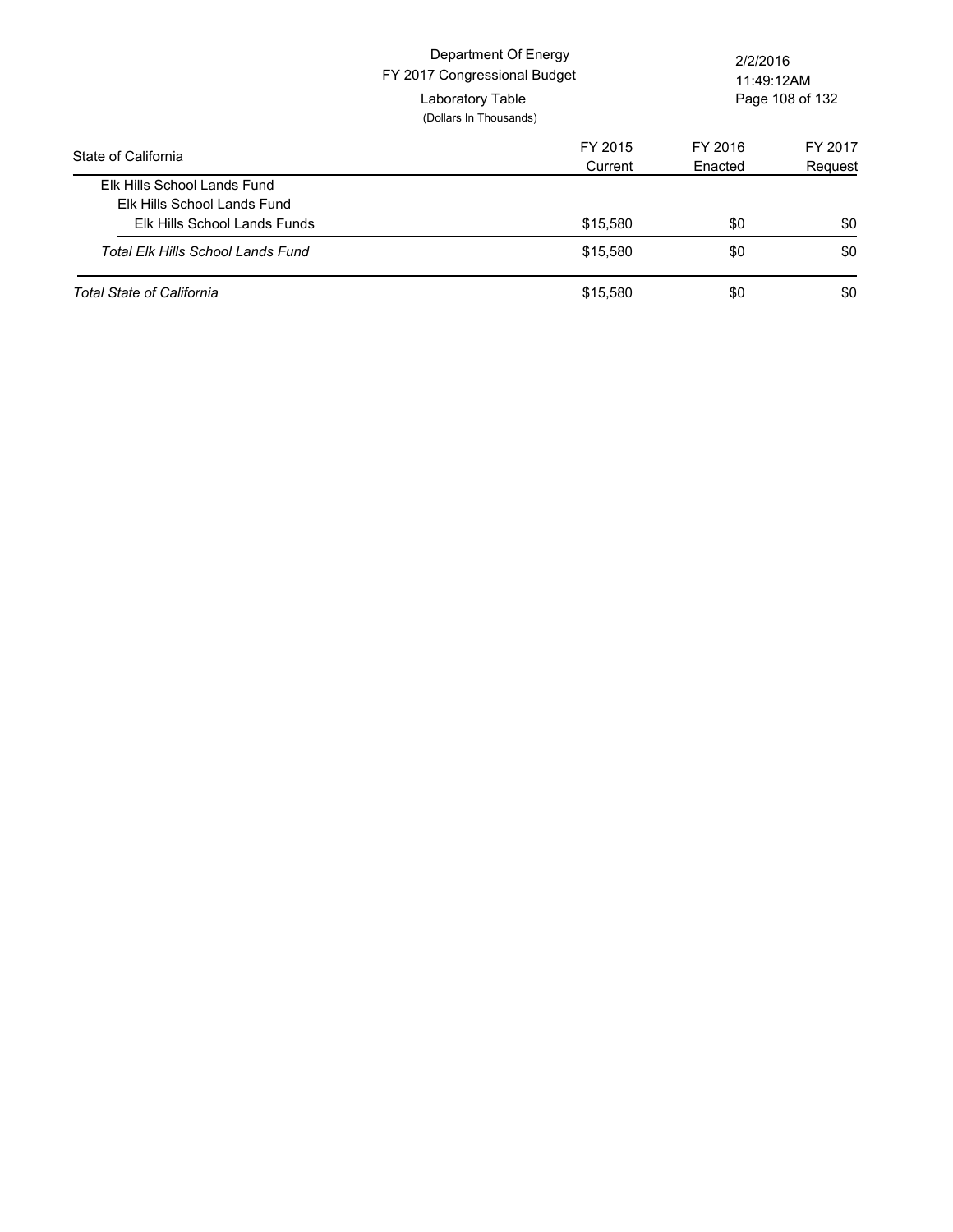Department Of Energy
FY 2017 Congressional Budget
Laboratory Table
(Dollars In Thousands)

| State of California | FY 2015 Current | FY 2016 Enacted | FY 2017 Request |
|---|---|---|---|
| Elk Hills School Lands Fund | | | |
| Elk Hills School Lands Fund | | | |
| Elk Hills School Lands Funds | $15,580 | $0 | $0 |
| *Total Elk Hills School Lands Fund* | $15,580 | $0 | $0 |
| *Total State of California* | $15,580 | $0 | $0 |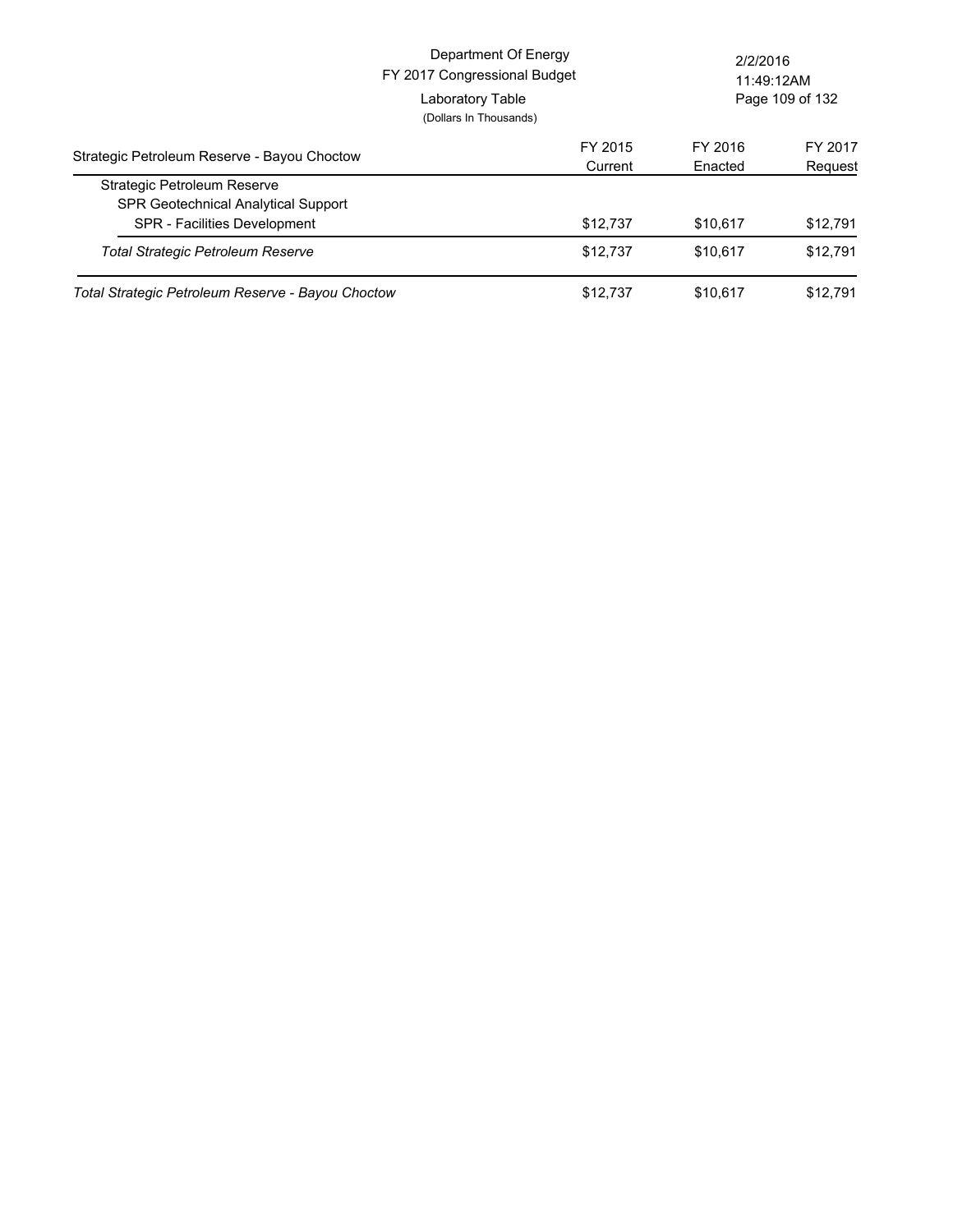Department Of Energy
FY 2017 Congressional Budget
Laboratory Table
(Dollars In Thousands)

| Strategic Petroleum Reserve - Bayou Choctow | FY 2015 Current | FY 2016 Enacted | FY 2017 Request |
|---|---|---|---|
| Strategic Petroleum Reserve | | | |
| SPR Geotechnical Analytical Support | | | |
| SPR - Facilities Development | $12,737 | $10,617 | $12,791 |
| *Total Strategic Petroleum Reserve* | $12,737 | $10,617 | $12,791 |
| *Total Strategic Petroleum Reserve - Bayou Choctow* | $12,737 | $10,617 | $12,791 |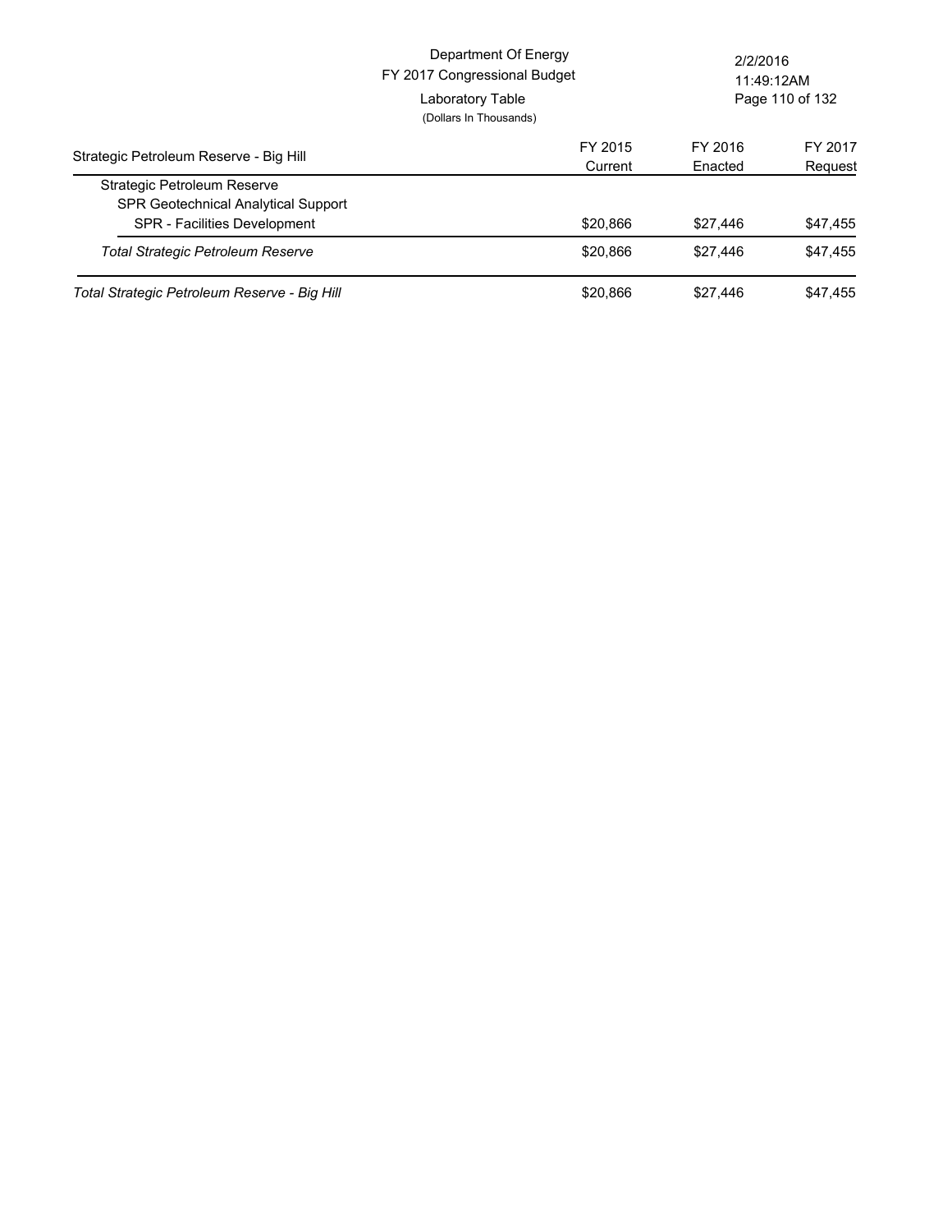Department Of Energy
FY 2017 Congressional Budget
Laboratory Table
(Dollars In Thousands)

2/2/2016
11:49:12AM

| Strategic Petroleum Reserve - Big Hill | FY 2015 Current | FY 2016 Enacted | FY 2017 Request |
|---|---|---|---|
| Strategic Petroleum Reserve | | | |
| SPR Geotechnical Analytical Support | | | |
| SPR - Facilities Development | $20,866 | $27,446 | $47,455 |
| *Total Strategic Petroleum Reserve* | $20,866 | $27,446 | $47,455 |
| *Total Strategic Petroleum Reserve - Big Hill* | $20,866 | $27,446 | $47,455 |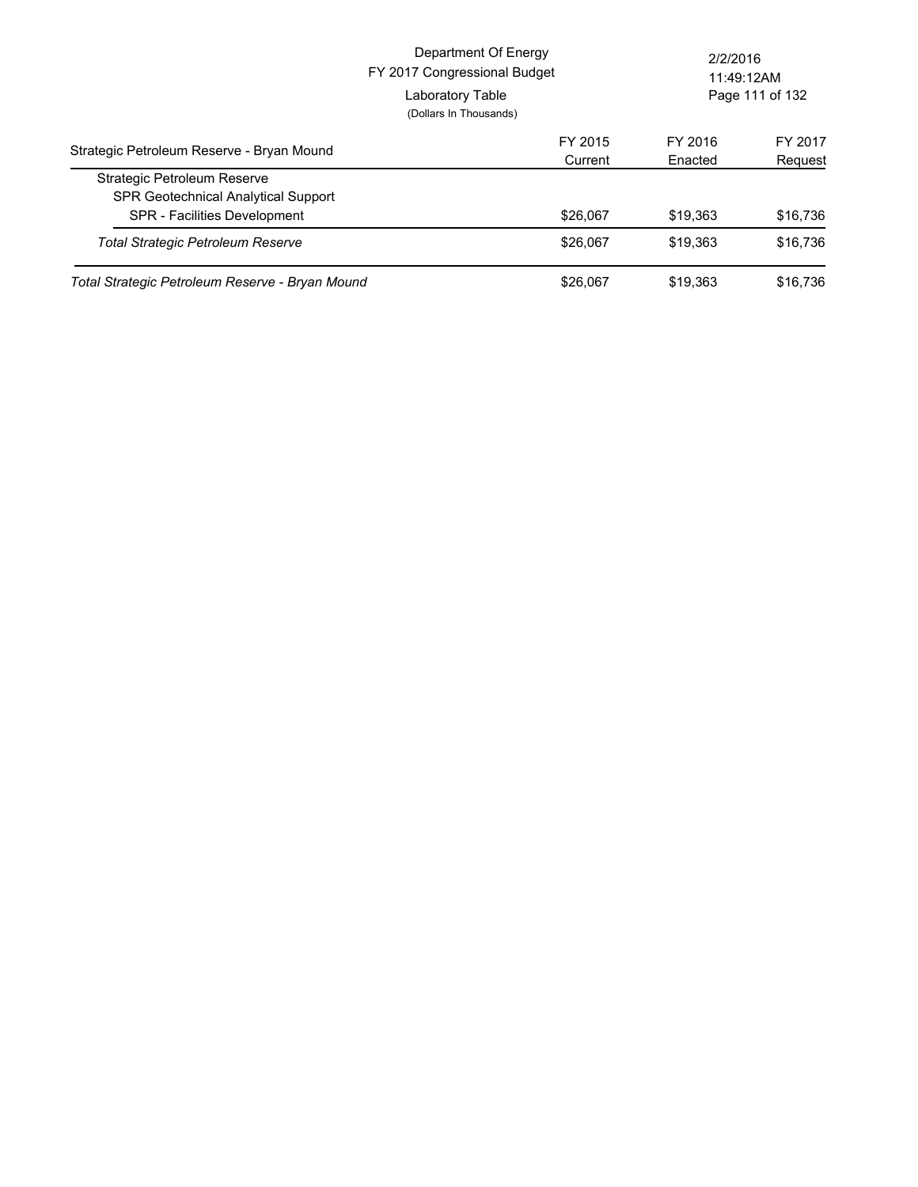Department Of Energy
FY 2017 Congressional Budget
Laboratory Table
(Dollars In Thousands)

2/2/2016
11:49:12AM

| Strategic Petroleum Reserve - Bryan Mound | FY 2015 Current | FY 2016 Enacted | FY 2017 Request |
|---|---|---|---|
| Strategic Petroleum Reserve | | | |
| SPR Geotechnical Analytical Support | | | |
| SPR - Facilities Development | $26,067 | $19,363 | $16,736 |
| *Total Strategic Petroleum Reserve* | $26,067 | $19,363 | $16,736 |
| *Total Strategic Petroleum Reserve - Bryan Mound* | $26,067 | $19,363 | $16,736 |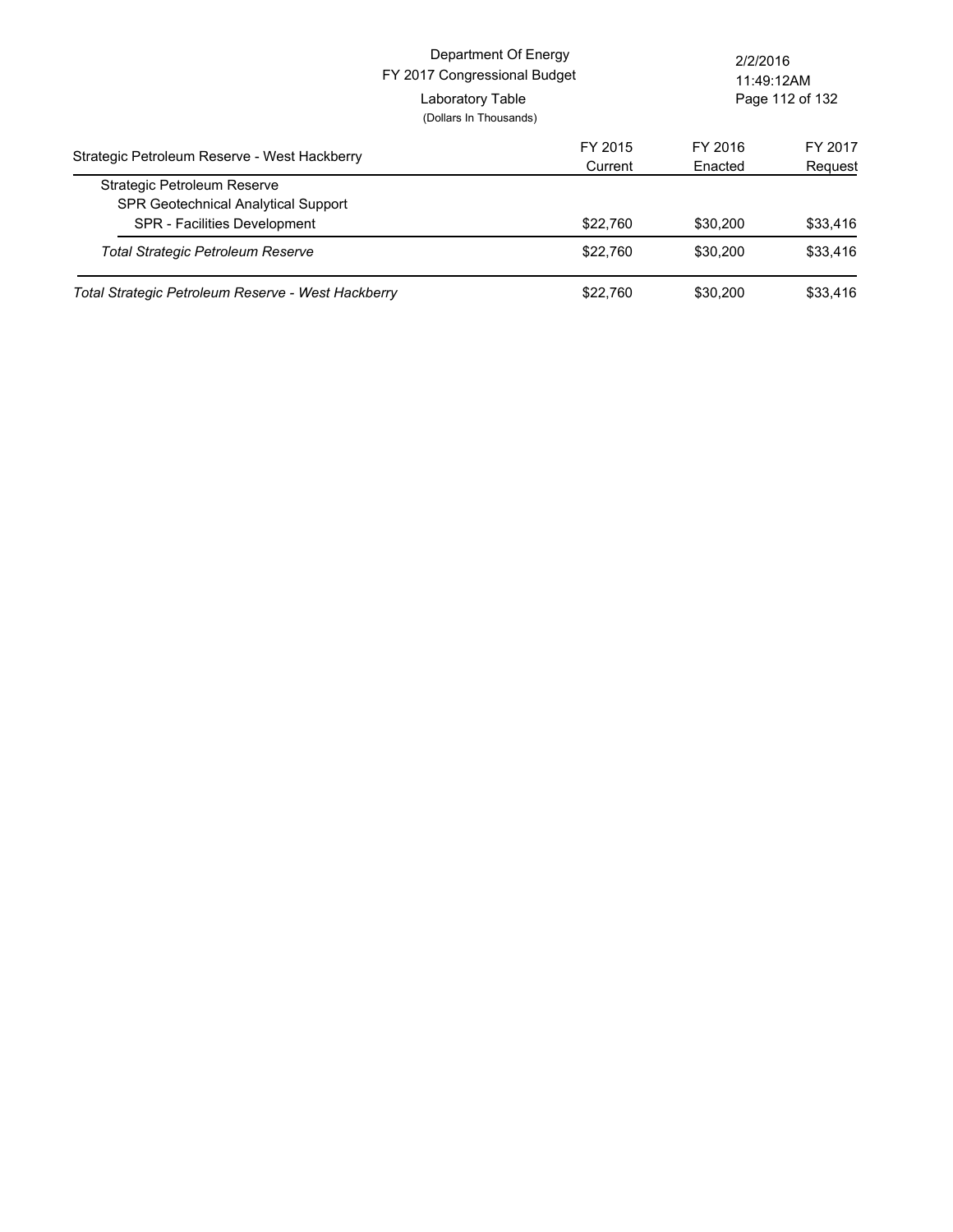Department Of Energy
FY 2017 Congressional Budget
Laboratory Table
(Dollars In Thousands)

| Strategic Petroleum Reserve - West Hackberry | FY 2015 Current | FY 2016 Enacted | FY 2017 Request |
|---|---|---|---|
| Strategic Petroleum Reserve | | | |
| SPR Geotechnical Analytical Support | | | |
| SPR - Facilities Development | $22,760 | $30,200 | $33,416 |
| *Total Strategic Petroleum Reserve* | $22,760 | $30,200 | $33,416 |
| *Total Strategic Petroleum Reserve - West Hackberry* | $22,760 | $30,200 | $33,416 |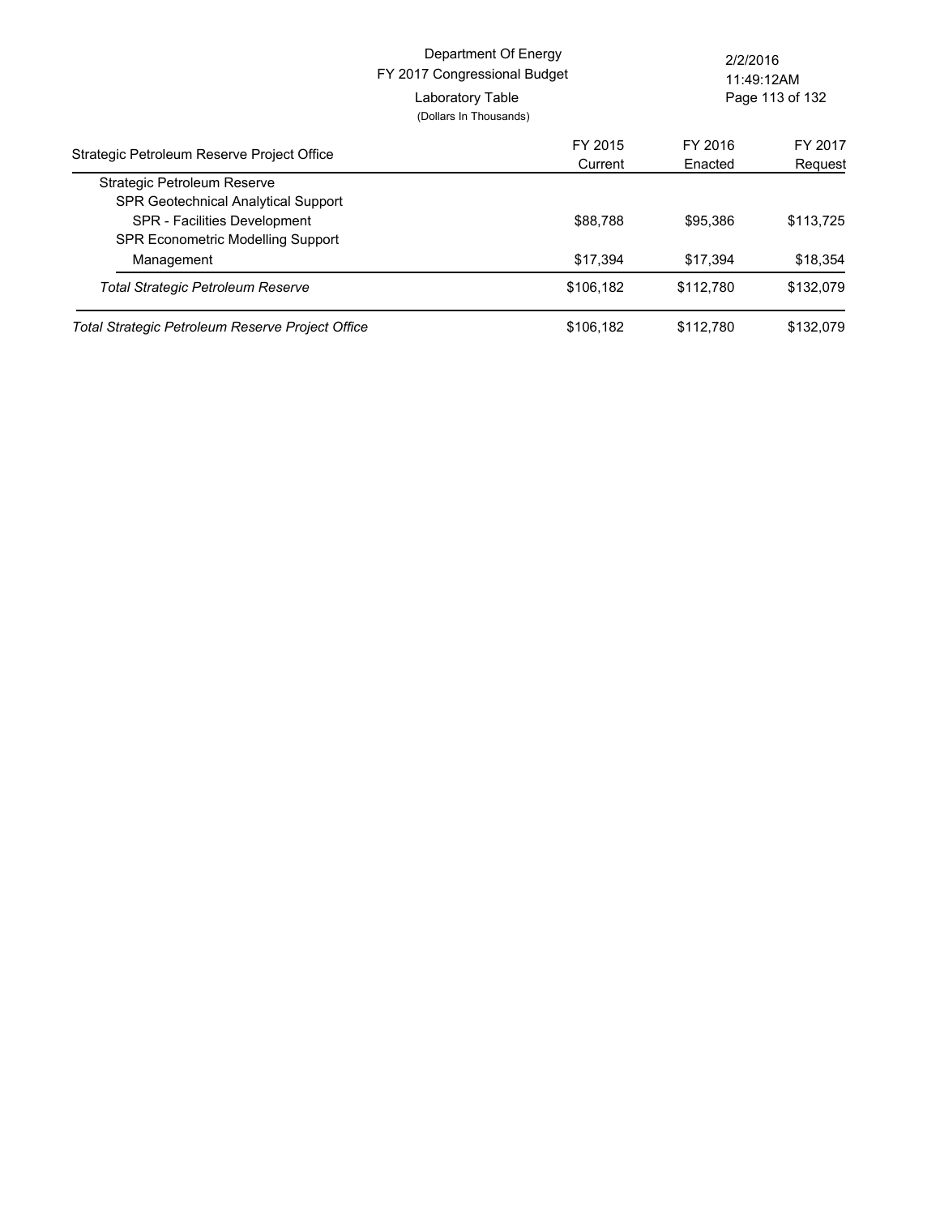Department Of Energy
FY 2017 Congressional Budget
Laboratory Table
(Dollars In Thousands)

| Strategic Petroleum Reserve Project Office | FY 2015 Current | FY 2016 Enacted | FY 2017 Request |
|---|---|---|---|
| Strategic Petroleum Reserve | | | |
| SPR Geotechnical Analytical Support | | | |
| SPR - Facilities Development | $88,788 | $95,386 | $113,725 |
| SPR Econometric Modelling Support | | | |
| Management | $17,394 | $17,394 | $18,354 |
| *Total Strategic Petroleum Reserve* | $106,182 | $112,780 | $132,079 |
| *Total Strategic Petroleum Reserve Project Office* | $106,182 | $112,780 | $132,079 |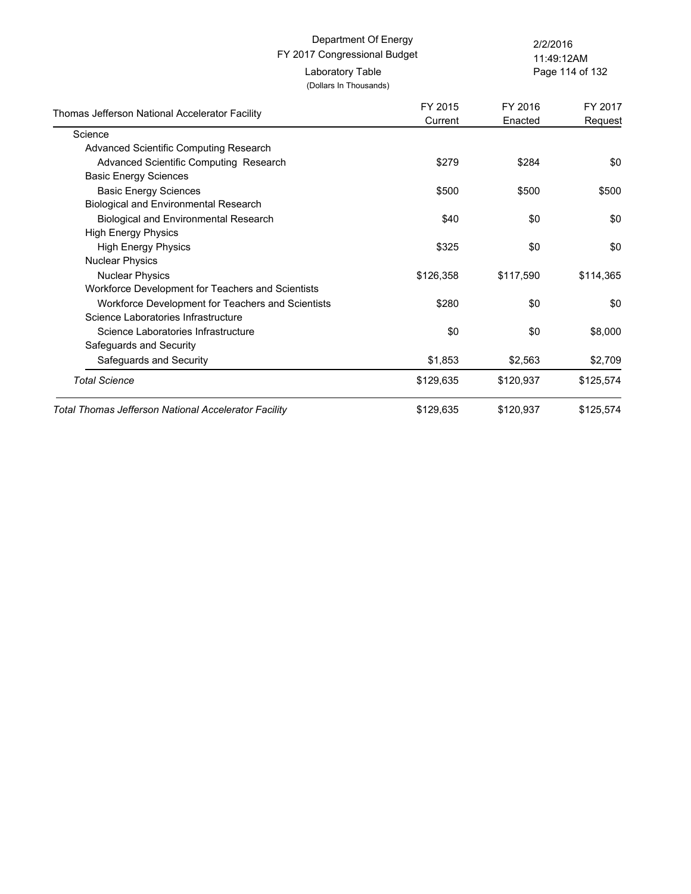Department Of Energy
FY 2017 Congressional Budget
Laboratory Table
(Dollars In Thousands)

2/2/2016
11:49:12AM

| Thomas Jefferson National Accelerator Facility | FY 2015 Current | FY 2016 Enacted | FY 2017 Request |
|---|---|---|---|
| Science | | | |
| Advanced Scientific Computing Research | | | |
| Advanced Scientific Computing Research | $279 | $284 | $0 |
| Basic Energy Sciences | | | |
| Basic Energy Sciences | $500 | $500 | $500 |
| Biological and Environmental Research | | | |
| Biological and Environmental Research | $40 | $0 | $0 |
| High Energy Physics | | | |
| High Energy Physics | $325 | $0 | $0 |
| Nuclear Physics | | | |
| Nuclear Physics | $126,358 | $117,590 | $114,365 |
| Workforce Development for Teachers and Scientists | | | |
| Workforce Development for Teachers and Scientists | $280 | $0 | $0 |
| Science Laboratories Infrastructure | | | |
| Science Laboratories Infrastructure | $0 | $0 | $8,000 |
| Safeguards and Security | | | |
| Safeguards and Security | $1,853 | $2,563 | $2,709 |
| *Total Science* | $129,635 | $120,937 | $125,574 |
| *Total Thomas Jefferson National Accelerator Facility* | $129,635 | $120,937 | $125,574 |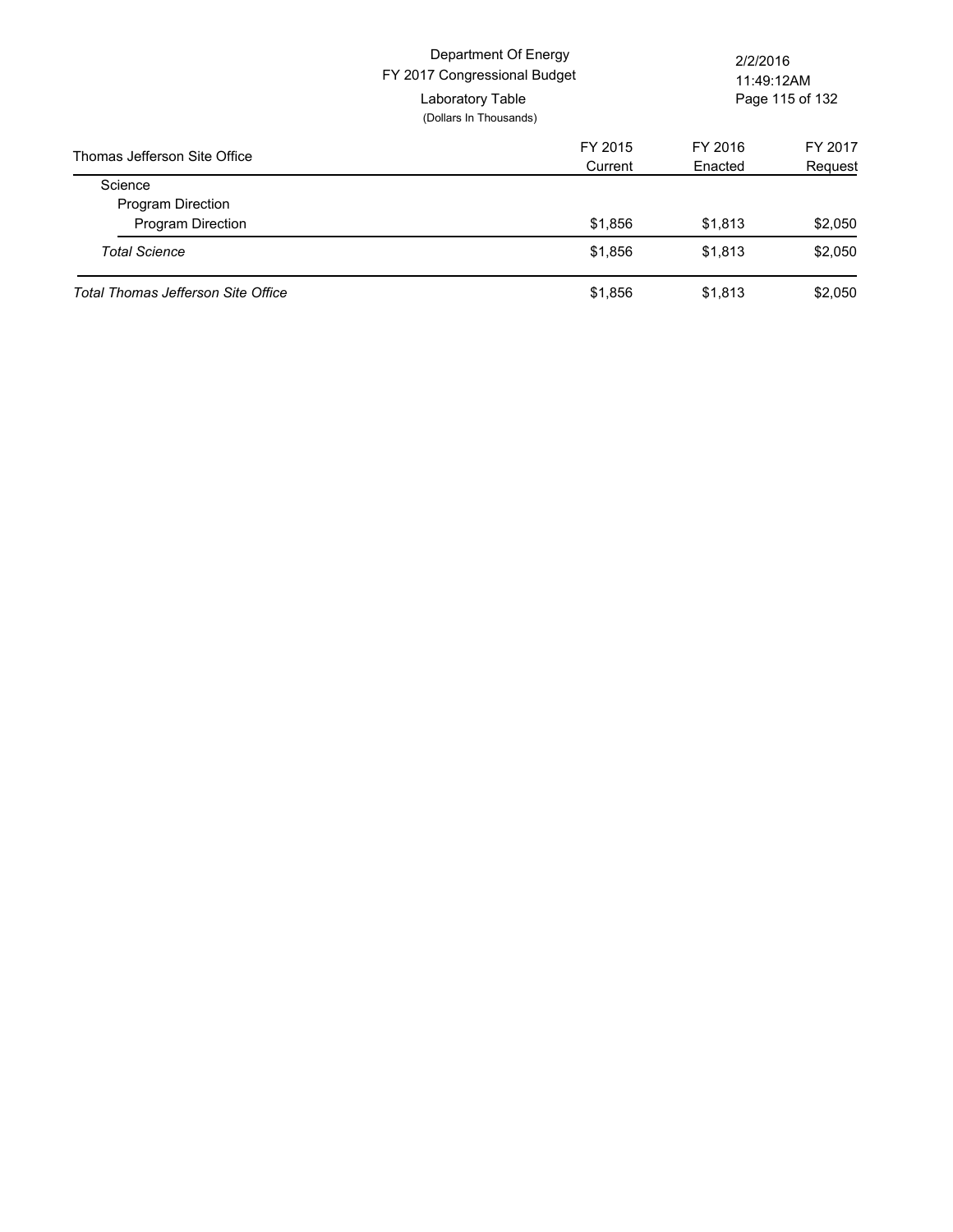Department Of Energy
FY 2017 Congressional Budget
Laboratory Table
(Dollars In Thousands)

| Thomas Jefferson Site Office | FY 2015 Current | FY 2016 Enacted | FY 2017 Request |
|---|---|---|---|
| Science | | | |
| Program Direction | | | |
| Program Direction | $1,856 | $1,813 | $2,050 |
| *Total Science* | $1,856 | $1,813 | $2,050 |
| *Total Thomas Jefferson Site Office* | $1,856 | $1,813 | $2,050 |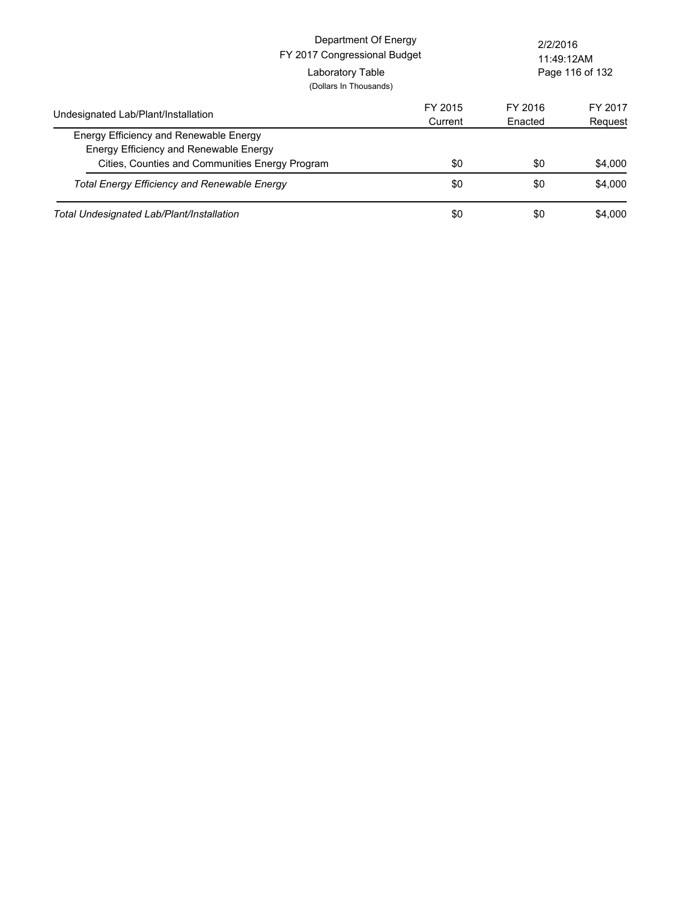Department Of Energy
FY 2017 Congressional Budget
Laboratory Table
(Dollars In Thousands)

| Undesignated Lab/Plant/Installation | FY 2015 Current | FY 2016 Enacted | FY 2017 Request |
|---|---|---|---|
| Energy Efficiency and Renewable Energy | | | |
| Energy Efficiency and Renewable Energy | | | |
| Cities, Counties and Communities Energy Program | $0 | $0 | $4,000 |
| *Total Energy Efficiency and Renewable Energy* | $0 | $0 | $4,000 |
| *Total Undesignated Lab/Plant/Installation* | $0 | $0 | $4,000 |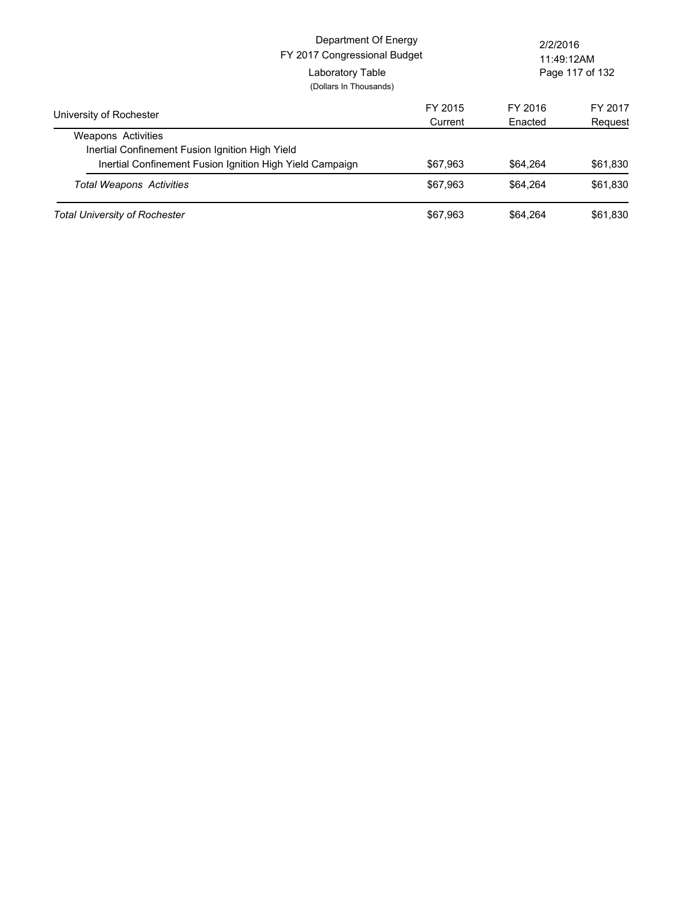Department Of Energy
FY 2017 Congressional Budget
Laboratory Table
(Dollars In Thousands)

2/2/2016
11:49:12AM

| University of Rochester | FY 2015 Current | FY 2016 Enacted | FY 2017 Request |
|---|---|---|---|
| Weapons Activities | | | |
| Inertial Confinement Fusion Ignition High Yield | | | |
| Inertial Confinement Fusion Ignition High Yield Campaign | $67,963 | $64,264 | $61,830 |
| *Total Weapons Activities* | $67,963 | $64,264 | $61,830 |
| *Total University of Rochester* | $67,963 | $64,264 | $61,830 |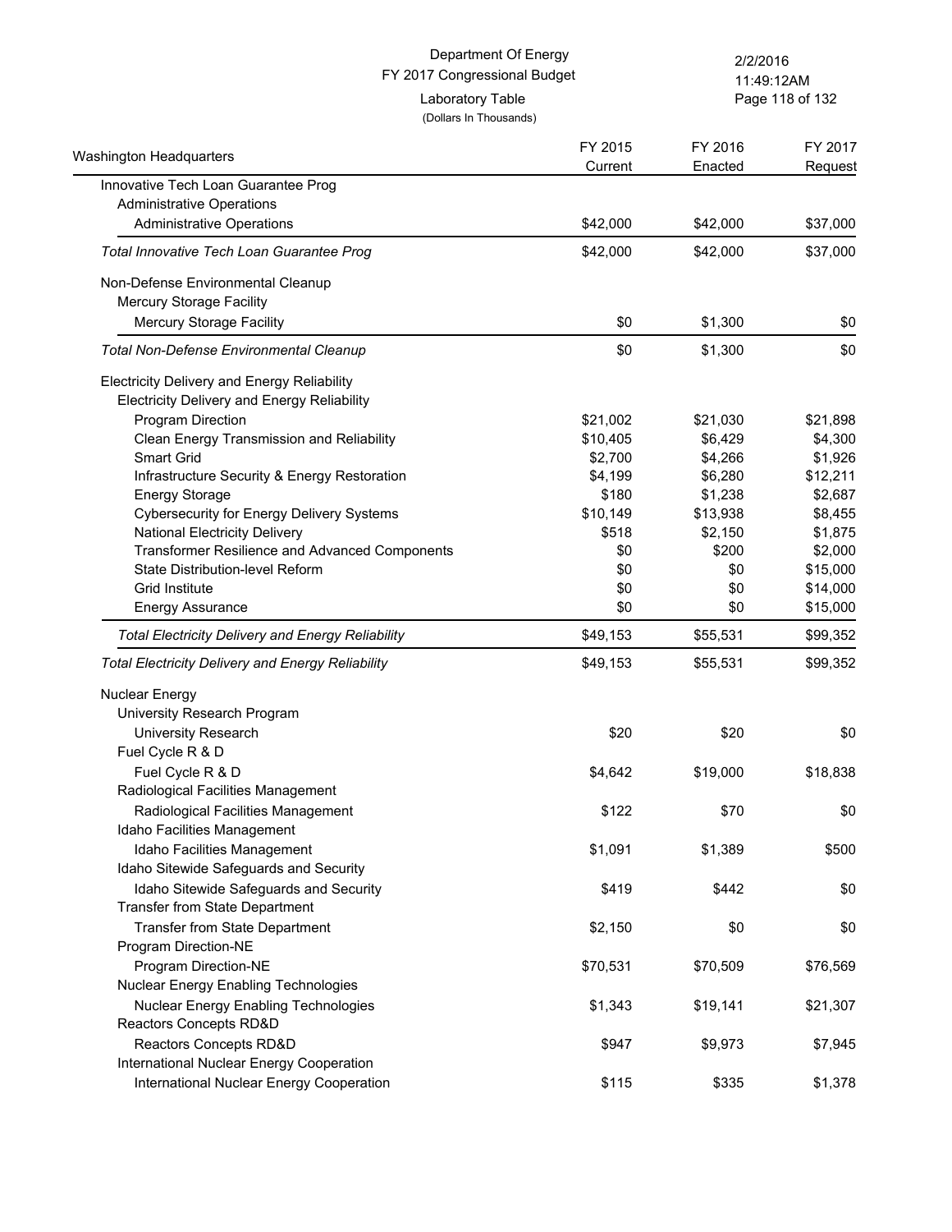Department Of Energy
FY 2017 Congressional Budget
Laboratory Table
(Dollars In Thousands)

| Washington Headquarters | FY 2015 Current | FY 2016 Enacted | FY 2017 Request |
|---|---|---|---|
| Innovative Tech Loan Guarantee Prog | | | |
| Administrative Operations | | | |
| Administrative Operations | $42,000 | $42,000 | $37,000 |
| *Total Innovative Tech Loan Guarantee Prog* | $42,000 | $42,000 | $37,000 |
| Non-Defense Environmental Cleanup | | | |
| Mercury Storage Facility | | | |
| Mercury Storage Facility | $0 | $1,300 | $0 |
| *Total Non-Defense Environmental Cleanup* | $0 | $1,300 | $0 |
| Electricity Delivery and Energy Reliability | | | |
| Electricity Delivery and Energy Reliability | | | |
| Program Direction | $21,002 | $21,030 | $21,898 |
| Clean Energy Transmission and Reliability | $10,405 | $6,429 | $4,300 |
| Smart Grid | $2,700 | $4,266 | $1,926 |
| Infrastructure Security & Energy Restoration | $4,199 | $6,280 | $12,211 |
| Energy Storage | $180 | $1,238 | $2,687 |
| Cybersecurity for Energy Delivery Systems | $10,149 | $13,938 | $8,455 |
| National Electricity Delivery | $518 | $2,150 | $1,875 |
| Transformer Resilience and Advanced Components | $0 | $200 | $2,000 |
| State Distribution-level Reform | $0 | $0 | $15,000 |
| Grid Institute | $0 | $0 | $14,000 |
| Energy Assurance | $0 | $0 | $15,000 |
| *Total Electricity Delivery and Energy Reliability* | $49,153 | $55,531 | $99,352 |
| *Total Electricity Delivery and Energy Reliability* | $49,153 | $55,531 | $99,352 |
| Nuclear Energy | | | |
| University Research Program | | | |
| University Research | $20 | $20 | $0 |
| Fuel Cycle R & D | | | |
| Fuel Cycle R & D | $4,642 | $19,000 | $18,838 |
| Radiological Facilities Management | | | |
| Radiological Facilities Management | $122 | $70 | $0 |
| Idaho Facilities Management | | | |
| Idaho Facilities Management | $1,091 | $1,389 | $500 |
| Idaho Sitewide Safeguards and Security | | | |
| Idaho Sitewide Safeguards and Security | $419 | $442 | $0 |
| Transfer from State Department | | | |
| Transfer from State Department | $2,150 | $0 | $0 |
| Program Direction-NE | | | |
| Program Direction-NE | $70,531 | $70,509 | $76,569 |
| Nuclear Energy Enabling Technologies | | | |
| Nuclear Energy Enabling Technologies | $1,343 | $19,141 | $21,307 |
| Reactors Concepts RD&D | | | |
| Reactors Concepts RD&D | $947 | $9,973 | $7,945 |
| International Nuclear Energy Cooperation | | | |
| International Nuclear Energy Cooperation | $115 | $335 | $1,378 |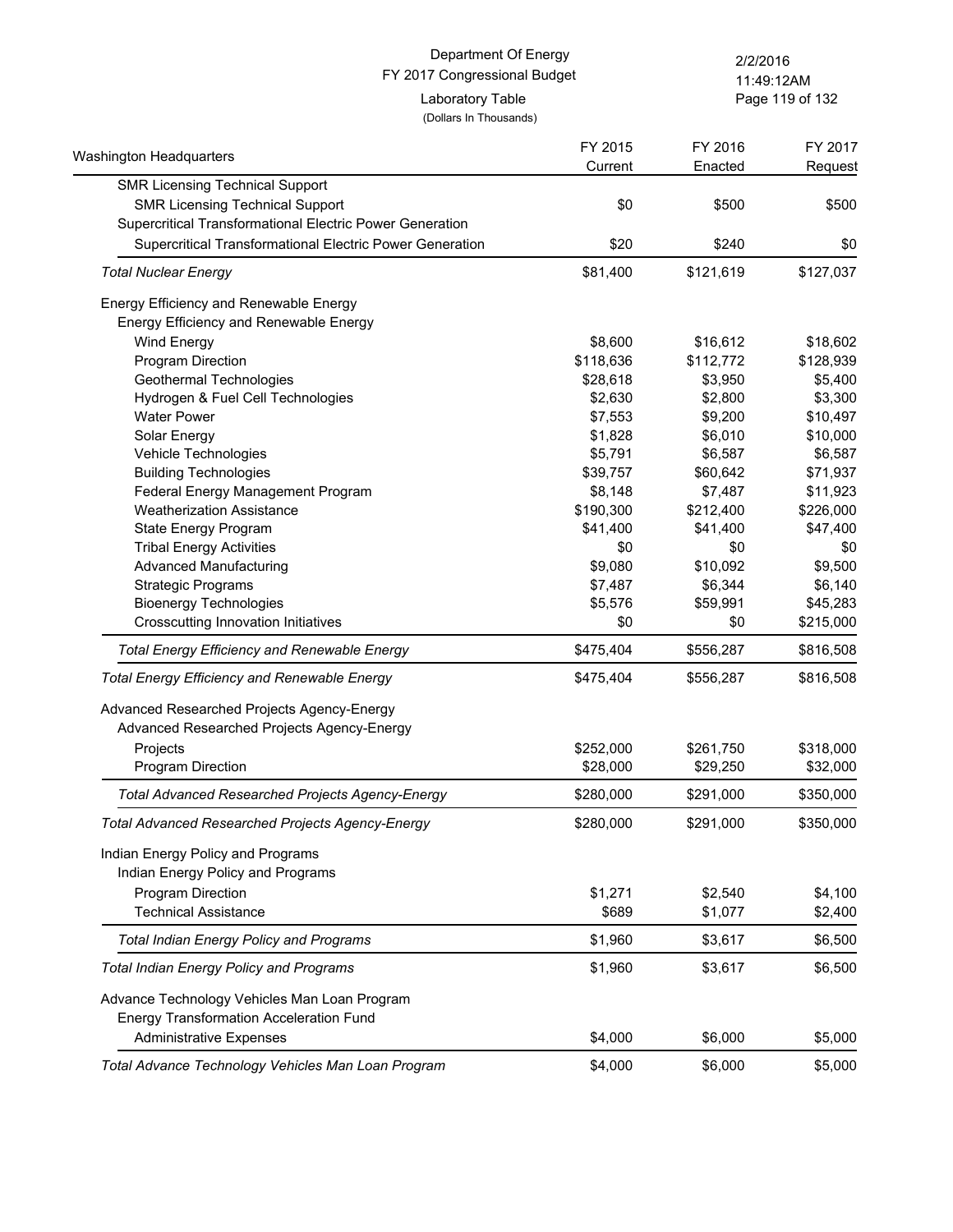Department Of Energy
FY 2017 Congressional Budget
Laboratory Table
(Dollars In Thousands)

| Washington Headquarters | FY 2015 Current | FY 2016 Enacted | FY 2017 Request |
|---|---|---|---|
| SMR Licensing Technical Support | | | |
| SMR Licensing Technical Support | $0 | $500 | $500 |
| Supercritical Transformational Electric Power Generation | | | |
| Supercritical Transformational Electric Power Generation | $20 | $240 | $0 |
| *Total Nuclear Energy* | $81,400 | $121,619 | $127,037 |
| Energy Efficiency and Renewable Energy | | | |
| Energy Efficiency and Renewable Energy | | | |
| Wind Energy | $8,600 | $16,612 | $18,602 |
| Program Direction | $118,636 | $112,772 | $128,939 |
| Geothermal Technologies | $28,618 | $3,950 | $5,400 |
| Hydrogen & Fuel Cell Technologies | $2,630 | $2,800 | $3,300 |
| Water Power | $7,553 | $9,200 | $10,497 |
| Solar Energy | $1,828 | $6,010 | $10,000 |
| Vehicle Technologies | $5,791 | $6,587 | $6,587 |
| Building Technologies | $39,757 | $60,642 | $71,937 |
| Federal Energy Management Program | $8,148 | $7,487 | $11,923 |
| Weatherization Assistance | $190,300 | $212,400 | $226,000 |
| State Energy Program | $41,400 | $41,400 | $47,400 |
| Tribal Energy Activities | $0 | $0 | $0 |
| Advanced Manufacturing | $9,080 | $10,092 | $9,500 |
| Strategic Programs | $7,487 | $6,344 | $6,140 |
| Bioenergy Technologies | $5,576 | $59,991 | $45,283 |
| Crosscutting Innovation Initiatives | $0 | $0 | $215,000 |
| *Total Energy Efficiency and Renewable Energy* | $475,404 | $556,287 | $816,508 |
| *Total Energy Efficiency and Renewable Energy* | $475,404 | $556,287 | $816,508 |
| Advanced Researched Projects Agency-Energy | | | |
| Advanced Researched Projects Agency-Energy | | | |
| Projects | $252,000 | $261,750 | $318,000 |
| Program Direction | $28,000 | $29,250 | $32,000 |
| *Total Advanced Researched Projects Agency-Energy* | $280,000 | $291,000 | $350,000 |
| *Total Advanced Researched Projects Agency-Energy* | $280,000 | $291,000 | $350,000 |
| Indian Energy Policy and Programs | | | |
| Indian Energy Policy and Programs | | | |
| Program Direction | $1,271 | $2,540 | $4,100 |
| Technical Assistance | $689 | $1,077 | $2,400 |
| *Total Indian Energy Policy and Programs* | $1,960 | $3,617 | $6,500 |
| *Total Indian Energy Policy and Programs* | $1,960 | $3,617 | $6,500 |
| Advance Technology Vehicles Man Loan Program | | | |
| Energy Transformation Acceleration Fund | | | |
| Administrative Expenses | $4,000 | $6,000 | $5,000 |
| *Total Advance Technology Vehicles Man Loan Program* | $4,000 | $6,000 | $5,000 |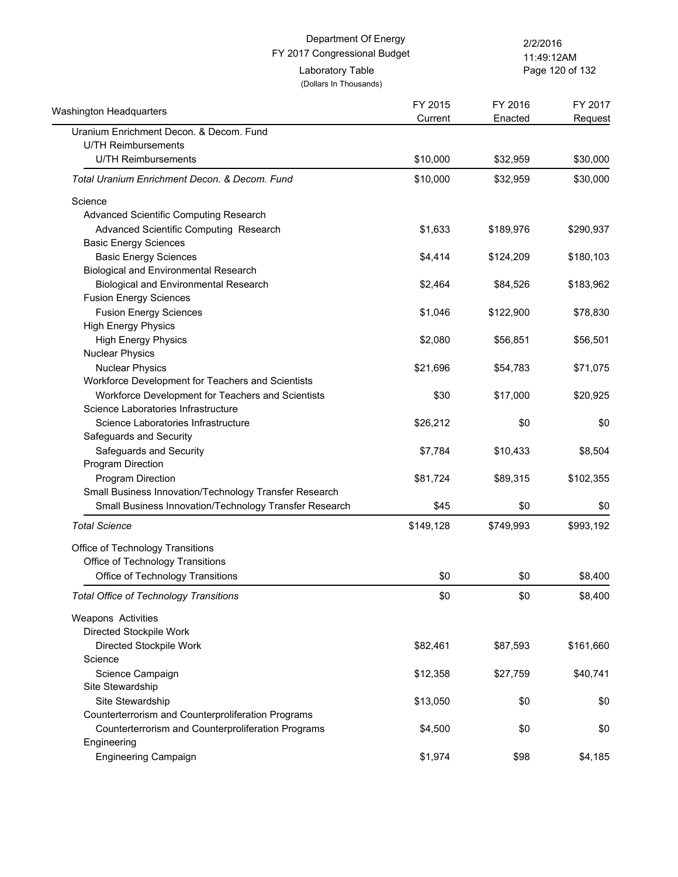Department Of Energy
FY 2017 Congressional Budget
Laboratory Table
(Dollars In Thousands)

| Washington Headquarters | FY 2015 Current | FY 2016 Enacted | FY 2017 Request |
|---|---|---|---|
| Uranium Enrichment Decon. & Decom. Fund | | | |
| U/TH Reimbursements | | | |
| U/TH Reimbursements | $10,000 | $32,959 | $30,000 |
| *Total Uranium Enrichment Decon. & Decom. Fund* | $10,000 | $32,959 | $30,000 |
| Science | | | |
| Advanced Scientific Computing Research | | | |
| Advanced Scientific Computing Research | $1,633 | $189,976 | $290,937 |
| Basic Energy Sciences | | | |
| Basic Energy Sciences | $4,414 | $124,209 | $180,103 |
| Biological and Environmental Research | | | |
| Biological and Environmental Research | $2,464 | $84,526 | $183,962 |
| Fusion Energy Sciences | | | |
| Fusion Energy Sciences | $1,046 | $122,900 | $78,830 |
| High Energy Physics | | | |
| High Energy Physics | $2,080 | $56,851 | $56,501 |
| Nuclear Physics | | | |
| Nuclear Physics | $21,696 | $54,783 | $71,075 |
| Workforce Development for Teachers and Scientists | | | |
| Workforce Development for Teachers and Scientists | $30 | $17,000 | $20,925 |
| Science Laboratories Infrastructure | | | |
| Science Laboratories Infrastructure | $26,212 | $0 | $0 |
| Safeguards and Security | | | |
| Safeguards and Security | $7,784 | $10,433 | $8,504 |
| Program Direction | | | |
| Program Direction | $81,724 | $89,315 | $102,355 |
| Small Business Innovation/Technology Transfer Research | | | |
| Small Business Innovation/Technology Transfer Research | $45 | $0 | $0 |
| *Total Science* | $149,128 | $749,993 | $993,192 |
| Office of Technology Transitions | | | |
| Office of Technology Transitions | | | |
| Office of Technology Transitions | $0 | $0 | $8,400 |
| *Total Office of Technology Transitions* | $0 | $0 | $8,400 |
| Weapons Activities | | | |
| Directed Stockpile Work | | | |
| Directed Stockpile Work | $82,461 | $87,593 | $161,660 |
| Science | | | |
| Science Campaign | $12,358 | $27,759 | $40,741 |
| Site Stewardship | | | |
| Site Stewardship | $13,050 | $0 | $0 |
| Counterterrorism and Counterproliferation Programs | | | |
| Counterterrorism and Counterproliferation Programs | $4,500 | $0 | $0 |
| Engineering | | | |
| Engineering Campaign | $1,974 | $98 | $4,185 |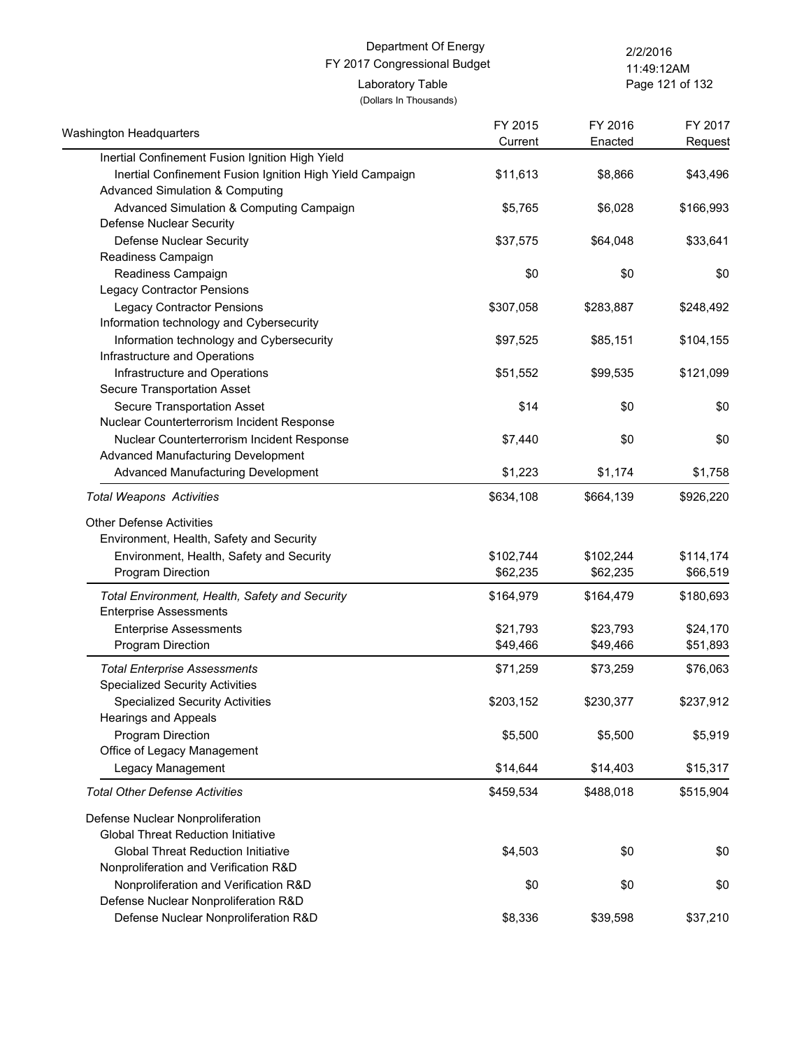Department Of Energy
FY 2017 Congressional Budget
Laboratory Table
(Dollars In Thousands)

| Washington Headquarters | FY 2015 Current | FY 2016 Enacted | FY 2017 Request |
|---|---|---|---|
| Inertial Confinement Fusion Ignition High Yield | | | |
| Inertial Confinement Fusion Ignition High Yield Campaign | $11,613 | $8,866 | $43,496 |
| Advanced Simulation & Computing | | | |
| Advanced Simulation & Computing Campaign | $5,765 | $6,028 | $166,993 |
| Defense Nuclear Security | | | |
| Defense Nuclear Security | $37,575 | $64,048 | $33,641 |
| Readiness Campaign | | | |
| Readiness Campaign | $0 | $0 | $0 |
| Legacy Contractor Pensions | | | |
| Legacy Contractor Pensions | $307,058 | $283,887 | $248,492 |
| Information technology and Cybersecurity | | | |
| Information technology and Cybersecurity | $97,525 | $85,151 | $104,155 |
| Infrastructure and Operations | | | |
| Infrastructure and Operations | $51,552 | $99,535 | $121,099 |
| Secure Transportation Asset | | | |
| Secure Transportation Asset | $14 | $0 | $0 |
| Nuclear Counterterrorism Incident Response | | | |
| Nuclear Counterterrorism Incident Response | $7,440 | $0 | $0 |
| Advanced Manufacturing Development | | | |
| Advanced Manufacturing Development | $1,223 | $1,174 | $1,758 |
| *Total Weapons Activities* | $634,108 | $664,139 | $926,220 |
| Other Defense Activities | | | |
| Environment, Health, Safety and Security | | | |
| Environment, Health, Safety and Security | $102,744 | $102,244 | $114,174 |
| Program Direction | $62,235 | $62,235 | $66,519 |
| *Total Environment, Health, Safety and Security* | $164,979 | $164,479 | $180,693 |
| Enterprise Assessments | | | |
| Enterprise Assessments | $21,793 | $23,793 | $24,170 |
| Program Direction | $49,466 | $49,466 | $51,893 |
| *Total Enterprise Assessments* | $71,259 | $73,259 | $76,063 |
| Specialized Security Activities | | | |
| Specialized Security Activities | $203,152 | $230,377 | $237,912 |
| Hearings and Appeals | | | |
| Program Direction | $5,500 | $5,500 | $5,919 |
| Office of Legacy Management | | | |
| Legacy Management | $14,644 | $14,403 | $15,317 |
| *Total Other Defense Activities* | $459,534 | $488,018 | $515,904 |
| Defense Nuclear Nonproliferation | | | |
| Global Threat Reduction Initiative | | | |
| Global Threat Reduction Initiative | $4,503 | $0 | $0 |
| Nonproliferation and Verification R&D | | | |
| Nonproliferation and Verification R&D | $0 | $0 | $0 |
| Defense Nuclear Nonproliferation R&D | | | |
| Defense Nuclear Nonproliferation R&D | $8,336 | $39,598 | $37,210 |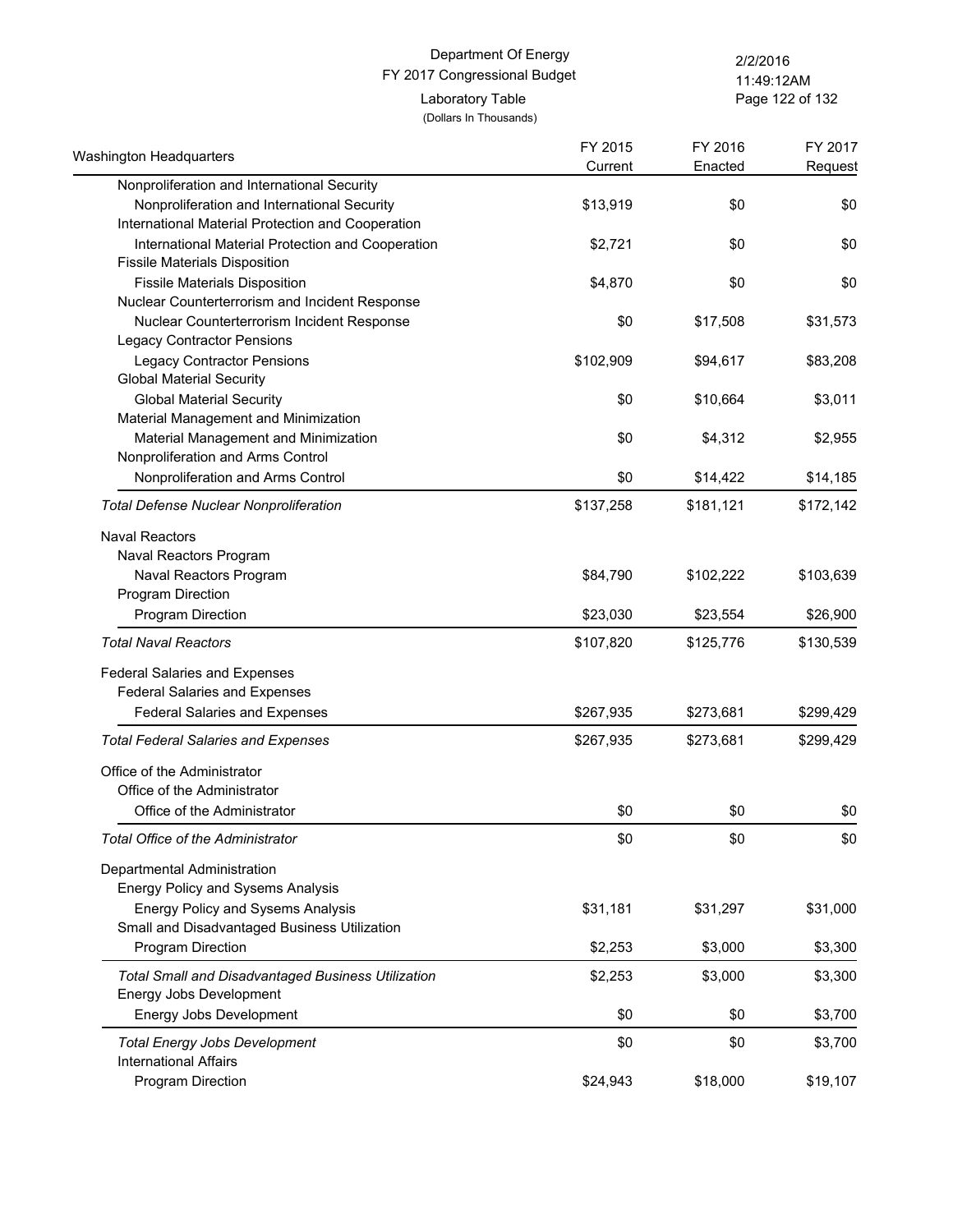Department Of Energy
FY 2017 Congressional Budget
Laboratory Table
(Dollars In Thousands)

| Washington Headquarters | FY 2015 Current | FY 2016 Enacted | FY 2017 Request |
|---|---|---|---|
| Nonproliferation and International Security | | | |
| Nonproliferation and International Security | $13,919 | $0 | $0 |
| International Material Protection and Cooperation | | | |
| International Material Protection and Cooperation | $2,721 | $0 | $0 |
| Fissile Materials Disposition | | | |
| Fissile Materials Disposition | $4,870 | $0 | $0 |
| Nuclear Counterterrorism and Incident Response | | | |
| Nuclear Counterterrorism Incident Response | $0 | $17,508 | $31,573 |
| Legacy Contractor Pensions | | | |
| Legacy Contractor Pensions | $102,909 | $94,617 | $83,208 |
| Global Material Security | | | |
| Global Material Security | $0 | $10,664 | $3,011 |
| Material Management and Minimization | | | |
| Material Management and Minimization | $0 | $4,312 | $2,955 |
| Nonproliferation and Arms Control | | | |
| Nonproliferation and Arms Control | $0 | $14,422 | $14,185 |
| *Total Defense Nuclear Nonproliferation* | $137,258 | $181,121 | $172,142 |
| Naval Reactors | | | |
| Naval Reactors Program | | | |
| Naval Reactors Program | $84,790 | $102,222 | $103,639 |
| Program Direction | | | |
| Program Direction | $23,030 | $23,554 | $26,900 |
| *Total Naval Reactors* | $107,820 | $125,776 | $130,539 |
| Federal Salaries and Expenses | | | |
| Federal Salaries and Expenses | | | |
| Federal Salaries and Expenses | $267,935 | $273,681 | $299,429 |
| *Total Federal Salaries and Expenses* | $267,935 | $273,681 | $299,429 |
| Office of the Administrator | | | |
| Office of the Administrator | | | |
| Office of the Administrator | $0 | $0 | $0 |
| *Total Office of the Administrator* | $0 | $0 | $0 |
| Departmental Administration | | | |
| Energy Policy and Sysems Analysis | | | |
| Energy Policy and Sysems Analysis | $31,181 | $31,297 | $31,000 |
| Small and Disadvantaged Business Utilization | | | |
| Program Direction | $2,253 | $3,000 | $3,300 |
| *Total Small and Disadvantaged Business Utilization* | $2,253 | $3,000 | $3,300 |
| Energy Jobs Development | | | |
| Energy Jobs Development | $0 | $0 | $3,700 |
| *Total Energy Jobs Development* | $0 | $0 | $3,700 |
| International Affairs | | | |
| Program Direction | $24,943 | $18,000 | $19,107 |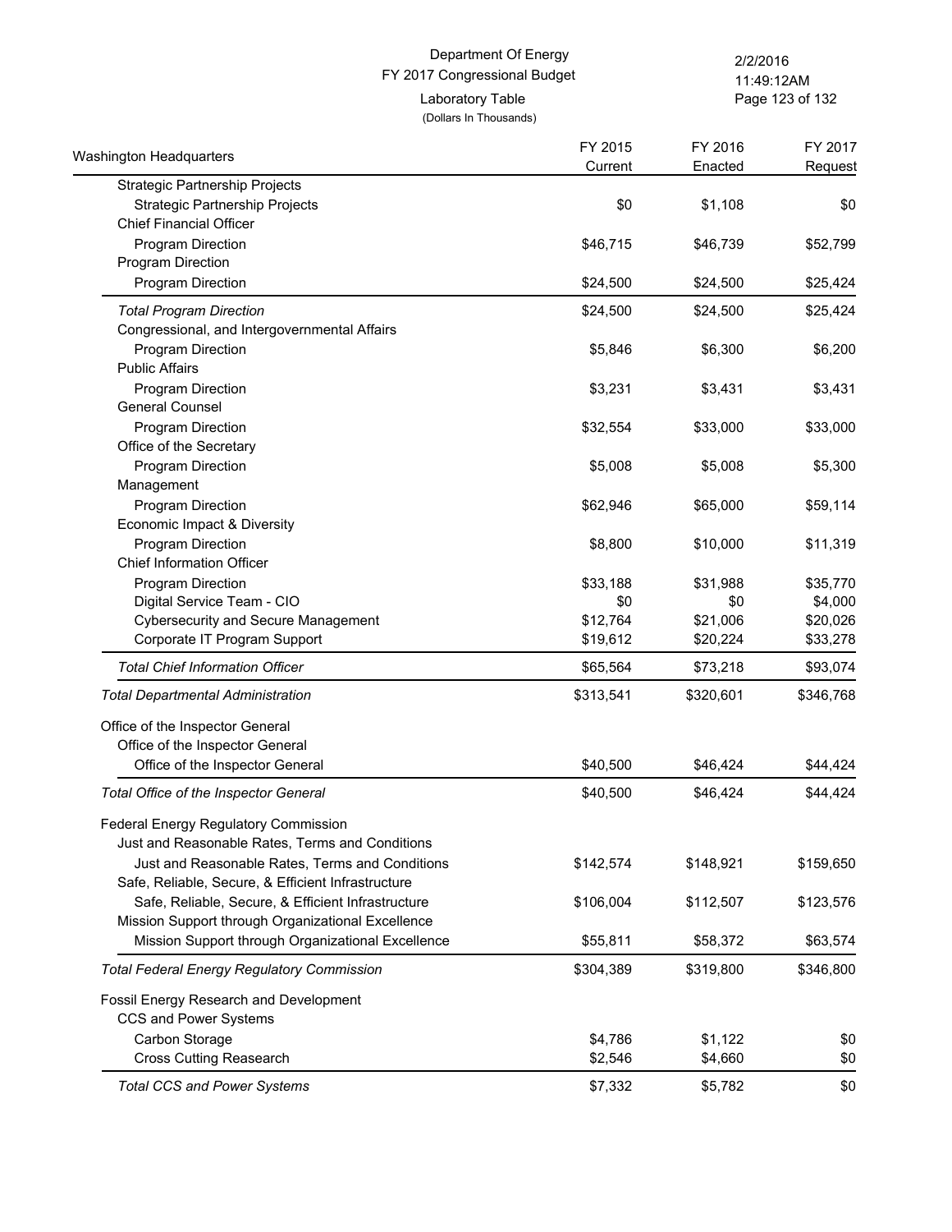Department Of Energy
FY 2017 Congressional Budget
Laboratory Table
(Dollars In Thousands)

| Washington Headquarters | FY 2015 Current | FY 2016 Enacted | FY 2017 Request |
|---|---|---|---|
| Strategic Partnership Projects | | | |
| Strategic Partnership Projects | $0 | $1,108 | $0 |
| Chief Financial Officer | | | |
| Program Direction | $46,715 | $46,739 | $52,799 |
| Program Direction | | | |
| Program Direction | $24,500 | $24,500 | $25,424 |
| *Total Program Direction* | $24,500 | $24,500 | $25,424 |
| Congressional, and Intergovernmental Affairs | | | |
| Program Direction | $5,846 | $6,300 | $6,200 |
| Public Affairs | | | |
| Program Direction | $3,231 | $3,431 | $3,431 |
| General Counsel | | | |
| Program Direction | $32,554 | $33,000 | $33,000 |
| Office of the Secretary | | | |
| Program Direction | $5,008 | $5,008 | $5,300 |
| Management | | | |
| Program Direction | $62,946 | $65,000 | $59,114 |
| Economic Impact & Diversity | | | |
| Program Direction | $8,800 | $10,000 | $11,319 |
| Chief Information Officer | | | |
| Program Direction | $33,188 | $31,988 | $35,770 |
| Digital Service Team - CIO | $0 | $0 | $4,000 |
| Cybersecurity and Secure Management | $12,764 | $21,006 | $20,026 |
| Corporate IT Program Support | $19,612 | $20,224 | $33,278 |
| *Total Chief Information Officer* | $65,564 | $73,218 | $93,074 |
| *Total Departmental Administration* | $313,541 | $320,601 | $346,768 |
| Office of the Inspector General | | | |
| Office of the Inspector General | | | |
| Office of the Inspector General | $40,500 | $46,424 | $44,424 |
| *Total Office of the Inspector General* | $40,500 | $46,424 | $44,424 |
| Federal Energy Regulatory Commission | | | |
| Just and Reasonable Rates, Terms and Conditions | | | |
| Just and Reasonable Rates, Terms and Conditions | $142,574 | $148,921 | $159,650 |
| Safe, Reliable, Secure, & Efficient Infrastructure | | | |
| Safe, Reliable, Secure, & Efficient Infrastructure | $106,004 | $112,507 | $123,576 |
| Mission Support through Organizational Excellence | | | |
| Mission Support through Organizational Excellence | $55,811 | $58,372 | $63,574 |
| *Total Federal Energy Regulatory Commission* | $304,389 | $319,800 | $346,800 |
| Fossil Energy Research and Development | | | |
| CCS and Power Systems | | | |
| Carbon Storage | $4,786 | $1,122 | $0 |
| Cross Cutting Reasearch | $2,546 | $4,660 | $0 |
| *Total CCS and Power Systems* | $7,332 | $5,782 | $0 |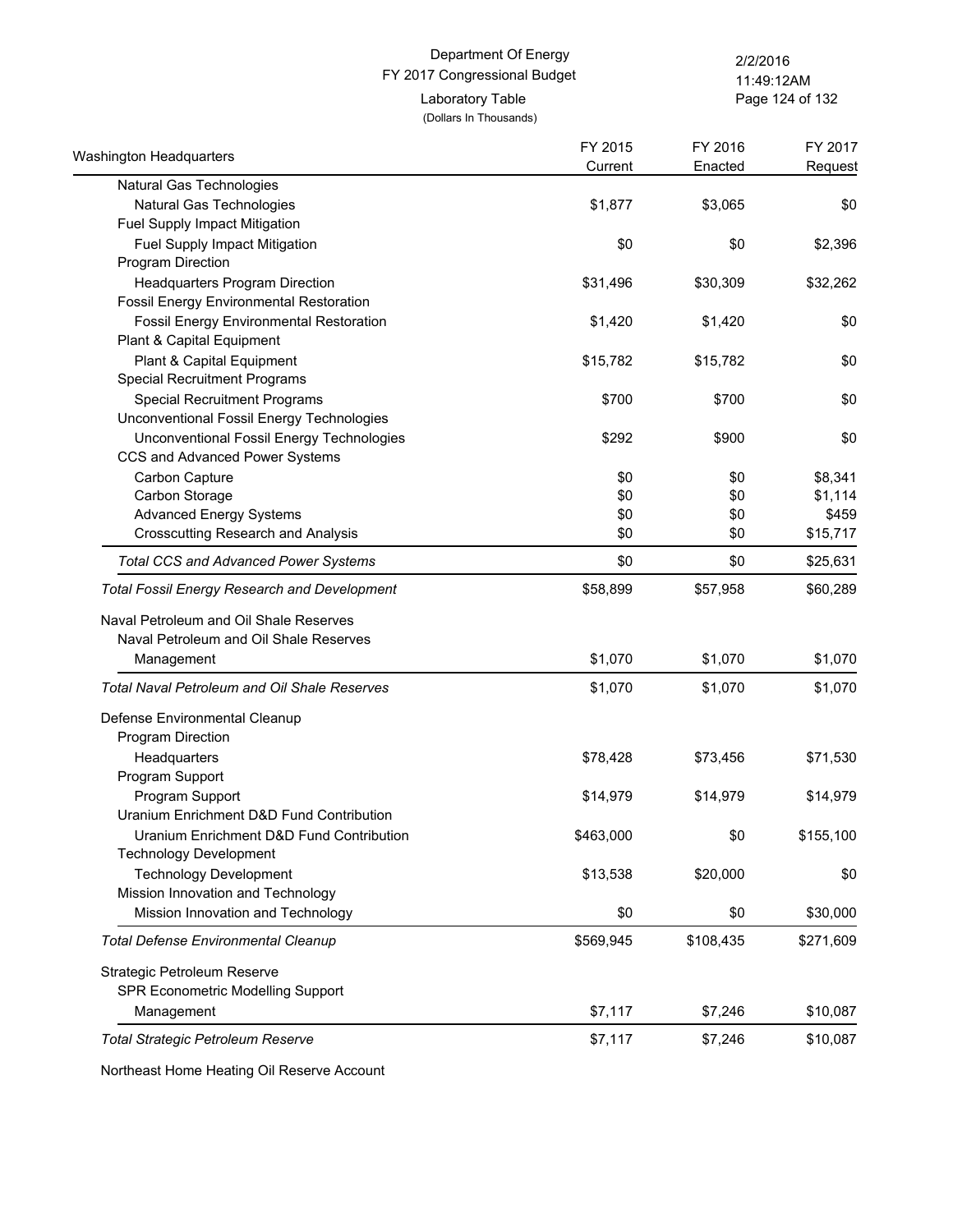Department Of Energy
FY 2017 Congressional Budget
Laboratory Table
(Dollars In Thousands)

| Washington Headquarters | FY 2015 Current | FY 2016 Enacted | FY 2017 Request |
|---|---|---|---|
| Natural Gas Technologies | | | |
| Natural Gas Technologies | $1,877 | $3,065 | $0 |
| Fuel Supply Impact Mitigation | | | |
| Fuel Supply Impact Mitigation | $0 | $0 | $2,396 |
| Program Direction | | | |
| Headquarters Program Direction | $31,496 | $30,309 | $32,262 |
| Fossil Energy Environmental Restoration | | | |
| Fossil Energy Environmental Restoration | $1,420 | $1,420 | $0 |
| Plant & Capital Equipment | | | |
| Plant & Capital Equipment | $15,782 | $15,782 | $0 |
| Special Recruitment Programs | | | |
| Special Recruitment Programs | $700 | $700 | $0 |
| Unconventional Fossil Energy Technologies | | | |
| Unconventional Fossil Energy Technologies | $292 | $900 | $0 |
| CCS and Advanced Power Systems | | | |
| Carbon Capture | $0 | $0 | $8,341 |
| Carbon Storage | $0 | $0 | $1,114 |
| Advanced Energy Systems | $0 | $0 | $459 |
| Crosscutting Research and Analysis | $0 | $0 | $15,717 |
| *Total CCS and Advanced Power Systems* | $0 | $0 | $25,631 |
| *Total Fossil Energy Research and Development* | $58,899 | $57,958 | $60,289 |
| Naval Petroleum and Oil Shale Reserves | | | |
| Naval Petroleum and Oil Shale Reserves | | | |
| Management | $1,070 | $1,070 | $1,070 |
| *Total Naval Petroleum and Oil Shale Reserves* | $1,070 | $1,070 | $1,070 |
| Defense Environmental Cleanup | | | |
| Program Direction | | | |
| Headquarters | $78,428 | $73,456 | $71,530 |
| Program Support | | | |
| Program Support | $14,979 | $14,979 | $14,979 |
| Uranium Enrichment D&D Fund Contribution | | | |
| Uranium Enrichment D&D Fund Contribution | $463,000 | $0 | $155,100 |
| Technology Development | | | |
| Technology Development | $13,538 | $20,000 | $0 |
| Mission Innovation and Technology | | | |
| Mission Innovation and Technology | $0 | $0 | $30,000 |
| *Total Defense Environmental Cleanup* | $569,945 | $108,435 | $271,609 |
| Strategic Petroleum Reserve | | | |
| SPR Econometric Modelling Support | | | |
| Management | $7,117 | $7,246 | $10,087 |
| *Total Strategic Petroleum Reserve* | $7,117 | $7,246 | $10,087 |
| Northeast Home Heating Oil Reserve Account | | | |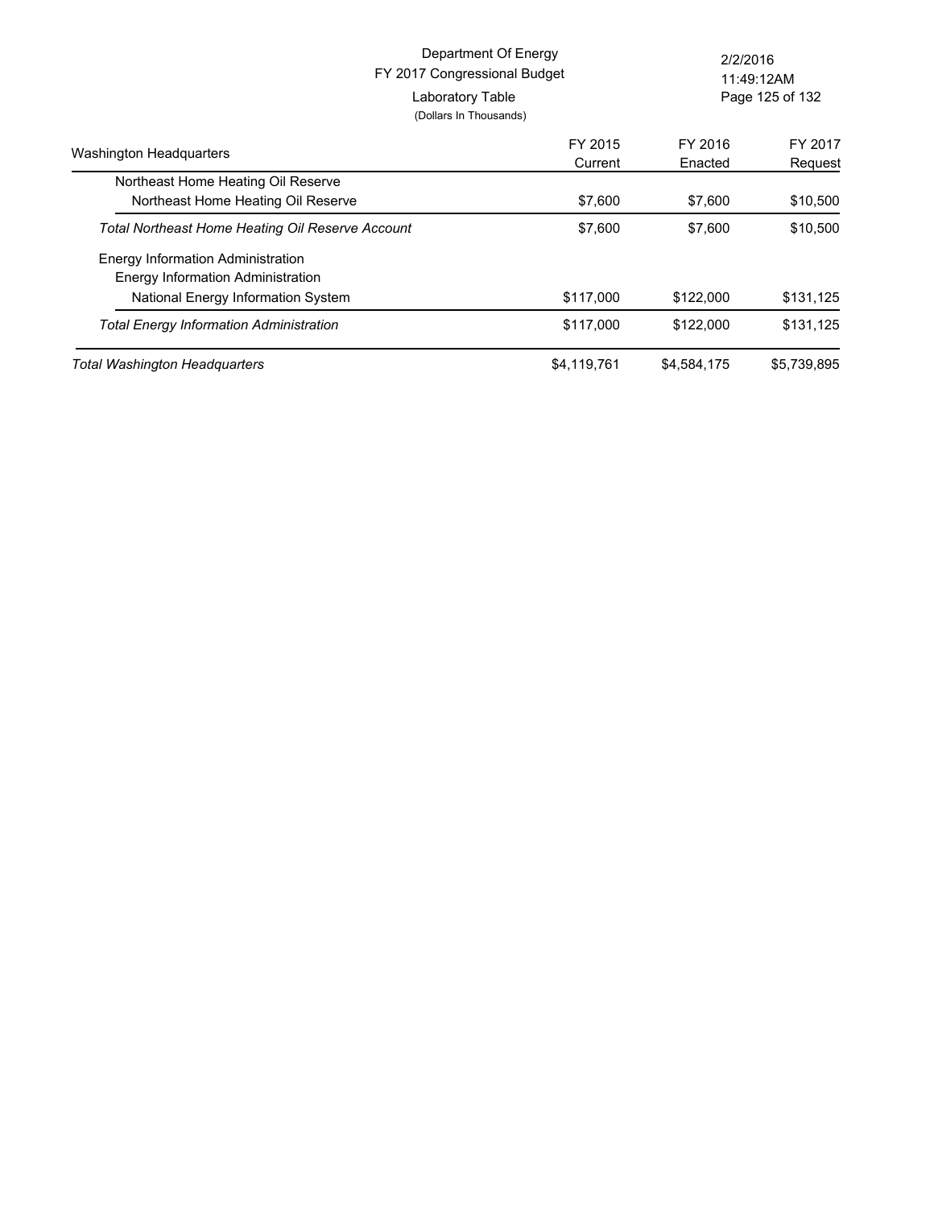Department Of Energy
FY 2017 Congressional Budget
Laboratory Table
(Dollars In Thousands)

| Washington Headquarters | FY 2015 Current | FY 2016 Enacted | FY 2017 Request |
|---|---|---|---|
| Northeast Home Heating Oil Reserve | | | |
| Northeast Home Heating Oil Reserve | $7,600 | $7,600 | $10,500 |
| *Total Northeast Home Heating Oil Reserve Account* | $7,600 | $7,600 | $10,500 |
| Energy Information Administration | | | |
| Energy Information Administration | | | |
| National Energy Information System | $117,000 | $122,000 | $131,125 |
| *Total Energy Information Administration* | $117,000 | $122,000 | $131,125 |
| *Total Washington Headquarters* | $4,119,761 | $4,584,175 | $5,739,895 |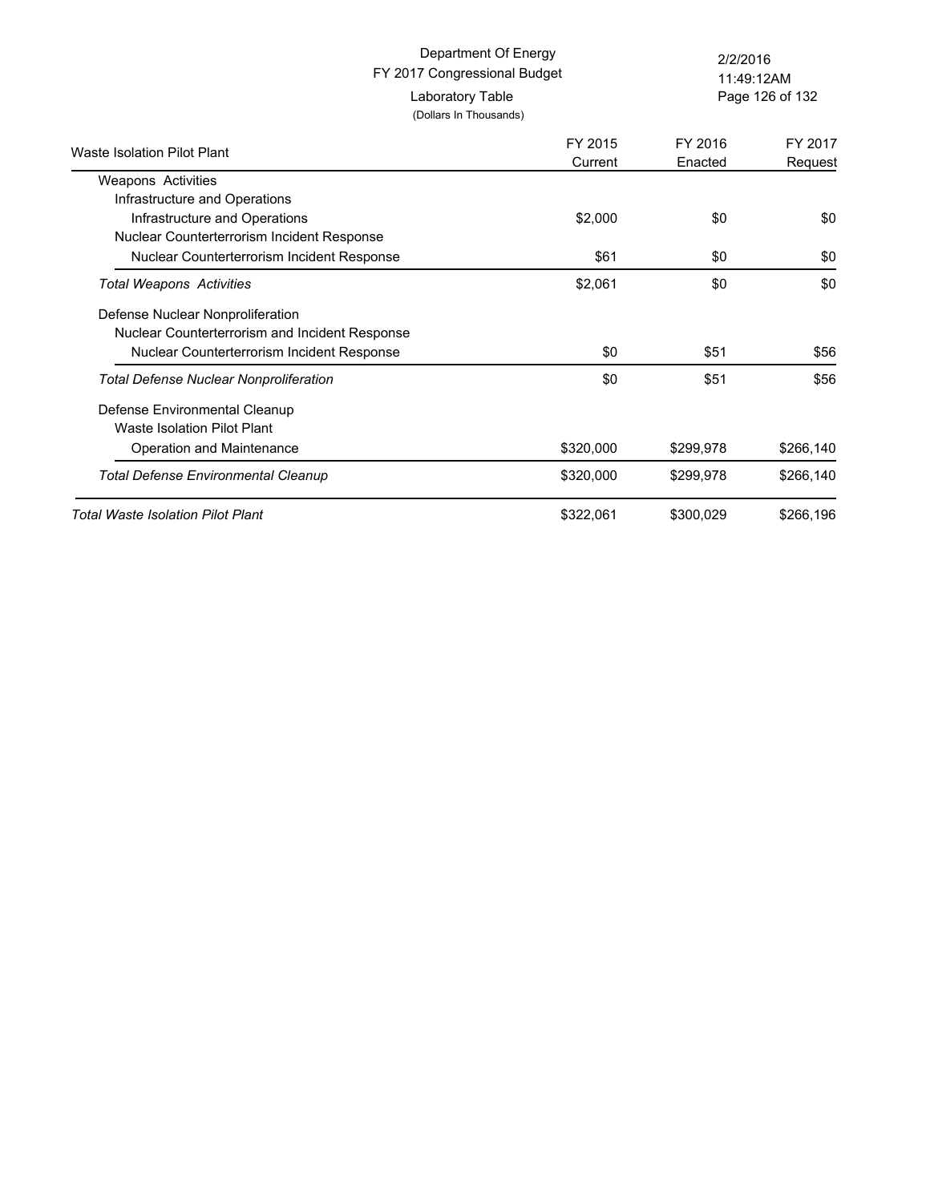Department Of Energy
FY 2017 Congressional Budget
Laboratory Table
(Dollars In Thousands)

2/2/2016
11:49:12AM

| Waste Isolation Pilot Plant | FY 2015 Current | FY 2016 Enacted | FY 2017 Request |
|---|---|---|---|
| Weapons Activities | | | |
| Infrastructure and Operations | | | |
| Infrastructure and Operations | $2,000 | $0 | $0 |
| Nuclear Counterterrorism Incident Response | | | |
| Nuclear Counterterrorism Incident Response | $61 | $0 | $0 |
| *Total Weapons Activities* | $2,061 | $0 | $0 |
| Defense Nuclear Nonproliferation | | | |
| Nuclear Counterterrorism and Incident Response | | | |
| Nuclear Counterterrorism Incident Response | $0 | $51 | $56 |
| *Total Defense Nuclear Nonproliferation* | $0 | $51 | $56 |
| Defense Environmental Cleanup | | | |
| Waste Isolation Pilot Plant | | | |
| Operation and Maintenance | $320,000 | $299,978 | $266,140 |
| *Total Defense Environmental Cleanup* | $320,000 | $299,978 | $266,140 |
| *Total Waste Isolation Pilot Plant* | $322,061 | $300,029 | $266,196 |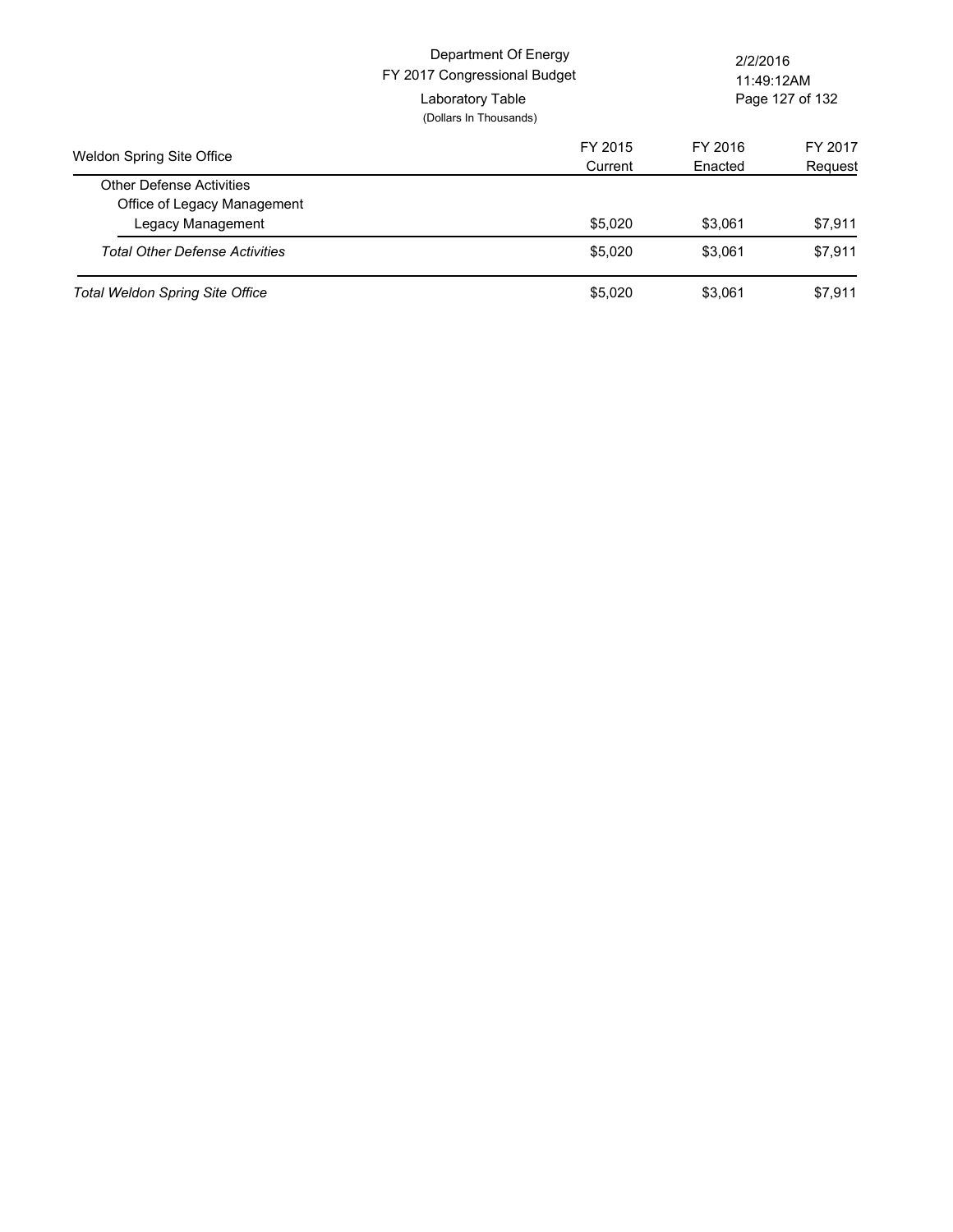Department Of Energy
FY 2017 Congressional Budget
Laboratory Table
(Dollars In Thousands)

2/2/2016
11:49:12AM

| Weldon Spring Site Office | FY 2015 Current | FY 2016 Enacted | FY 2017 Request |
|---|---|---|---|
| Other Defense Activities | | | |
| Office of Legacy Management | | | |
| Legacy Management | $5,020 | $3,061 | $7,911 |
| *Total Other Defense Activities* | $5,020 | $3,061 | $7,911 |
| *Total Weldon Spring Site Office* | $5,020 | $3,061 | $7,911 |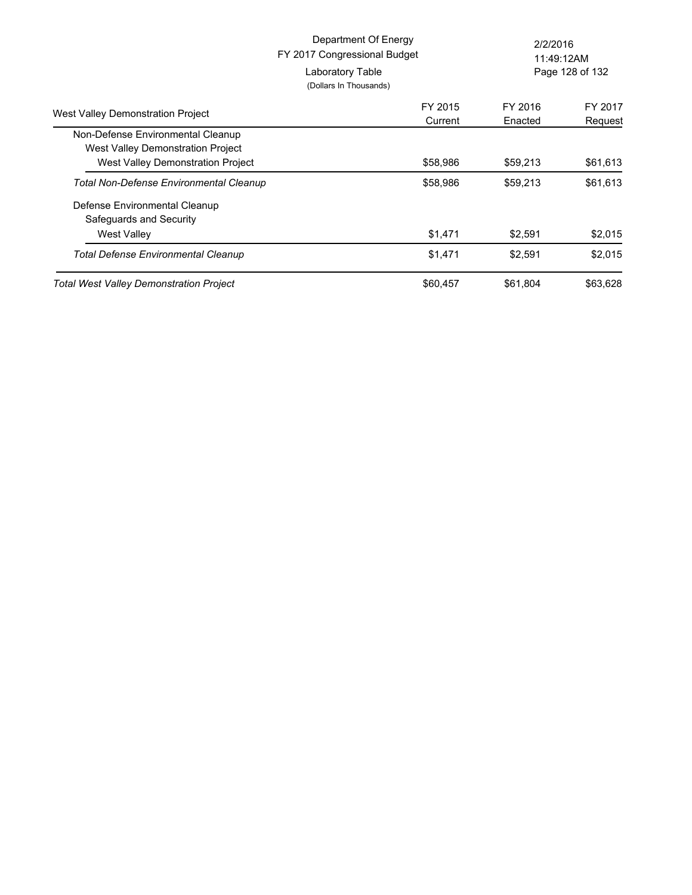Department Of Energy
FY 2017 Congressional Budget
Laboratory Table
(Dollars In Thousands)

| West Valley Demonstration Project | FY 2015 Current | FY 2016 Enacted | FY 2017 Request |
|---|---|---|---|
| Non-Defense Environmental Cleanup | | | |
| West Valley Demonstration Project | | | |
| West Valley Demonstration Project | $58,986 | $59,213 | $61,613 |
| *Total Non-Defense Environmental Cleanup* | $58,986 | $59,213 | $61,613 |
| Defense Environmental Cleanup | | | |
| Safeguards and Security | | | |
| West Valley | $1,471 | $2,591 | $2,015 |
| *Total Defense Environmental Cleanup* | $1,471 | $2,591 | $2,015 |
| *Total West Valley Demonstration Project* | $60,457 | $61,804 | $63,628 |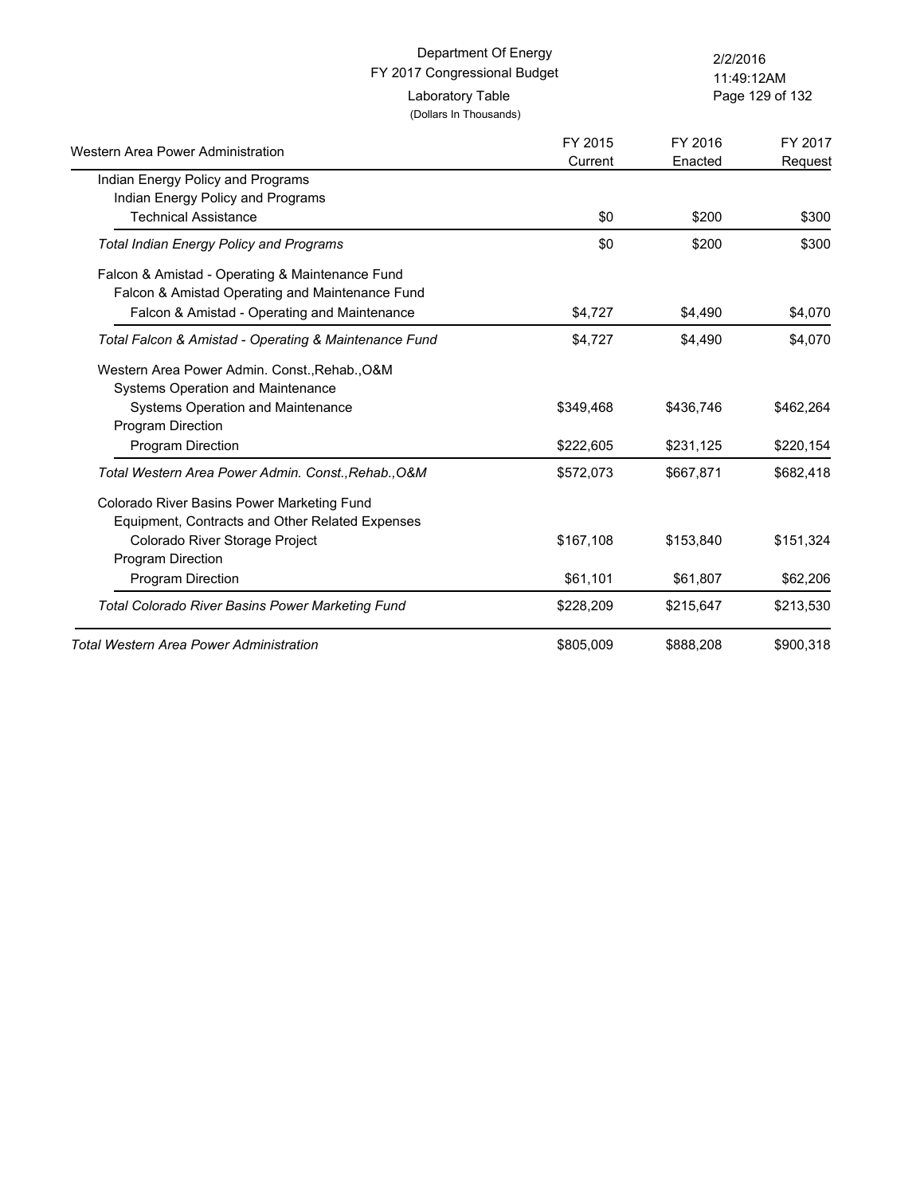Department Of Energy
FY 2017 Congressional Budget
Laboratory Table
(Dollars In Thousands)

| Western Area Power Administration | FY 2015 Current | FY 2016 Enacted | FY 2017 Request |
|---|---|---|---|
| Indian Energy Policy and Programs | | | |
| Indian Energy Policy and Programs | | | |
| Technical Assistance | $0 | $200 | $300 |
| *Total Indian Energy Policy and Programs* | $0 | $200 | $300 |
| Falcon & Amistad - Operating & Maintenance Fund | | | |
| Falcon & Amistad Operating and Maintenance Fund | | | |
| Falcon & Amistad - Operating and Maintenance | $4,727 | $4,490 | $4,070 |
| *Total Falcon & Amistad - Operating & Maintenance Fund* | $4,727 | $4,490 | $4,070 |
| Western Area Power Admin. Const.,Rehab.,O&M | | | |
| Systems Operation and Maintenance | | | |
| Systems Operation and Maintenance | $349,468 | $436,746 | $462,264 |
| Program Direction | | | |
| Program Direction | $222,605 | $231,125 | $220,154 |
| *Total Western Area Power Admin. Const.,Rehab.,O&M* | $572,073 | $667,871 | $682,418 |
| Colorado River Basins Power Marketing Fund | | | |
| Equipment, Contracts and Other Related Expenses | | | |
| Colorado River Storage Project | $167,108 | $153,840 | $151,324 |
| Program Direction | | | |
| Program Direction | $61,101 | $61,807 | $62,206 |
| *Total Colorado River Basins Power Marketing Fund* | $228,209 | $215,647 | $213,530 |
| *Total Western Area Power Administration* | $805,009 | $888,208 | $900,318 |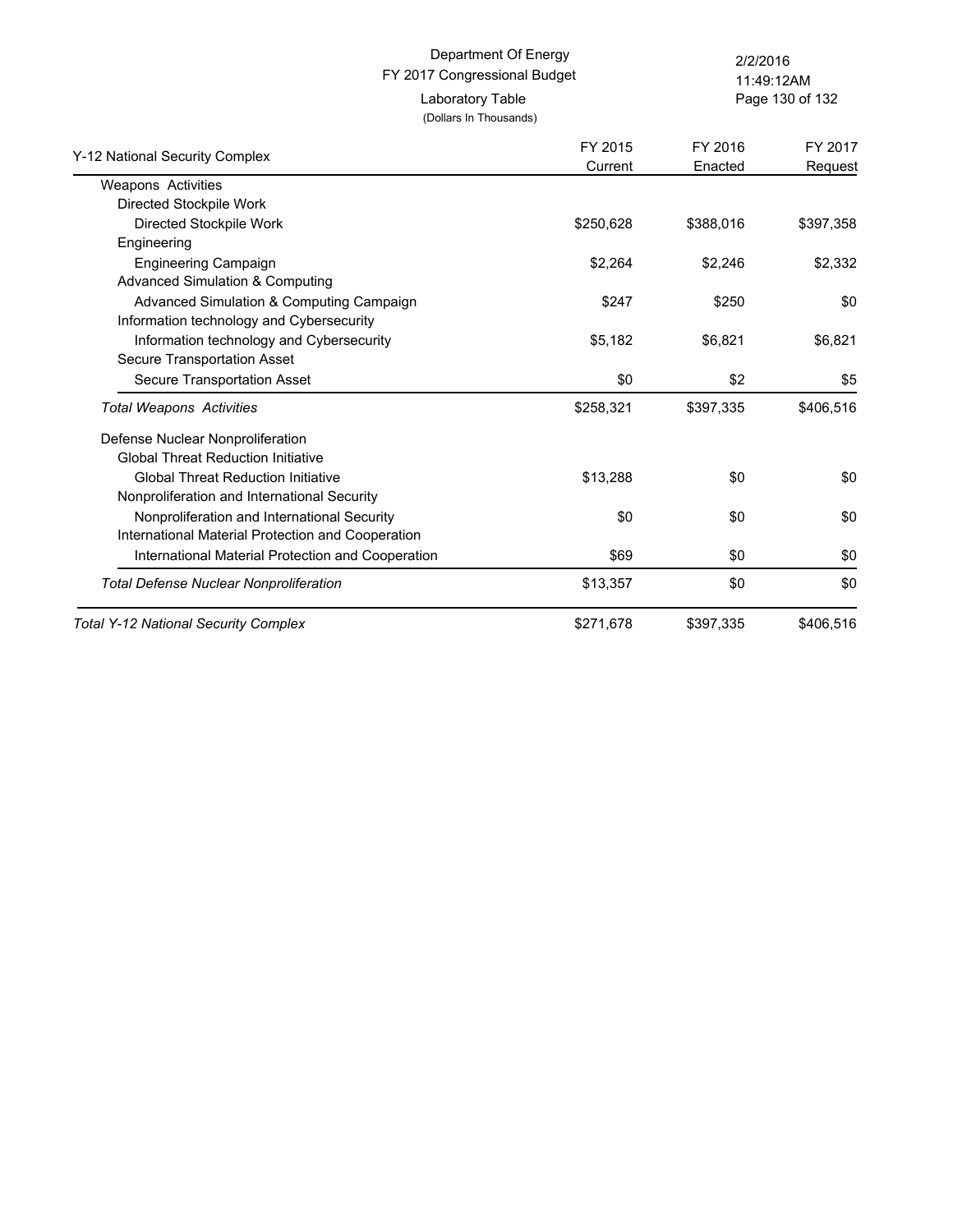Department Of Energy
FY 2017 Congressional Budget
Laboratory Table
(Dollars In Thousands)

| Y-12 National Security Complex | FY 2015 Current | FY 2016 Enacted | FY 2017 Request |
|---|---|---|---|
| Weapons Activities | | | |
| Directed Stockpile Work | | | |
| Directed Stockpile Work | $250,628 | $388,016 | $397,358 |
| Engineering | | | |
| Engineering Campaign | $2,264 | $2,246 | $2,332 |
| Advanced Simulation & Computing | | | |
| Advanced Simulation & Computing Campaign | $247 | $250 | $0 |
| Information technology and Cybersecurity | | | |
| Information technology and Cybersecurity | $5,182 | $6,821 | $6,821 |
| Secure Transportation Asset | | | |
| Secure Transportation Asset | $0 | $2 | $5 |
| *Total Weapons Activities* | $258,321 | $397,335 | $406,516 |
| Defense Nuclear Nonproliferation | | | |
| Global Threat Reduction Initiative | | | |
| Global Threat Reduction Initiative | $13,288 | $0 | $0 |
| Nonproliferation and International Security | | | |
| Nonproliferation and International Security | $0 | $0 | $0 |
| International Material Protection and Cooperation | | | |
| International Material Protection and Cooperation | $69 | $0 | $0 |
| *Total Defense Nuclear Nonproliferation* | $13,357 | $0 | $0 |
| *Total Y-12 National Security Complex* | $271,678 | $397,335 | $406,516 |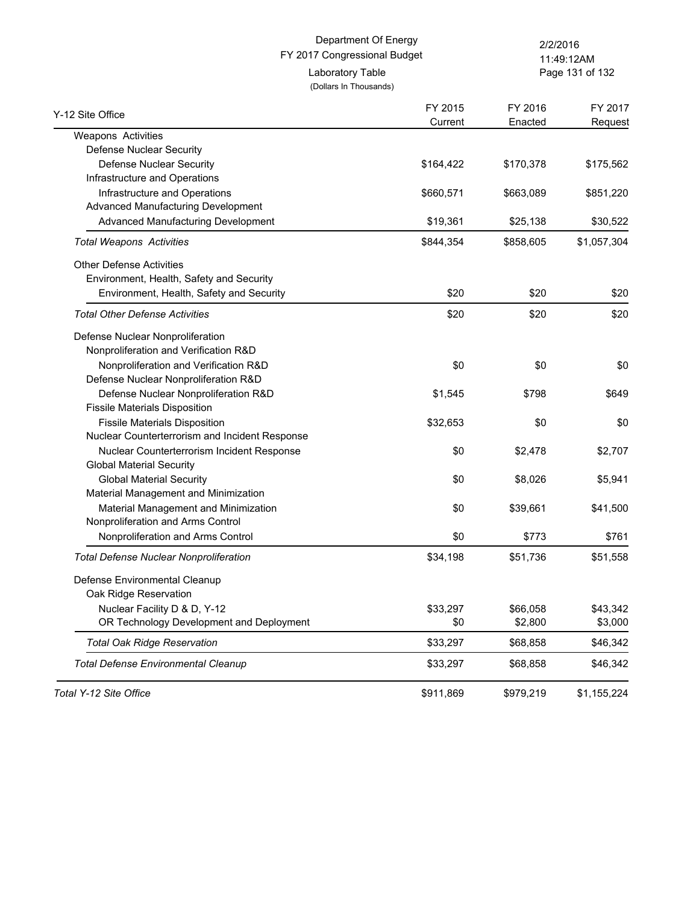Department Of Energy
FY 2017 Congressional Budget
Laboratory Table
(Dollars In Thousands)

2/2/2016
11:49:12AM

| Y-12 Site Office | FY 2015 Current | FY 2016 Enacted | FY 2017 Request |
|---|---|---|---|
| Weapons Activities | | | |
| Defense Nuclear Security | | | |
| Defense Nuclear Security | $164,422 | $170,378 | $175,562 |
| Infrastructure and Operations | | | |
| Infrastructure and Operations | $660,571 | $663,089 | $851,220 |
| Advanced Manufacturing Development | | | |
| Advanced Manufacturing Development | $19,361 | $25,138 | $30,522 |
| *Total Weapons Activities* | $844,354 | $858,605 | $1,057,304 |
| Other Defense Activities | | | |
| Environment, Health, Safety and Security | | | |
| Environment, Health, Safety and Security | $20 | $20 | $20 |
| *Total Other Defense Activities* | $20 | $20 | $20 |
| Defense Nuclear Nonproliferation | | | |
| Nonproliferation and Verification R&D | | | |
| Nonproliferation and Verification R&D | $0 | $0 | $0 |
| Defense Nuclear Nonproliferation R&D | | | |
| Defense Nuclear Nonproliferation R&D | $1,545 | $798 | $649 |
| Fissile Materials Disposition | | | |
| Fissile Materials Disposition | $32,653 | $0 | $0 |
| Nuclear Counterterrorism and Incident Response | | | |
| Nuclear Counterterrorism Incident Response | $0 | $2,478 | $2,707 |
| Global Material Security | | | |
| Global Material Security | $0 | $8,026 | $5,941 |
| Material Management and Minimization | | | |
| Material Management and Minimization | $0 | $39,661 | $41,500 |
| Nonproliferation and Arms Control | | | |
| Nonproliferation and Arms Control | $0 | $773 | $761 |
| *Total Defense Nuclear Nonproliferation* | $34,198 | $51,736 | $51,558 |
| Defense Environmental Cleanup | | | |
| Oak Ridge Reservation | | | |
| Nuclear Facility D & D, Y-12 | $33,297 | $66,058 | $43,342 |
| OR Technology Development and Deployment | $0 | $2,800 | $3,000 |
| *Total Oak Ridge Reservation* | $33,297 | $68,858 | $46,342 |
| *Total Defense Environmental Cleanup* | $33,297 | $68,858 | $46,342 |
| *Total Y-12 Site Office* | $911,869 | $979,219 | $1,155,224 |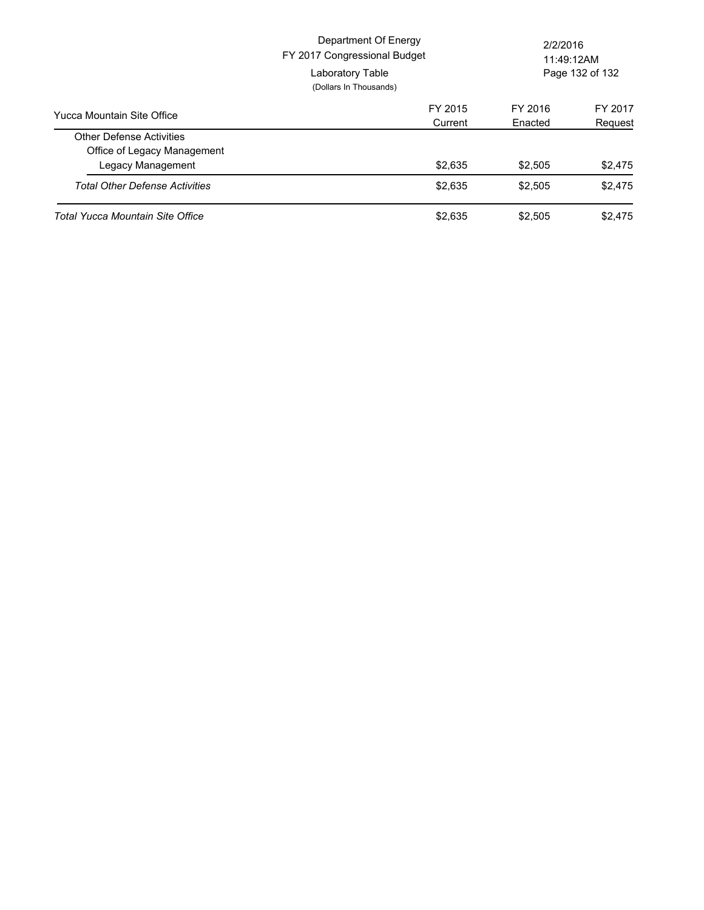Department Of Energy
FY 2017 Congressional Budget
Laboratory Table
(Dollars In Thousands)

2/2/2016
11:49:12AM

| Yucca Mountain Site Office | FY 2015 Current | FY 2016 Enacted | FY 2017 Request |
|---|---|---|---|
| Other Defense Activities | | | |
| Office of Legacy Management | | | |
| Legacy Management | $2,635 | $2,505 | $2,475 |
| *Total Other Defense Activities* | $2,635 | $2,505 | $2,475 |
| *Total Yucca Mountain Site Office* | $2,635 | $2,505 | $2,475 |